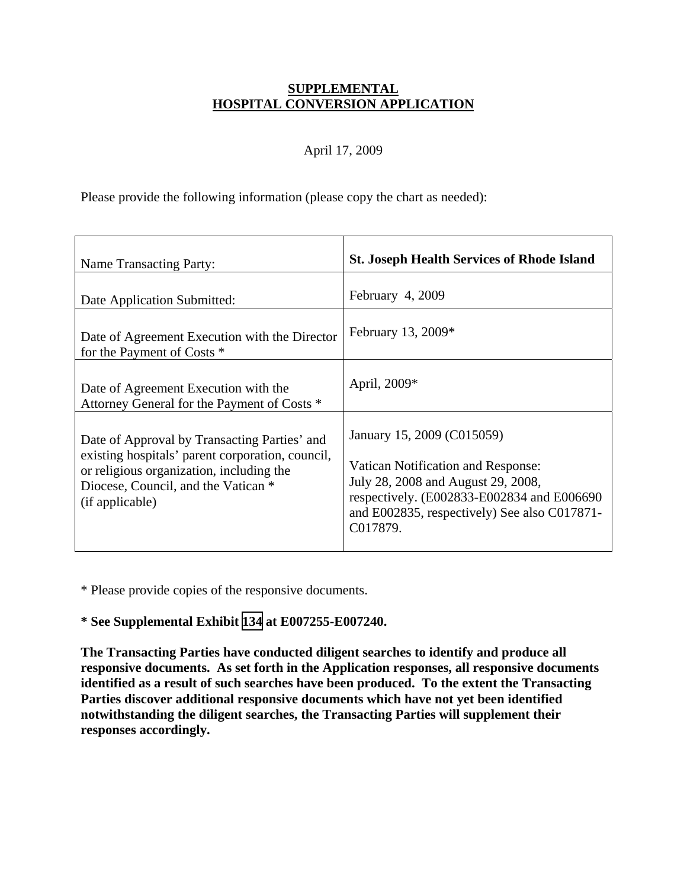**SUPPLEMENTAL**
**HOSPITAL CONVERSION APPLICATION**

April 17, 2009

Please provide the following information (please copy the chart as needed):

| Name Transacting Party: | **St. Joseph Health Services of Rhode Island** |
|---|---|
| Date Application Submitted: | February 4, 2009 |
| Date of Agreement Execution with the Director for the Payment of Costs * | February 13, 2009* |
| Date of Agreement Execution with the Attorney General for the Payment of Costs * | April, 2009* |
| Date of Approval by Transacting Parties' and existing hospitals' parent corporation, council, or religious organization, including the Diocese, Council, and the Vatican * (if applicable) | January 15, 2009 (C015059)<br><br>Vatican Notification and Response: July 28, 2008 and August 29, 2008, respectively. (E002833-E002834 and E006690 and E002835, respectively) See also C017871-C017879. |

* Please provide copies of the responsive documents.

**\* See Supplemental Exhibit 134 at E007255-E007240.**

**The Transacting Parties have conducted diligent searches to identify and produce all responsive documents. As set forth in the Application responses, all responsive documents identified as a result of such searches have been produced. To the extent the Transacting Parties discover additional responsive documents which have not yet been identified notwithstanding the diligent searches, the Transacting Parties will supplement their responses accordingly.**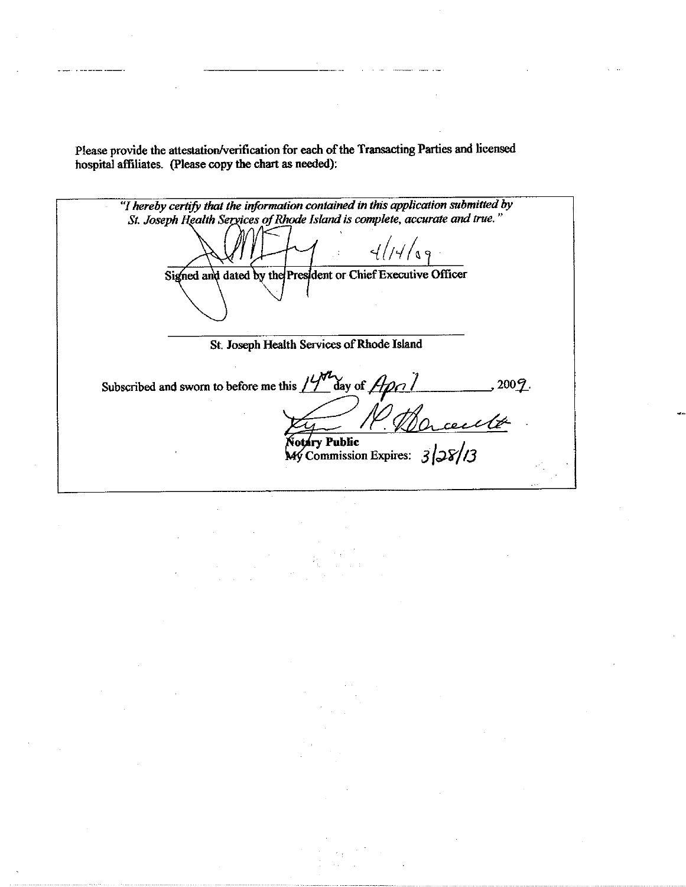Please provide the attestation/verification for each of the Transacting Parties and licensed hospital affiliates. (Please copy the chart as needed):

*"I hereby certify that the information contained in this application submitted by St. Joseph Health Services of Rhode Island is complete, accurate and true."*

4/14/09

Signed and dated by the President or Chief Executive Officer

St. Joseph Health Services of Rhode Island

Subscribed and sworn to before me this 14th day of April, 2009.

**Notary Public**
My Commission Expires: 3/28/13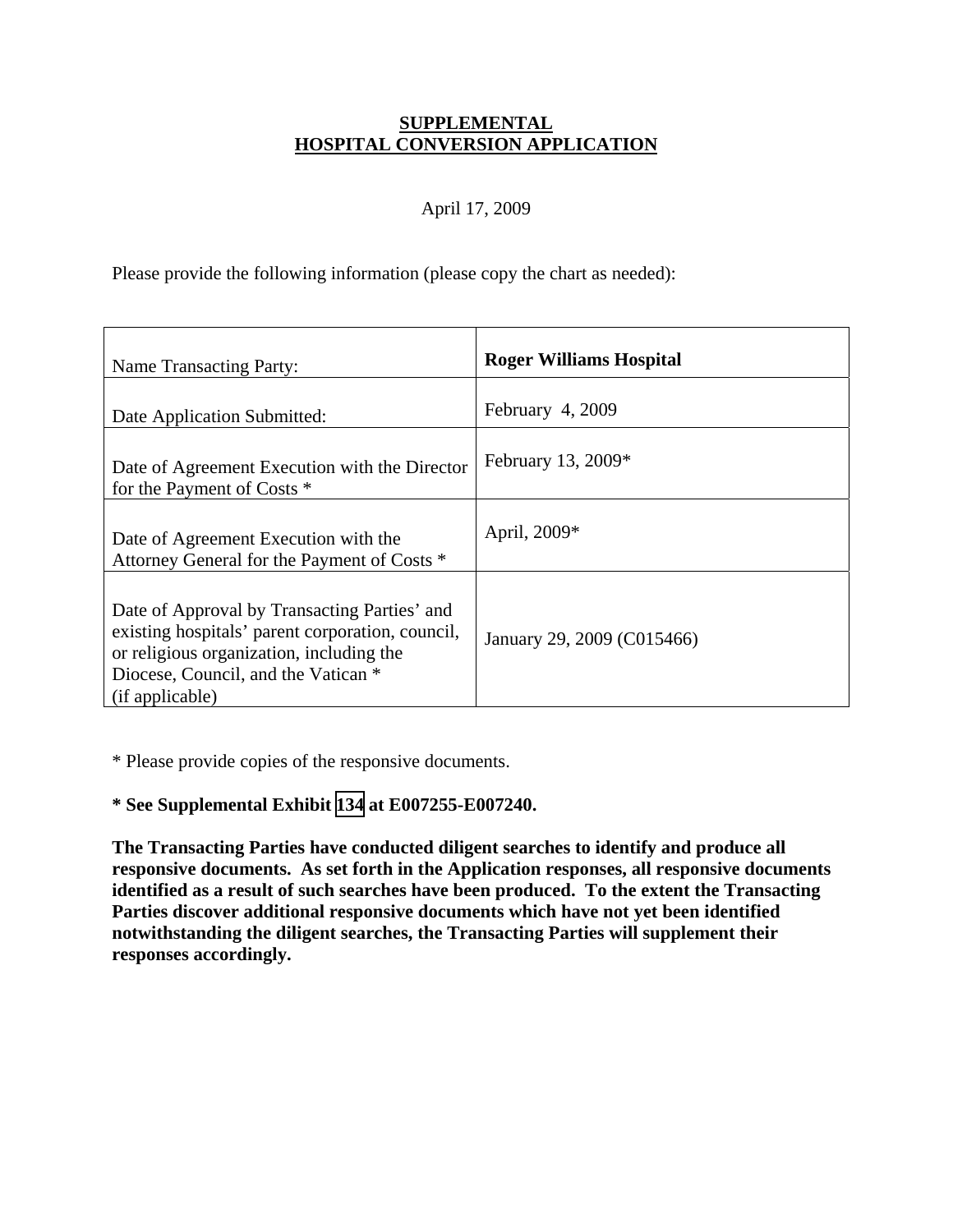**SUPPLEMENTAL**
**HOSPITAL CONVERSION APPLICATION**

April 17, 2009

Please provide the following information (please copy the chart as needed):

| Name Transacting Party: | **Roger Williams Hospital** |
|---|---|
| Date Application Submitted: | February 4, 2009 |
| Date of Agreement Execution with the Director for the Payment of Costs * | February 13, 2009* |
| Date of Agreement Execution with the Attorney General for the Payment of Costs * | April, 2009* |
| Date of Approval by Transacting Parties' and existing hospitals' parent corporation, council, or religious organization, including the Diocese, Council, and the Vatican * (if applicable) | January 29, 2009 (C015466) |

* Please provide copies of the responsive documents.

**\* See Supplemental Exhibit 134 at E007255-E007240.**

**The Transacting Parties have conducted diligent searches to identify and produce all responsive documents. As set forth in the Application responses, all responsive documents identified as a result of such searches have been produced. To the extent the Transacting Parties discover additional responsive documents which have not yet been identified notwithstanding the diligent searches, the Transacting Parties will supplement their responses accordingly.**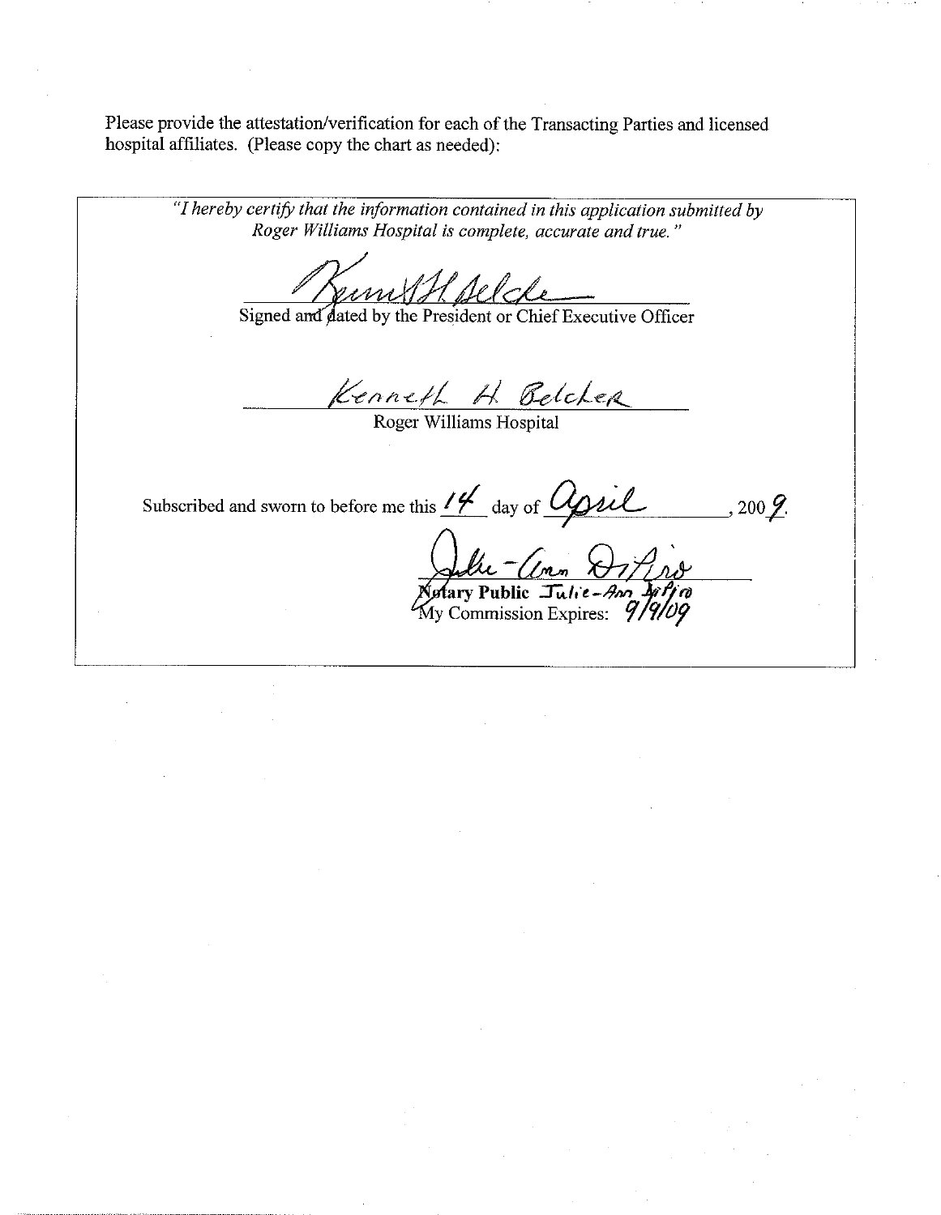Please provide the attestation/verification for each of the Transacting Parties and licensed hospital affiliates. (Please copy the chart as needed):

*"I hereby certify that the information contained in this application submitted by Roger Williams Hospital is complete, accurate and true."*

Kenneth H Belcher

Signed and dated by the President or Chief Executive Officer

Kenneth H. Belcher

Roger Williams Hospital

Subscribed and sworn to before me this 14 day of April, 2009.

Julie-Ann DiPiro

**Notary Public** Julie-Ann DiPiro

My Commission Expires: 9/9/09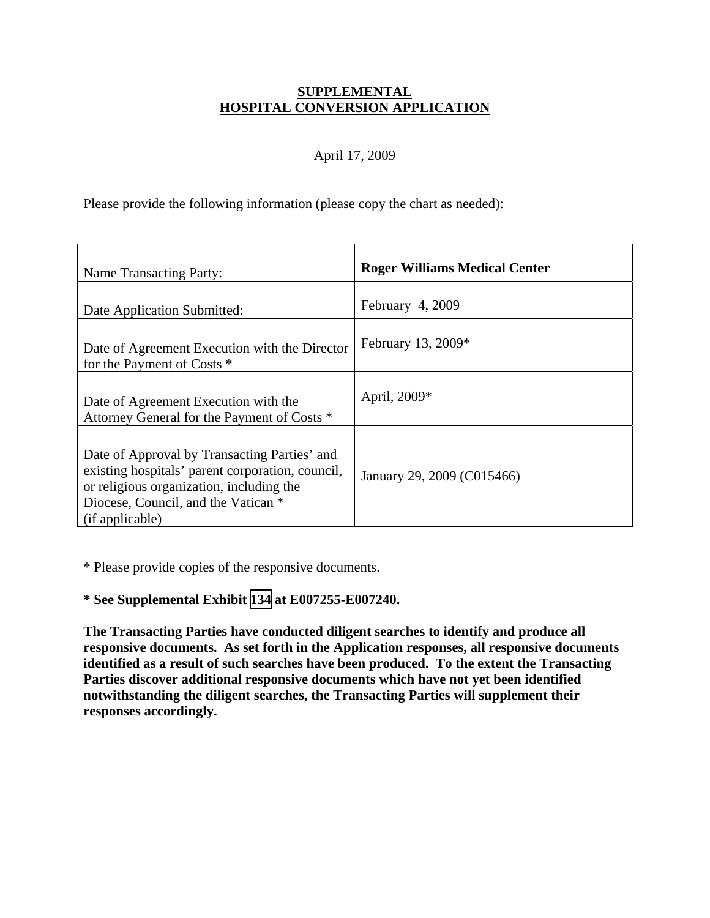**SUPPLEMENTAL**
**HOSPITAL CONVERSION APPLICATION**

April 17, 2009

Please provide the following information (please copy the chart as needed):

| | |
|---|---|
| Name Transacting Party: | **Roger Williams Medical Center** |
| Date Application Submitted: | February 4, 2009 |
| Date of Agreement Execution with the Director for the Payment of Costs * | February 13, 2009* |
| Date of Agreement Execution with the Attorney General for the Payment of Costs * | April, 2009* |
| Date of Approval by Transacting Parties' and existing hospitals' parent corporation, council, or religious organization, including the Diocese, Council, and the Vatican * (if applicable) | January 29, 2009 (C015466) |

* Please provide copies of the responsive documents.

**\* See Supplemental Exhibit 134 at E007255-E007240.**

**The Transacting Parties have conducted diligent searches to identify and produce all responsive documents. As set forth in the Application responses, all responsive documents identified as a result of such searches have been produced. To the extent the Transacting Parties discover additional responsive documents which have not yet been identified notwithstanding the diligent searches, the Transacting Parties will supplement their responses accordingly.**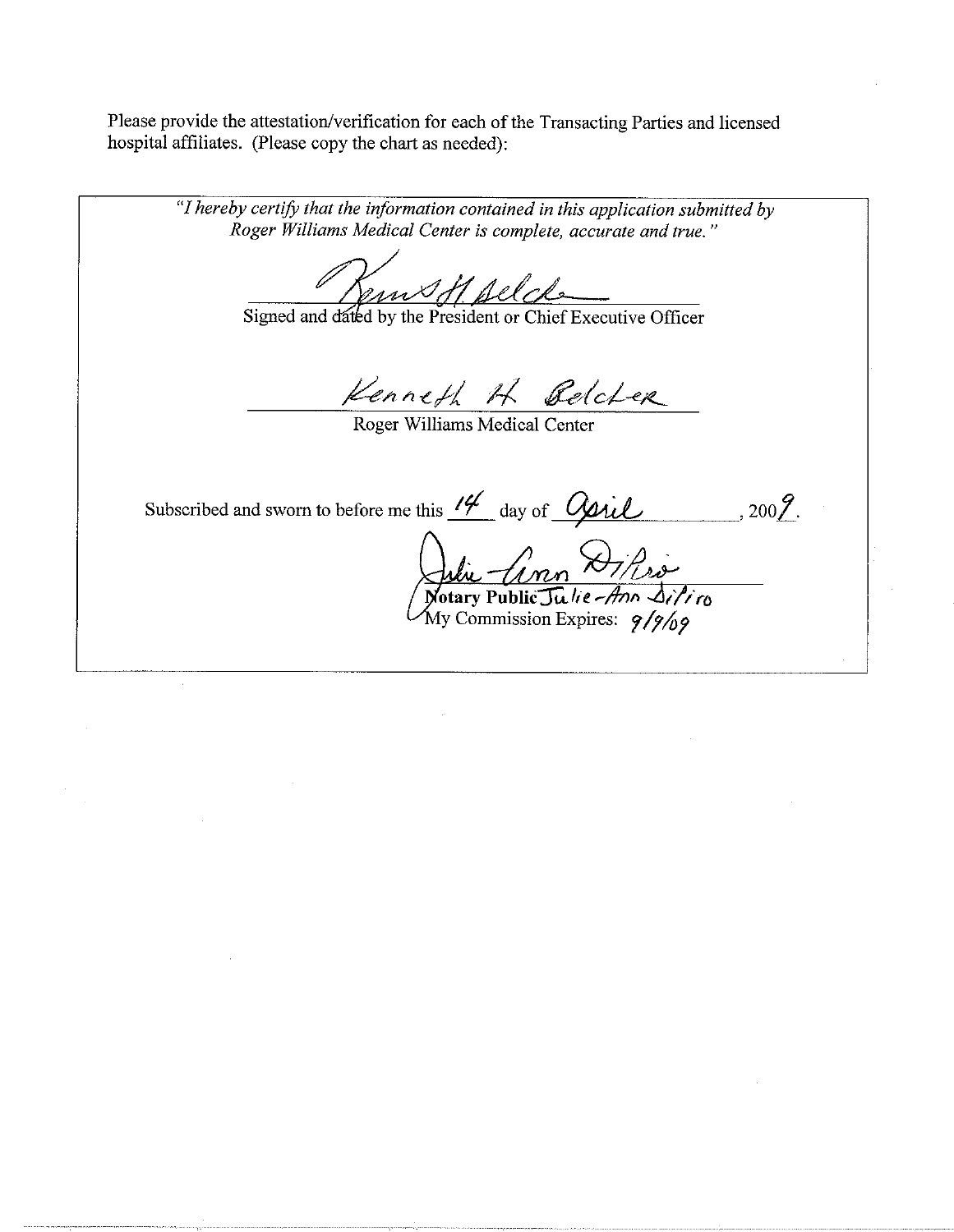Please provide the attestation/verification for each of the Transacting Parties and licensed hospital affiliates. (Please copy the chart as needed):

*"I hereby certify that the information contained in this application submitted by Roger Williams Medical Center is complete, accurate and true."*

Kenneth H. Belcher

Signed and dated by the President or Chief Executive Officer

Kenneth H. Belcher

Roger Williams Medical Center

Subscribed and sworn to before me this 14 day of April, 2009.

Julie-Ann DiPiro

**Notary Public** Julie-Ann DiPiro

My Commission Expires: 9/9/09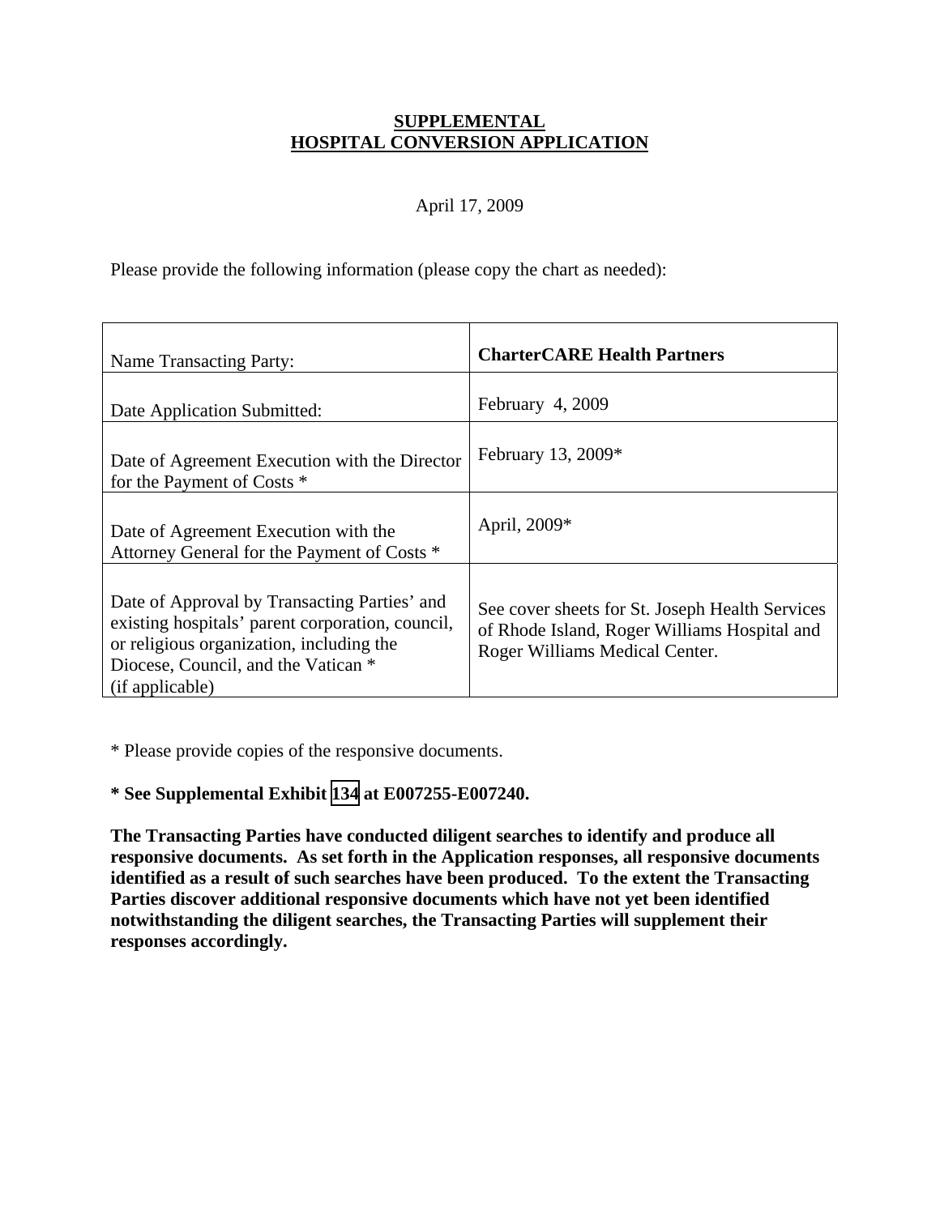**SUPPLEMENTAL**
**HOSPITAL CONVERSION APPLICATION**

April 17, 2009

Please provide the following information (please copy the chart as needed):

| Name Transacting Party: | **CharterCARE Health Partners** |
|---|---|
| Date Application Submitted: | February 4, 2009 |
| Date of Agreement Execution with the Director for the Payment of Costs * | February 13, 2009* |
| Date of Agreement Execution with the Attorney General for the Payment of Costs * | April, 2009* |
| Date of Approval by Transacting Parties' and existing hospitals' parent corporation, council, or religious organization, including the Diocese, Council, and the Vatican * (if applicable) | See cover sheets for St. Joseph Health Services of Rhode Island, Roger Williams Hospital and Roger Williams Medical Center. |

* Please provide copies of the responsive documents.

**\* See Supplemental Exhibit 134 at E007255-E007240.**

**The Transacting Parties have conducted diligent searches to identify and produce all responsive documents. As set forth in the Application responses, all responsive documents identified as a result of such searches have been produced. To the extent the Transacting Parties discover additional responsive documents which have not yet been identified notwithstanding the diligent searches, the Transacting Parties will supplement their responses accordingly.**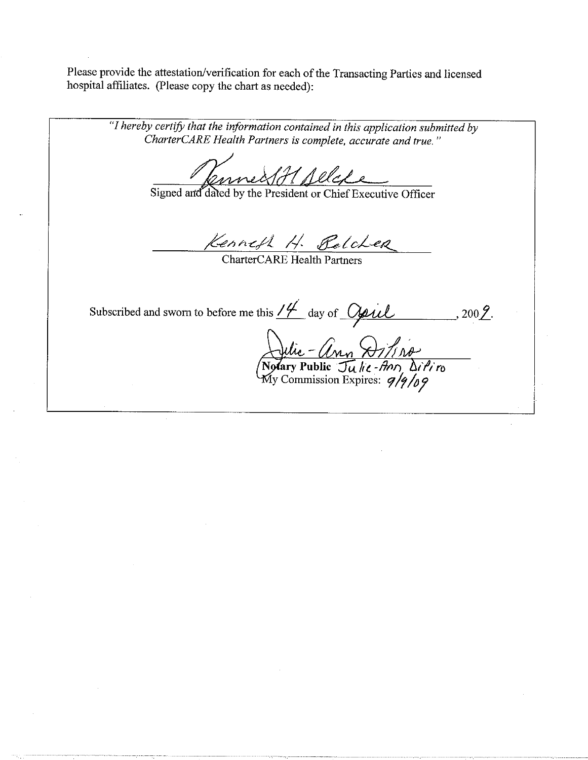Please provide the attestation/verification for each of the Transacting Parties and licensed hospital affiliates. (Please copy the chart as needed):

> *"I hereby certify that the information contained in this application submitted by CharterCARE Health Partners is complete, accurate and true."*
>
> Kenneth H Belcher
>
> Signed and dated by the President or Chief Executive Officer
>
> Kenneth H. Belcher
>
> CharterCARE Health Partners
>
> Subscribed and sworn to before me this 14 day of April, 2009.
>
> Julie-Ann DiPiro
>
> **Notary Public** Julie-Ann DiPiro
>
> My Commission Expires: 9/9/09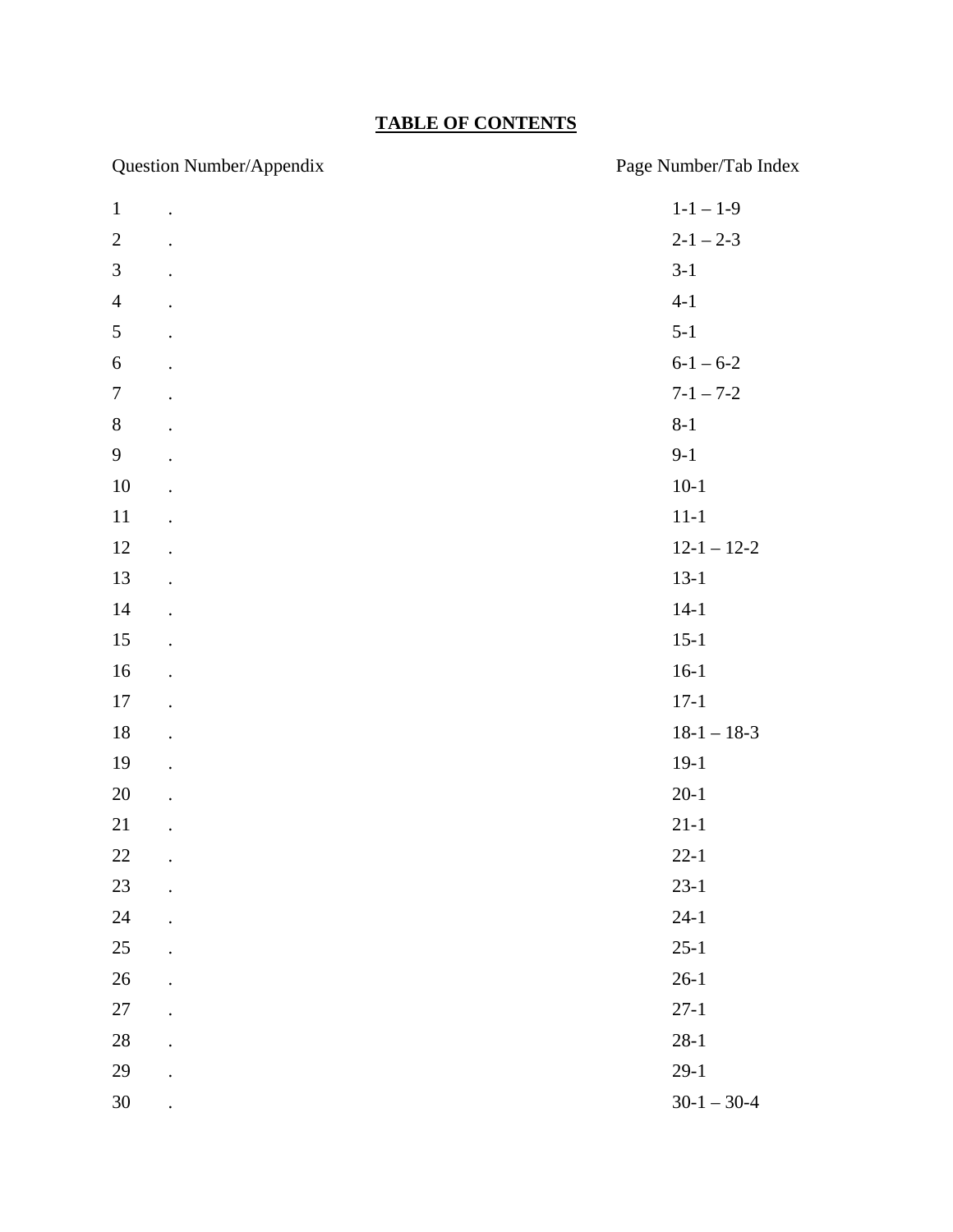# TABLE OF CONTENTS

| Question Number/Appendix | | Page Number/Tab Index |
|---|---|---|
| 1 | . | 1-1 – 1-9 |
| 2 | . | 2-1 – 2-3 |
| 3 | . | 3-1 |
| 4 | . | 4-1 |
| 5 | . | 5-1 |
| 6 | . | 6-1 – 6-2 |
| 7 | . | 7-1 – 7-2 |
| 8 | . | 8-1 |
| 9 | . | 9-1 |
| 10 | . | 10-1 |
| 11 | . | 11-1 |
| 12 | . | 12-1 – 12-2 |
| 13 | . | 13-1 |
| 14 | . | 14-1 |
| 15 | . | 15-1 |
| 16 | . | 16-1 |
| 17 | . | 17-1 |
| 18 | . | 18-1 – 18-3 |
| 19 | . | 19-1 |
| 20 | . | 20-1 |
| 21 | . | 21-1 |
| 22 | . | 22-1 |
| 23 | . | 23-1 |
| 24 | . | 24-1 |
| 25 | . | 25-1 |
| 26 | . | 26-1 |
| 27 | . | 27-1 |
| 28 | . | 28-1 |
| 29 | . | 29-1 |
| 30 | . | 30-1 – 30-4 |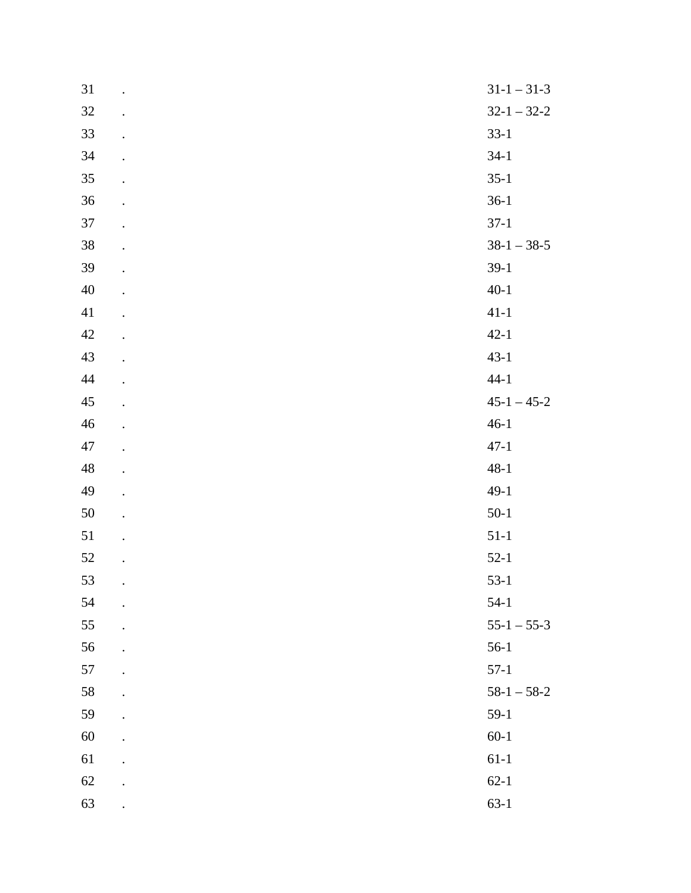| | | |
|---|---|---|
| 31 | . | 31-1 – 31-3 |
| 32 | . | 32-1 – 32-2 |
| 33 | . | 33-1 |
| 34 | . | 34-1 |
| 35 | . | 35-1 |
| 36 | . | 36-1 |
| 37 | . | 37-1 |
| 38 | . | 38-1 – 38-5 |
| 39 | . | 39-1 |
| 40 | . | 40-1 |
| 41 | . | 41-1 |
| 42 | . | 42-1 |
| 43 | . | 43-1 |
| 44 | . | 44-1 |
| 45 | . | 45-1 – 45-2 |
| 46 | . | 46-1 |
| 47 | . | 47-1 |
| 48 | . | 48-1 |
| 49 | . | 49-1 |
| 50 | . | 50-1 |
| 51 | . | 51-1 |
| 52 | . | 52-1 |
| 53 | . | 53-1 |
| 54 | . | 54-1 |
| 55 | . | 55-1 – 55-3 |
| 56 | . | 56-1 |
| 57 | . | 57-1 |
| 58 | . | 58-1 – 58-2 |
| 59 | . | 59-1 |
| 60 | . | 60-1 |
| 61 | . | 61-1 |
| 62 | . | 62-1 |
| 63 | . | 63-1 |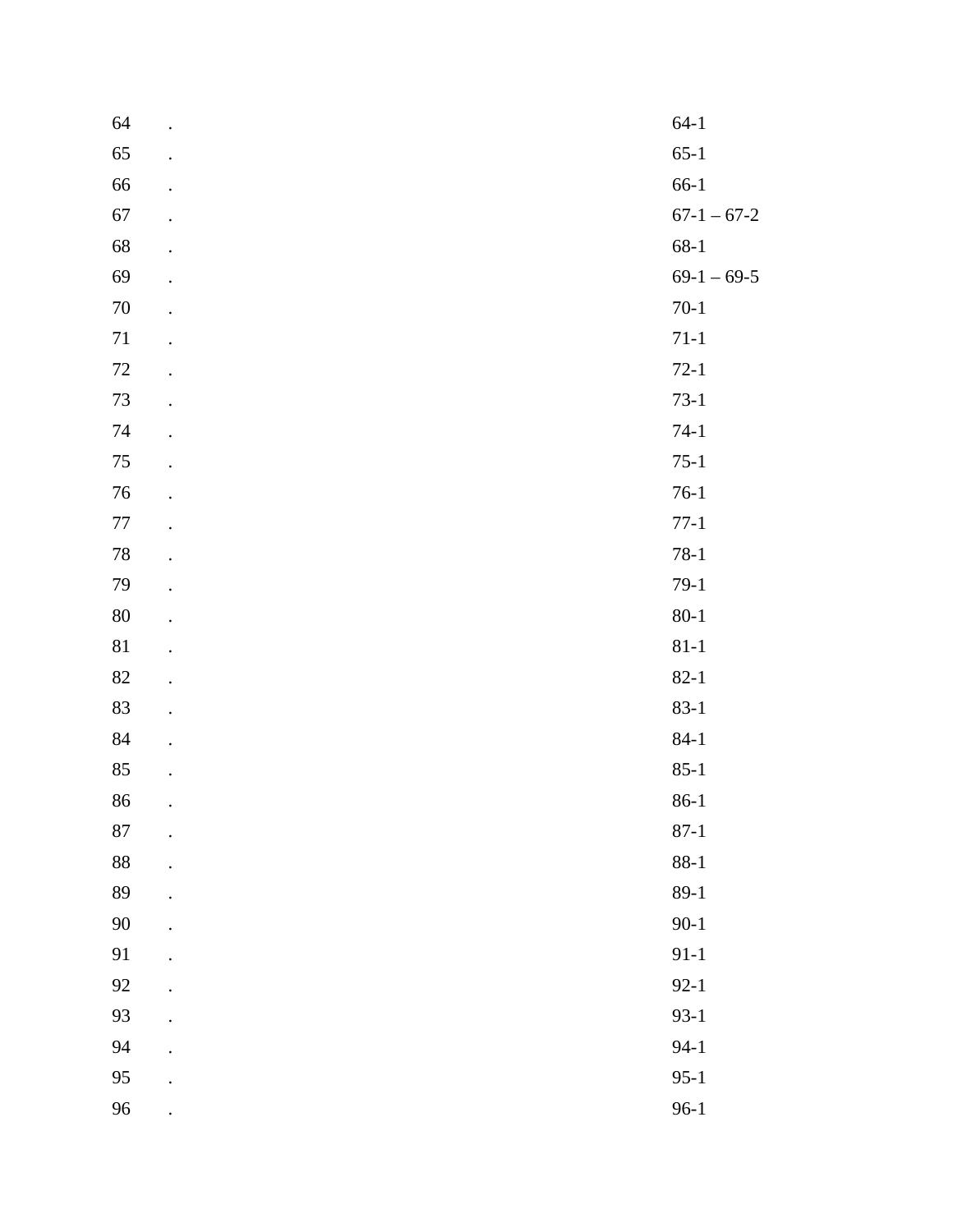| | | |
|---|---|---|
| 64 | . | 64-1 |
| 65 | . | 65-1 |
| 66 | . | 66-1 |
| 67 | . | 67-1 – 67-2 |
| 68 | . | 68-1 |
| 69 | . | 69-1 – 69-5 |
| 70 | . | 70-1 |
| 71 | . | 71-1 |
| 72 | . | 72-1 |
| 73 | . | 73-1 |
| 74 | . | 74-1 |
| 75 | . | 75-1 |
| 76 | . | 76-1 |
| 77 | . | 77-1 |
| 78 | . | 78-1 |
| 79 | . | 79-1 |
| 80 | . | 80-1 |
| 81 | . | 81-1 |
| 82 | . | 82-1 |
| 83 | . | 83-1 |
| 84 | . | 84-1 |
| 85 | . | 85-1 |
| 86 | . | 86-1 |
| 87 | . | 87-1 |
| 88 | . | 88-1 |
| 89 | . | 89-1 |
| 90 | . | 90-1 |
| 91 | . | 91-1 |
| 92 | . | 92-1 |
| 93 | . | 93-1 |
| 94 | . | 94-1 |
| 95 | . | 95-1 |
| 96 | . | 96-1 |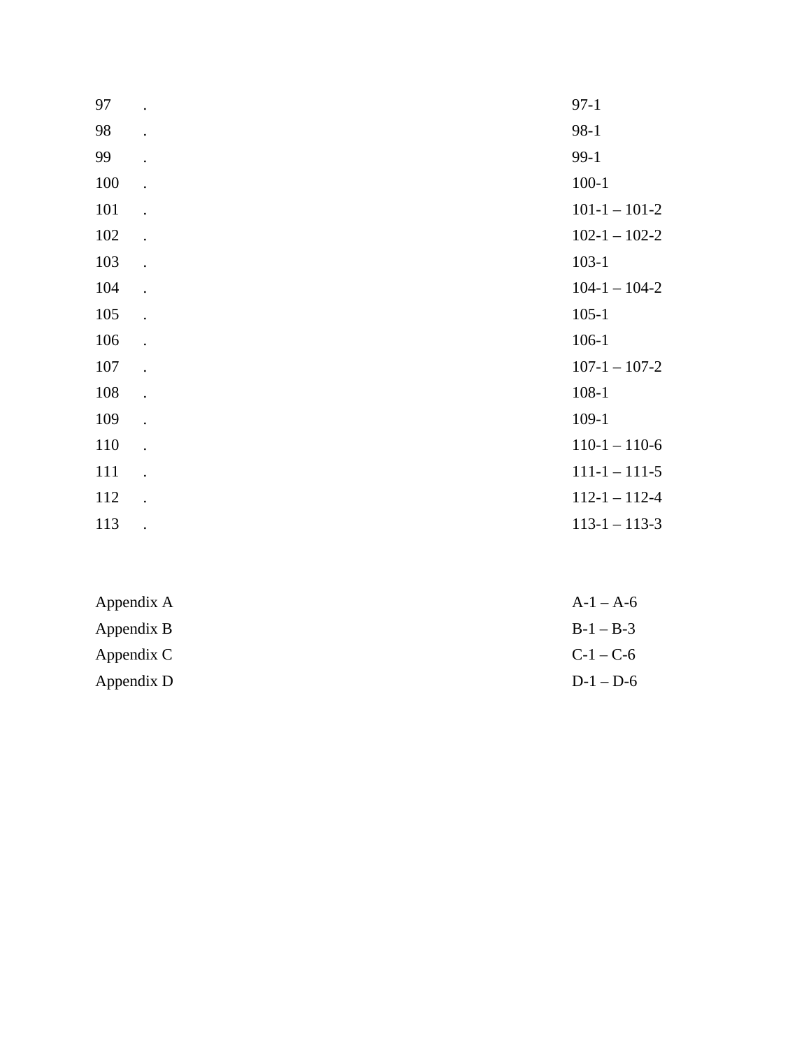| | |
|---|---|
| 97 . | 97-1 |
| 98 . | 98-1 |
| 99 . | 99-1 |
| 100 . | 100-1 |
| 101 . | 101-1 – 101-2 |
| 102 . | 102-1 – 102-2 |
| 103 . | 103-1 |
| 104 . | 104-1 – 104-2 |
| 105 . | 105-1 |
| 106 . | 106-1 |
| 107 . | 107-1 – 107-2 |
| 108 . | 108-1 |
| 109 . | 109-1 |
| 110 . | 110-1 – 110-6 |
| 111 . | 111-1 – 111-5 |
| 112 . | 112-1 – 112-4 |
| 113 . | 113-1 – 113-3 |

| | |
|---|---|
| Appendix A | A-1 – A-6 |
| Appendix B | B-1 – B-3 |
| Appendix C | C-1 – C-6 |
| Appendix D | D-1 – D-6 |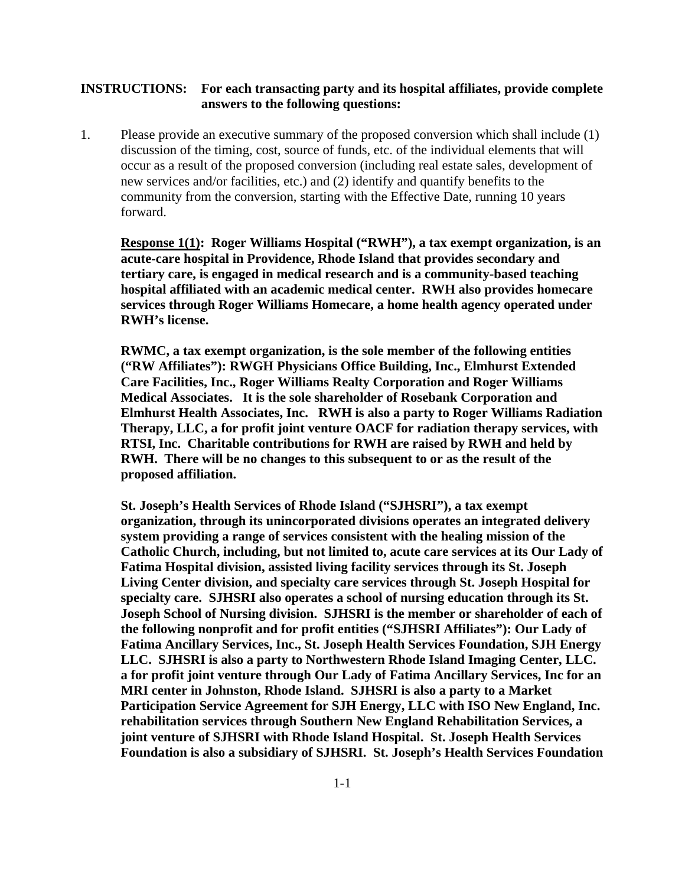**INSTRUCTIONS: For each transacting party and its hospital affiliates, provide complete answers to the following questions:**

1. Please provide an executive summary of the proposed conversion which shall include (1) discussion of the timing, cost, source of funds, etc. of the individual elements that will occur as a result of the proposed conversion (including real estate sales, development of new services and/or facilities, etc.) and (2) identify and quantify benefits to the community from the conversion, starting with the Effective Date, running 10 years forward.

   **<u>Response 1(1)</u>: Roger Williams Hospital ("RWH"), a tax exempt organization, is an acute-care hospital in Providence, Rhode Island that provides secondary and tertiary care, is engaged in medical research and is a community-based teaching hospital affiliated with an academic medical center. RWH also provides homecare services through Roger Williams Homecare, a home health agency operated under RWH's license.**

   **RWMC, a tax exempt organization, is the sole member of the following entities ("RW Affiliates"): RWGH Physicians Office Building, Inc., Elmhurst Extended Care Facilities, Inc., Roger Williams Realty Corporation and Roger Williams Medical Associates. It is the sole shareholder of Rosebank Corporation and Elmhurst Health Associates, Inc. RWH is also a party to Roger Williams Radiation Therapy, LLC, a for profit joint venture OACF for radiation therapy services, with RTSI, Inc. Charitable contributions for RWH are raised by RWH and held by RWH. There will be no changes to this subsequent to or as the result of the proposed affiliation.**

   **St. Joseph's Health Services of Rhode Island ("SJHSRI"), a tax exempt organization, through its unincorporated divisions operates an integrated delivery system providing a range of services consistent with the healing mission of the Catholic Church, including, but not limited to, acute care services at its Our Lady of Fatima Hospital division, assisted living facility services through its St. Joseph Living Center division, and specialty care services through St. Joseph Hospital for specialty care. SJHSRI also operates a school of nursing education through its St. Joseph School of Nursing division. SJHSRI is the member or shareholder of each of the following nonprofit and for profit entities ("SJHSRI Affiliates"): Our Lady of Fatima Ancillary Services, Inc., St. Joseph Health Services Foundation, SJH Energy LLC. SJHSRI is also a party to Northwestern Rhode Island Imaging Center, LLC. a for profit joint venture through Our Lady of Fatima Ancillary Services, Inc for an MRI center in Johnston, Rhode Island. SJHSRI is also a party to a Market Participation Service Agreement for SJH Energy, LLC with ISO New England, Inc. rehabilitation services through Southern New England Rehabilitation Services, a joint venture of SJHSRI with Rhode Island Hospital. St. Joseph Health Services Foundation is also a subsidiary of SJHSRI. St. Joseph's Health Services Foundation**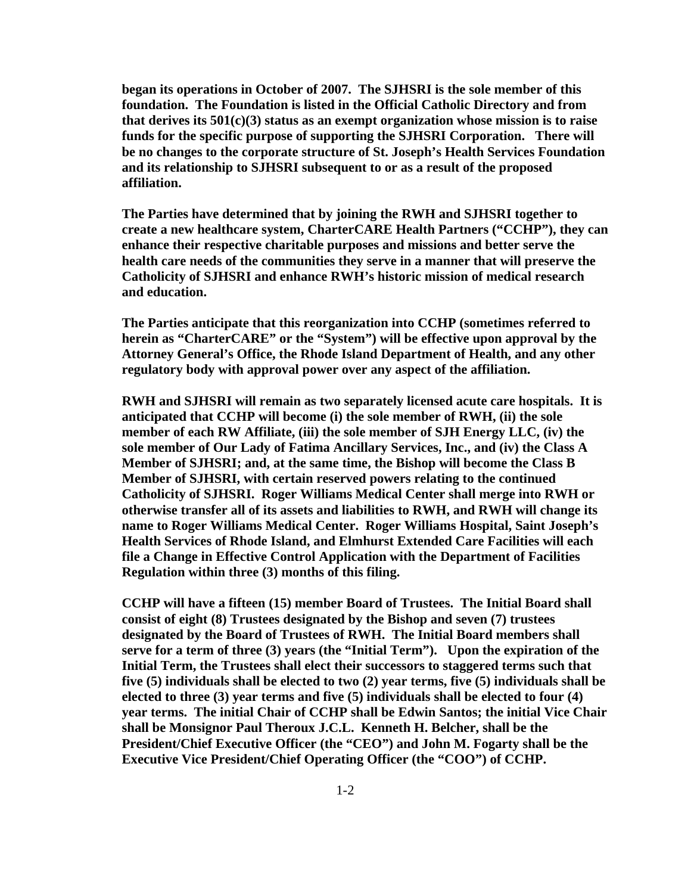**began its operations in October of 2007. The SJHSRI is the sole member of this foundation. The Foundation is listed in the Official Catholic Directory and from that derives its 501(c)(3) status as an exempt organization whose mission is to raise funds for the specific purpose of supporting the SJHSRI Corporation. There will be no changes to the corporate structure of St. Joseph's Health Services Foundation and its relationship to SJHSRI subsequent to or as a result of the proposed affiliation.**

**The Parties have determined that by joining the RWH and SJHSRI together to create a new healthcare system, CharterCARE Health Partners ("CCHP"), they can enhance their respective charitable purposes and missions and better serve the health care needs of the communities they serve in a manner that will preserve the Catholicity of SJHSRI and enhance RWH's historic mission of medical research and education.**

**The Parties anticipate that this reorganization into CCHP (sometimes referred to herein as "CharterCARE" or the "System") will be effective upon approval by the Attorney General's Office, the Rhode Island Department of Health, and any other regulatory body with approval power over any aspect of the affiliation.**

**RWH and SJHSRI will remain as two separately licensed acute care hospitals. It is anticipated that CCHP will become (i) the sole member of RWH, (ii) the sole member of each RW Affiliate, (iii) the sole member of SJH Energy LLC, (iv) the sole member of Our Lady of Fatima Ancillary Services, Inc., and (iv) the Class A Member of SJHSRI; and, at the same time, the Bishop will become the Class B Member of SJHSRI, with certain reserved powers relating to the continued Catholicity of SJHSRI. Roger Williams Medical Center shall merge into RWH or otherwise transfer all of its assets and liabilities to RWH, and RWH will change its name to Roger Williams Medical Center. Roger Williams Hospital, Saint Joseph's Health Services of Rhode Island, and Elmhurst Extended Care Facilities will each file a Change in Effective Control Application with the Department of Facilities Regulation within three (3) months of this filing.**

**CCHP will have a fifteen (15) member Board of Trustees. The Initial Board shall consist of eight (8) Trustees designated by the Bishop and seven (7) trustees designated by the Board of Trustees of RWH. The Initial Board members shall serve for a term of three (3) years (the "Initial Term"). Upon the expiration of the Initial Term, the Trustees shall elect their successors to staggered terms such that five (5) individuals shall be elected to two (2) year terms, five (5) individuals shall be elected to three (3) year terms and five (5) individuals shall be elected to four (4) year terms. The initial Chair of CCHP shall be Edwin Santos; the initial Vice Chair shall be Monsignor Paul Theroux J.C.L. Kenneth H. Belcher, shall be the President/Chief Executive Officer (the "CEO") and John M. Fogarty shall be the Executive Vice President/Chief Operating Officer (the "COO") of CCHP.**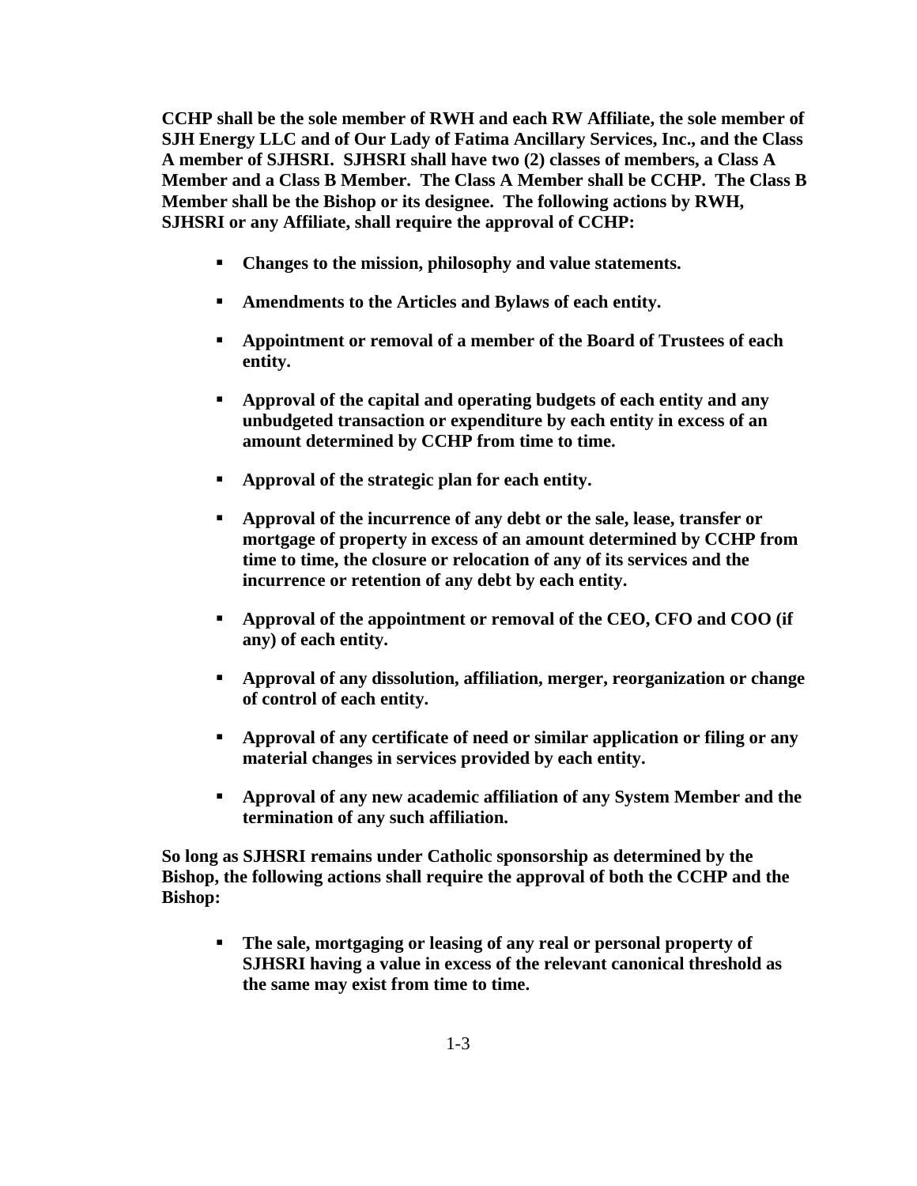**CCHP shall be the sole member of RWH and each RW Affiliate, the sole member of SJH Energy LLC and of Our Lady of Fatima Ancillary Services, Inc., and the Class A member of SJHSRI. SJHSRI shall have two (2) classes of members, a Class A Member and a Class B Member. The Class A Member shall be CCHP. The Class B Member shall be the Bishop or its designee. The following actions by RWH, SJHSRI or any Affiliate, shall require the approval of CCHP:**

- **Changes to the mission, philosophy and value statements.**
- **Amendments to the Articles and Bylaws of each entity.**
- **Appointment or removal of a member of the Board of Trustees of each entity.**
- **Approval of the capital and operating budgets of each entity and any unbudgeted transaction or expenditure by each entity in excess of an amount determined by CCHP from time to time.**
- **Approval of the strategic plan for each entity.**
- **Approval of the incurrence of any debt or the sale, lease, transfer or mortgage of property in excess of an amount determined by CCHP from time to time, the closure or relocation of any of its services and the incurrence or retention of any debt by each entity.**
- **Approval of the appointment or removal of the CEO, CFO and COO (if any) of each entity.**
- **Approval of any dissolution, affiliation, merger, reorganization or change of control of each entity.**
- **Approval of any certificate of need or similar application or filing or any material changes in services provided by each entity.**
- **Approval of any new academic affiliation of any System Member and the termination of any such affiliation.**

**So long as SJHSRI remains under Catholic sponsorship as determined by the Bishop, the following actions shall require the approval of both the CCHP and the Bishop:**

- **The sale, mortgaging or leasing of any real or personal property of SJHSRI having a value in excess of the relevant canonical threshold as the same may exist from time to time.**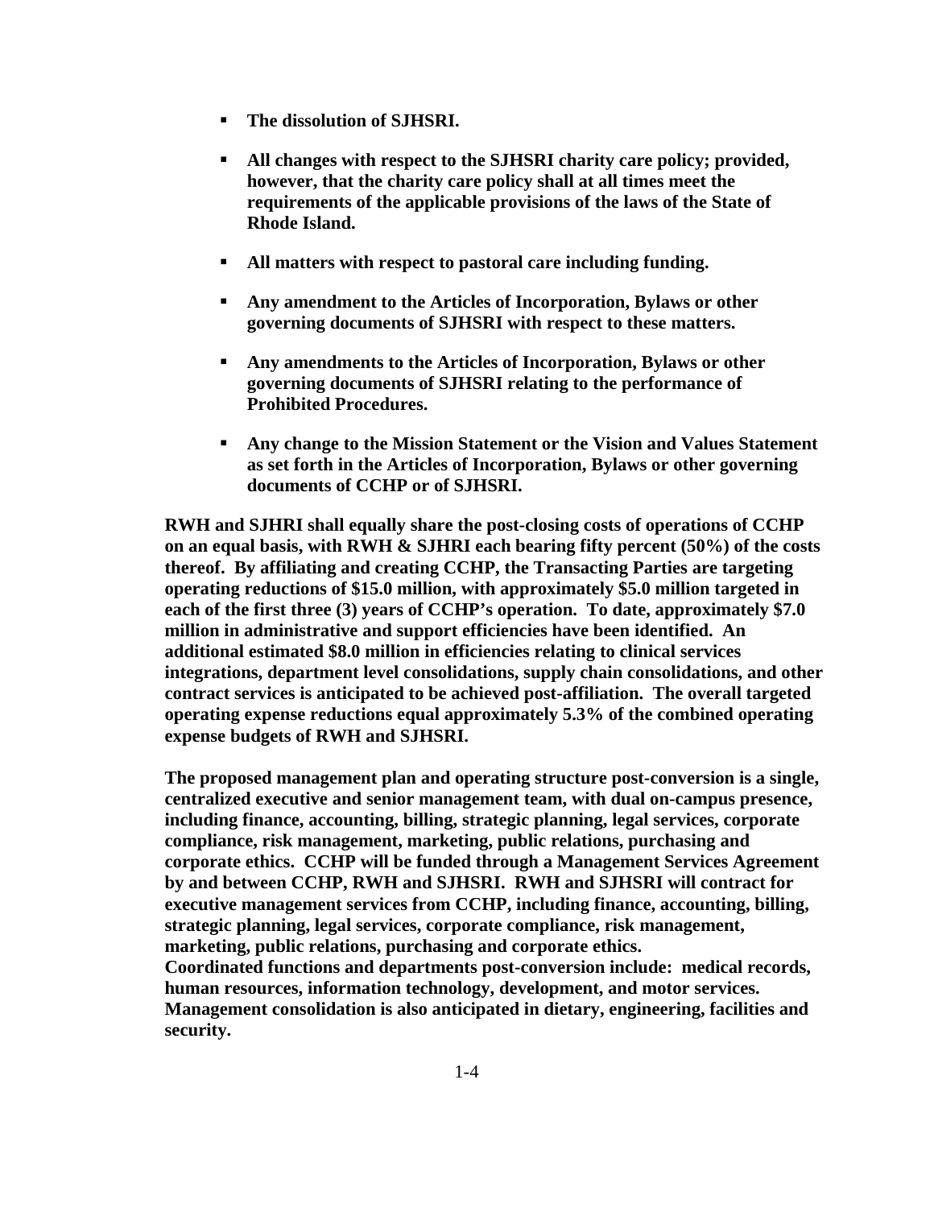- **The dissolution of SJHSRI.**

- **All changes with respect to the SJHSRI charity care policy; provided, however, that the charity care policy shall at all times meet the requirements of the applicable provisions of the laws of the State of Rhode Island.**

- **All matters with respect to pastoral care including funding.**

- **Any amendment to the Articles of Incorporation, Bylaws or other governing documents of SJHSRI with respect to these matters.**

- **Any amendments to the Articles of Incorporation, Bylaws or other governing documents of SJHSRI relating to the performance of Prohibited Procedures.**

- **Any change to the Mission Statement or the Vision and Values Statement as set forth in the Articles of Incorporation, Bylaws or other governing documents of CCHP or of SJHSRI.**

**RWH and SJHRI shall equally share the post-closing costs of operations of CCHP on an equal basis, with RWH & SJHRI each bearing fifty percent (50%) of the costs thereof. By affiliating and creating CCHP, the Transacting Parties are targeting operating reductions of $15.0 million, with approximately $5.0 million targeted in each of the first three (3) years of CCHP's operation. To date, approximately $7.0 million in administrative and support efficiencies have been identified. An additional estimated $8.0 million in efficiencies relating to clinical services integrations, department level consolidations, supply chain consolidations, and other contract services is anticipated to be achieved post-affiliation. The overall targeted operating expense reductions equal approximately 5.3% of the combined operating expense budgets of RWH and SJHSRI.**

**The proposed management plan and operating structure post-conversion is a single, centralized executive and senior management team, with dual on-campus presence, including finance, accounting, billing, strategic planning, legal services, corporate compliance, risk management, marketing, public relations, purchasing and corporate ethics. CCHP will be funded through a Management Services Agreement by and between CCHP, RWH and SJHSRI. RWH and SJHSRI will contract for executive management services from CCHP, including finance, accounting, billing, strategic planning, legal services, corporate compliance, risk management, marketing, public relations, purchasing and corporate ethics.**
**Coordinated functions and departments post-conversion include: medical records, human resources, information technology, development, and motor services. Management consolidation is also anticipated in dietary, engineering, facilities and security.**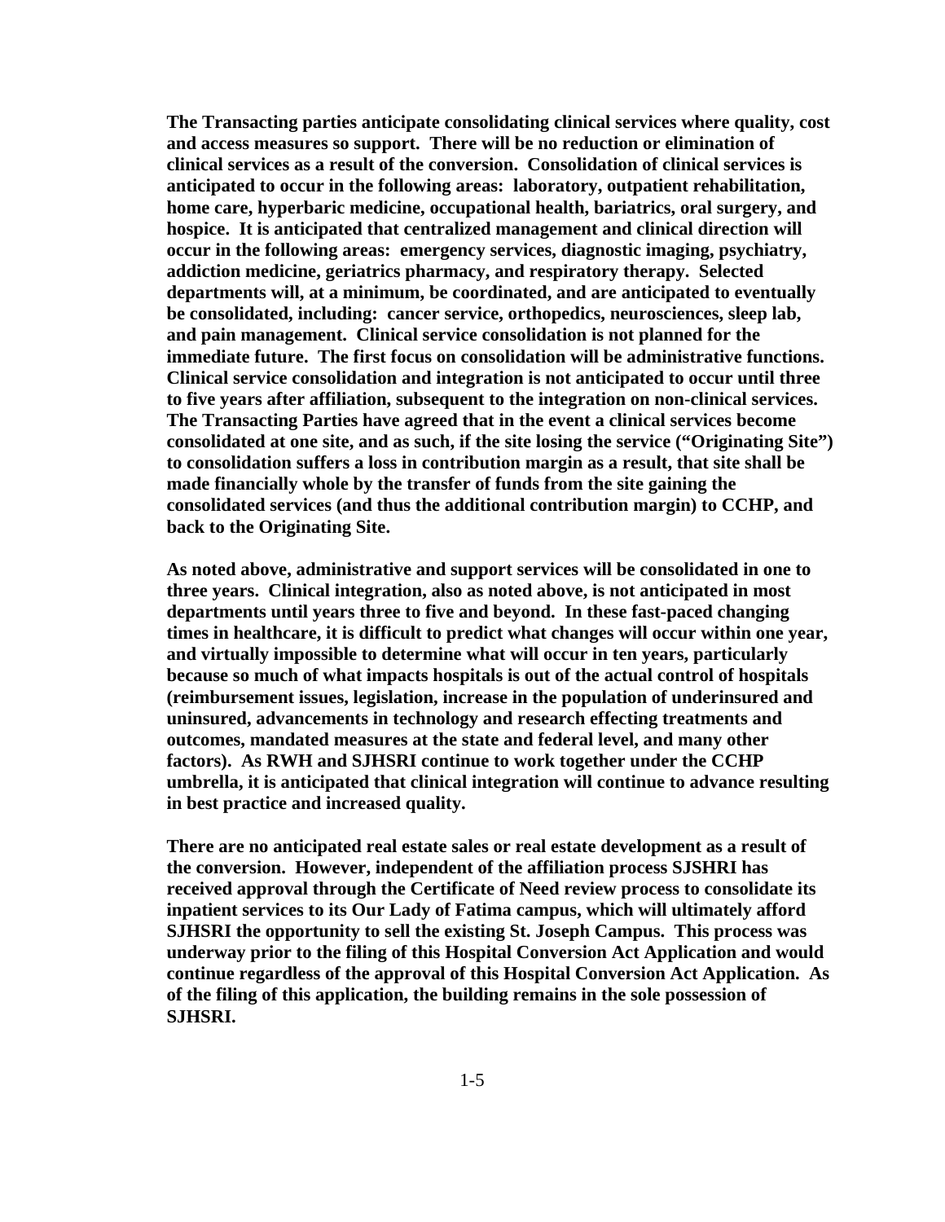**The Transacting parties anticipate consolidating clinical services where quality, cost and access measures so support. There will be no reduction or elimination of clinical services as a result of the conversion. Consolidation of clinical services is anticipated to occur in the following areas: laboratory, outpatient rehabilitation, home care, hyperbaric medicine, occupational health, bariatrics, oral surgery, and hospice. It is anticipated that centralized management and clinical direction will occur in the following areas: emergency services, diagnostic imaging, psychiatry, addiction medicine, geriatrics pharmacy, and respiratory therapy. Selected departments will, at a minimum, be coordinated, and are anticipated to eventually be consolidated, including: cancer service, orthopedics, neurosciences, sleep lab, and pain management. Clinical service consolidation is not planned for the immediate future. The first focus on consolidation will be administrative functions. Clinical service consolidation and integration is not anticipated to occur until three to five years after affiliation, subsequent to the integration on non-clinical services. The Transacting Parties have agreed that in the event a clinical services become consolidated at one site, and as such, if the site losing the service ("Originating Site") to consolidation suffers a loss in contribution margin as a result, that site shall be made financially whole by the transfer of funds from the site gaining the consolidated services (and thus the additional contribution margin) to CCHP, and back to the Originating Site.**

**As noted above, administrative and support services will be consolidated in one to three years. Clinical integration, also as noted above, is not anticipated in most departments until years three to five and beyond. In these fast-paced changing times in healthcare, it is difficult to predict what changes will occur within one year, and virtually impossible to determine what will occur in ten years, particularly because so much of what impacts hospitals is out of the actual control of hospitals (reimbursement issues, legislation, increase in the population of underinsured and uninsured, advancements in technology and research effecting treatments and outcomes, mandated measures at the state and federal level, and many other factors). As RWH and SJHSRI continue to work together under the CCHP umbrella, it is anticipated that clinical integration will continue to advance resulting in best practice and increased quality.**

**There are no anticipated real estate sales or real estate development as a result of the conversion. However, independent of the affiliation process SJSHRI has received approval through the Certificate of Need review process to consolidate its inpatient services to its Our Lady of Fatima campus, which will ultimately afford SJHSRI the opportunity to sell the existing St. Joseph Campus. This process was underway prior to the filing of this Hospital Conversion Act Application and would continue regardless of the approval of this Hospital Conversion Act Application. As of the filing of this application, the building remains in the sole possession of SJHSRI.**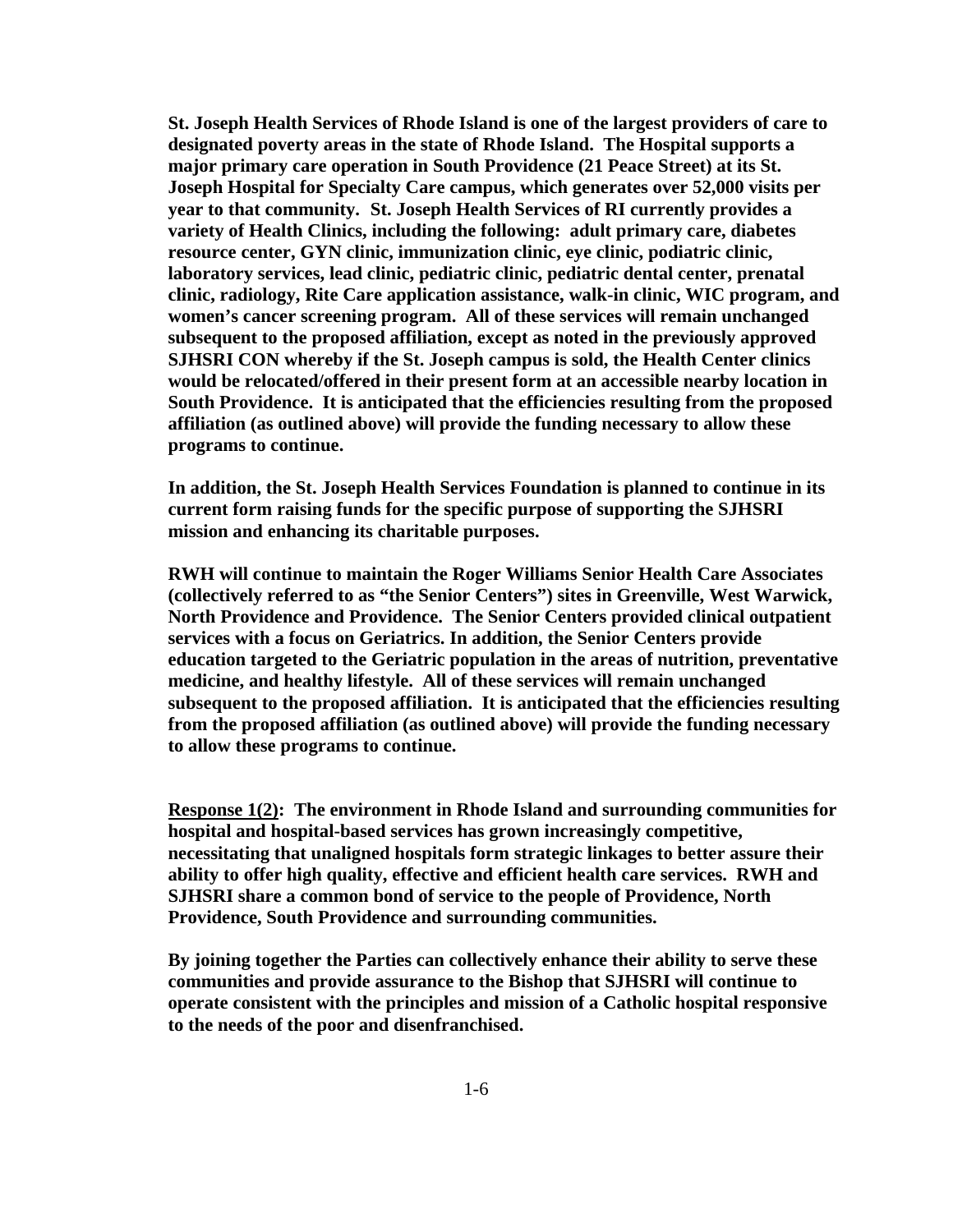**St. Joseph Health Services of Rhode Island is one of the largest providers of care to designated poverty areas in the state of Rhode Island. The Hospital supports a major primary care operation in South Providence (21 Peace Street) at its St. Joseph Hospital for Specialty Care campus, which generates over 52,000 visits per year to that community. St. Joseph Health Services of RI currently provides a variety of Health Clinics, including the following: adult primary care, diabetes resource center, GYN clinic, immunization clinic, eye clinic, podiatric clinic, laboratory services, lead clinic, pediatric clinic, pediatric dental center, prenatal clinic, radiology, Rite Care application assistance, walk-in clinic, WIC program, and women's cancer screening program. All of these services will remain unchanged subsequent to the proposed affiliation, except as noted in the previously approved SJHSRI CON whereby if the St. Joseph campus is sold, the Health Center clinics would be relocated/offered in their present form at an accessible nearby location in South Providence. It is anticipated that the efficiencies resulting from the proposed affiliation (as outlined above) will provide the funding necessary to allow these programs to continue.**

**In addition, the St. Joseph Health Services Foundation is planned to continue in its current form raising funds for the specific purpose of supporting the SJHSRI mission and enhancing its charitable purposes.**

**RWH will continue to maintain the Roger Williams Senior Health Care Associates (collectively referred to as "the Senior Centers") sites in Greenville, West Warwick, North Providence and Providence. The Senior Centers provided clinical outpatient services with a focus on Geriatrics. In addition, the Senior Centers provide education targeted to the Geriatric population in the areas of nutrition, preventative medicine, and healthy lifestyle. All of these services will remain unchanged subsequent to the proposed affiliation. It is anticipated that the efficiencies resulting from the proposed affiliation (as outlined above) will provide the funding necessary to allow these programs to continue.**

**<u>Response 1(2)</u>: The environment in Rhode Island and surrounding communities for hospital and hospital-based services has grown increasingly competitive, necessitating that unaligned hospitals form strategic linkages to better assure their ability to offer high quality, effective and efficient health care services. RWH and SJHSRI share a common bond of service to the people of Providence, North Providence, South Providence and surrounding communities.**

**By joining together the Parties can collectively enhance their ability to serve these communities and provide assurance to the Bishop that SJHSRI will continue to operate consistent with the principles and mission of a Catholic hospital responsive to the needs of the poor and disenfranchised.**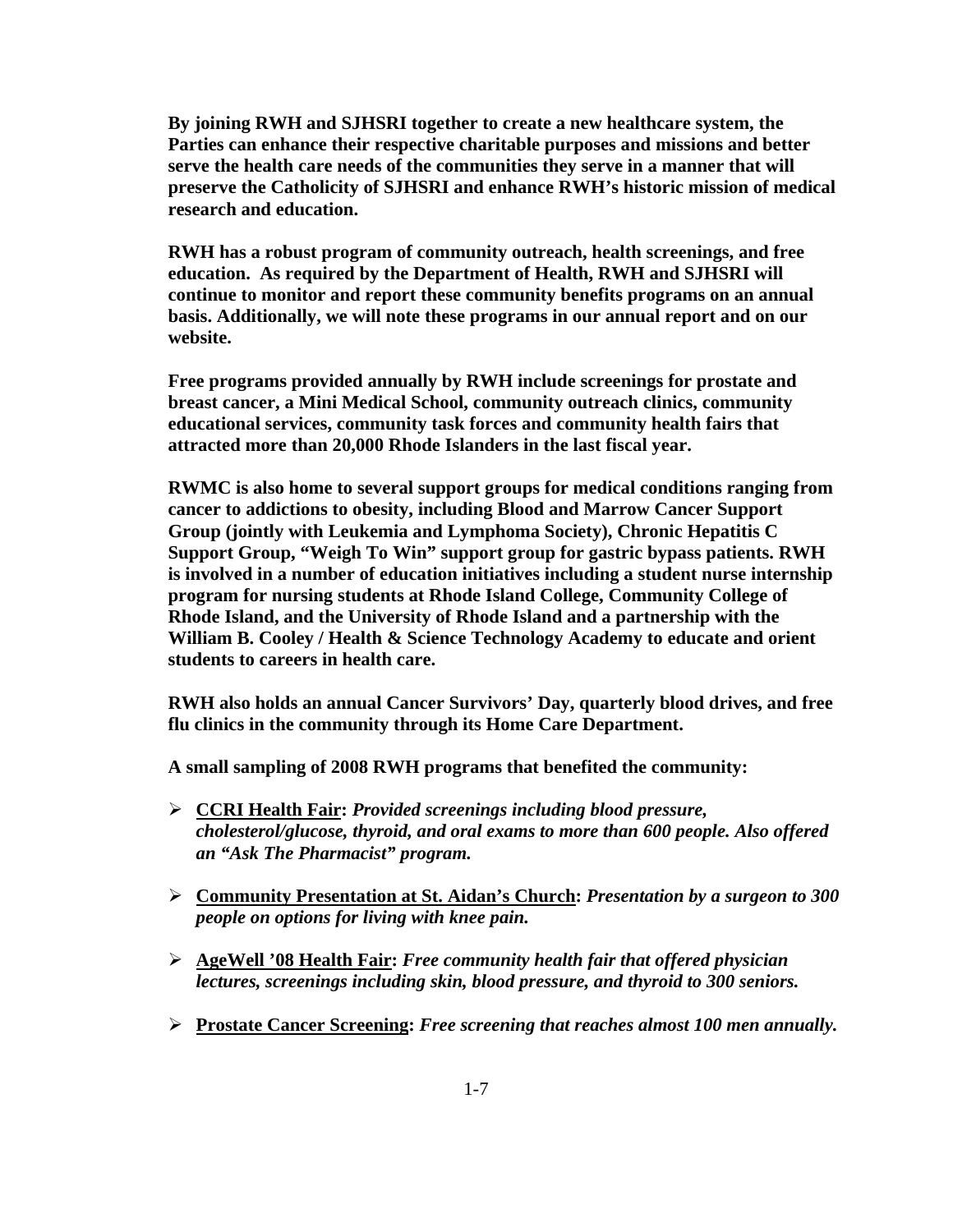**By joining RWH and SJHSRI together to create a new healthcare system, the Parties can enhance their respective charitable purposes and missions and better serve the health care needs of the communities they serve in a manner that will preserve the Catholicity of SJHSRI and enhance RWH's historic mission of medical research and education.**

**RWH has a robust program of community outreach, health screenings, and free education. As required by the Department of Health, RWH and SJHSRI will continue to monitor and report these community benefits programs on an annual basis. Additionally, we will note these programs in our annual report and on our website.**

**Free programs provided annually by RWH include screenings for prostate and breast cancer, a Mini Medical School, community outreach clinics, community educational services, community task forces and community health fairs that attracted more than 20,000 Rhode Islanders in the last fiscal year.**

**RWMC is also home to several support groups for medical conditions ranging from cancer to addictions to obesity, including Blood and Marrow Cancer Support Group (jointly with Leukemia and Lymphoma Society), Chronic Hepatitis C Support Group, "Weigh To Win" support group for gastric bypass patients. RWH is involved in a number of education initiatives including a student nurse internship program for nursing students at Rhode Island College, Community College of Rhode Island, and the University of Rhode Island and a partnership with the William B. Cooley / Health & Science Technology Academy to educate and orient students to careers in health care.**

**RWH also holds an annual Cancer Survivors' Day, quarterly blood drives, and free flu clinics in the community through its Home Care Department.**

**A small sampling of 2008 RWH programs that benefited the community:**

- **<u>CCRI Health Fair</u>:** ***Provided screenings including blood pressure, cholesterol/glucose, thyroid, and oral exams to more than 600 people. Also offered an "Ask The Pharmacist" program.***

- **<u>Community Presentation at St. Aidan's Church</u>:** ***Presentation by a surgeon to 300 people on options for living with knee pain.***

- **<u>AgeWell '08 Health Fair</u>:** ***Free community health fair that offered physician lectures, screenings including skin, blood pressure, and thyroid to 300 seniors.***

- **<u>Prostate Cancer Screening</u>:** ***Free screening that reaches almost 100 men annually.***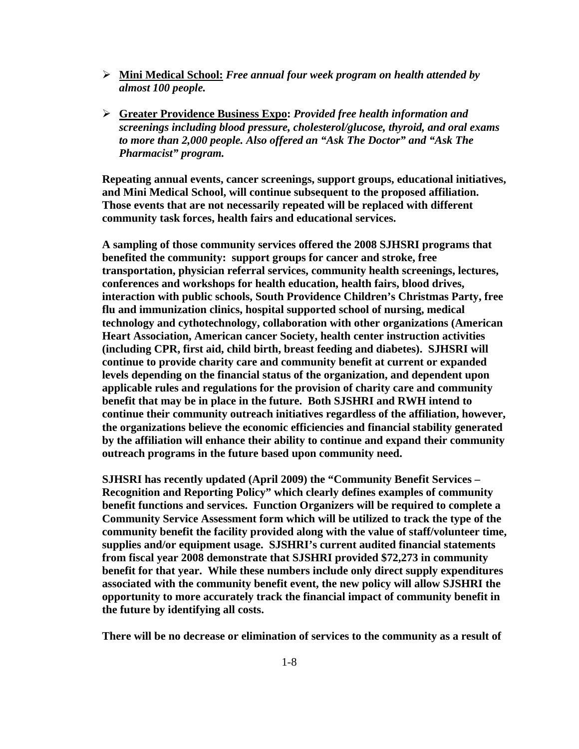- **<u>Mini Medical School:</u>** ***Free annual four week program on health attended by almost 100 people.***

- **<u>Greater Providence Business Expo</u>:** ***Provided free health information and screenings including blood pressure, cholesterol/glucose, thyroid, and oral exams to more than 2,000 people. Also offered an "Ask The Doctor" and "Ask The Pharmacist" program.***

**Repeating annual events, cancer screenings, support groups, educational initiatives, and Mini Medical School, will continue subsequent to the proposed affiliation. Those events that are not necessarily repeated will be replaced with different community task forces, health fairs and educational services.**

**A sampling of those community services offered the 2008 SJHSRI programs that benefited the community: support groups for cancer and stroke, free transportation, physician referral services, community health screenings, lectures, conferences and workshops for health education, health fairs, blood drives, interaction with public schools, South Providence Children's Christmas Party, free flu and immunization clinics, hospital supported school of nursing, medical technology and cythotechnology, collaboration with other organizations (American Heart Association, American cancer Society, health center instruction activities (including CPR, first aid, child birth, breast feeding and diabetes). SJHSRI will continue to provide charity care and community benefit at current or expanded levels depending on the financial status of the organization, and dependent upon applicable rules and regulations for the provision of charity care and community benefit that may be in place in the future. Both SJSHRI and RWH intend to continue their community outreach initiatives regardless of the affiliation, however, the organizations believe the economic efficiencies and financial stability generated by the affiliation will enhance their ability to continue and expand their community outreach programs in the future based upon community need.**

**SJHSRI has recently updated (April 2009) the "Community Benefit Services – Recognition and Reporting Policy" which clearly defines examples of community benefit functions and services. Function Organizers will be required to complete a Community Service Assessment form which will be utilized to track the type of the community benefit the facility provided along with the value of staff/volunteer time, supplies and/or equipment usage. SJSHRI's current audited financial statements from fiscal year 2008 demonstrate that SJSHRI provided $72,273 in community benefit for that year. While these numbers include only direct supply expenditures associated with the community benefit event, the new policy will allow SJSHRI the opportunity to more accurately track the financial impact of community benefit in the future by identifying all costs.**

**There will be no decrease or elimination of services to the community as a result of**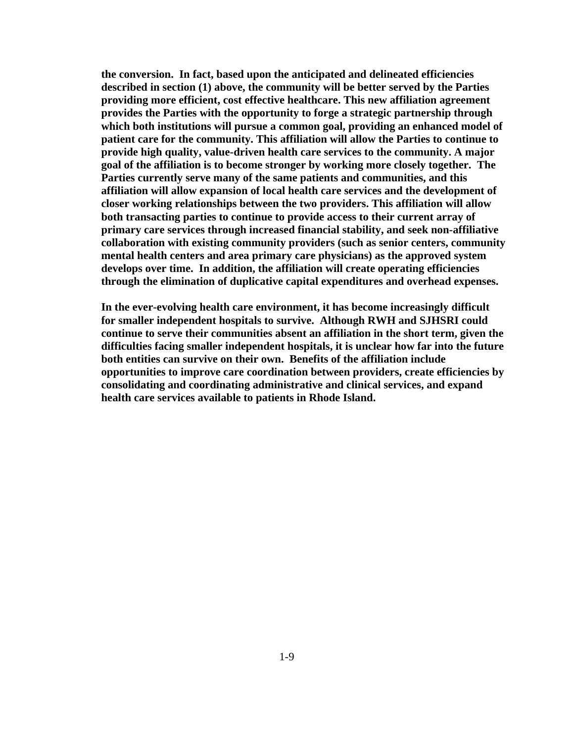**the conversion. In fact, based upon the anticipated and delineated efficiencies described in section (1) above, the community will be better served by the Parties providing more efficient, cost effective healthcare. This new affiliation agreement provides the Parties with the opportunity to forge a strategic partnership through which both institutions will pursue a common goal, providing an enhanced model of patient care for the community. This affiliation will allow the Parties to continue to provide high quality, value-driven health care services to the community. A major goal of the affiliation is to become stronger by working more closely together. The Parties currently serve many of the same patients and communities, and this affiliation will allow expansion of local health care services and the development of closer working relationships between the two providers. This affiliation will allow both transacting parties to continue to provide access to their current array of primary care services through increased financial stability, and seek non-affiliative collaboration with existing community providers (such as senior centers, community mental health centers and area primary care physicians) as the approved system develops over time. In addition, the affiliation will create operating efficiencies through the elimination of duplicative capital expenditures and overhead expenses.**

**In the ever-evolving health care environment, it has become increasingly difficult for smaller independent hospitals to survive. Although RWH and SJHSRI could continue to serve their communities absent an affiliation in the short term, given the difficulties facing smaller independent hospitals, it is unclear how far into the future both entities can survive on their own. Benefits of the affiliation include opportunities to improve care coordination between providers, create efficiencies by consolidating and coordinating administrative and clinical services, and expand health care services available to patients in Rhode Island.**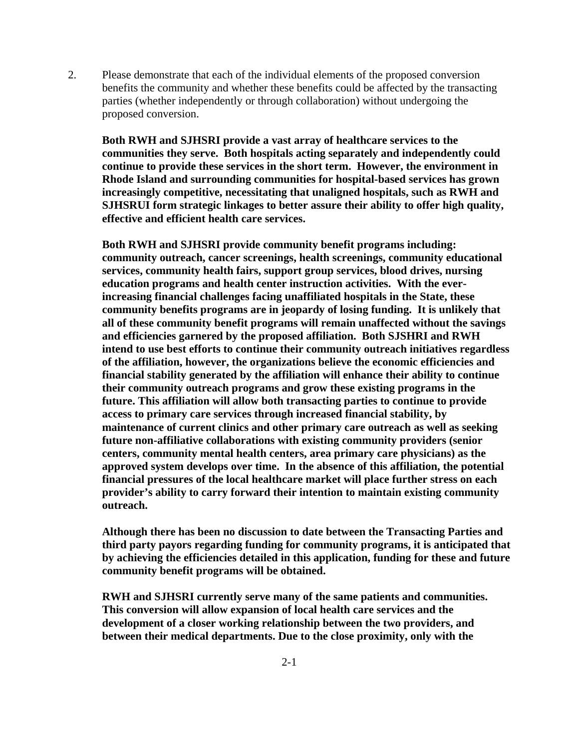2. Please demonstrate that each of the individual elements of the proposed conversion benefits the community and whether these benefits could be affected by the transacting parties (whether independently or through collaboration) without undergoing the proposed conversion.

**Both RWH and SJHSRI provide a vast array of healthcare services to the communities they serve. Both hospitals acting separately and independently could continue to provide these services in the short term. However, the environment in Rhode Island and surrounding communities for hospital-based services has grown increasingly competitive, necessitating that unaligned hospitals, such as RWH and SJHSRUI form strategic linkages to better assure their ability to offer high quality, effective and efficient health care services.**

**Both RWH and SJHSRI provide community benefit programs including: community outreach, cancer screenings, health screenings, community educational services, community health fairs, support group services, blood drives, nursing education programs and health center instruction activities. With the ever-increasing financial challenges facing unaffiliated hospitals in the State, these community benefits programs are in jeopardy of losing funding. It is unlikely that all of these community benefit programs will remain unaffected without the savings and efficiencies garnered by the proposed affiliation. Both SJSHRI and RWH intend to use best efforts to continue their community outreach initiatives regardless of the affiliation, however, the organizations believe the economic efficiencies and financial stability generated by the affiliation will enhance their ability to continue their community outreach programs and grow these existing programs in the future. This affiliation will allow both transacting parties to continue to provide access to primary care services through increased financial stability, by maintenance of current clinics and other primary care outreach as well as seeking future non-affiliative collaborations with existing community providers (senior centers, community mental health centers, area primary care physicians) as the approved system develops over time. In the absence of this affiliation, the potential financial pressures of the local healthcare market will place further stress on each provider's ability to carry forward their intention to maintain existing community outreach.**

**Although there has been no discussion to date between the Transacting Parties and third party payors regarding funding for community programs, it is anticipated that by achieving the efficiencies detailed in this application, funding for these and future community benefit programs will be obtained.**

**RWH and SJHSRI currently serve many of the same patients and communities. This conversion will allow expansion of local health care services and the development of a closer working relationship between the two providers, and between their medical departments. Due to the close proximity, only with the**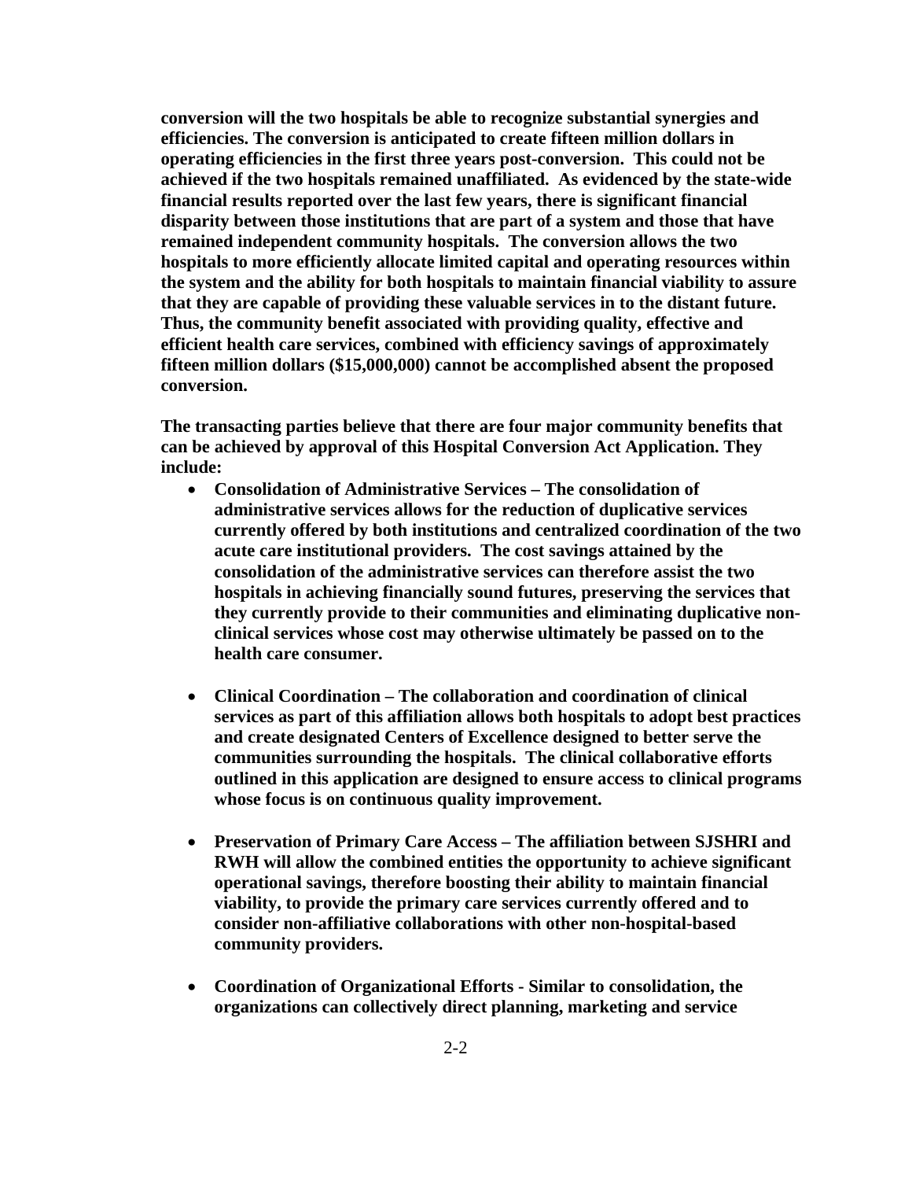**conversion will the two hospitals be able to recognize substantial synergies and efficiencies. The conversion is anticipated to create fifteen million dollars in operating efficiencies in the first three years post-conversion. This could not be achieved if the two hospitals remained unaffiliated. As evidenced by the state-wide financial results reported over the last few years, there is significant financial disparity between those institutions that are part of a system and those that have remained independent community hospitals. The conversion allows the two hospitals to more efficiently allocate limited capital and operating resources within the system and the ability for both hospitals to maintain financial viability to assure that they are capable of providing these valuable services in to the distant future. Thus, the community benefit associated with providing quality, effective and efficient health care services, combined with efficiency savings of approximately fifteen million dollars ($15,000,000) cannot be accomplished absent the proposed conversion.**

**The transacting parties believe that there are four major community benefits that can be achieved by approval of this Hospital Conversion Act Application. They include:**

- **Consolidation of Administrative Services – The consolidation of administrative services allows for the reduction of duplicative services currently offered by both institutions and centralized coordination of the two acute care institutional providers. The cost savings attained by the consolidation of the administrative services can therefore assist the two hospitals in achieving financially sound futures, preserving the services that they currently provide to their communities and eliminating duplicative non-clinical services whose cost may otherwise ultimately be passed on to the health care consumer.**

- **Clinical Coordination – The collaboration and coordination of clinical services as part of this affiliation allows both hospitals to adopt best practices and create designated Centers of Excellence designed to better serve the communities surrounding the hospitals. The clinical collaborative efforts outlined in this application are designed to ensure access to clinical programs whose focus is on continuous quality improvement.**

- **Preservation of Primary Care Access – The affiliation between SJSHRI and RWH will allow the combined entities the opportunity to achieve significant operational savings, therefore boosting their ability to maintain financial viability, to provide the primary care services currently offered and to consider non-affiliative collaborations with other non-hospital-based community providers.**

- **Coordination of Organizational Efforts - Similar to consolidation, the organizations can collectively direct planning, marketing and service**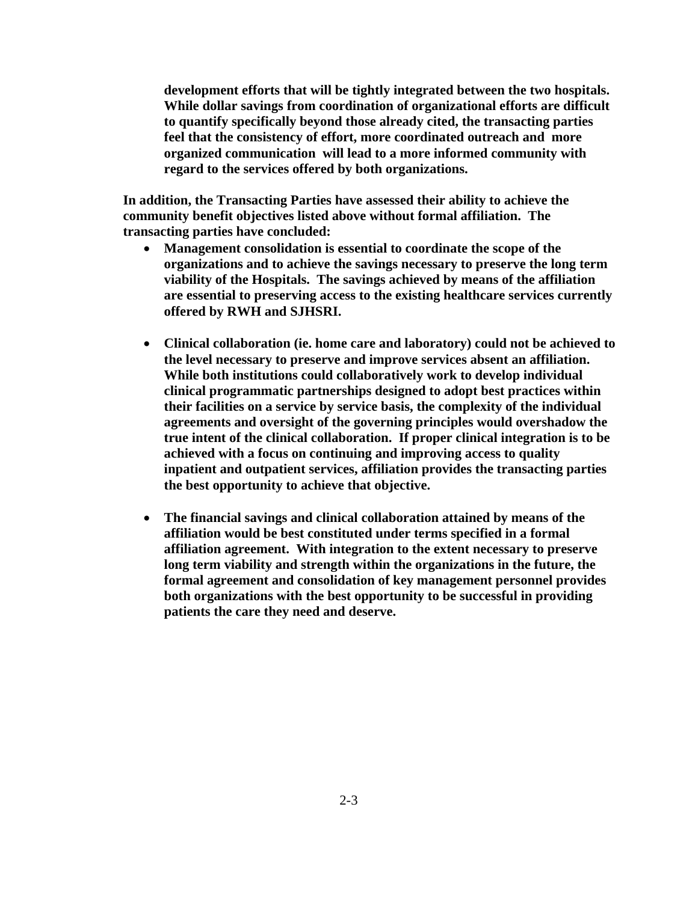**development efforts that will be tightly integrated between the two hospitals. While dollar savings from coordination of organizational efforts are difficult to quantify specifically beyond those already cited, the transacting parties feel that the consistency of effort, more coordinated outreach and more organized communication will lead to a more informed community with regard to the services offered by both organizations.**

**In addition, the Transacting Parties have assessed their ability to achieve the community benefit objectives listed above without formal affiliation. The transacting parties have concluded:**

- **Management consolidation is essential to coordinate the scope of the organizations and to achieve the savings necessary to preserve the long term viability of the Hospitals. The savings achieved by means of the affiliation are essential to preserving access to the existing healthcare services currently offered by RWH and SJHSRI.**

- **Clinical collaboration (ie. home care and laboratory) could not be achieved to the level necessary to preserve and improve services absent an affiliation. While both institutions could collaboratively work to develop individual clinical programmatic partnerships designed to adopt best practices within their facilities on a service by service basis, the complexity of the individual agreements and oversight of the governing principles would overshadow the true intent of the clinical collaboration. If proper clinical integration is to be achieved with a focus on continuing and improving access to quality inpatient and outpatient services, affiliation provides the transacting parties the best opportunity to achieve that objective.**

- **The financial savings and clinical collaboration attained by means of the affiliation would be best constituted under terms specified in a formal affiliation agreement. With integration to the extent necessary to preserve long term viability and strength within the organizations in the future, the formal agreement and consolidation of key management personnel provides both organizations with the best opportunity to be successful in providing patients the care they need and deserve.**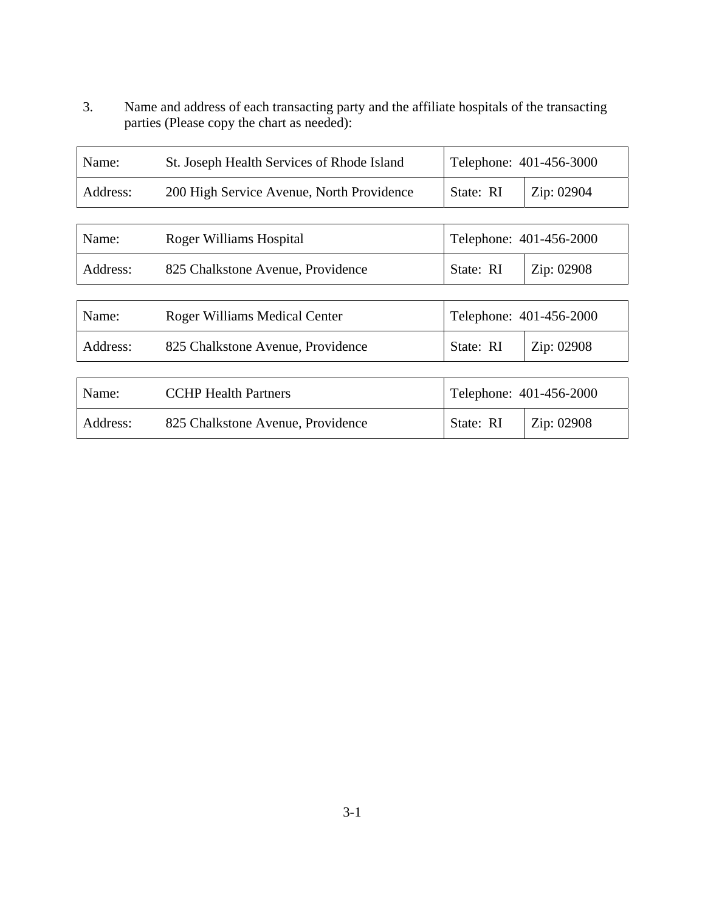3. Name and address of each transacting party and the affiliate hospitals of the transacting parties (Please copy the chart as needed):

| Name: | St. Joseph Health Services of Rhode Island | Telephone: 401-456-3000 | |
|---|---|---|---|
| Address: | 200 High Service Avenue, North Providence | State: RI | Zip: 02904 |

| Name: | Roger Williams Hospital | Telephone: 401-456-2000 | |
|---|---|---|---|
| Address: | 825 Chalkstone Avenue, Providence | State: RI | Zip: 02908 |

| Name: | Roger Williams Medical Center | Telephone: 401-456-2000 | |
|---|---|---|---|
| Address: | 825 Chalkstone Avenue, Providence | State: RI | Zip: 02908 |

| Name: | CCHP Health Partners | Telephone: 401-456-2000 | |
|---|---|---|---|
| Address: | 825 Chalkstone Avenue, Providence | State: RI | Zip: 02908 |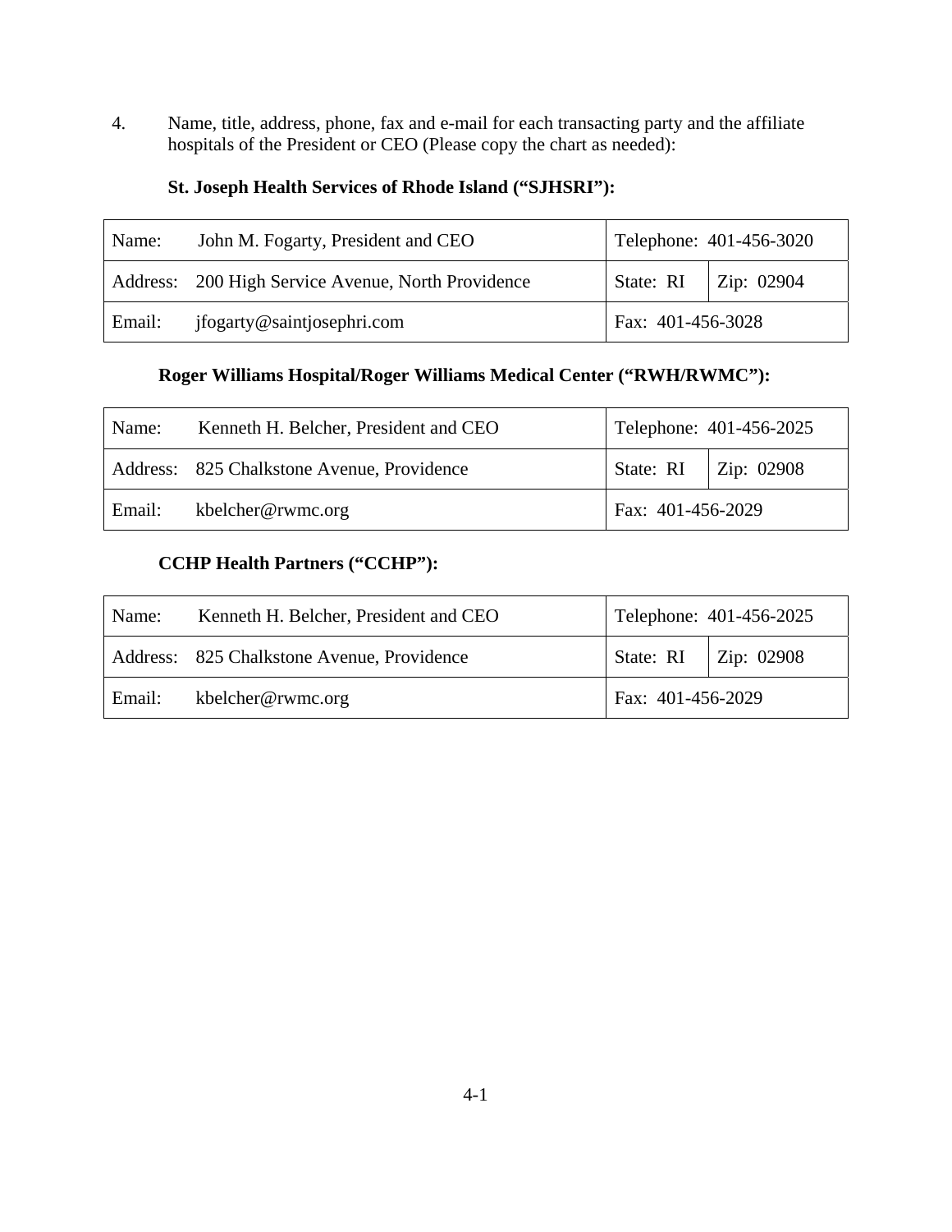4. Name, title, address, phone, fax and e-mail for each transacting party and the affiliate hospitals of the President or CEO (Please copy the chart as needed):

**St. Joseph Health Services of Rhode Island ("SJHSRI"):**

| Name: John M. Fogarty, President and CEO | Telephone: 401-456-3020 | |
|---|---|---|
| Address: 200 High Service Avenue, North Providence | State: RI | Zip: 02904 |
| Email: jfogarty@saintjosephri.com | Fax: 401-456-3028 | |

**Roger Williams Hospital/Roger Williams Medical Center ("RWH/RWMC"):**

| Name: Kenneth H. Belcher, President and CEO | Telephone: 401-456-2025 | |
|---|---|---|
| Address: 825 Chalkstone Avenue, Providence | State: RI | Zip: 02908 |
| Email: kbelcher@rwmc.org | Fax: 401-456-2029 | |

**CCHP Health Partners ("CCHP"):**

| Name: Kenneth H. Belcher, President and CEO | Telephone: 401-456-2025 | |
|---|---|---|
| Address: 825 Chalkstone Avenue, Providence | State: RI | Zip: 02908 |
| Email: kbelcher@rwmc.org | Fax: 401-456-2029 | |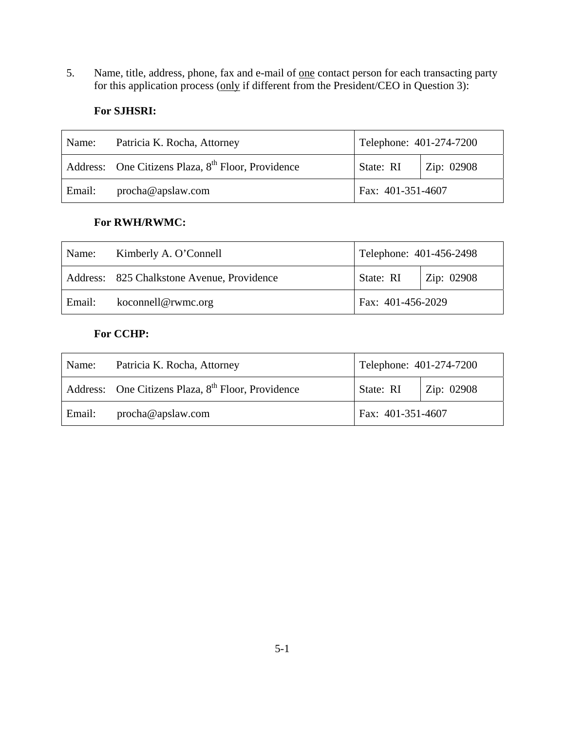5. Name, title, address, phone, fax and e-mail of one contact person for each transacting party for this application process (only if different from the President/CEO in Question 3):

**For SJHSRI:**

| | | |
|---|---|---|
| Name: Patricia K. Rocha, Attorney | Telephone: 401-274-7200 | |
| Address: One Citizens Plaza, 8th Floor, Providence | State: RI | Zip: 02908 |
| Email: procha@apslaw.com | Fax: 401-351-4607 | |

**For RWH/RWMC:**

| | | |
|---|---|---|
| Name: Kimberly A. O'Connell | Telephone: 401-456-2498 | |
| Address: 825 Chalkstone Avenue, Providence | State: RI | Zip: 02908 |
| Email: koconnell@rwmc.org | Fax: 401-456-2029 | |

**For CCHP:**

| | | |
|---|---|---|
| Name: Patricia K. Rocha, Attorney | Telephone: 401-274-7200 | |
| Address: One Citizens Plaza, 8th Floor, Providence | State: RI | Zip: 02908 |
| Email: procha@apslaw.com | Fax: 401-351-4607 | |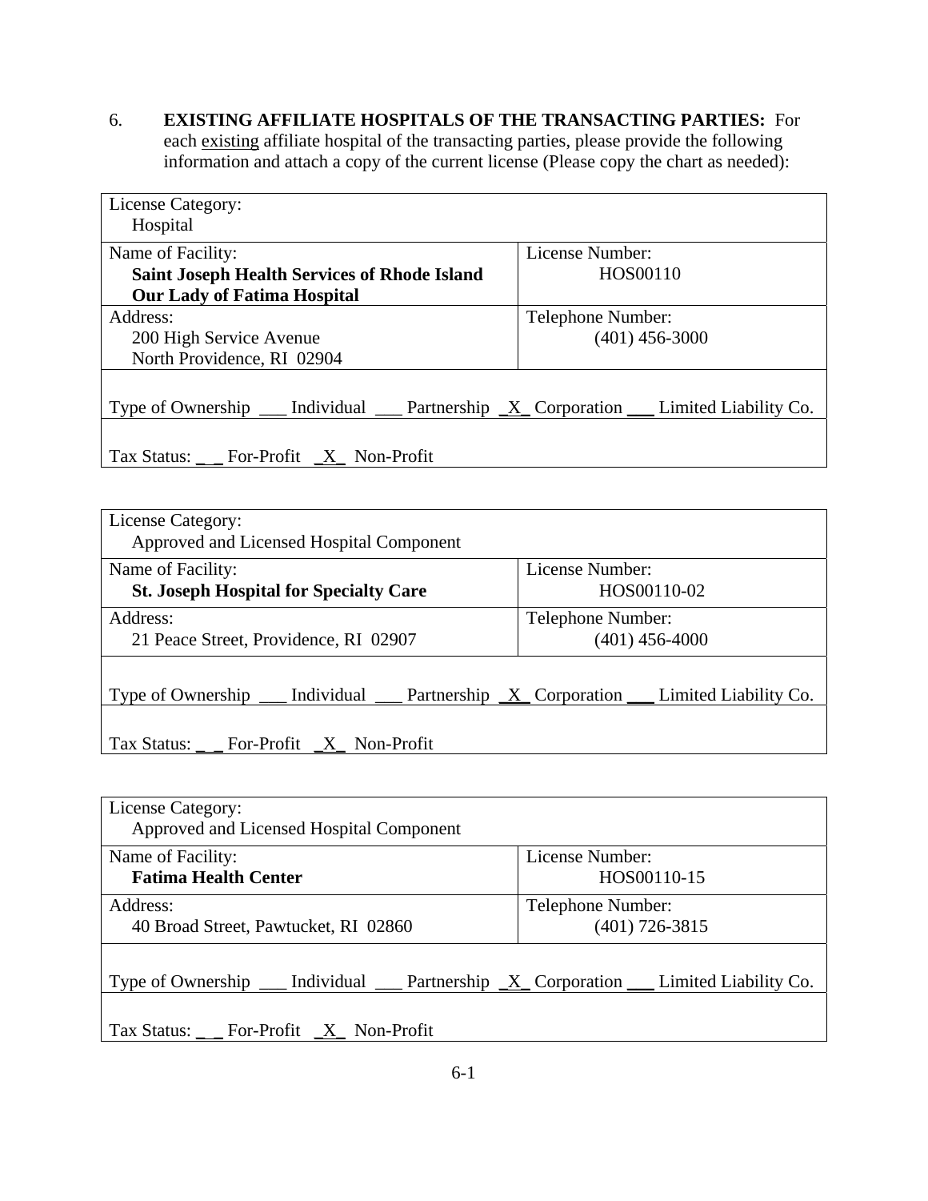6. **EXISTING AFFILIATE HOSPITALS OF THE TRANSACTING PARTIES:** For each existing affiliate hospital of the transacting parties, please provide the following information and attach a copy of the current license (Please copy the chart as needed):

| License Category: Hospital | |
|---|---|
| Name of Facility: **Saint Joseph Health Services of Rhode Island Our Lady of Fatima Hospital** | License Number: HOS00110 |
| Address: 200 High Service Avenue North Providence, RI 02904 | Telephone Number: (401) 456-3000 |
| Type of Ownership ___ Individual ___ Partnership _X_ Corporation ___ Limited Liability Co. | |
| Tax Status: _ _ For-Profit _X_ Non-Profit | |

| License Category: Approved and Licensed Hospital Component | |
|---|---|
| Name of Facility: **St. Joseph Hospital for Specialty Care** | License Number: HOS00110-02 |
| Address: 21 Peace Street, Providence, RI 02907 | Telephone Number: (401) 456-4000 |
| Type of Ownership ___ Individual ___ Partnership _X_ Corporation ___ Limited Liability Co. | |
| Tax Status: _ _ For-Profit _X_ Non-Profit | |

| License Category: Approved and Licensed Hospital Component | |
|---|---|
| Name of Facility: **Fatima Health Center** | License Number: HOS00110-15 |
| Address: 40 Broad Street, Pawtucket, RI 02860 | Telephone Number: (401) 726-3815 |
| Type of Ownership ___ Individual ___ Partnership _X_ Corporation ___ Limited Liability Co. | |
| Tax Status: _ _ For-Profit _X_ Non-Profit | |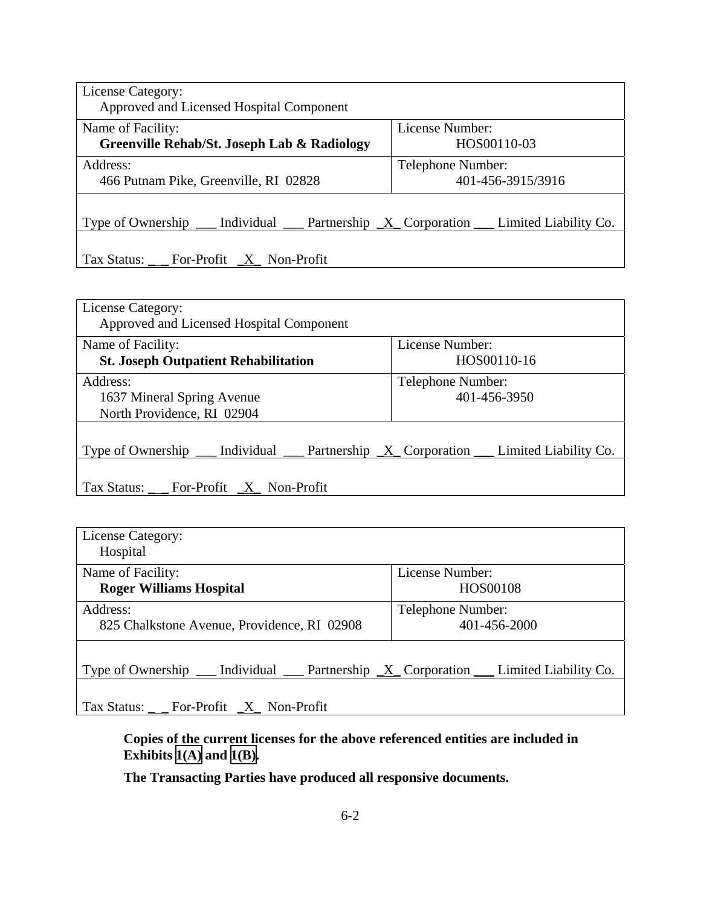| License Category: Approved and Licensed Hospital Component | |
|---|---|
| Name of Facility: **Greenville Rehab/St. Joseph Lab & Radiology** | License Number: HOS00110-03 |
| Address: 466 Putnam Pike, Greenville, RI 02828 | Telephone Number: 401-456-3915/3916 |
| Type of Ownership ___ Individual ___ Partnership _X_ Corporation ___ Limited Liability Co. | |
| Tax Status: __ For-Profit _X_ Non-Profit | |

| License Category: Approved and Licensed Hospital Component | |
|---|---|
| Name of Facility: **St. Joseph Outpatient Rehabilitation** | License Number: HOS00110-16 |
| Address: 1637 Mineral Spring Avenue North Providence, RI 02904 | Telephone Number: 401-456-3950 |
| Type of Ownership ___ Individual ___ Partnership _X_ Corporation ___ Limited Liability Co. | |
| Tax Status: __ For-Profit _X_ Non-Profit | |

| License Category: Hospital | |
|---|---|
| Name of Facility: **Roger Williams Hospital** | License Number: HOS00108 |
| Address: 825 Chalkstone Avenue, Providence, RI 02908 | Telephone Number: 401-456-2000 |
| Type of Ownership ___ Individual ___ Partnership _X_ Corporation ___ Limited Liability Co. | |
| Tax Status: __ For-Profit _X_ Non-Profit | |

**Copies of the current licenses for the above referenced entities are included in Exhibits 1(A) and 1(B).**

**The Transacting Parties have produced all responsive documents.**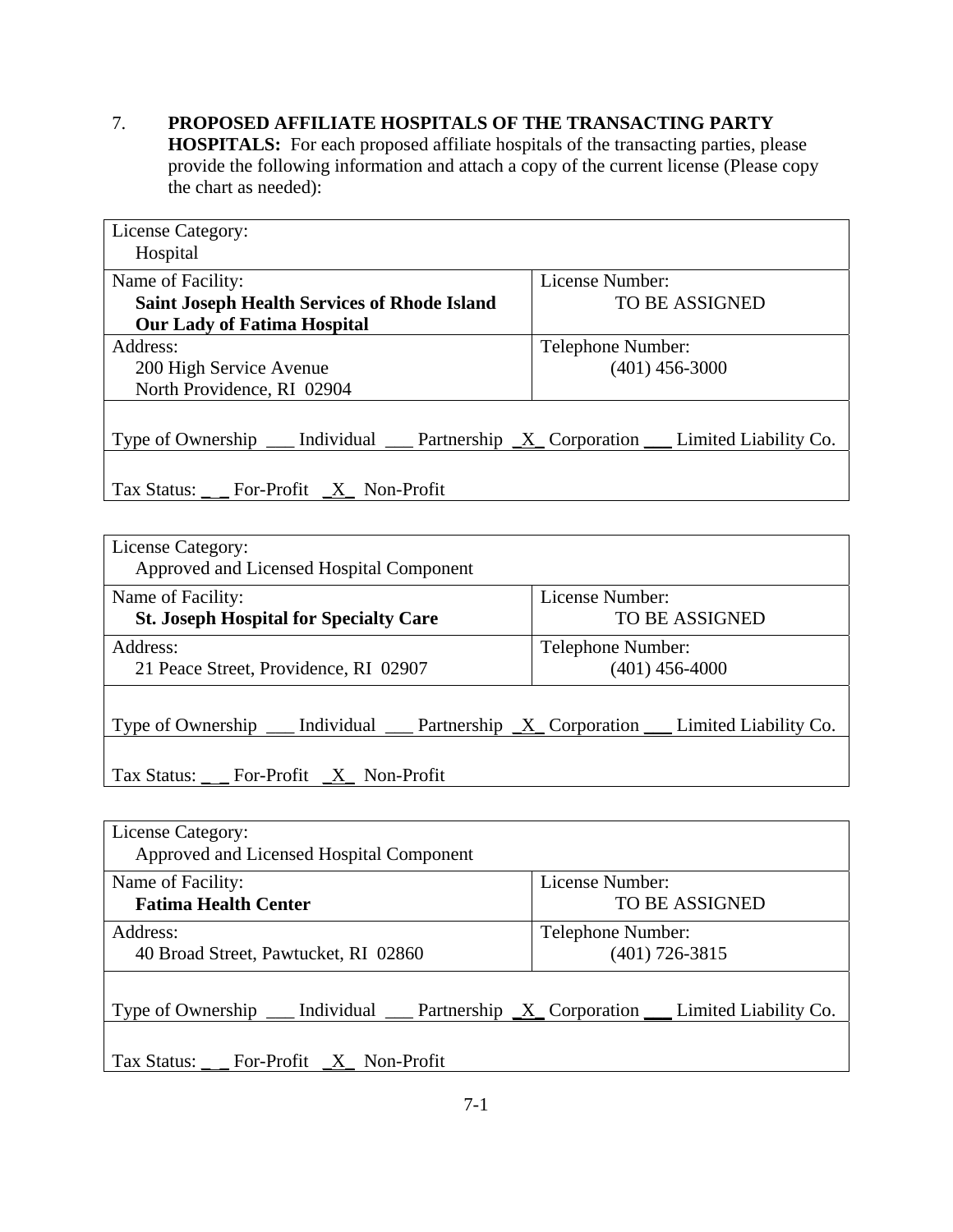7. **PROPOSED AFFILIATE HOSPITALS OF THE TRANSACTING PARTY HOSPITALS:** For each proposed affiliate hospitals of the transacting parties, please provide the following information and attach a copy of the current license (Please copy the chart as needed):

| License Category: Hospital | |
|---|---|
| Name of Facility: **Saint Joseph Health Services of Rhode Island Our Lady of Fatima Hospital** | License Number: TO BE ASSIGNED |
| Address: 200 High Service Avenue North Providence, RI 02904 | Telephone Number: (401) 456-3000 |
| Type of Ownership ___ Individual ___ Partnership _X_ Corporation ___ Limited Liability Co. | |
| Tax Status: _ _ For-Profit _X_ Non-Profit | |

| License Category: Approved and Licensed Hospital Component | |
|---|---|
| Name of Facility: **St. Joseph Hospital for Specialty Care** | License Number: TO BE ASSIGNED |
| Address: 21 Peace Street, Providence, RI 02907 | Telephone Number: (401) 456-4000 |
| Type of Ownership ___ Individual ___ Partnership _X_ Corporation ___ Limited Liability Co. | |
| Tax Status: _ _ For-Profit _X_ Non-Profit | |

| License Category: Approved and Licensed Hospital Component | |
|---|---|
| Name of Facility: **Fatima Health Center** | License Number: TO BE ASSIGNED |
| Address: 40 Broad Street, Pawtucket, RI 02860 | Telephone Number: (401) 726-3815 |
| Type of Ownership ___ Individual ___ Partnership _X_ Corporation ___ Limited Liability Co. | |
| Tax Status: _ _ For-Profit _X_ Non-Profit | |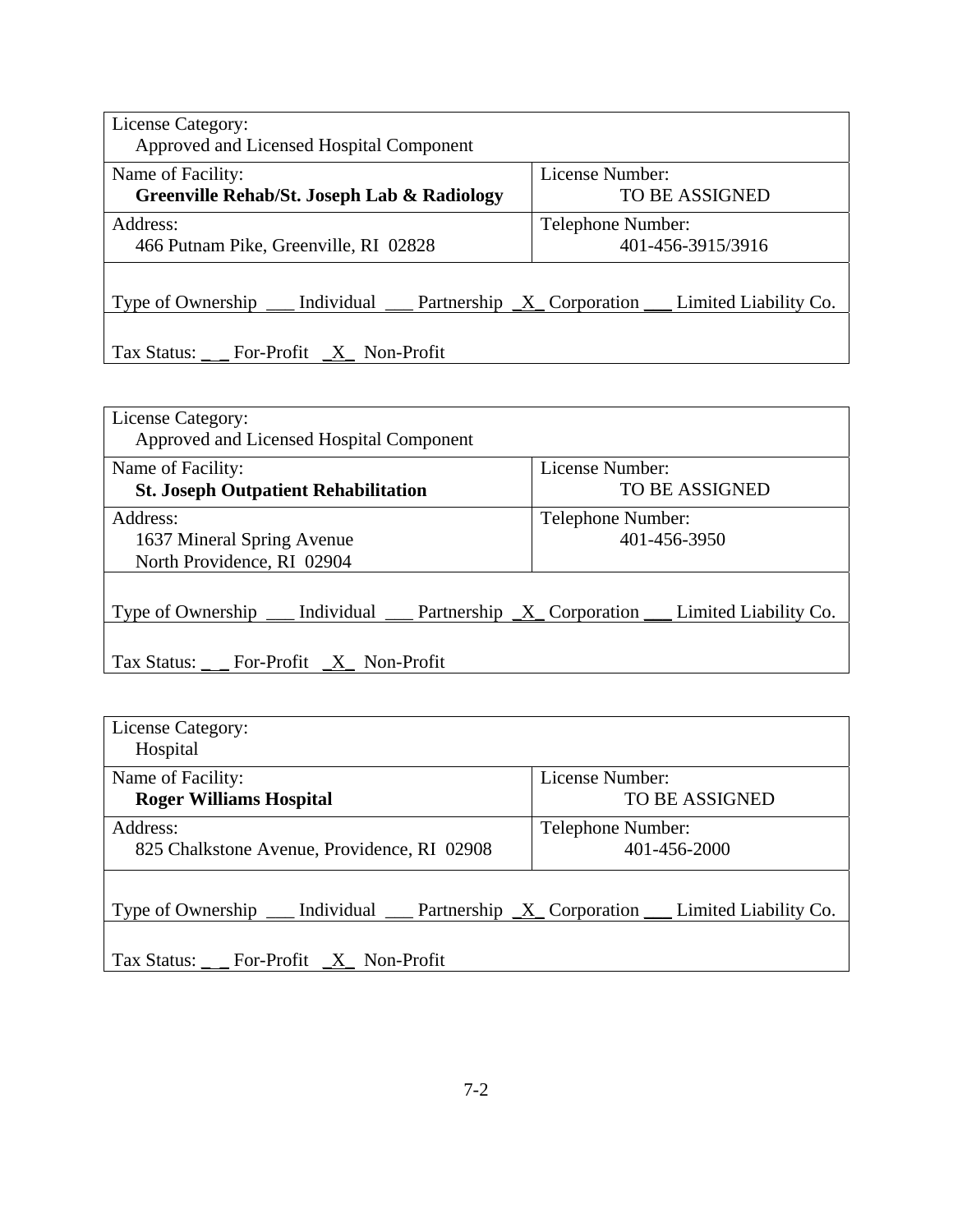| License Category:<br>Approved and Licensed Hospital Component | |
|---|---|
| Name of Facility:<br>**Greenville Rehab/St. Joseph Lab & Radiology** | License Number:<br>TO BE ASSIGNED |
| Address:<br>466 Putnam Pike, Greenville, RI 02828 | Telephone Number:<br>401-456-3915/3916 |
| Type of Ownership ___ Individual ___ Partnership _X_ Corporation ___ Limited Liability Co. | |
| Tax Status: _ _ For-Profit _X_ Non-Profit | |

| License Category:<br>Approved and Licensed Hospital Component | |
|---|---|
| Name of Facility:<br>**St. Joseph Outpatient Rehabilitation** | License Number:<br>TO BE ASSIGNED |
| Address:<br>1637 Mineral Spring Avenue<br>North Providence, RI 02904 | Telephone Number:<br>401-456-3950 |
| Type of Ownership ___ Individual ___ Partnership _X_ Corporation ___ Limited Liability Co. | |
| Tax Status: _ _ For-Profit _X_ Non-Profit | |

| License Category:<br>Hospital | |
|---|---|
| Name of Facility:<br>**Roger Williams Hospital** | License Number:<br>TO BE ASSIGNED |
| Address:<br>825 Chalkstone Avenue, Providence, RI 02908 | Telephone Number:<br>401-456-2000 |
| Type of Ownership ___ Individual ___ Partnership _X_ Corporation ___ Limited Liability Co. | |
| Tax Status: _ _ For-Profit _X_ Non-Profit | |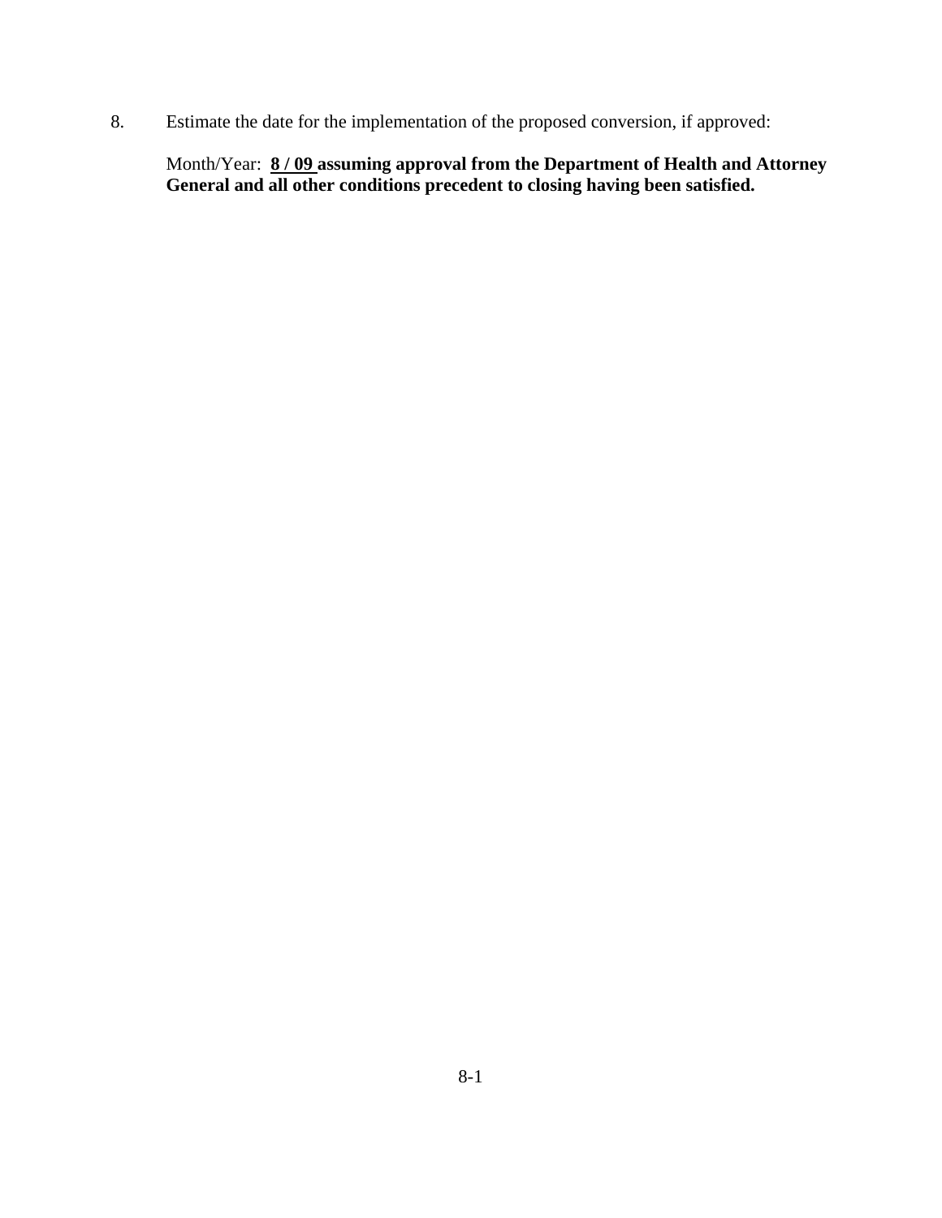8. Estimate the date for the implementation of the proposed conversion, if approved:

   Month/Year: **8 / 09 assuming approval from the Department of Health and Attorney General and all other conditions precedent to closing having been satisfied.**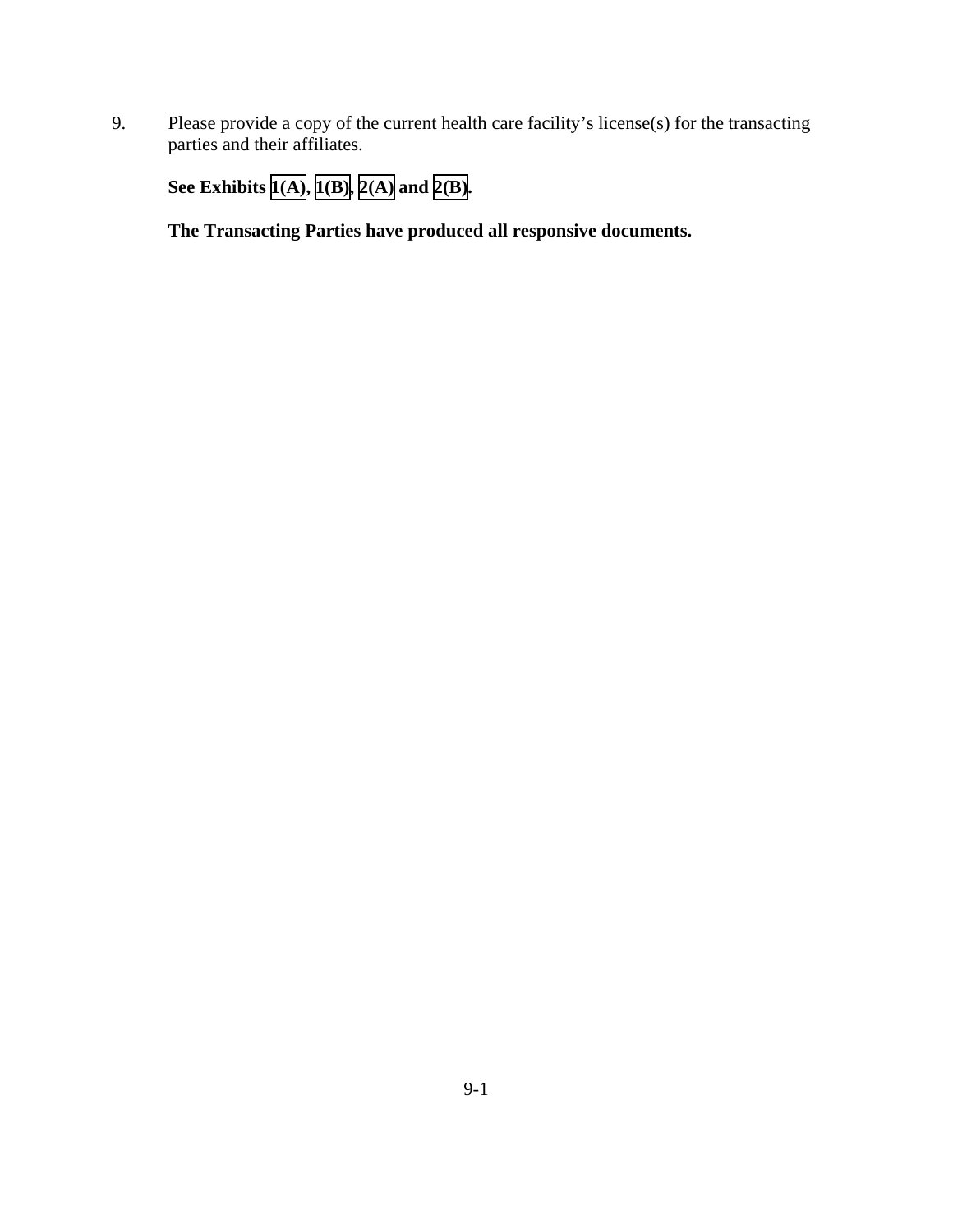9. Please provide a copy of the current health care facility's license(s) for the transacting parties and their affiliates.

   **See Exhibits 1(A), 1(B), 2(A) and 2(B).**

   **The Transacting Parties have produced all responsive documents.**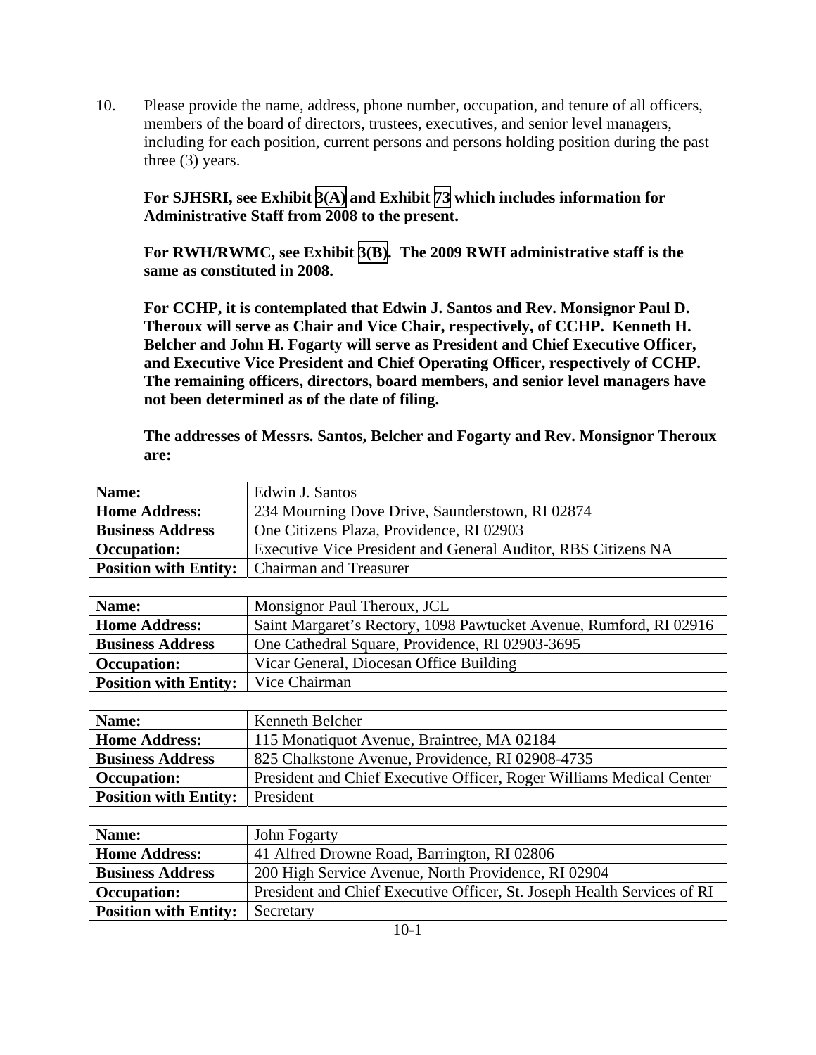10. Please provide the name, address, phone number, occupation, and tenure of all officers, members of the board of directors, trustees, executives, and senior level managers, including for each position, current persons and persons holding position during the past three (3) years.

**For SJHSRI, see Exhibit 3(A) and Exhibit 73 which includes information for Administrative Staff from 2008 to the present.**

**For RWH/RWMC, see Exhibit 3(B). The 2009 RWH administrative staff is the same as constituted in 2008.**

**For CCHP, it is contemplated that Edwin J. Santos and Rev. Monsignor Paul D. Theroux will serve as Chair and Vice Chair, respectively, of CCHP. Kenneth H. Belcher and John H. Fogarty will serve as President and Chief Executive Officer, and Executive Vice President and Chief Operating Officer, respectively of CCHP. The remaining officers, directors, board members, and senior level managers have not been determined as of the date of filing.**

**The addresses of Messrs. Santos, Belcher and Fogarty and Rev. Monsignor Theroux are:**

| **Name:** | Edwin J. Santos |
|---|---|
| **Home Address:** | 234 Mourning Dove Drive, Saunderstown, RI 02874 |
| **Business Address** | One Citizens Plaza, Providence, RI 02903 |
| **Occupation:** | Executive Vice President and General Auditor, RBS Citizens NA |
| **Position with Entity:** | Chairman and Treasurer |

| **Name:** | Monsignor Paul Theroux, JCL |
|---|---|
| **Home Address:** | Saint Margaret's Rectory, 1098 Pawtucket Avenue, Rumford, RI 02916 |
| **Business Address** | One Cathedral Square, Providence, RI 02903-3695 |
| **Occupation:** | Vicar General, Diocesan Office Building |
| **Position with Entity:** | Vice Chairman |

| **Name:** | Kenneth Belcher |
|---|---|
| **Home Address:** | 115 Monatiquot Avenue, Braintree, MA 02184 |
| **Business Address** | 825 Chalkstone Avenue, Providence, RI 02908-4735 |
| **Occupation:** | President and Chief Executive Officer, Roger Williams Medical Center |
| **Position with Entity:** | President |

| **Name:** | John Fogarty |
|---|---|
| **Home Address:** | 41 Alfred Drowne Road, Barrington, RI 02806 |
| **Business Address** | 200 High Service Avenue, North Providence, RI 02904 |
| **Occupation:** | President and Chief Executive Officer, St. Joseph Health Services of RI |
| **Position with Entity:** | Secretary |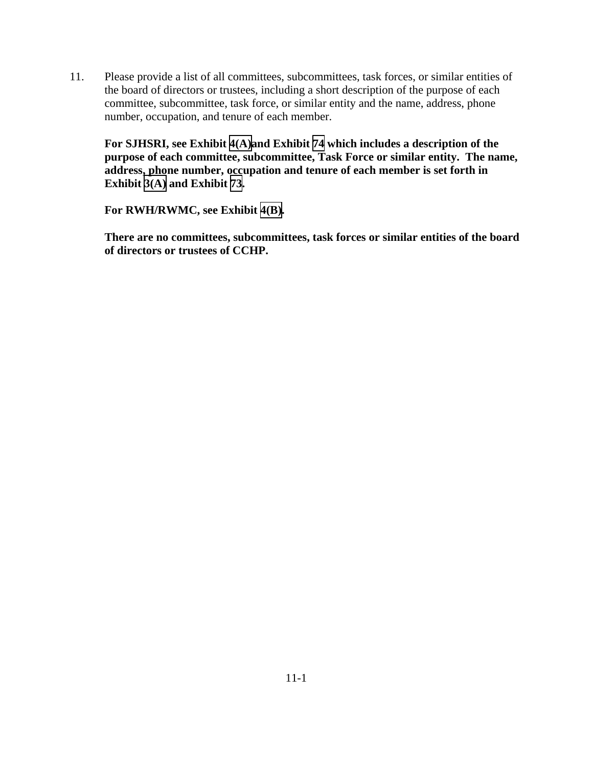11. Please provide a list of all committees, subcommittees, task forces, or similar entities of the board of directors or trustees, including a short description of the purpose of each committee, subcommittee, task force, or similar entity and the name, address, phone number, occupation, and tenure of each member.

    **For SJHSRI, see Exhibit 4(A) and Exhibit 74 which includes a description of the purpose of each committee, subcommittee, Task Force or similar entity. The name, address, phone number, occupation and tenure of each member is set forth in Exhibit 3(A) and Exhibit 73.**

    **For RWH/RWMC, see Exhibit 4(B).**

    **There are no committees, subcommittees, task forces or similar entities of the board of directors or trustees of CCHP.**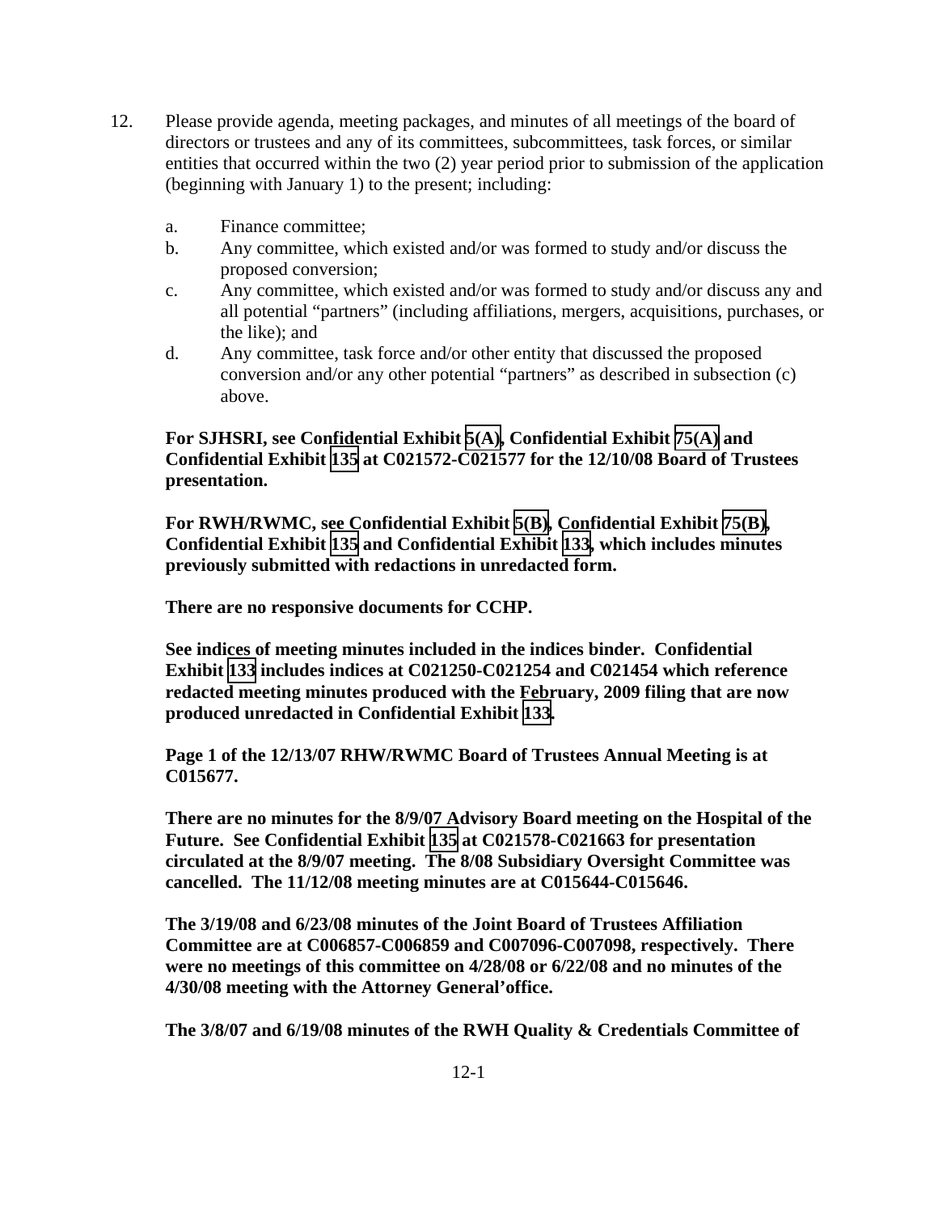12. Please provide agenda, meeting packages, and minutes of all meetings of the board of directors or trustees and any of its committees, subcommittees, task forces, or similar entities that occurred within the two (2) year period prior to submission of the application (beginning with January 1) to the present; including:

    a. Finance committee;
    b. Any committee, which existed and/or was formed to study and/or discuss the proposed conversion;
    c. Any committee, which existed and/or was formed to study and/or discuss any and all potential "partners" (including affiliations, mergers, acquisitions, purchases, or the like); and
    d. Any committee, task force and/or other entity that discussed the proposed conversion and/or any other potential "partners" as described in subsection (c) above.

**For SJHSRI, see Confidential Exhibit 5(A), Confidential Exhibit 75(A) and Confidential Exhibit 135 at C021572-C021577 for the 12/10/08 Board of Trustees presentation.**

**For RWH/RWMC, see Confidential Exhibit 5(B), Confidential Exhibit 75(B), Confidential Exhibit 135 and Confidential Exhibit 133, which includes minutes previously submitted with redactions in unredacted form.**

**There are no responsive documents for CCHP.**

**See indices of meeting minutes included in the indices binder. Confidential Exhibit 133 includes indices at C021250-C021254 and C021454 which reference redacted meeting minutes produced with the February, 2009 filing that are now produced unredacted in Confidential Exhibit 133.**

**Page 1 of the 12/13/07 RHW/RWMC Board of Trustees Annual Meeting is at C015677.**

**There are no minutes for the 8/9/07 Advisory Board meeting on the Hospital of the Future. See Confidential Exhibit 135 at C021578-C021663 for presentation circulated at the 8/9/07 meeting. The 8/08 Subsidiary Oversight Committee was cancelled. The 11/12/08 meeting minutes are at C015644-C015646.**

**The 3/19/08 and 6/23/08 minutes of the Joint Board of Trustees Affiliation Committee are at C006857-C006859 and C007096-C007098, respectively. There were no meetings of this committee on 4/28/08 or 6/22/08 and no minutes of the 4/30/08 meeting with the Attorney General'office.**

**The 3/8/07 and 6/19/08 minutes of the RWH Quality & Credentials Committee of**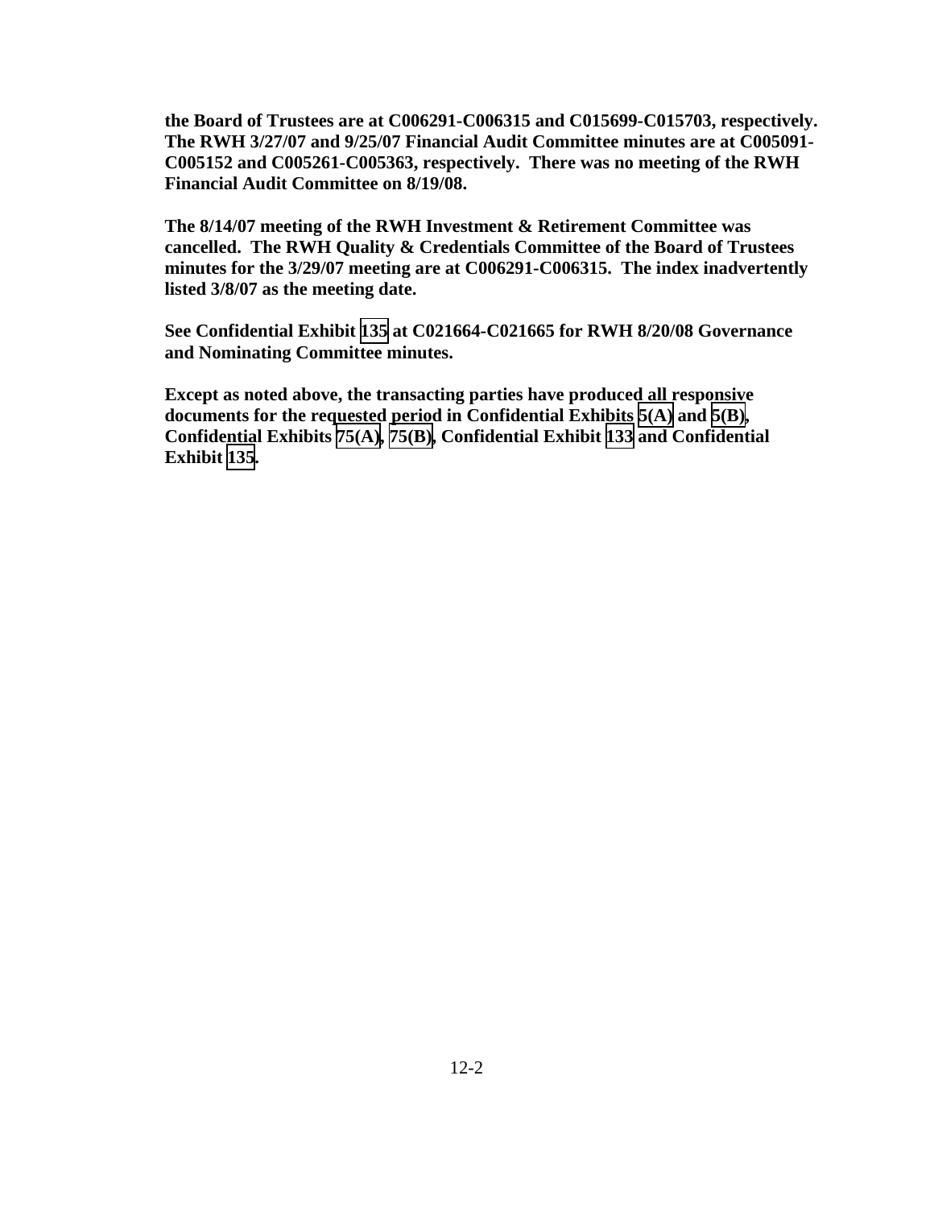**the Board of Trustees are at C006291-C006315 and C015699-C015703, respectively. The RWH 3/27/07 and 9/25/07 Financial Audit Committee minutes are at C005091-C005152 and C005261-C005363, respectively. There was no meeting of the RWH Financial Audit Committee on 8/19/08.**

**The 8/14/07 meeting of the RWH Investment & Retirement Committee was cancelled. The RWH Quality & Credentials Committee of the Board of Trustees minutes for the 3/29/07 meeting are at C006291-C006315. The index inadvertently listed 3/8/07 as the meeting date.**

**See Confidential Exhibit 135 at C021664-C021665 for RWH 8/20/08 Governance and Nominating Committee minutes.**

**Except as noted above, the transacting parties have produced all responsive documents for the requested period in Confidential Exhibits 5(A) and 5(B), Confidential Exhibits 75(A), 75(B), Confidential Exhibit 133 and Confidential Exhibit 135.**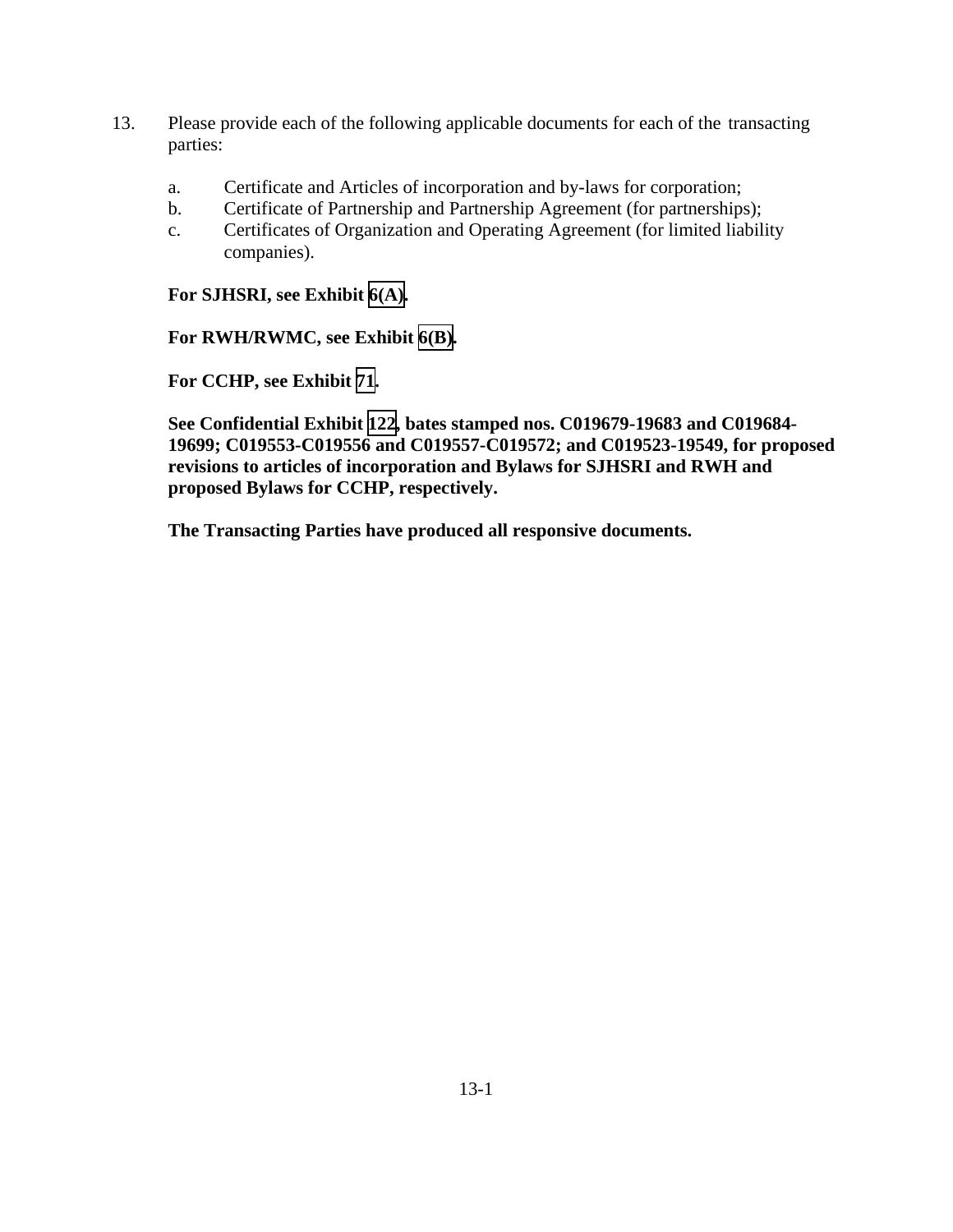13. Please provide each of the following applicable documents for each of the transacting parties:

    a. Certificate and Articles of incorporation and by-laws for corporation;
    b. Certificate of Partnership and Partnership Agreement (for partnerships);
    c. Certificates of Organization and Operating Agreement (for limited liability companies).

**For SJHSRI, see Exhibit 6(A).**

**For RWH/RWMC, see Exhibit 6(B).**

**For CCHP, see Exhibit 71.**

**See Confidential Exhibit 122, bates stamped nos. C019679-19683 and C019684-19699; C019553-C019556 and C019557-C019572; and C019523-19549, for proposed revisions to articles of incorporation and Bylaws for SJHSRI and RWH and proposed Bylaws for CCHP, respectively.**

**The Transacting Parties have produced all responsive documents.**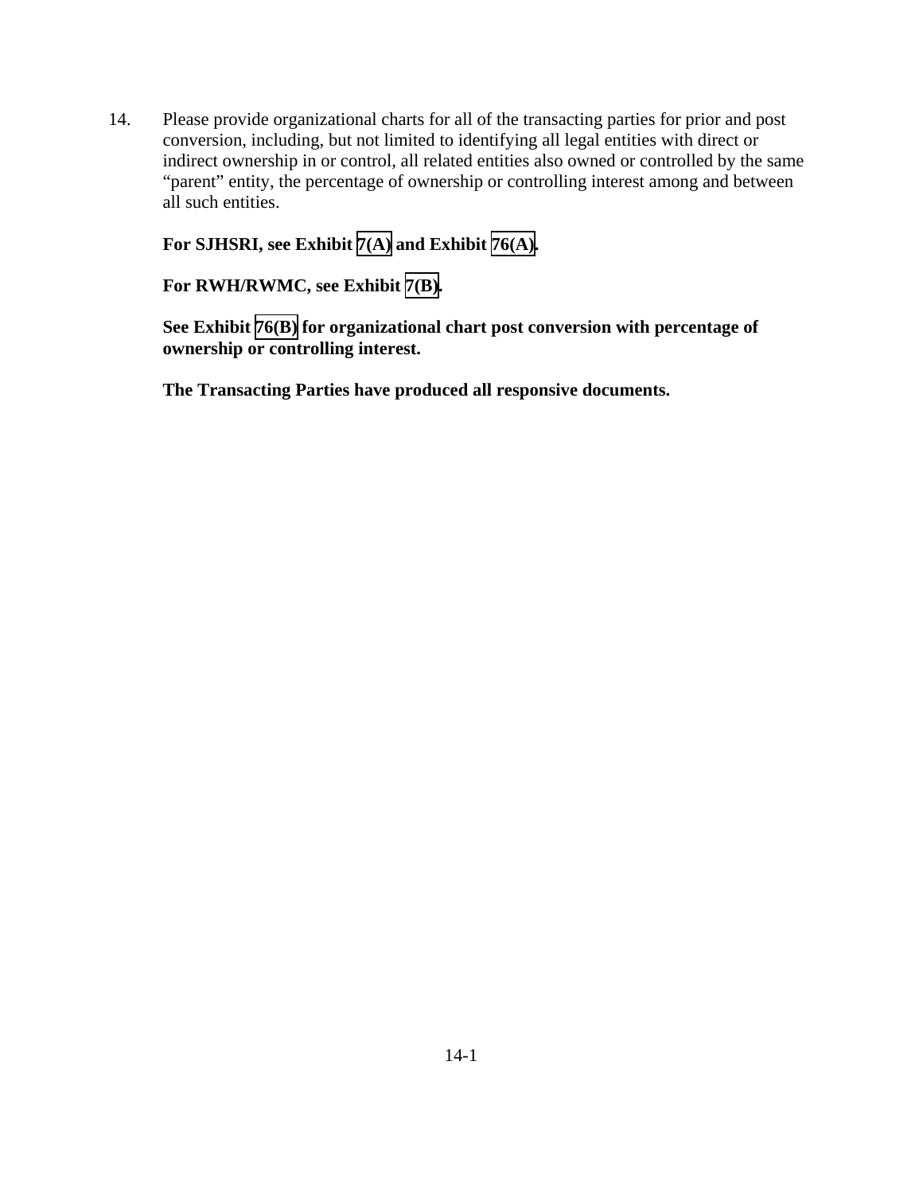14. Please provide organizational charts for all of the transacting parties for prior and post conversion, including, but not limited to identifying all legal entities with direct or indirect ownership in or control, all related entities also owned or controlled by the same "parent" entity, the percentage of ownership or controlling interest among and between all such entities.

    **For SJHSRI, see Exhibit 7(A) and Exhibit 76(A).**

    **For RWH/RWMC, see Exhibit 7(B).**

    **See Exhibit 76(B) for organizational chart post conversion with percentage of ownership or controlling interest.**

    **The Transacting Parties have produced all responsive documents.**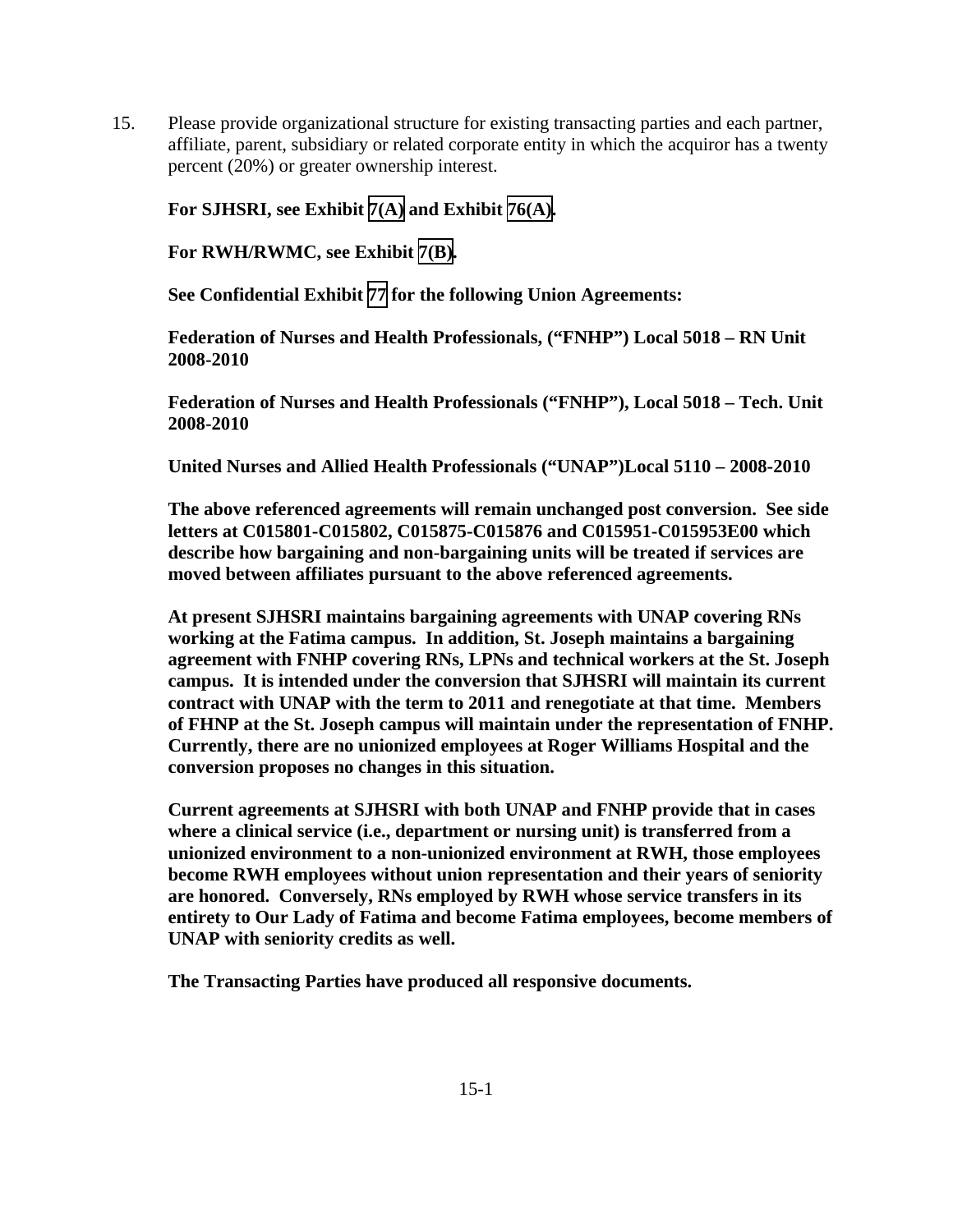15. Please provide organizational structure for existing transacting parties and each partner, affiliate, parent, subsidiary or related corporate entity in which the acquiror has a twenty percent (20%) or greater ownership interest.

**For SJHSRI, see Exhibit 7(A) and Exhibit 76(A).**

**For RWH/RWMC, see Exhibit 7(B).**

**See Confidential Exhibit 77 for the following Union Agreements:**

**Federation of Nurses and Health Professionals, ("FNHP") Local 5018 – RN Unit 2008-2010**

**Federation of Nurses and Health Professionals ("FNHP"), Local 5018 – Tech. Unit 2008-2010**

**United Nurses and Allied Health Professionals ("UNAP")Local 5110 – 2008-2010**

**The above referenced agreements will remain unchanged post conversion. See side letters at C015801-C015802, C015875-C015876 and C015951-C015953E00 which describe how bargaining and non-bargaining units will be treated if services are moved between affiliates pursuant to the above referenced agreements.**

**At present SJHSRI maintains bargaining agreements with UNAP covering RNs working at the Fatima campus. In addition, St. Joseph maintains a bargaining agreement with FNHP covering RNs, LPNs and technical workers at the St. Joseph campus. It is intended under the conversion that SJHSRI will maintain its current contract with UNAP with the term to 2011 and renegotiate at that time. Members of FHNP at the St. Joseph campus will maintain under the representation of FNHP. Currently, there are no unionized employees at Roger Williams Hospital and the conversion proposes no changes in this situation.**

**Current agreements at SJHSRI with both UNAP and FNHP provide that in cases where a clinical service (i.e., department or nursing unit) is transferred from a unionized environment to a non-unionized environment at RWH, those employees become RWH employees without union representation and their years of seniority are honored. Conversely, RNs employed by RWH whose service transfers in its entirety to Our Lady of Fatima and become Fatima employees, become members of UNAP with seniority credits as well.**

**The Transacting Parties have produced all responsive documents.**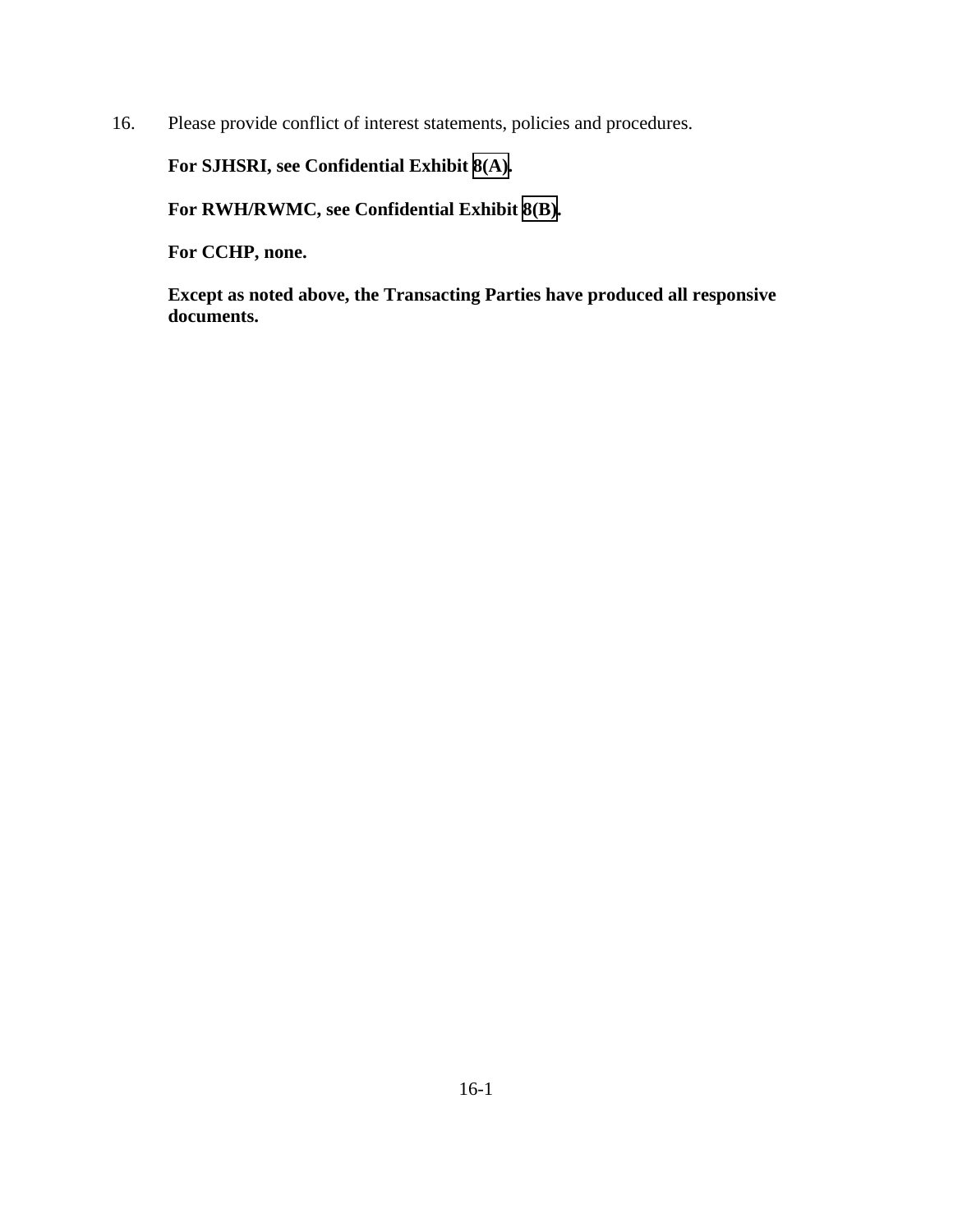16. Please provide conflict of interest statements, policies and procedures.

**For SJHSRI, see Confidential Exhibit 8(A).**

**For RWH/RWMC, see Confidential Exhibit 8(B).**

**For CCHP, none.**

**Except as noted above, the Transacting Parties have produced all responsive documents.**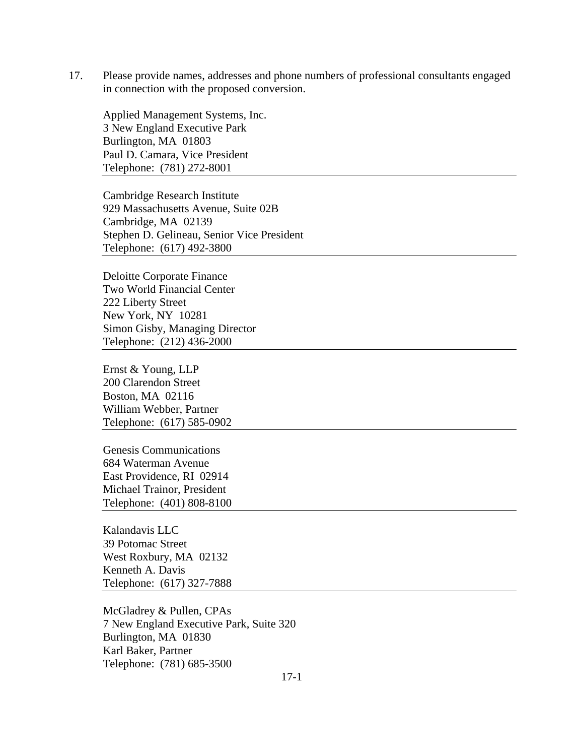17. Please provide names, addresses and phone numbers of professional consultants engaged in connection with the proposed conversion.

Applied Management Systems, Inc.
3 New England Executive Park
Burlington, MA 01803
Paul D. Camara, Vice President
Telephone: (781) 272-8001

---

Cambridge Research Institute
929 Massachusetts Avenue, Suite 02B
Cambridge, MA 02139
Stephen D. Gelineau, Senior Vice President
Telephone: (617) 492-3800

---

Deloitte Corporate Finance
Two World Financial Center
222 Liberty Street
New York, NY 10281
Simon Gisby, Managing Director
Telephone: (212) 436-2000

---

Ernst & Young, LLP
200 Clarendon Street
Boston, MA 02116
William Webber, Partner
Telephone: (617) 585-0902

---

Genesis Communications
684 Waterman Avenue
East Providence, RI 02914
Michael Trainor, President
Telephone: (401) 808-8100

---

Kalandavis LLC
39 Potomac Street
West Roxbury, MA 02132
Kenneth A. Davis
Telephone: (617) 327-7888

---

McGladrey & Pullen, CPAs
7 New England Executive Park, Suite 320
Burlington, MA 01830
Karl Baker, Partner
Telephone: (781) 685-3500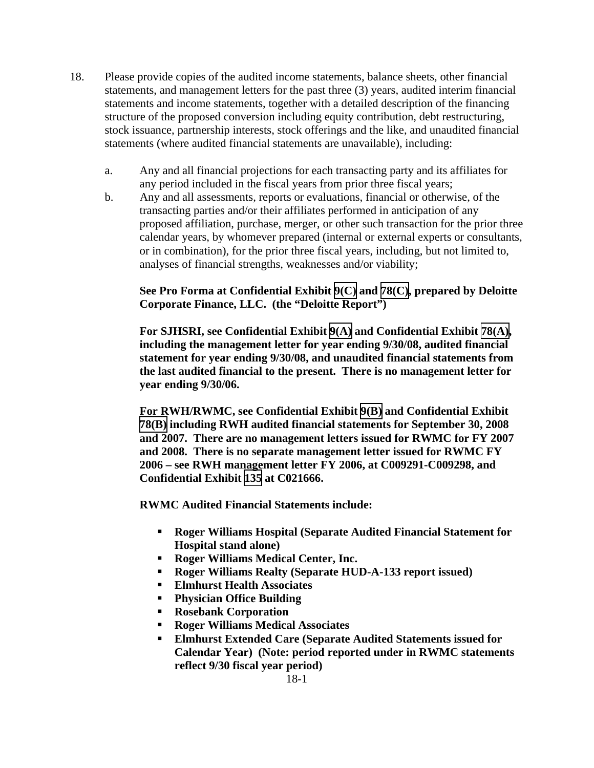18. Please provide copies of the audited income statements, balance sheets, other financial statements, and management letters for the past three (3) years, audited interim financial statements and income statements, together with a detailed description of the financing structure of the proposed conversion including equity contribution, debt restructuring, stock issuance, partnership interests, stock offerings and the like, and unaudited financial statements (where audited financial statements are unavailable), including:

    a. Any and all financial projections for each transacting party and its affiliates for any period included in the fiscal years from prior three fiscal years;

    b. Any and all assessments, reports or evaluations, financial or otherwise, of the transacting parties and/or their affiliates performed in anticipation of any proposed affiliation, purchase, merger, or other such transaction for the prior three calendar years, by whomever prepared (internal or external experts or consultants, or in combination), for the prior three fiscal years, including, but not limited to, analyses of financial strengths, weaknesses and/or viability;

    **See Pro Forma at Confidential Exhibit 9(C) and 78(C), prepared by Deloitte Corporate Finance, LLC. (the "Deloitte Report")**

    **For SJHSRI, see Confidential Exhibit 9(A) and Confidential Exhibit 78(A), including the management letter for year ending 9/30/08, audited financial statement for year ending 9/30/08, and unaudited financial statements from the last audited financial to the present. There is no management letter for year ending 9/30/06.**

    **For RWH/RWMC, see Confidential Exhibit 9(B) and Confidential Exhibit 78(B) including RWH audited financial statements for September 30, 2008 and 2007. There are no management letters issued for RWMC for FY 2007 and 2008. There is no separate management letter issued for RWMC FY 2006 – see RWH management letter FY 2006, at C009291-C009298, and Confidential Exhibit 135 at C021666.**

    **RWMC Audited Financial Statements include:**

    - **Roger Williams Hospital (Separate Audited Financial Statement for Hospital stand alone)**
    - **Roger Williams Medical Center, Inc.**
    - **Roger Williams Realty (Separate HUD-A-133 report issued)**
    - **Elmhurst Health Associates**
    - **Physician Office Building**
    - **Rosebank Corporation**
    - **Roger Williams Medical Associates**
    - **Elmhurst Extended Care (Separate Audited Statements issued for Calendar Year) (Note: period reported under in RWMC statements reflect 9/30 fiscal year period)**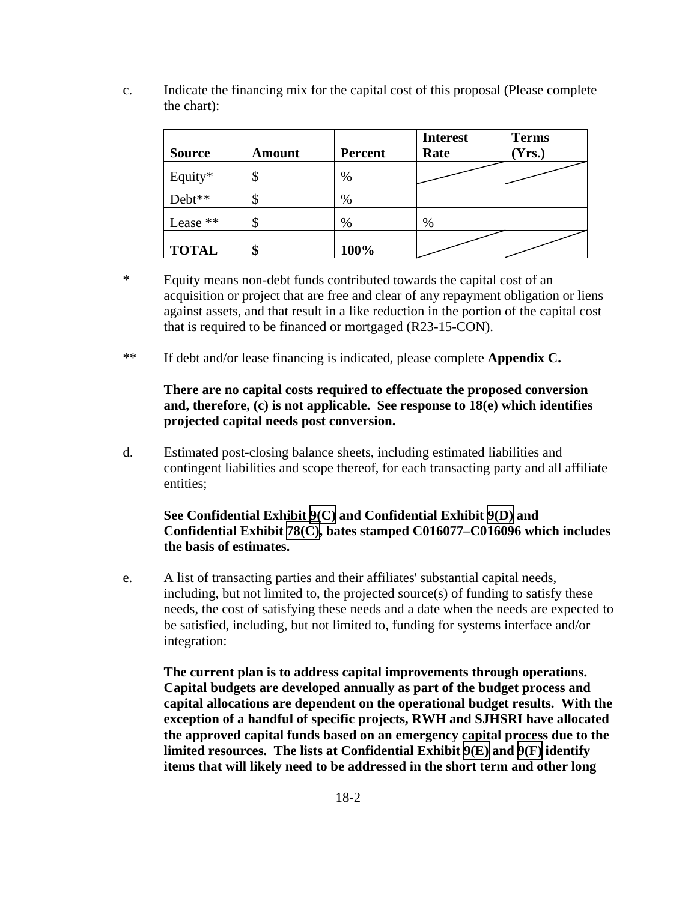c. Indicate the financing mix for the capital cost of this proposal (Please complete the chart):

| **Source** | **Amount** | **Percent** | **Interest Rate** | **Terms (Yrs.)** |
|---|---|---|---|---|
| Equity* | $ | % | | |
| Debt** | $ | % | | |
| Lease ** | $ | % | % | |
| **TOTAL** | **$** | **100%** | | |

\* Equity means non-debt funds contributed towards the capital cost of an acquisition or project that are free and clear of any repayment obligation or liens against assets, and that result in a like reduction in the portion of the capital cost that is required to be financed or mortgaged (R23-15-CON).

** If debt and/or lease financing is indicated, please complete **Appendix C.**

**There are no capital costs required to effectuate the proposed conversion and, therefore, (c) is not applicable. See response to 18(e) which identifies projected capital needs post conversion.**

d. Estimated post-closing balance sheets, including estimated liabilities and contingent liabilities and scope thereof, for each transacting party and all affiliate entities;

**See Confidential Exhibit 9(C) and Confidential Exhibit 9(D) and Confidential Exhibit 78(C), bates stamped C016077–C016096 which includes the basis of estimates.**

e. A list of transacting parties and their affiliates' substantial capital needs, including, but not limited to, the projected source(s) of funding to satisfy these needs, the cost of satisfying these needs and a date when the needs are expected to be satisfied, including, but not limited to, funding for systems interface and/or integration:

**The current plan is to address capital improvements through operations. Capital budgets are developed annually as part of the budget process and capital allocations are dependent on the operational budget results. With the exception of a handful of specific projects, RWH and SJHSRI have allocated the approved capital funds based on an emergency capital process due to the limited resources. The lists at Confidential Exhibit 9(E) and 9(F) identify items that will likely need to be addressed in the short term and other long**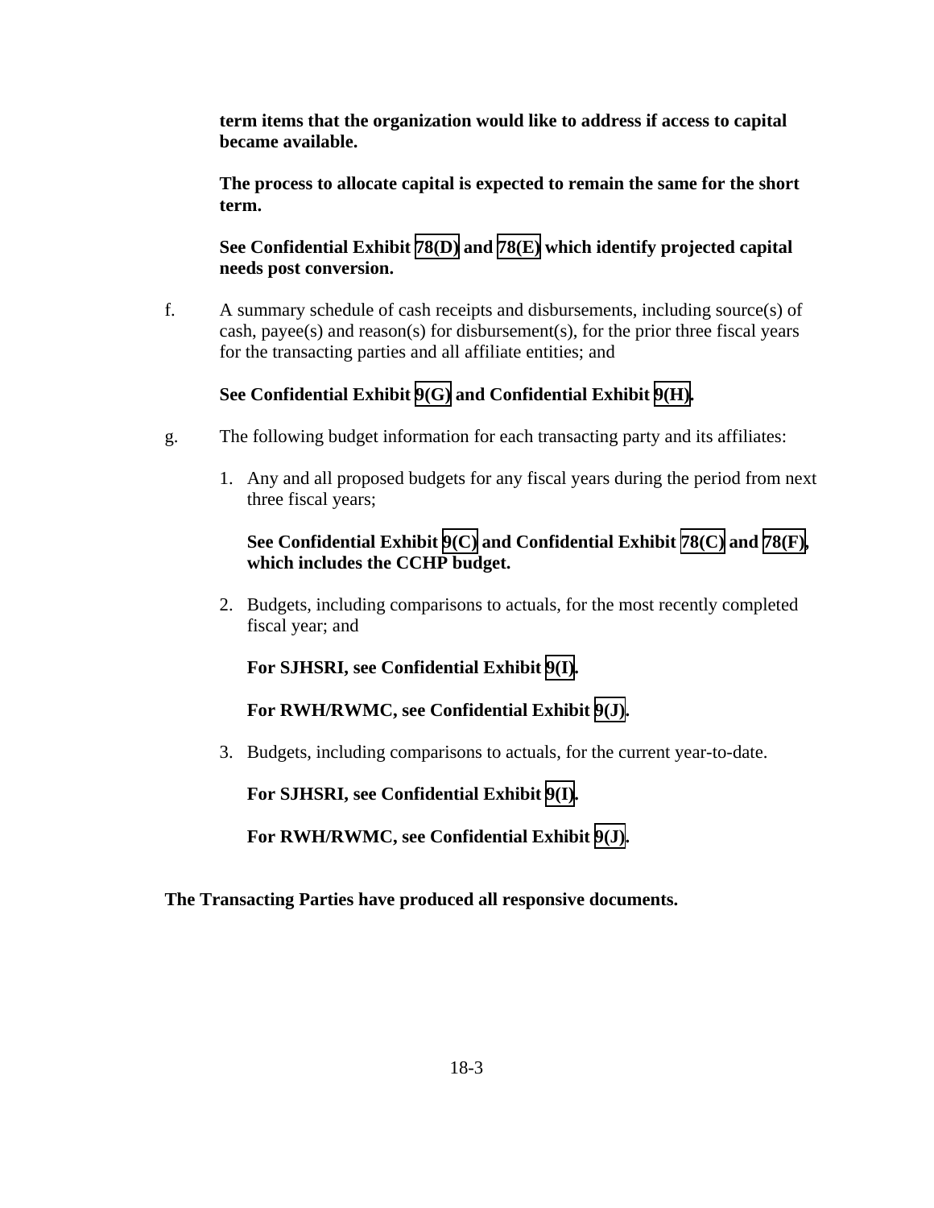**term items that the organization would like to address if access to capital became available.**

**The process to allocate capital is expected to remain the same for the short term.**

**See Confidential Exhibit 78(D) and 78(E) which identify projected capital needs post conversion.**

f. A summary schedule of cash receipts and disbursements, including source(s) of cash, payee(s) and reason(s) for disbursement(s), for the prior three fiscal years for the transacting parties and all affiliate entities; and

**See Confidential Exhibit 9(G) and Confidential Exhibit 9(H).**

g. The following budget information for each transacting party and its affiliates:

1. Any and all proposed budgets for any fiscal years during the period from next three fiscal years;

   **See Confidential Exhibit 9(C) and Confidential Exhibit 78(C) and 78(F), which includes the CCHP budget.**

2. Budgets, including comparisons to actuals, for the most recently completed fiscal year; and

   **For SJHSRI, see Confidential Exhibit 9(I).**

   **For RWH/RWMC, see Confidential Exhibit 9(J).**

3. Budgets, including comparisons to actuals, for the current year-to-date.

   **For SJHSRI, see Confidential Exhibit 9(I).**

   **For RWH/RWMC, see Confidential Exhibit 9(J).**

**The Transacting Parties have produced all responsive documents.**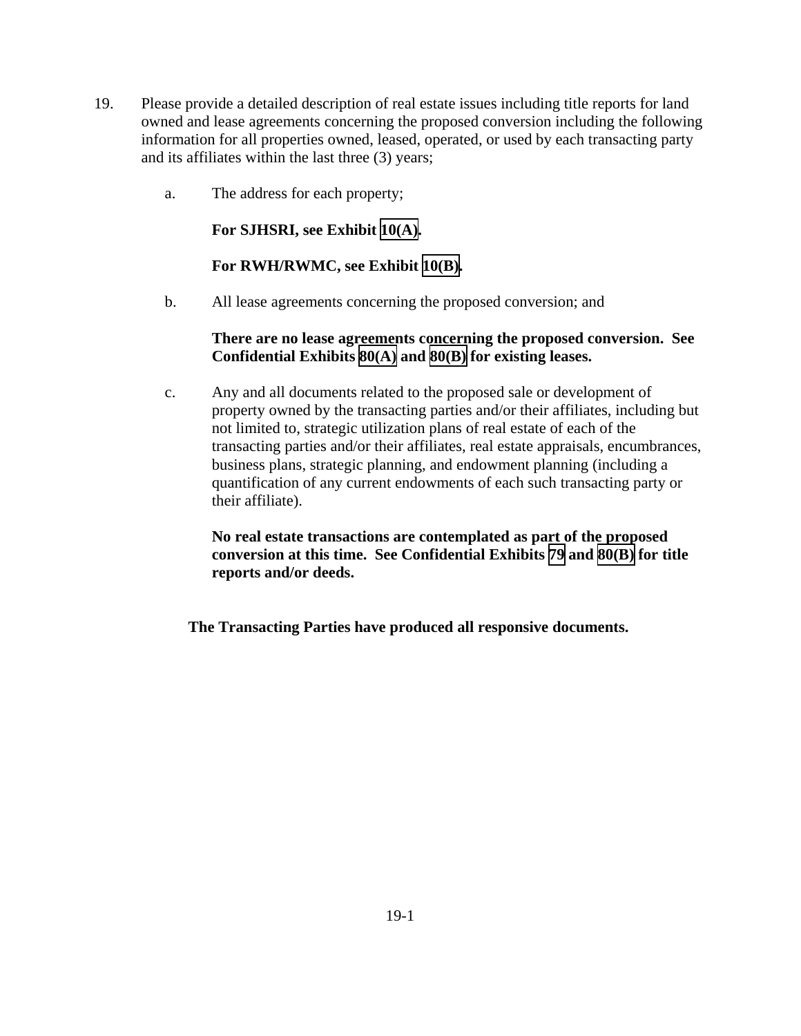19. Please provide a detailed description of real estate issues including title reports for land owned and lease agreements concerning the proposed conversion including the following information for all properties owned, leased, operated, or used by each transacting party and its affiliates within the last three (3) years;

    a. The address for each property;

       **For SJHSRI, see Exhibit 10(A).**

       **For RWH/RWMC, see Exhibit 10(B).**

    b. All lease agreements concerning the proposed conversion; and

       **There are no lease agreements concerning the proposed conversion. See Confidential Exhibits 80(A) and 80(B) for existing leases.**

    c. Any and all documents related to the proposed sale or development of property owned by the transacting parties and/or their affiliates, including but not limited to, strategic utilization plans of real estate of each of the transacting parties and/or their affiliates, real estate appraisals, encumbrances, business plans, strategic planning, and endowment planning (including a quantification of any current endowments of each such transacting party or their affiliate).

       **No real estate transactions are contemplated as part of the proposed conversion at this time. See Confidential Exhibits 79 and 80(B) for title reports and/or deeds.**

**The Transacting Parties have produced all responsive documents.**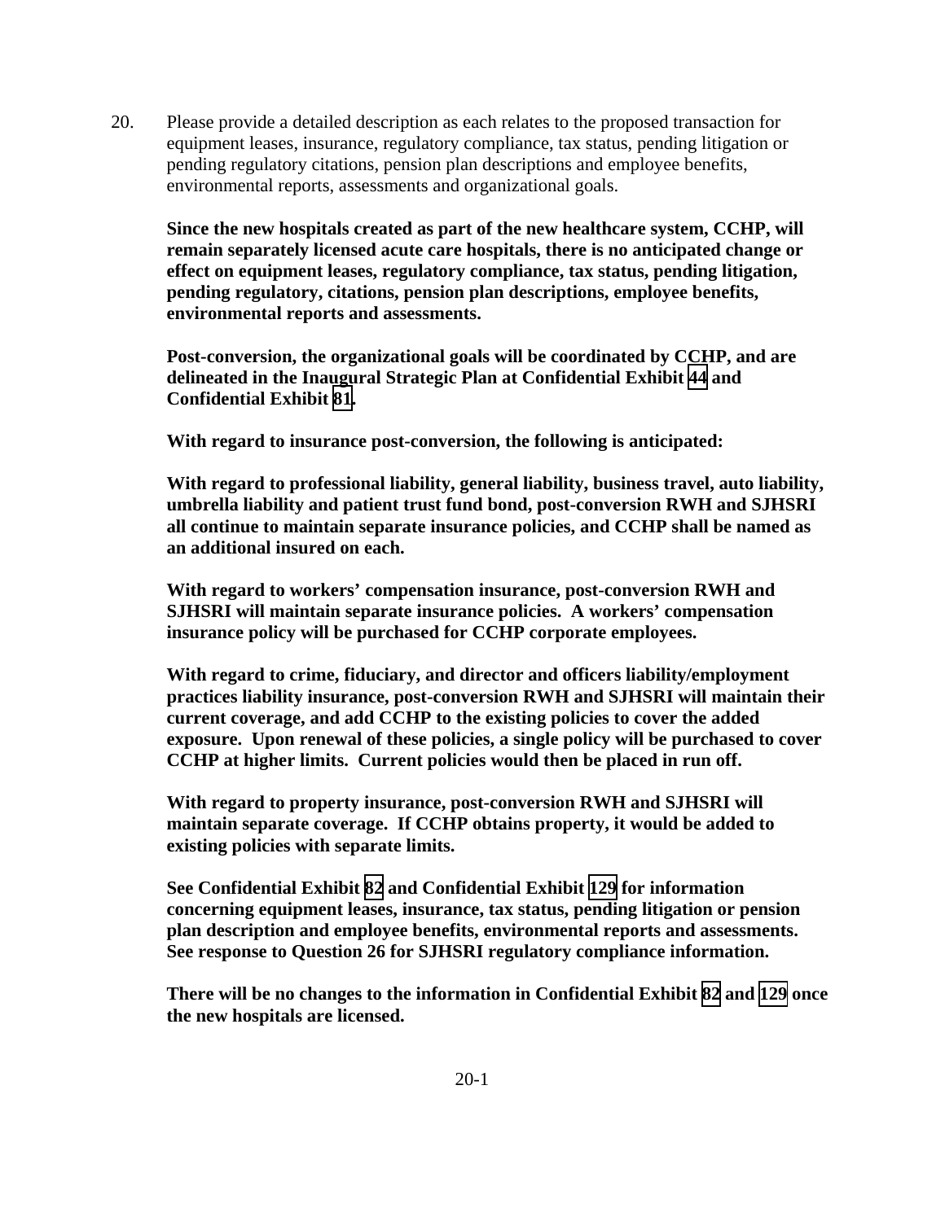20. Please provide a detailed description as each relates to the proposed transaction for equipment leases, insurance, regulatory compliance, tax status, pending litigation or pending regulatory citations, pension plan descriptions and employee benefits, environmental reports, assessments and organizational goals.

**Since the new hospitals created as part of the new healthcare system, CCHP, will remain separately licensed acute care hospitals, there is no anticipated change or effect on equipment leases, regulatory compliance, tax status, pending litigation, pending regulatory, citations, pension plan descriptions, employee benefits, environmental reports and assessments.**

**Post-conversion, the organizational goals will be coordinated by CCHP, and are delineated in the Inaugural Strategic Plan at Confidential Exhibit 44 and Confidential Exhibit 81.**

**With regard to insurance post-conversion, the following is anticipated:**

**With regard to professional liability, general liability, business travel, auto liability, umbrella liability and patient trust fund bond, post-conversion RWH and SJHSRI all continue to maintain separate insurance policies, and CCHP shall be named as an additional insured on each.**

**With regard to workers' compensation insurance, post-conversion RWH and SJHSRI will maintain separate insurance policies. A workers' compensation insurance policy will be purchased for CCHP corporate employees.**

**With regard to crime, fiduciary, and director and officers liability/employment practices liability insurance, post-conversion RWH and SJHSRI will maintain their current coverage, and add CCHP to the existing policies to cover the added exposure. Upon renewal of these policies, a single policy will be purchased to cover CCHP at higher limits. Current policies would then be placed in run off.**

**With regard to property insurance, post-conversion RWH and SJHSRI will maintain separate coverage. If CCHP obtains property, it would be added to existing policies with separate limits.**

**See Confidential Exhibit 82 and Confidential Exhibit 129 for information concerning equipment leases, insurance, tax status, pending litigation or pension plan description and employee benefits, environmental reports and assessments. See response to Question 26 for SJHSRI regulatory compliance information.**

**There will be no changes to the information in Confidential Exhibit 82 and 129 once the new hospitals are licensed.**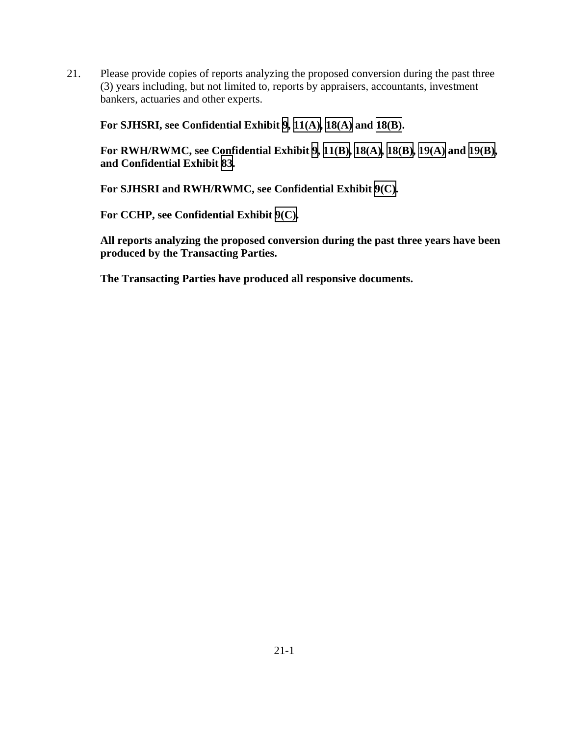21. Please provide copies of reports analyzing the proposed conversion during the past three (3) years including, but not limited to, reports by appraisers, accountants, investment bankers, actuaries and other experts.

    **For SJHSRI, see Confidential Exhibit 9, 11(A), 18(A) and 18(B).**

    **For RWH/RWMC, see Confidential Exhibit 9, 11(B), 18(A), 18(B), 19(A) and 19(B), and Confidential Exhibit 83.**

    **For SJHSRI and RWH/RWMC, see Confidential Exhibit 9(C).**

    **For CCHP, see Confidential Exhibit 9(C).**

    **All reports analyzing the proposed conversion during the past three years have been produced by the Transacting Parties.**

    **The Transacting Parties have produced all responsive documents.**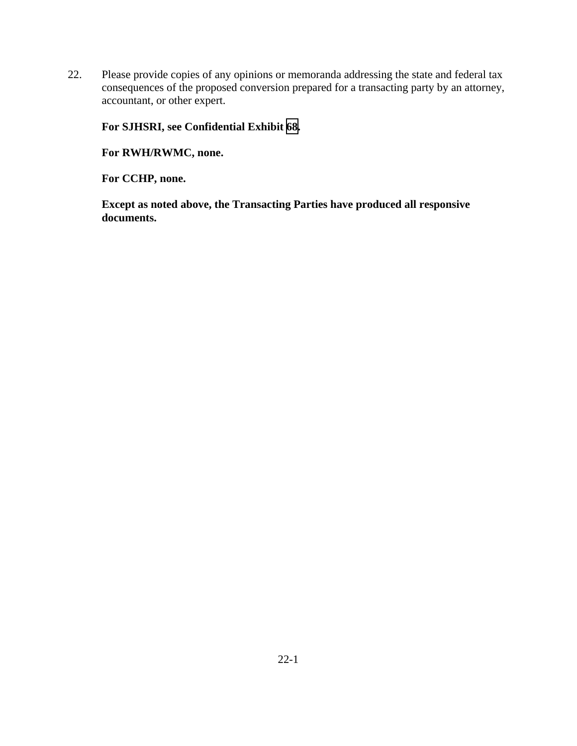22. Please provide copies of any opinions or memoranda addressing the state and federal tax consequences of the proposed conversion prepared for a transacting party by an attorney, accountant, or other expert.

    **For SJHSRI, see Confidential Exhibit 68.**

    **For RWH/RWMC, none.**

    **For CCHP, none.**

    **Except as noted above, the Transacting Parties have produced all responsive documents.**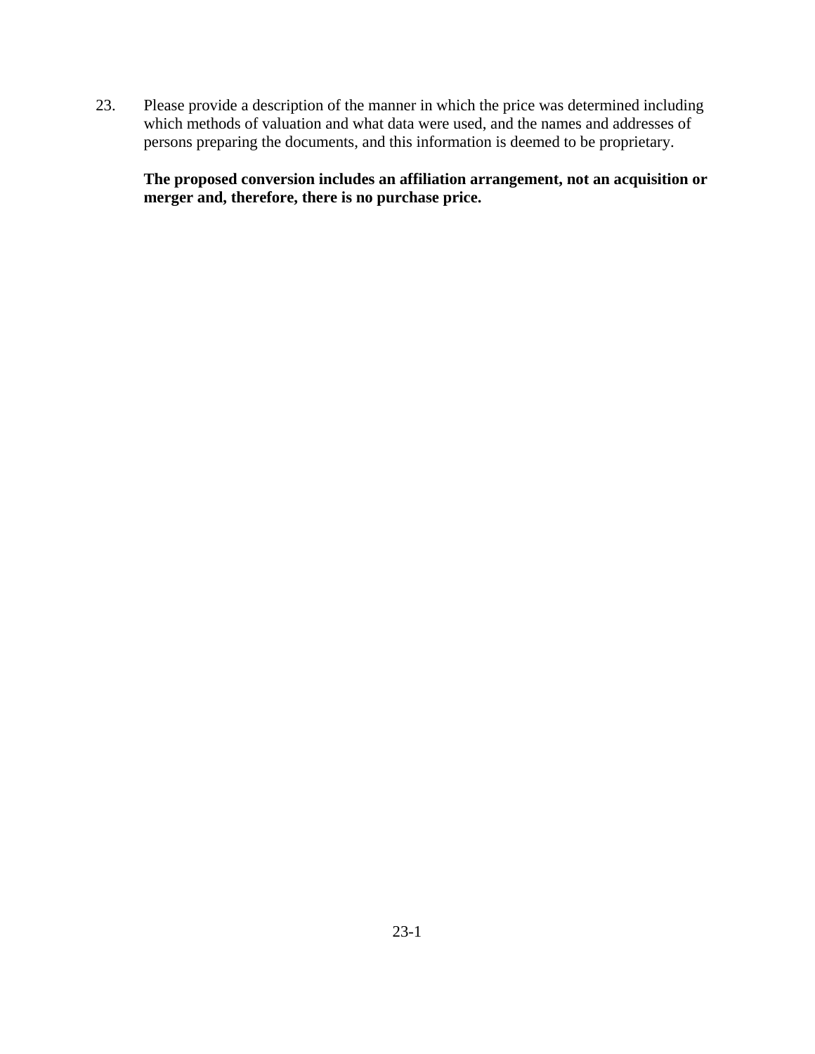23. Please provide a description of the manner in which the price was determined including which methods of valuation and what data were used, and the names and addresses of persons preparing the documents, and this information is deemed to be proprietary.

    **The proposed conversion includes an affiliation arrangement, not an acquisition or merger and, therefore, there is no purchase price.**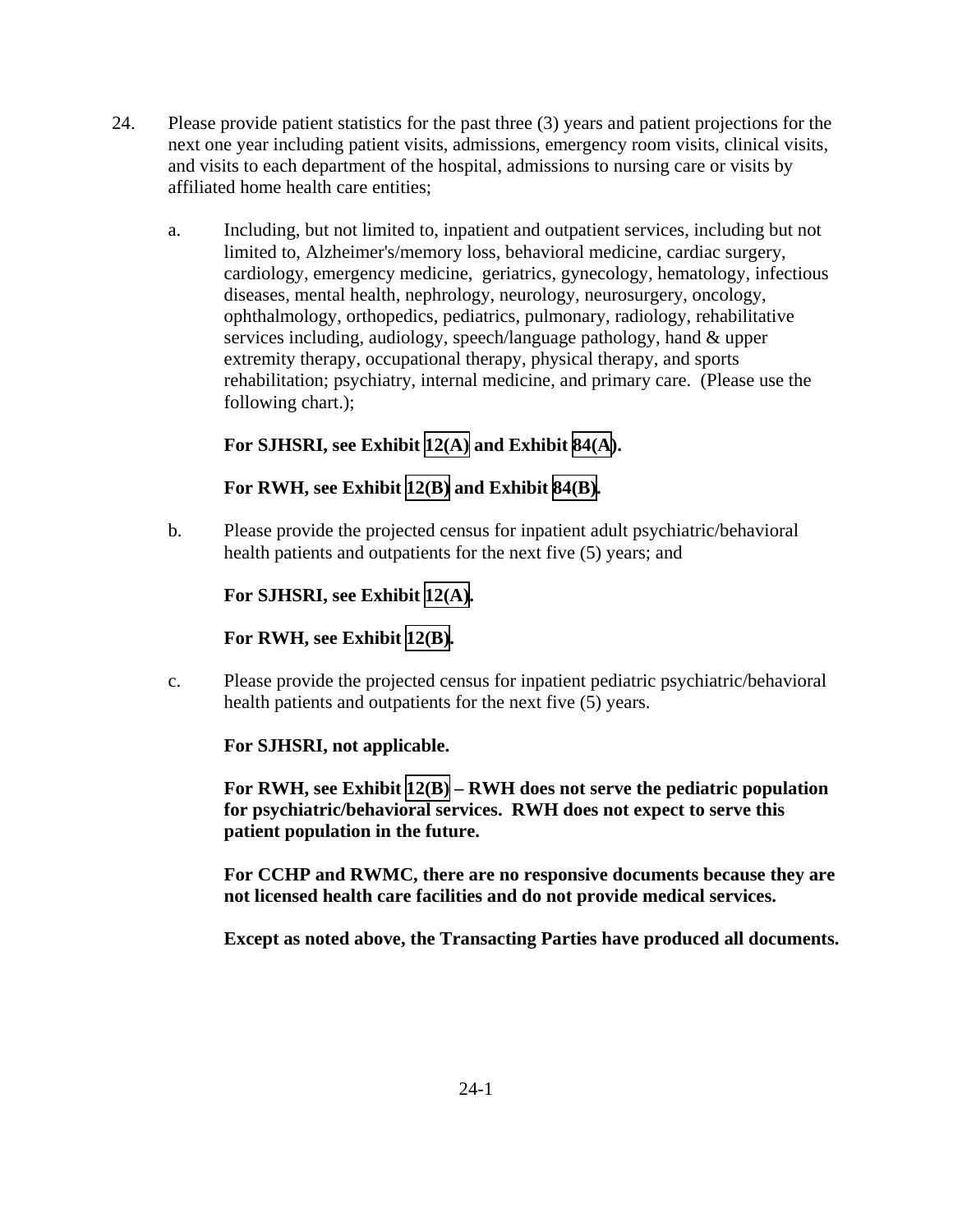24. Please provide patient statistics for the past three (3) years and patient projections for the next one year including patient visits, admissions, emergency room visits, clinical visits, and visits to each department of the hospital, admissions to nursing care or visits by affiliated home health care entities;

    a. Including, but not limited to, inpatient and outpatient services, including but not limited to, Alzheimer's/memory loss, behavioral medicine, cardiac surgery, cardiology, emergency medicine, geriatrics, gynecology, hematology, infectious diseases, mental health, nephrology, neurology, neurosurgery, oncology, ophthalmology, orthopedics, pediatrics, pulmonary, radiology, rehabilitative services including, audiology, speech/language pathology, hand & upper extremity therapy, occupational therapy, physical therapy, and sports rehabilitation; psychiatry, internal medicine, and primary care. (Please use the following chart.);

       **For SJHSRI, see Exhibit 12(A) and Exhibit 84(A).**

       **For RWH, see Exhibit 12(B) and Exhibit 84(B).**

    b. Please provide the projected census for inpatient adult psychiatric/behavioral health patients and outpatients for the next five (5) years; and

       **For SJHSRI, see Exhibit 12(A).**

       **For RWH, see Exhibit 12(B).**

    c. Please provide the projected census for inpatient pediatric psychiatric/behavioral health patients and outpatients for the next five (5) years.

       **For SJHSRI, not applicable.**

       **For RWH, see Exhibit 12(B) – RWH does not serve the pediatric population for psychiatric/behavioral services. RWH does not expect to serve this patient population in the future.**

       **For CCHP and RWMC, there are no responsive documents because they are not licensed health care facilities and do not provide medical services.**

       **Except as noted above, the Transacting Parties have produced all documents.**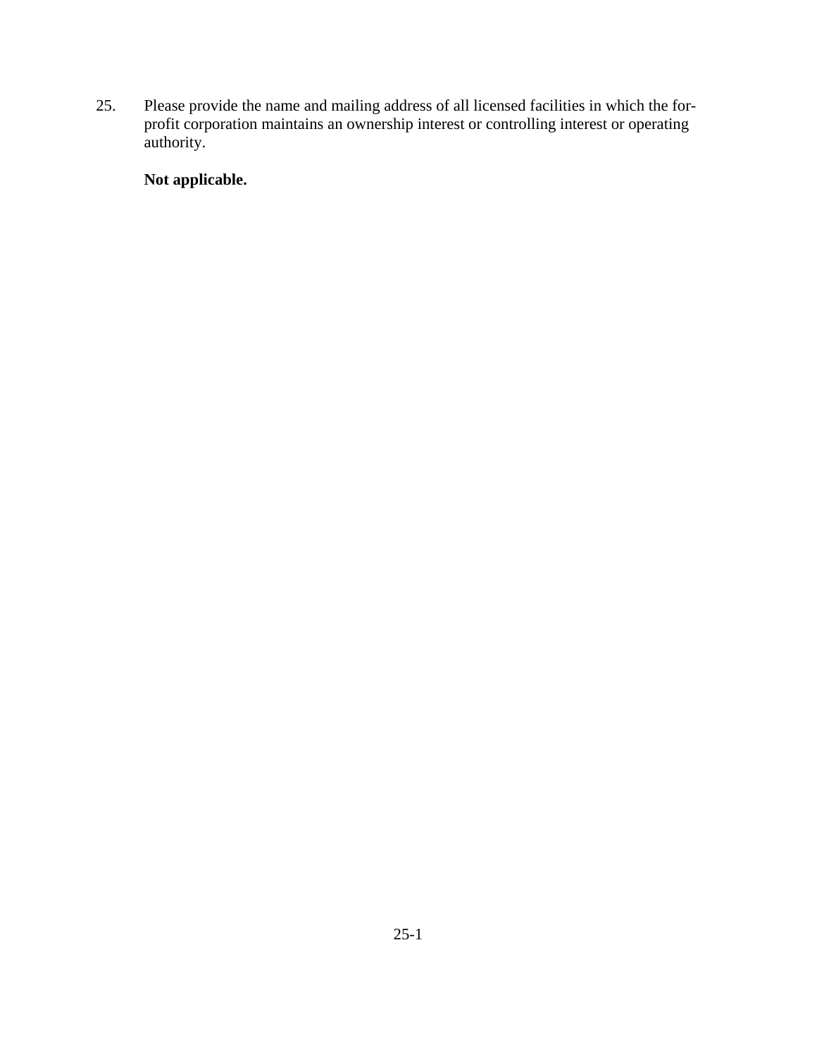25. Please provide the name and mailing address of all licensed facilities in which the for-profit corporation maintains an ownership interest or controlling interest or operating authority.

    **Not applicable.**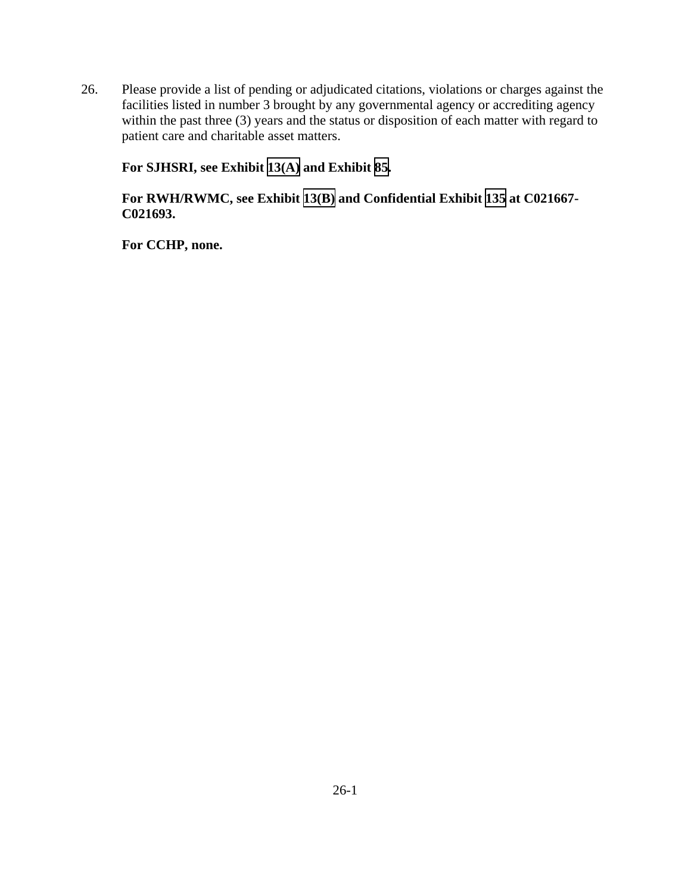26. Please provide a list of pending or adjudicated citations, violations or charges against the facilities listed in number 3 brought by any governmental agency or accrediting agency within the past three (3) years and the status or disposition of each matter with regard to patient care and charitable asset matters.

    **For SJHSRI, see Exhibit 13(A) and Exhibit 85.**

    **For RWH/RWMC, see Exhibit 13(B) and Confidential Exhibit 135 at C021667-C021693.**

    **For CCHP, none.**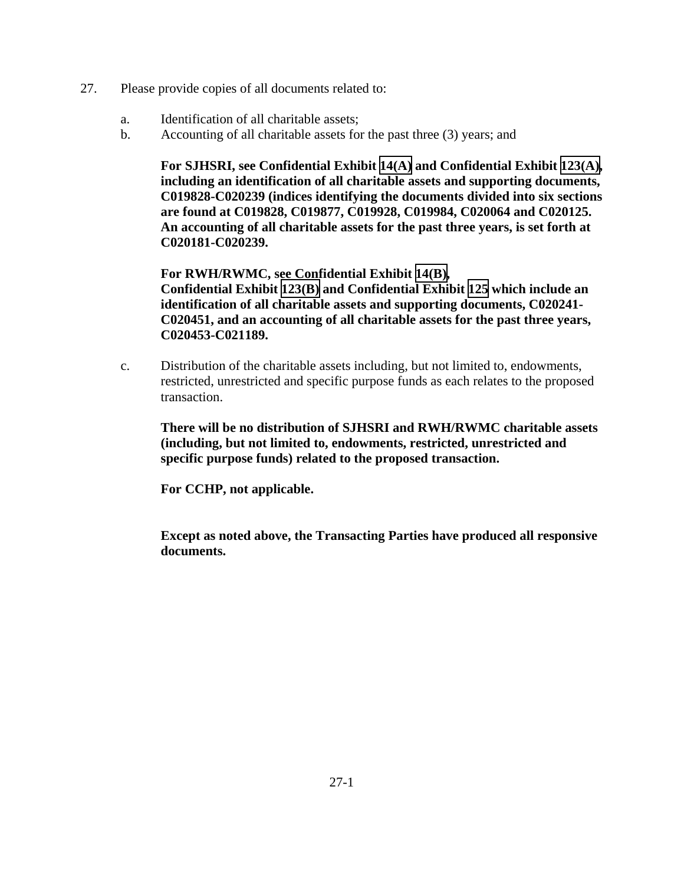27. Please provide copies of all documents related to:

   a. Identification of all charitable assets;

   b. Accounting of all charitable assets for the past three (3) years; and

   **For SJHSRI, see Confidential Exhibit 14(A) and Confidential Exhibit 123(A), including an identification of all charitable assets and supporting documents, C019828-C020239 (indices identifying the documents divided into six sections are found at C019828, C019877, C019928, C019984, C020064 and C020125. An accounting of all charitable assets for the past three years, is set forth at C020181-C020239.**

   **For RWH/RWMC, see Confidential Exhibit 14(B), Confidential Exhibit 123(B) and Confidential Exhibit 125 which include an identification of all charitable assets and supporting documents, C020241-C020451, and an accounting of all charitable assets for the past three years, C020453-C021189.**

   c. Distribution of the charitable assets including, but not limited to, endowments, restricted, unrestricted and specific purpose funds as each relates to the proposed transaction.

   **There will be no distribution of SJHSRI and RWH/RWMC charitable assets (including, but not limited to, endowments, restricted, unrestricted and specific purpose funds) related to the proposed transaction.**

   **For CCHP, not applicable.**

   **Except as noted above, the Transacting Parties have produced all responsive documents.**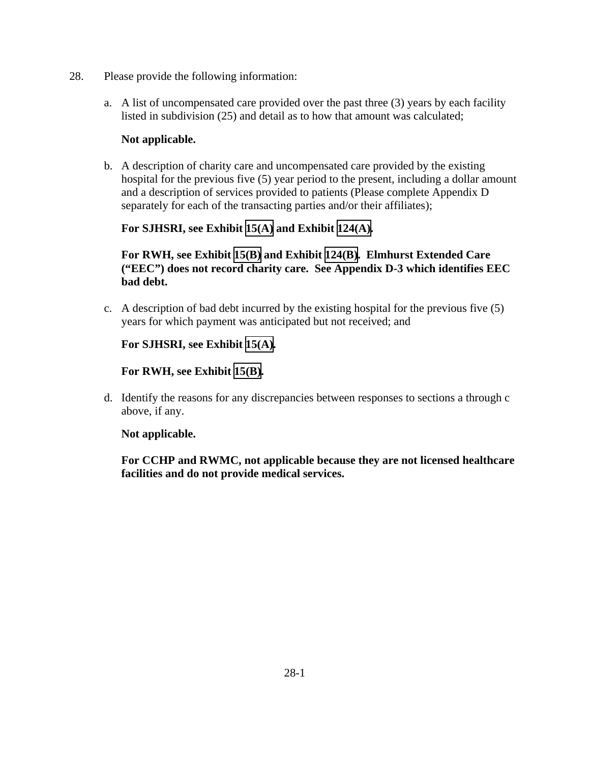28. Please provide the following information:

a. A list of uncompensated care provided over the past three (3) years by each facility listed in subdivision (25) and detail as to how that amount was calculated;

**Not applicable.**

b. A description of charity care and uncompensated care provided by the existing hospital for the previous five (5) year period to the present, including a dollar amount and a description of services provided to patients (Please complete Appendix D separately for each of the transacting parties and/or their affiliates);

**For SJHSRI, see Exhibit 15(A) and Exhibit 124(A).**

**For RWH, see Exhibit 15(B) and Exhibit 124(B). Elmhurst Extended Care ("EEC") does not record charity care. See Appendix D-3 which identifies EEC bad debt.**

c. A description of bad debt incurred by the existing hospital for the previous five (5) years for which payment was anticipated but not received; and

**For SJHSRI, see Exhibit 15(A).**

**For RWH, see Exhibit 15(B).**

d. Identify the reasons for any discrepancies between responses to sections a through c above, if any.

**Not applicable.**

**For CCHP and RWMC, not applicable because they are not licensed healthcare facilities and do not provide medical services.**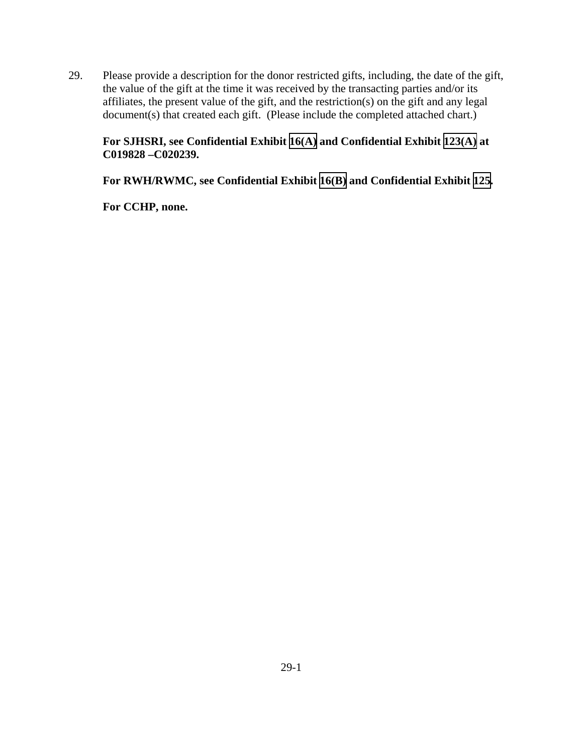29. Please provide a description for the donor restricted gifts, including, the date of the gift, the value of the gift at the time it was received by the transacting parties and/or its affiliates, the present value of the gift, and the restriction(s) on the gift and any legal document(s) that created each gift. (Please include the completed attached chart.)

    **For SJHSRI, see Confidential Exhibit 16(A) and Confidential Exhibit 123(A) at C019828 –C020239.**

    **For RWH/RWMC, see Confidential Exhibit 16(B) and Confidential Exhibit 125.**

    **For CCHP, none.**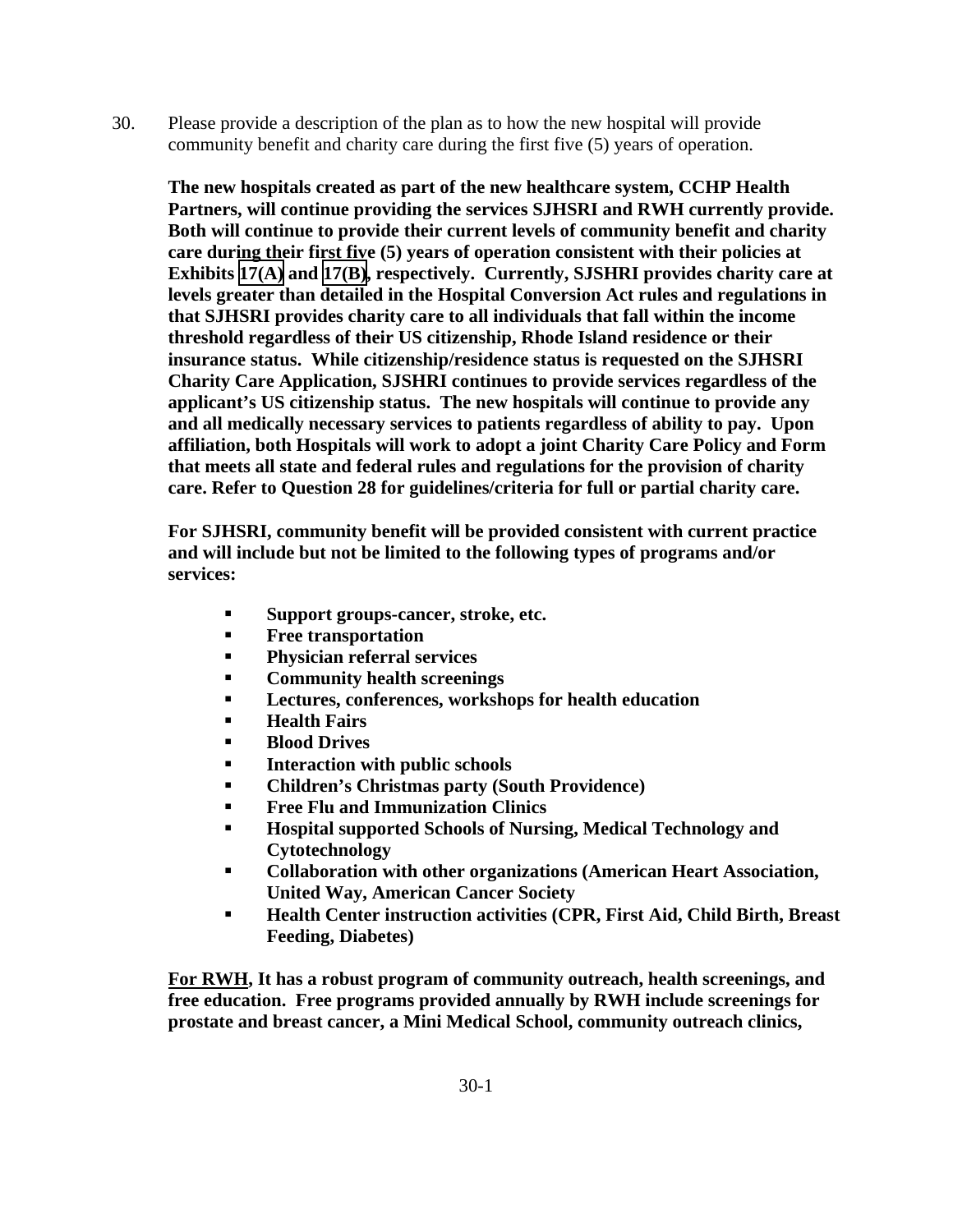30. Please provide a description of the plan as to how the new hospital will provide community benefit and charity care during the first five (5) years of operation.

**The new hospitals created as part of the new healthcare system, CCHP Health Partners, will continue providing the services SJHSRI and RWH currently provide. Both will continue to provide their current levels of community benefit and charity care during their first five (5) years of operation consistent with their policies at Exhibits 17(A) and 17(B), respectively. Currently, SJSHRI provides charity care at levels greater than detailed in the Hospital Conversion Act rules and regulations in that SJHSRI provides charity care to all individuals that fall within the income threshold regardless of their US citizenship, Rhode Island residence or their insurance status. While citizenship/residence status is requested on the SJHSRI Charity Care Application, SJSHRI continues to provide services regardless of the applicant's US citizenship status. The new hospitals will continue to provide any and all medically necessary services to patients regardless of ability to pay. Upon affiliation, both Hospitals will work to adopt a joint Charity Care Policy and Form that meets all state and federal rules and regulations for the provision of charity care. Refer to Question 28 for guidelines/criteria for full or partial charity care.**

**For SJHSRI, community benefit will be provided consistent with current practice and will include but not be limited to the following types of programs and/or services:**

- **Support groups-cancer, stroke, etc.**
- **Free transportation**
- **Physician referral services**
- **Community health screenings**
- **Lectures, conferences, workshops for health education**
- **Health Fairs**
- **Blood Drives**
- **Interaction with public schools**
- **Children's Christmas party (South Providence)**
- **Free Flu and Immunization Clinics**
- **Hospital supported Schools of Nursing, Medical Technology and Cytotechnology**
- **Collaboration with other organizations (American Heart Association, United Way, American Cancer Society**
- **Health Center instruction activities (CPR, First Aid, Child Birth, Breast Feeding, Diabetes)**

**<u>For RWH</u>, It has a robust program of community outreach, health screenings, and free education. Free programs provided annually by RWH include screenings for prostate and breast cancer, a Mini Medical School, community outreach clinics,**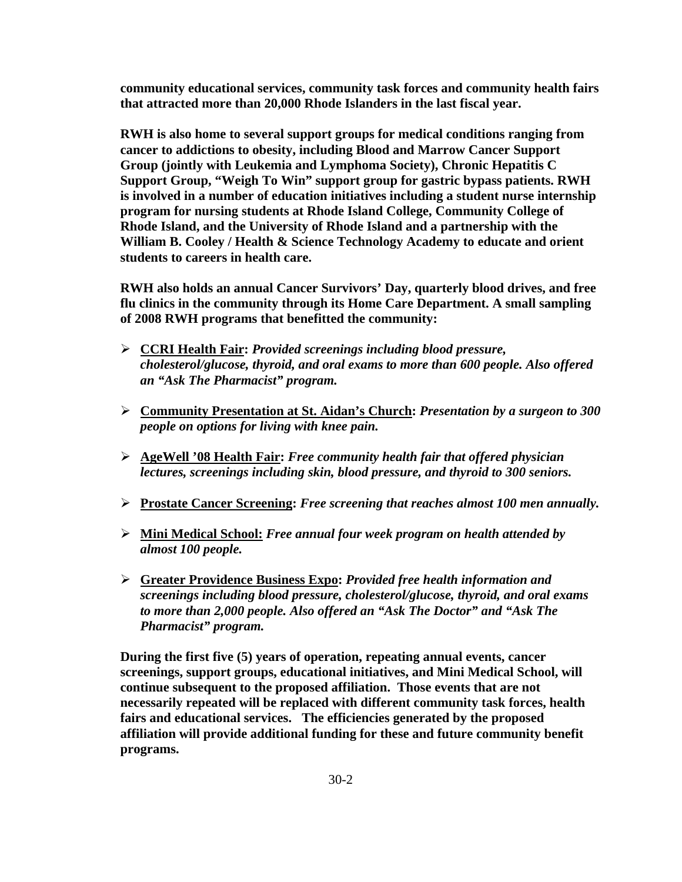**community educational services, community task forces and community health fairs that attracted more than 20,000 Rhode Islanders in the last fiscal year.**

**RWH is also home to several support groups for medical conditions ranging from cancer to addictions to obesity, including Blood and Marrow Cancer Support Group (jointly with Leukemia and Lymphoma Society), Chronic Hepatitis C Support Group, "Weigh To Win" support group for gastric bypass patients. RWH is involved in a number of education initiatives including a student nurse internship program for nursing students at Rhode Island College, Community College of Rhode Island, and the University of Rhode Island and a partnership with the William B. Cooley / Health & Science Technology Academy to educate and orient students to careers in health care.**

**RWH also holds an annual Cancer Survivors' Day, quarterly blood drives, and free flu clinics in the community through its Home Care Department. A small sampling of 2008 RWH programs that benefitted the community:**

- **<u>CCRI Health Fair</u>:** ***Provided screenings including blood pressure, cholesterol/glucose, thyroid, and oral exams to more than 600 people. Also offered an "Ask The Pharmacist" program.***

- **<u>Community Presentation at St. Aidan's Church</u>:** ***Presentation by a surgeon to 300 people on options for living with knee pain.***

- **<u>AgeWell '08 Health Fair</u>:** ***Free community health fair that offered physician lectures, screenings including skin, blood pressure, and thyroid to 300 seniors.***

- **<u>Prostate Cancer Screening</u>:** ***Free screening that reaches almost 100 men annually.***

- **<u>Mini Medical School:</u>** ***Free annual four week program on health attended by almost 100 people.***

- **<u>Greater Providence Business Expo</u>:** ***Provided free health information and screenings including blood pressure, cholesterol/glucose, thyroid, and oral exams to more than 2,000 people. Also offered an "Ask The Doctor" and "Ask The Pharmacist" program.***

**During the first five (5) years of operation, repeating annual events, cancer screenings, support groups, educational initiatives, and Mini Medical School, will continue subsequent to the proposed affiliation. Those events that are not necessarily repeated will be replaced with different community task forces, health fairs and educational services. The efficiencies generated by the proposed affiliation will provide additional funding for these and future community benefit programs.**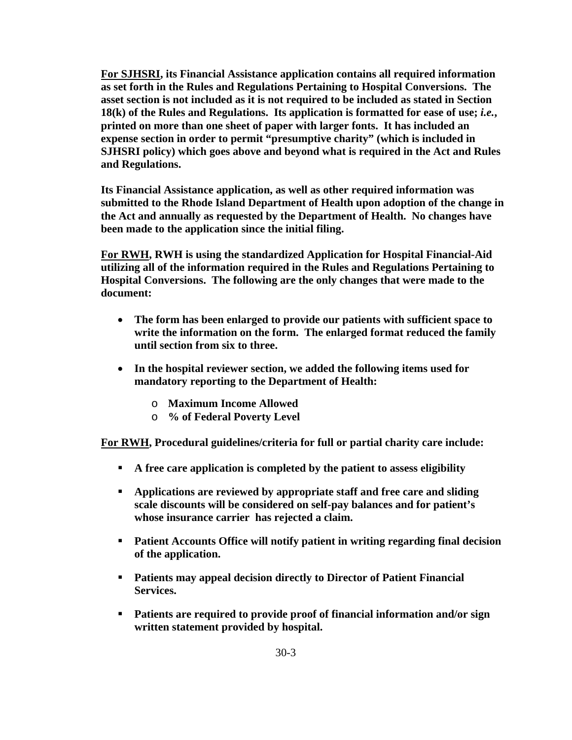**<u>For SJHSRI</u>, its Financial Assistance application contains all required information as set forth in the Rules and Regulations Pertaining to Hospital Conversions. The asset section is not included as it is not required to be included as stated in Section 18(k) of the Rules and Regulations. Its application is formatted for ease of use; *i.e.*, printed on more than one sheet of paper with larger fonts. It has included an expense section in order to permit "presumptive charity" (which is included in SJHSRI policy) which goes above and beyond what is required in the Act and Rules and Regulations.**

**Its Financial Assistance application, as well as other required information was submitted to the Rhode Island Department of Health upon adoption of the change in the Act and annually as requested by the Department of Health. No changes have been made to the application since the initial filing.**

**<u>For RWH</u>, RWH is using the standardized Application for Hospital Financial-Aid utilizing all of the information required in the Rules and Regulations Pertaining to Hospital Conversions. The following are the only changes that were made to the document:**

- **The form has been enlarged to provide our patients with sufficient space to write the information on the form. The enlarged format reduced the family until section from six to three.**
- **In the hospital reviewer section, we added the following items used for mandatory reporting to the Department of Health:**
  - **Maximum Income Allowed**
  - **% of Federal Poverty Level**

**<u>For RWH</u>, Procedural guidelines/criteria for full or partial charity care include:**

- **A free care application is completed by the patient to assess eligibility**
- **Applications are reviewed by appropriate staff and free care and sliding scale discounts will be considered on self-pay balances and for patient's whose insurance carrier has rejected a claim.**
- **Patient Accounts Office will notify patient in writing regarding final decision of the application.**
- **Patients may appeal decision directly to Director of Patient Financial Services.**
- **Patients are required to provide proof of financial information and/or sign written statement provided by hospital.**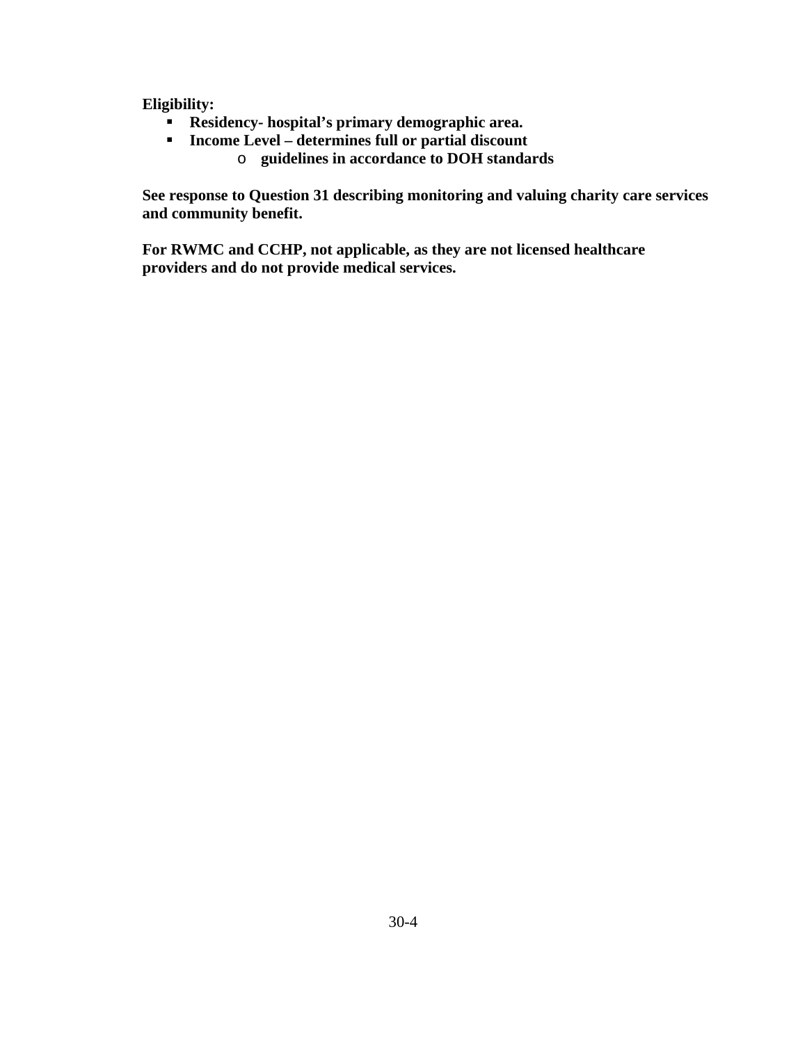**Eligibility:**

- **Residency- hospital's primary demographic area.**
- **Income Level – determines full or partial discount**
  - **guidelines in accordance to DOH standards**

**See response to Question 31 describing monitoring and valuing charity care services and community benefit.**

**For RWMC and CCHP, not applicable, as they are not licensed healthcare providers and do not provide medical services.**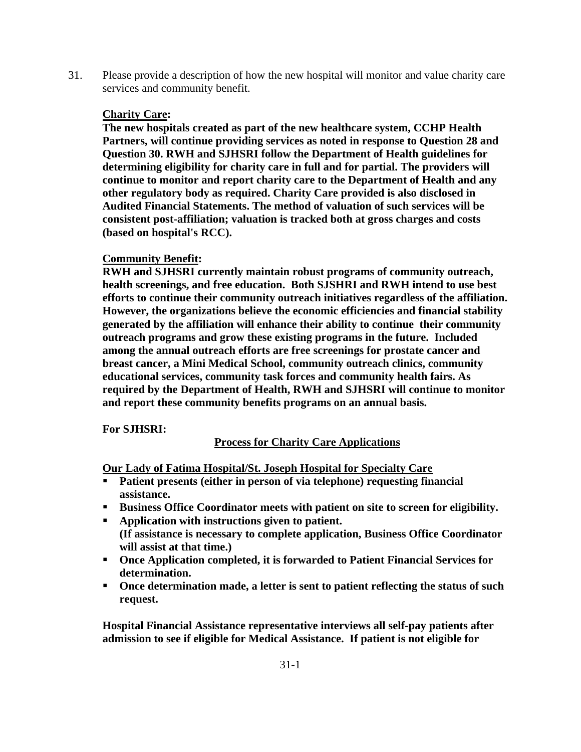31. Please provide a description of how the new hospital will monitor and value charity care services and community benefit.

**<u>Charity Care</u>:**
**The new hospitals created as part of the new healthcare system, CCHP Health Partners, will continue providing services as noted in response to Question 28 and Question 30. RWH and SJHSRI follow the Department of Health guidelines for determining eligibility for charity care in full and for partial. The providers will continue to monitor and report charity care to the Department of Health and any other regulatory body as required. Charity Care provided is also disclosed in Audited Financial Statements. The method of valuation of such services will be consistent post-affiliation; valuation is tracked both at gross charges and costs (based on hospital's RCC).**

**<u>Community Benefit</u>:**
**RWH and SJHSRI currently maintain robust programs of community outreach, health screenings, and free education. Both SJSHRI and RWH intend to use best efforts to continue their community outreach initiatives regardless of the affiliation. However, the organizations believe the economic efficiencies and financial stability generated by the affiliation will enhance their ability to continue their community outreach programs and grow these existing programs in the future. Included among the annual outreach efforts are free screenings for prostate cancer and breast cancer, a Mini Medical School, community outreach clinics, community educational services, community task forces and community health fairs. As required by the Department of Health, RWH and SJHSRI will continue to monitor and report these community benefits programs on an annual basis.**

**For SJHSRI:**

**<u>Process for Charity Care Applications</u>**

**<u>Our Lady of Fatima Hospital/St. Joseph Hospital for Specialty Care</u>**

- **Patient presents (either in person of via telephone) requesting financial assistance.**
- **Business Office Coordinator meets with patient on site to screen for eligibility.**
- **Application with instructions given to patient.**
  **(If assistance is necessary to complete application, Business Office Coordinator will assist at that time.)**
- **Once Application completed, it is forwarded to Patient Financial Services for determination.**
- **Once determination made, a letter is sent to patient reflecting the status of such request.**

**Hospital Financial Assistance representative interviews all self-pay patients after admission to see if eligible for Medical Assistance. If patient is not eligible for**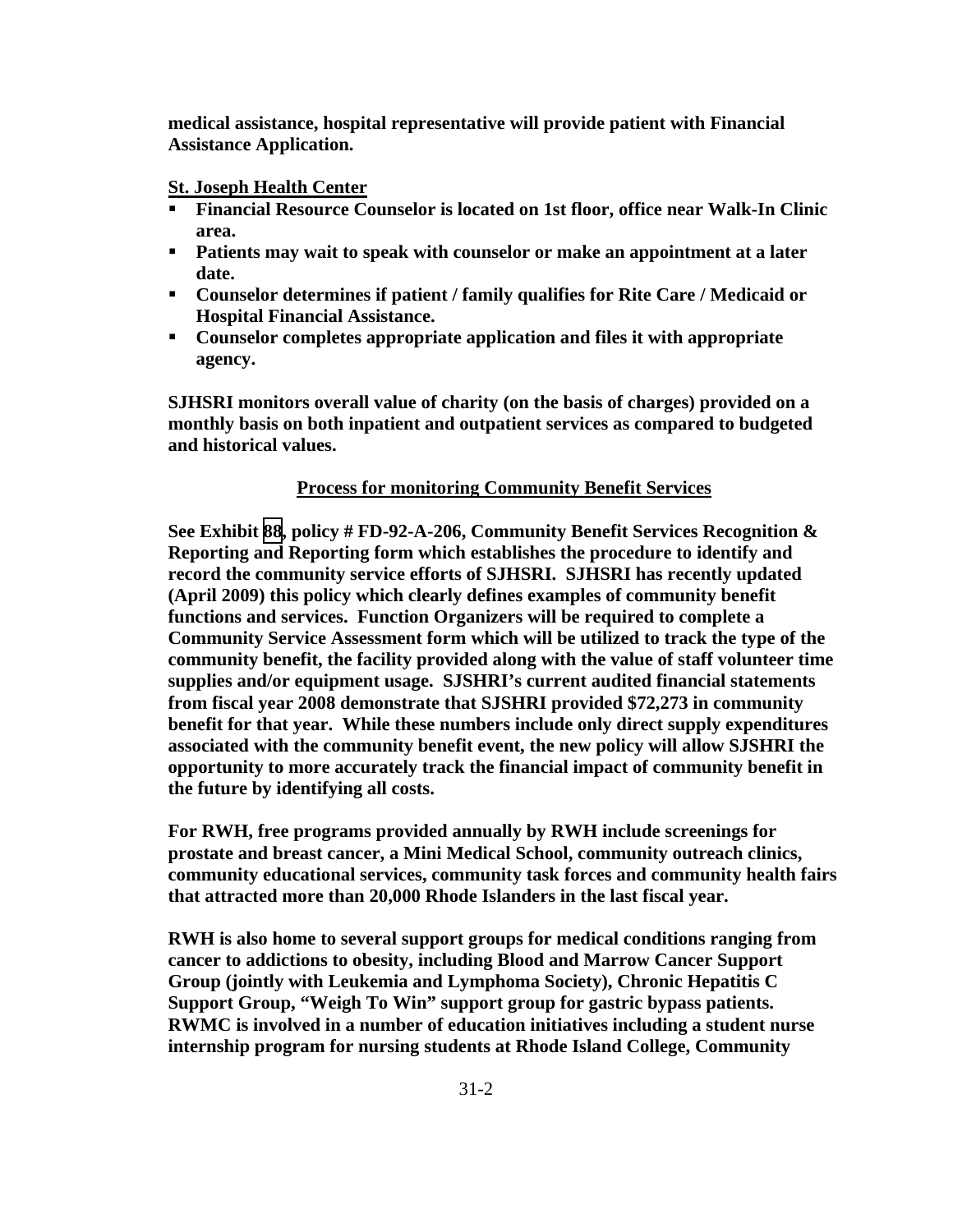**medical assistance, hospital representative will provide patient with Financial Assistance Application.**

**St. Joseph Health Center**

- **Financial Resource Counselor is located on 1st floor, office near Walk-In Clinic area.**
- **Patients may wait to speak with counselor or make an appointment at a later date.**
- **Counselor determines if patient / family qualifies for Rite Care / Medicaid or Hospital Financial Assistance.**
- **Counselor completes appropriate application and files it with appropriate agency.**

**SJHSRI monitors overall value of charity (on the basis of charges) provided on a monthly basis on both inpatient and outpatient services as compared to budgeted and historical values.**

**Process for monitoring Community Benefit Services**

**See Exhibit 88, policy # FD-92-A-206, Community Benefit Services Recognition & Reporting and Reporting form which establishes the procedure to identify and record the community service efforts of SJHSRI. SJHSRI has recently updated (April 2009) this policy which clearly defines examples of community benefit functions and services. Function Organizers will be required to complete a Community Service Assessment form which will be utilized to track the type of the community benefit, the facility provided along with the value of staff volunteer time supplies and/or equipment usage. SJSHRI's current audited financial statements from fiscal year 2008 demonstrate that SJSHRI provided $72,273 in community benefit for that year. While these numbers include only direct supply expenditures associated with the community benefit event, the new policy will allow SJSHRI the opportunity to more accurately track the financial impact of community benefit in the future by identifying all costs.**

**For RWH, free programs provided annually by RWH include screenings for prostate and breast cancer, a Mini Medical School, community outreach clinics, community educational services, community task forces and community health fairs that attracted more than 20,000 Rhode Islanders in the last fiscal year.**

**RWH is also home to several support groups for medical conditions ranging from cancer to addictions to obesity, including Blood and Marrow Cancer Support Group (jointly with Leukemia and Lymphoma Society), Chronic Hepatitis C Support Group, "Weigh To Win" support group for gastric bypass patients. RWMC is involved in a number of education initiatives including a student nurse internship program for nursing students at Rhode Island College, Community**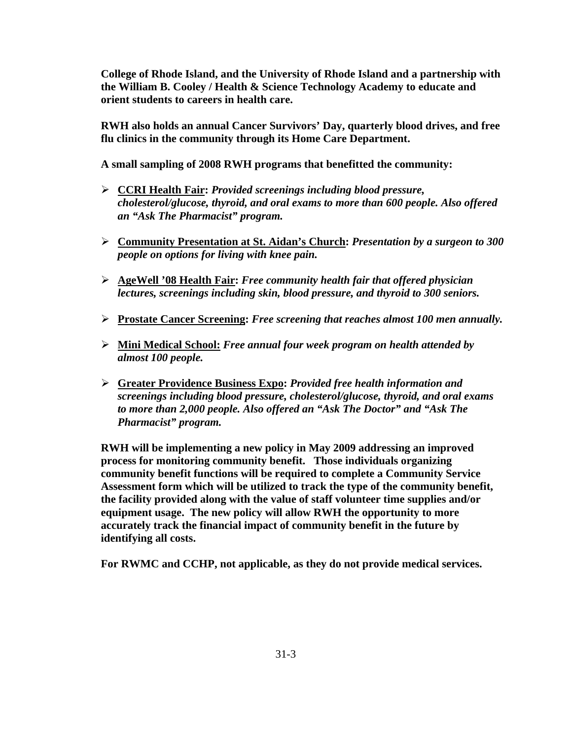**College of Rhode Island, and the University of Rhode Island and a partnership with the William B. Cooley / Health & Science Technology Academy to educate and orient students to careers in health care.**

**RWH also holds an annual Cancer Survivors' Day, quarterly blood drives, and free flu clinics in the community through its Home Care Department.**

**A small sampling of 2008 RWH programs that benefitted the community:**

- **<u>CCRI Health Fair</u>:** ***Provided screenings including blood pressure, cholesterol/glucose, thyroid, and oral exams to more than 600 people. Also offered an "Ask The Pharmacist" program.***
- **<u>Community Presentation at St. Aidan's Church</u>:** ***Presentation by a surgeon to 300 people on options for living with knee pain.***
- **<u>AgeWell '08 Health Fair</u>:** ***Free community health fair that offered physician lectures, screenings including skin, blood pressure, and thyroid to 300 seniors.***
- **<u>Prostate Cancer Screening</u>:** ***Free screening that reaches almost 100 men annually.***
- **<u>Mini Medical School:</u>** ***Free annual four week program on health attended by almost 100 people.***
- **<u>Greater Providence Business Expo</u>:** ***Provided free health information and screenings including blood pressure, cholesterol/glucose, thyroid, and oral exams to more than 2,000 people. Also offered an "Ask The Doctor" and "Ask The Pharmacist" program.***

**RWH will be implementing a new policy in May 2009 addressing an improved process for monitoring community benefit. Those individuals organizing community benefit functions will be required to complete a Community Service Assessment form which will be utilized to track the type of the community benefit, the facility provided along with the value of staff volunteer time supplies and/or equipment usage. The new policy will allow RWH the opportunity to more accurately track the financial impact of community benefit in the future by identifying all costs.**

**For RWMC and CCHP, not applicable, as they do not provide medical services.**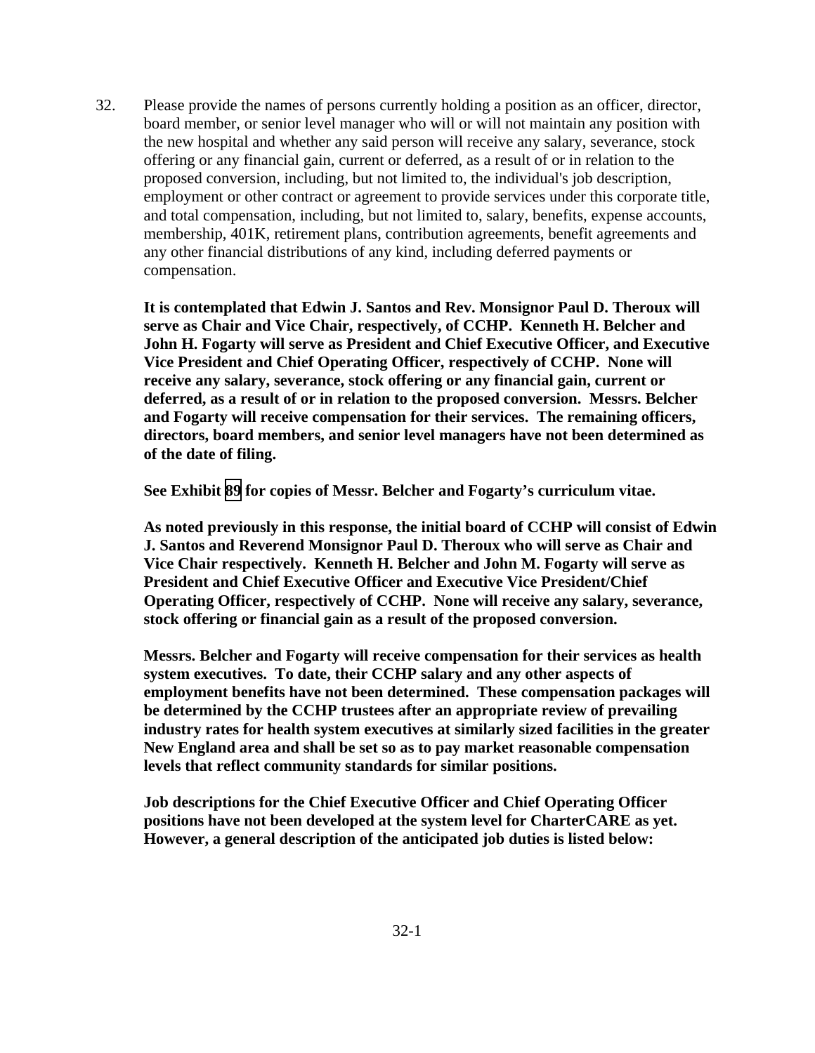32. Please provide the names of persons currently holding a position as an officer, director, board member, or senior level manager who will or will not maintain any position with the new hospital and whether any said person will receive any salary, severance, stock offering or any financial gain, current or deferred, as a result of or in relation to the proposed conversion, including, but not limited to, the individual's job description, employment or other contract or agreement to provide services under this corporate title, and total compensation, including, but not limited to, salary, benefits, expense accounts, membership, 401K, retirement plans, contribution agreements, benefit agreements and any other financial distributions of any kind, including deferred payments or compensation.

**It is contemplated that Edwin J. Santos and Rev. Monsignor Paul D. Theroux will serve as Chair and Vice Chair, respectively, of CCHP. Kenneth H. Belcher and John H. Fogarty will serve as President and Chief Executive Officer, and Executive Vice President and Chief Operating Officer, respectively of CCHP. None will receive any salary, severance, stock offering or any financial gain, current or deferred, as a result of or in relation to the proposed conversion. Messrs. Belcher and Fogarty will receive compensation for their services. The remaining officers, directors, board members, and senior level managers have not been determined as of the date of filing.**

**See Exhibit 89 for copies of Messr. Belcher and Fogarty's curriculum vitae.**

**As noted previously in this response, the initial board of CCHP will consist of Edwin J. Santos and Reverend Monsignor Paul D. Theroux who will serve as Chair and Vice Chair respectively. Kenneth H. Belcher and John M. Fogarty will serve as President and Chief Executive Officer and Executive Vice President/Chief Operating Officer, respectively of CCHP. None will receive any salary, severance, stock offering or financial gain as a result of the proposed conversion.**

**Messrs. Belcher and Fogarty will receive compensation for their services as health system executives. To date, their CCHP salary and any other aspects of employment benefits have not been determined. These compensation packages will be determined by the CCHP trustees after an appropriate review of prevailing industry rates for health system executives at similarly sized facilities in the greater New England area and shall be set so as to pay market reasonable compensation levels that reflect community standards for similar positions.**

**Job descriptions for the Chief Executive Officer and Chief Operating Officer positions have not been developed at the system level for CharterCARE as yet. However, a general description of the anticipated job duties is listed below:**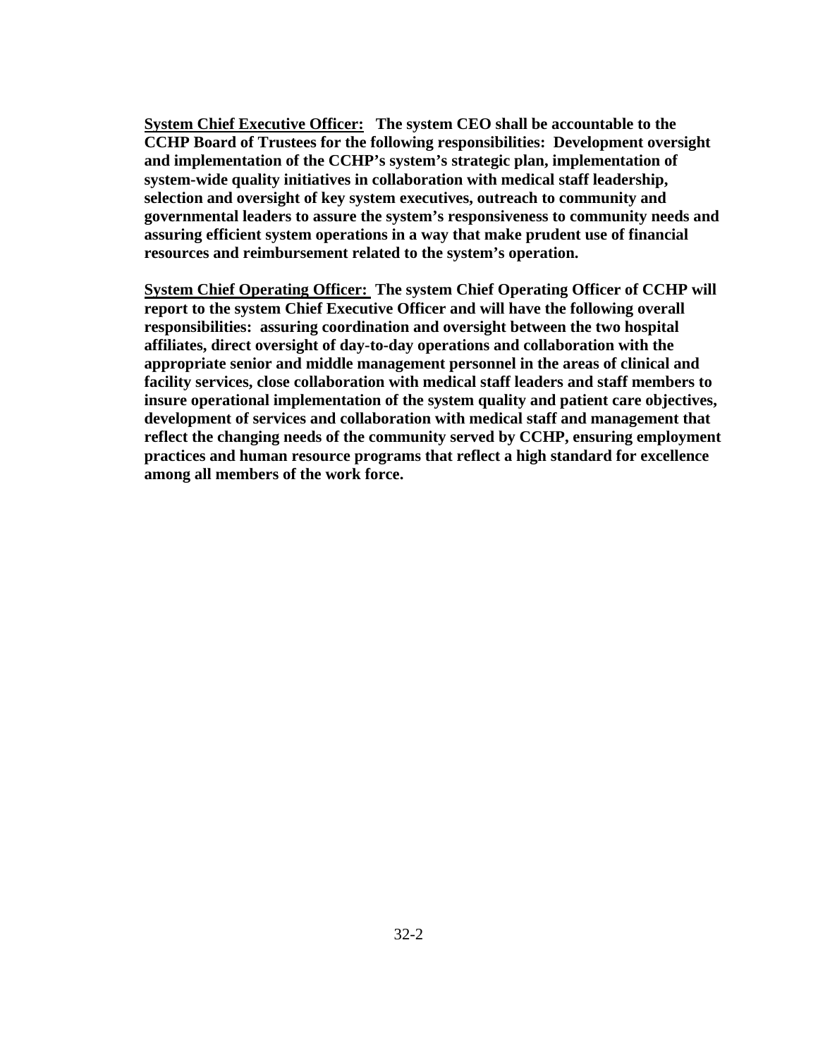**<u>System Chief Executive Officer:</u>** **The system CEO shall be accountable to the CCHP Board of Trustees for the following responsibilities: Development oversight and implementation of the CCHP's system's strategic plan, implementation of system-wide quality initiatives in collaboration with medical staff leadership, selection and oversight of key system executives, outreach to community and governmental leaders to assure the system's responsiveness to community needs and assuring efficient system operations in a way that make prudent use of financial resources and reimbursement related to the system's operation.**

**<u>System Chief Operating Officer:</u>** **The system Chief Operating Officer of CCHP will report to the system Chief Executive Officer and will have the following overall responsibilities: assuring coordination and oversight between the two hospital affiliates, direct oversight of day-to-day operations and collaboration with the appropriate senior and middle management personnel in the areas of clinical and facility services, close collaboration with medical staff leaders and staff members to insure operational implementation of the system quality and patient care objectives, development of services and collaboration with medical staff and management that reflect the changing needs of the community served by CCHP, ensuring employment practices and human resource programs that reflect a high standard for excellence among all members of the work force.**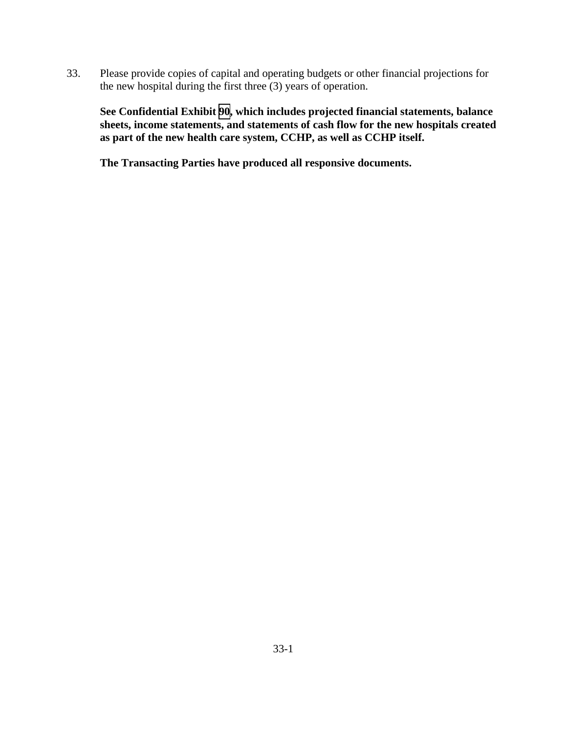33. Please provide copies of capital and operating budgets or other financial projections for the new hospital during the first three (3) years of operation.

**See Confidential Exhibit 90, which includes projected financial statements, balance sheets, income statements, and statements of cash flow for the new hospitals created as part of the new health care system, CCHP, as well as CCHP itself.**

**The Transacting Parties have produced all responsive documents.**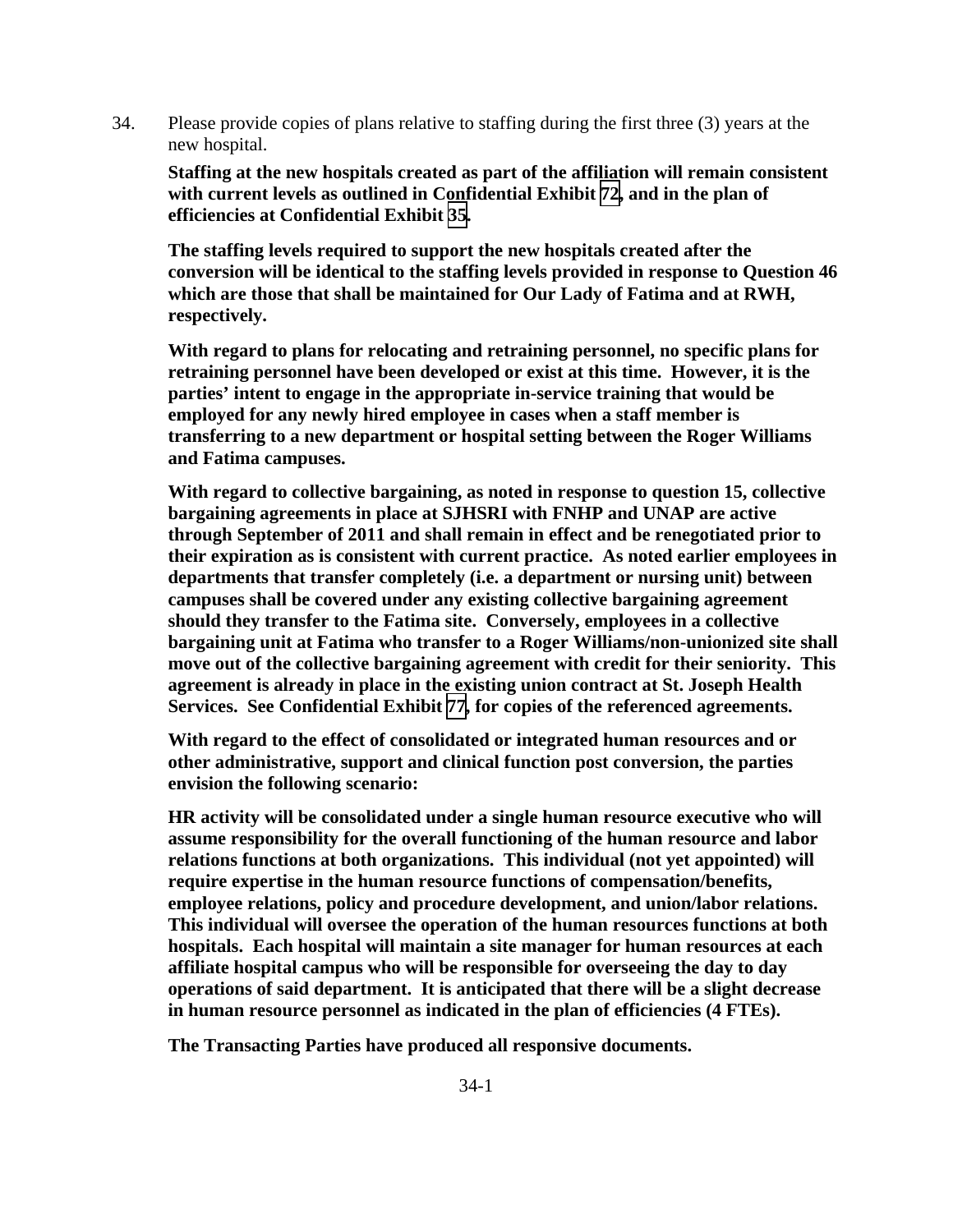34. Please provide copies of plans relative to staffing during the first three (3) years at the new hospital.

**Staffing at the new hospitals created as part of the affiliation will remain consistent with current levels as outlined in Confidential Exhibit 72, and in the plan of efficiencies at Confidential Exhibit 35.**

**The staffing levels required to support the new hospitals created after the conversion will be identical to the staffing levels provided in response to Question 46 which are those that shall be maintained for Our Lady of Fatima and at RWH, respectively.**

**With regard to plans for relocating and retraining personnel, no specific plans for retraining personnel have been developed or exist at this time. However, it is the parties' intent to engage in the appropriate in-service training that would be employed for any newly hired employee in cases when a staff member is transferring to a new department or hospital setting between the Roger Williams and Fatima campuses.**

**With regard to collective bargaining, as noted in response to question 15, collective bargaining agreements in place at SJHSRI with FNHP and UNAP are active through September of 2011 and shall remain in effect and be renegotiated prior to their expiration as is consistent with current practice. As noted earlier employees in departments that transfer completely (i.e. a department or nursing unit) between campuses shall be covered under any existing collective bargaining agreement should they transfer to the Fatima site. Conversely, employees in a collective bargaining unit at Fatima who transfer to a Roger Williams/non-unionized site shall move out of the collective bargaining agreement with credit for their seniority. This agreement is already in place in the existing union contract at St. Joseph Health Services. See Confidential Exhibit 77, for copies of the referenced agreements.**

**With regard to the effect of consolidated or integrated human resources and or other administrative, support and clinical function post conversion, the parties envision the following scenario:**

**HR activity will be consolidated under a single human resource executive who will assume responsibility for the overall functioning of the human resource and labor relations functions at both organizations. This individual (not yet appointed) will require expertise in the human resource functions of compensation/benefits, employee relations, policy and procedure development, and union/labor relations. This individual will oversee the operation of the human resources functions at both hospitals. Each hospital will maintain a site manager for human resources at each affiliate hospital campus who will be responsible for overseeing the day to day operations of said department. It is anticipated that there will be a slight decrease in human resource personnel as indicated in the plan of efficiencies (4 FTEs).**

**The Transacting Parties have produced all responsive documents.**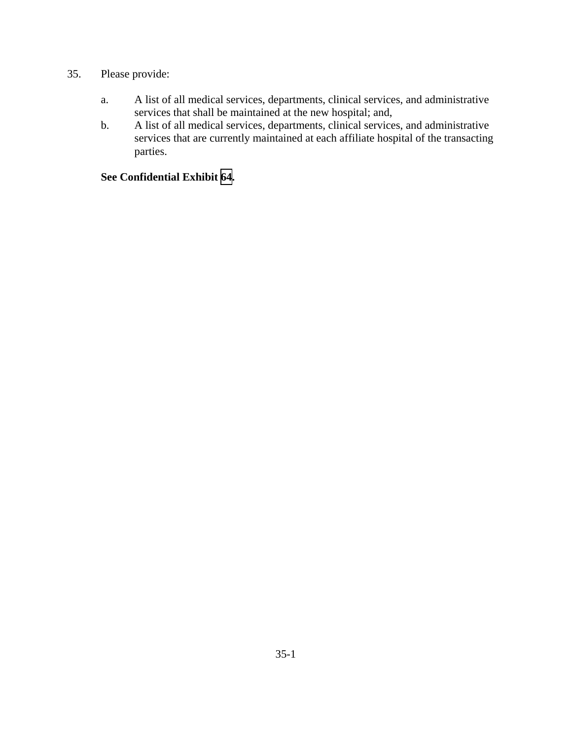35. Please provide:

    a. A list of all medical services, departments, clinical services, and administrative services that shall be maintained at the new hospital; and,
    b. A list of all medical services, departments, clinical services, and administrative services that are currently maintained at each affiliate hospital of the transacting parties.

    **See Confidential Exhibit 64.**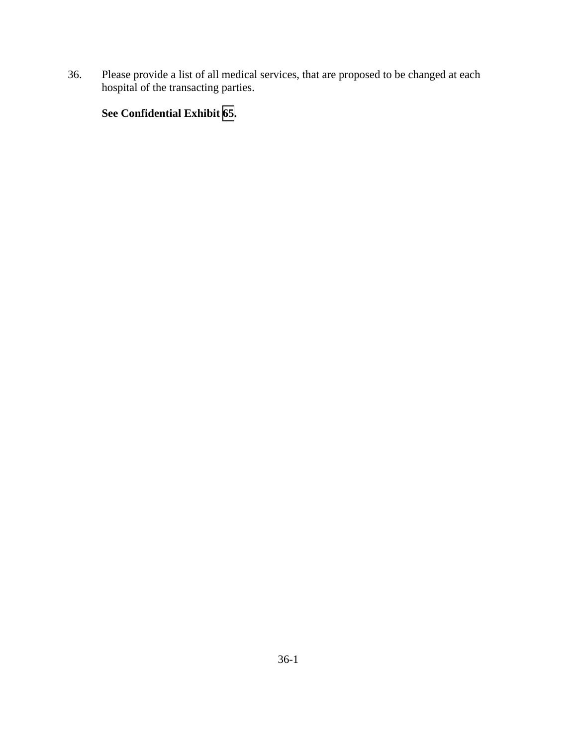36. Please provide a list of all medical services, that are proposed to be changed at each hospital of the transacting parties.

    **See Confidential Exhibit 65.**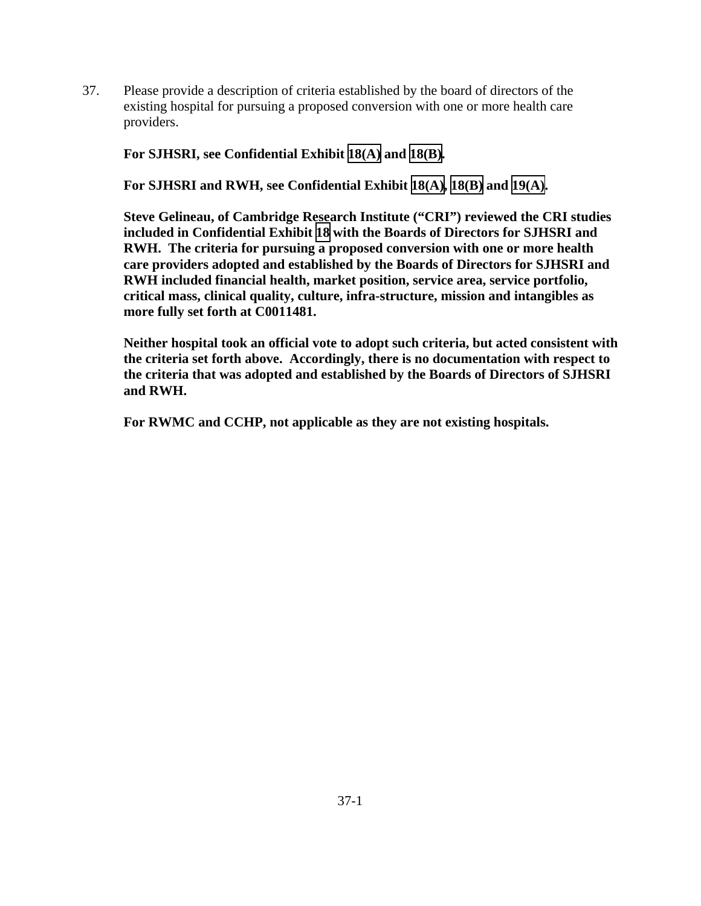37. Please provide a description of criteria established by the board of directors of the existing hospital for pursuing a proposed conversion with one or more health care providers.

**For SJHSRI, see Confidential Exhibit 18(A) and 18(B).**

**For SJHSRI and RWH, see Confidential Exhibit 18(A), 18(B) and 19(A).**

**Steve Gelineau, of Cambridge Research Institute ("CRI") reviewed the CRI studies included in Confidential Exhibit 18 with the Boards of Directors for SJHSRI and RWH. The criteria for pursuing a proposed conversion with one or more health care providers adopted and established by the Boards of Directors for SJHSRI and RWH included financial health, market position, service area, service portfolio, critical mass, clinical quality, culture, infra-structure, mission and intangibles as more fully set forth at C0011481.**

**Neither hospital took an official vote to adopt such criteria, but acted consistent with the criteria set forth above. Accordingly, there is no documentation with respect to the criteria that was adopted and established by the Boards of Directors of SJHSRI and RWH.**

**For RWMC and CCHP, not applicable as they are not existing hospitals.**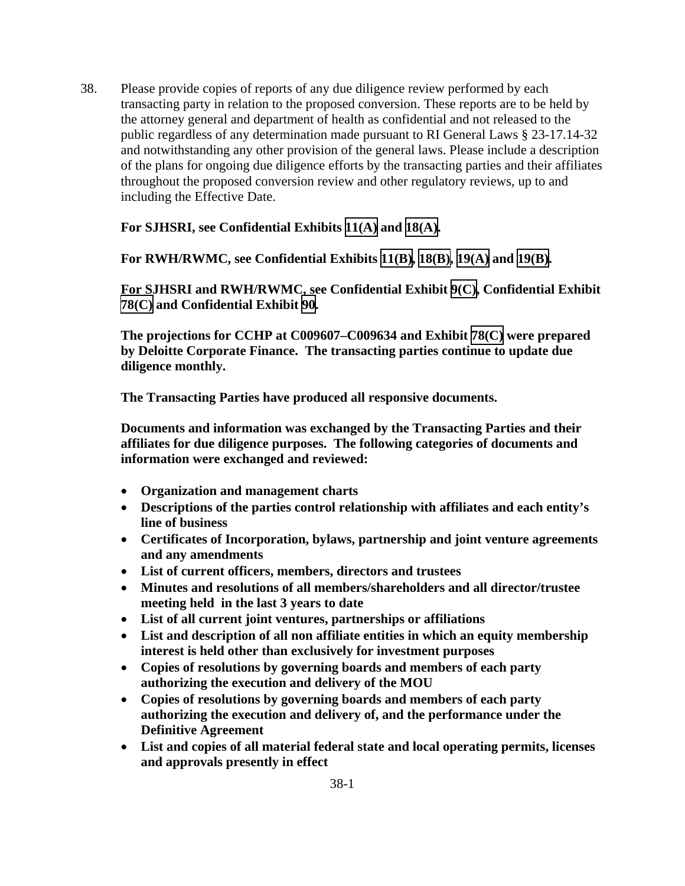38. Please provide copies of reports of any due diligence review performed by each transacting party in relation to the proposed conversion. These reports are to be held by the attorney general and department of health as confidential and not released to the public regardless of any determination made pursuant to RI General Laws § 23-17.14-32 and notwithstanding any other provision of the general laws. Please include a description of the plans for ongoing due diligence efforts by the transacting parties and their affiliates throughout the proposed conversion review and other regulatory reviews, up to and including the Effective Date.

**For SJHSRI, see Confidential Exhibits 11(A) and 18(A).**

**For RWH/RWMC, see Confidential Exhibits 11(B), 18(B), 19(A) and 19(B).**

**For SJHSRI and RWH/RWMC, see Confidential Exhibit 9(C), Confidential Exhibit 78(C) and Confidential Exhibit 90.**

**The projections for CCHP at C009607–C009634 and Exhibit 78(C) were prepared by Deloitte Corporate Finance. The transacting parties continue to update due diligence monthly.**

**The Transacting Parties have produced all responsive documents.**

**Documents and information was exchanged by the Transacting Parties and their affiliates for due diligence purposes. The following categories of documents and information were exchanged and reviewed:**

- **Organization and management charts**
- **Descriptions of the parties control relationship with affiliates and each entity's line of business**
- **Certificates of Incorporation, bylaws, partnership and joint venture agreements and any amendments**
- **List of current officers, members, directors and trustees**
- **Minutes and resolutions of all members/shareholders and all director/trustee meeting held in the last 3 years to date**
- **List of all current joint ventures, partnerships or affiliations**
- **List and description of all non affiliate entities in which an equity membership interest is held other than exclusively for investment purposes**
- **Copies of resolutions by governing boards and members of each party authorizing the execution and delivery of the MOU**
- **Copies of resolutions by governing boards and members of each party authorizing the execution and delivery of, and the performance under the Definitive Agreement**
- **List and copies of all material federal state and local operating permits, licenses and approvals presently in effect**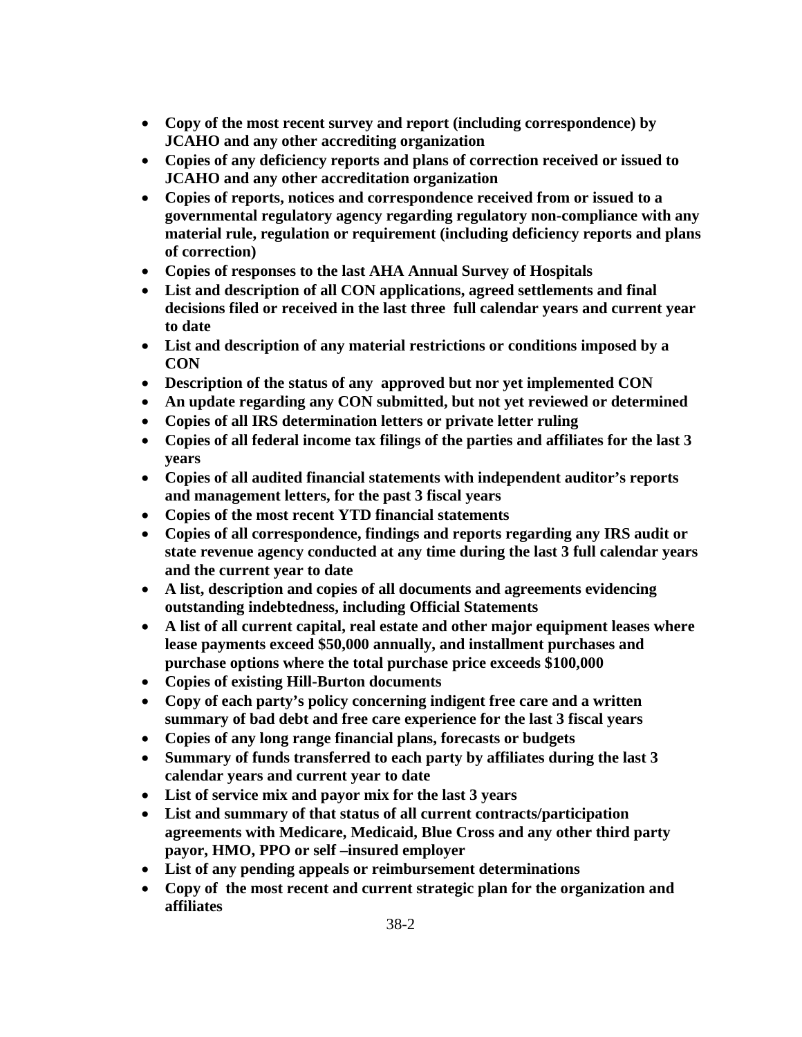- **Copy of the most recent survey and report (including correspondence) by JCAHO and any other accrediting organization**
- **Copies of any deficiency reports and plans of correction received or issued to JCAHO and any other accreditation organization**
- **Copies of reports, notices and correspondence received from or issued to a governmental regulatory agency regarding regulatory non-compliance with any material rule, regulation or requirement (including deficiency reports and plans of correction)**
- **Copies of responses to the last AHA Annual Survey of Hospitals**
- **List and description of all CON applications, agreed settlements and final decisions filed or received in the last three full calendar years and current year to date**
- **List and description of any material restrictions or conditions imposed by a CON**
- **Description of the status of any approved but nor yet implemented CON**
- **An update regarding any CON submitted, but not yet reviewed or determined**
- **Copies of all IRS determination letters or private letter ruling**
- **Copies of all federal income tax filings of the parties and affiliates for the last 3 years**
- **Copies of all audited financial statements with independent auditor's reports and management letters, for the past 3 fiscal years**
- **Copies of the most recent YTD financial statements**
- **Copies of all correspondence, findings and reports regarding any IRS audit or state revenue agency conducted at any time during the last 3 full calendar years and the current year to date**
- **A list, description and copies of all documents and agreements evidencing outstanding indebtedness, including Official Statements**
- **A list of all current capital, real estate and other major equipment leases where lease payments exceed $50,000 annually, and installment purchases and purchase options where the total purchase price exceeds $100,000**
- **Copies of existing Hill-Burton documents**
- **Copy of each party's policy concerning indigent free care and a written summary of bad debt and free care experience for the last 3 fiscal years**
- **Copies of any long range financial plans, forecasts or budgets**
- **Summary of funds transferred to each party by affiliates during the last 3 calendar years and current year to date**
- **List of service mix and payor mix for the last 3 years**
- **List and summary of that status of all current contracts/participation agreements with Medicare, Medicaid, Blue Cross and any other third party payor, HMO, PPO or self –insured employer**
- **List of any pending appeals or reimbursement determinations**
- **Copy of the most recent and current strategic plan for the organization and affiliates**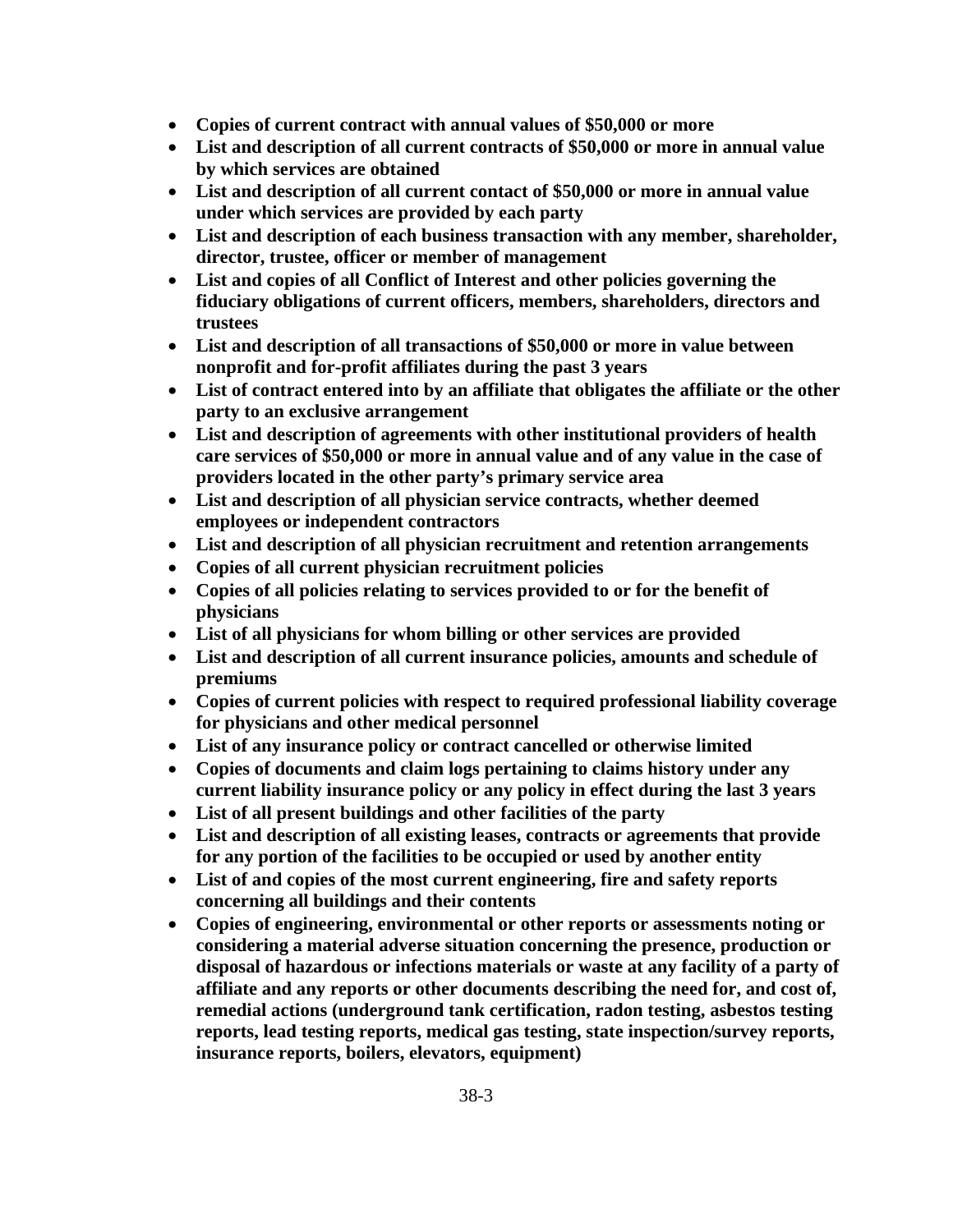- **Copies of current contract with annual values of $50,000 or more**
- **List and description of all current contracts of $50,000 or more in annual value by which services are obtained**
- **List and description of all current contact of $50,000 or more in annual value under which services are provided by each party**
- **List and description of each business transaction with any member, shareholder, director, trustee, officer or member of management**
- **List and copies of all Conflict of Interest and other policies governing the fiduciary obligations of current officers, members, shareholders, directors and trustees**
- **List and description of all transactions of $50,000 or more in value between nonprofit and for-profit affiliates during the past 3 years**
- **List of contract entered into by an affiliate that obligates the affiliate or the other party to an exclusive arrangement**
- **List and description of agreements with other institutional providers of health care services of $50,000 or more in annual value and of any value in the case of providers located in the other party's primary service area**
- **List and description of all physician service contracts, whether deemed employees or independent contractors**
- **List and description of all physician recruitment and retention arrangements**
- **Copies of all current physician recruitment policies**
- **Copies of all policies relating to services provided to or for the benefit of physicians**
- **List of all physicians for whom billing or other services are provided**
- **List and description of all current insurance policies, amounts and schedule of premiums**
- **Copies of current policies with respect to required professional liability coverage for physicians and other medical personnel**
- **List of any insurance policy or contract cancelled or otherwise limited**
- **Copies of documents and claim logs pertaining to claims history under any current liability insurance policy or any policy in effect during the last 3 years**
- **List of all present buildings and other facilities of the party**
- **List and description of all existing leases, contracts or agreements that provide for any portion of the facilities to be occupied or used by another entity**
- **List of and copies of the most current engineering, fire and safety reports concerning all buildings and their contents**
- **Copies of engineering, environmental or other reports or assessments noting or considering a material adverse situation concerning the presence, production or disposal of hazardous or infections materials or waste at any facility of a party of affiliate and any reports or other documents describing the need for, and cost of, remedial actions (underground tank certification, radon testing, asbestos testing reports, lead testing reports, medical gas testing, state inspection/survey reports, insurance reports, boilers, elevators, equipment)**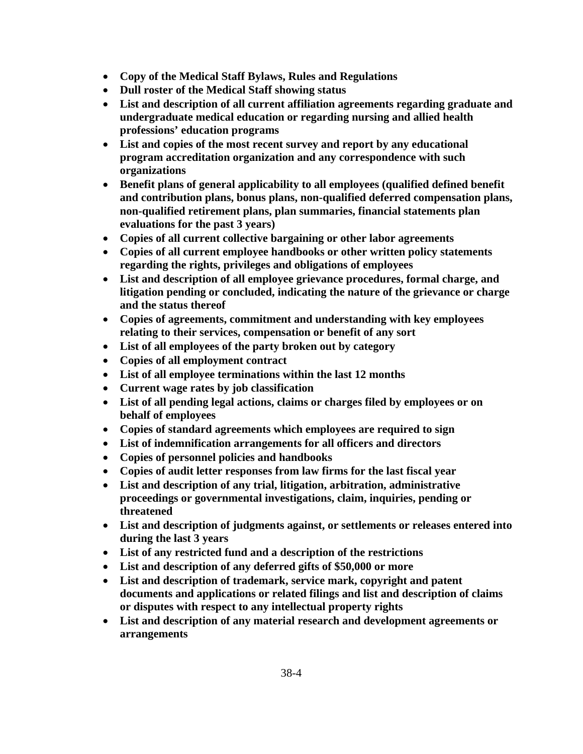- **Copy of the Medical Staff Bylaws, Rules and Regulations**
- **Dull roster of the Medical Staff showing status**
- **List and description of all current affiliation agreements regarding graduate and undergraduate medical education or regarding nursing and allied health professions' education programs**
- **List and copies of the most recent survey and report by any educational program accreditation organization and any correspondence with such organizations**
- **Benefit plans of general applicability to all employees (qualified defined benefit and contribution plans, bonus plans, non-qualified deferred compensation plans, non-qualified retirement plans, plan summaries, financial statements plan evaluations for the past 3 years)**
- **Copies of all current collective bargaining or other labor agreements**
- **Copies of all current employee handbooks or other written policy statements regarding the rights, privileges and obligations of employees**
- **List and description of all employee grievance procedures, formal charge, and litigation pending or concluded, indicating the nature of the grievance or charge and the status thereof**
- **Copies of agreements, commitment and understanding with key employees relating to their services, compensation or benefit of any sort**
- **List of all employees of the party broken out by category**
- **Copies of all employment contract**
- **List of all employee terminations within the last 12 months**
- **Current wage rates by job classification**
- **List of all pending legal actions, claims or charges filed by employees or on behalf of employees**
- **Copies of standard agreements which employees are required to sign**
- **List of indemnification arrangements for all officers and directors**
- **Copies of personnel policies and handbooks**
- **Copies of audit letter responses from law firms for the last fiscal year**
- **List and description of any trial, litigation, arbitration, administrative proceedings or governmental investigations, claim, inquiries, pending or threatened**
- **List and description of judgments against, or settlements or releases entered into during the last 3 years**
- **List of any restricted fund and a description of the restrictions**
- **List and description of any deferred gifts of $50,000 or more**
- **List and description of trademark, service mark, copyright and patent documents and applications or related filings and list and description of claims or disputes with respect to any intellectual property rights**
- **List and description of any material research and development agreements or arrangements**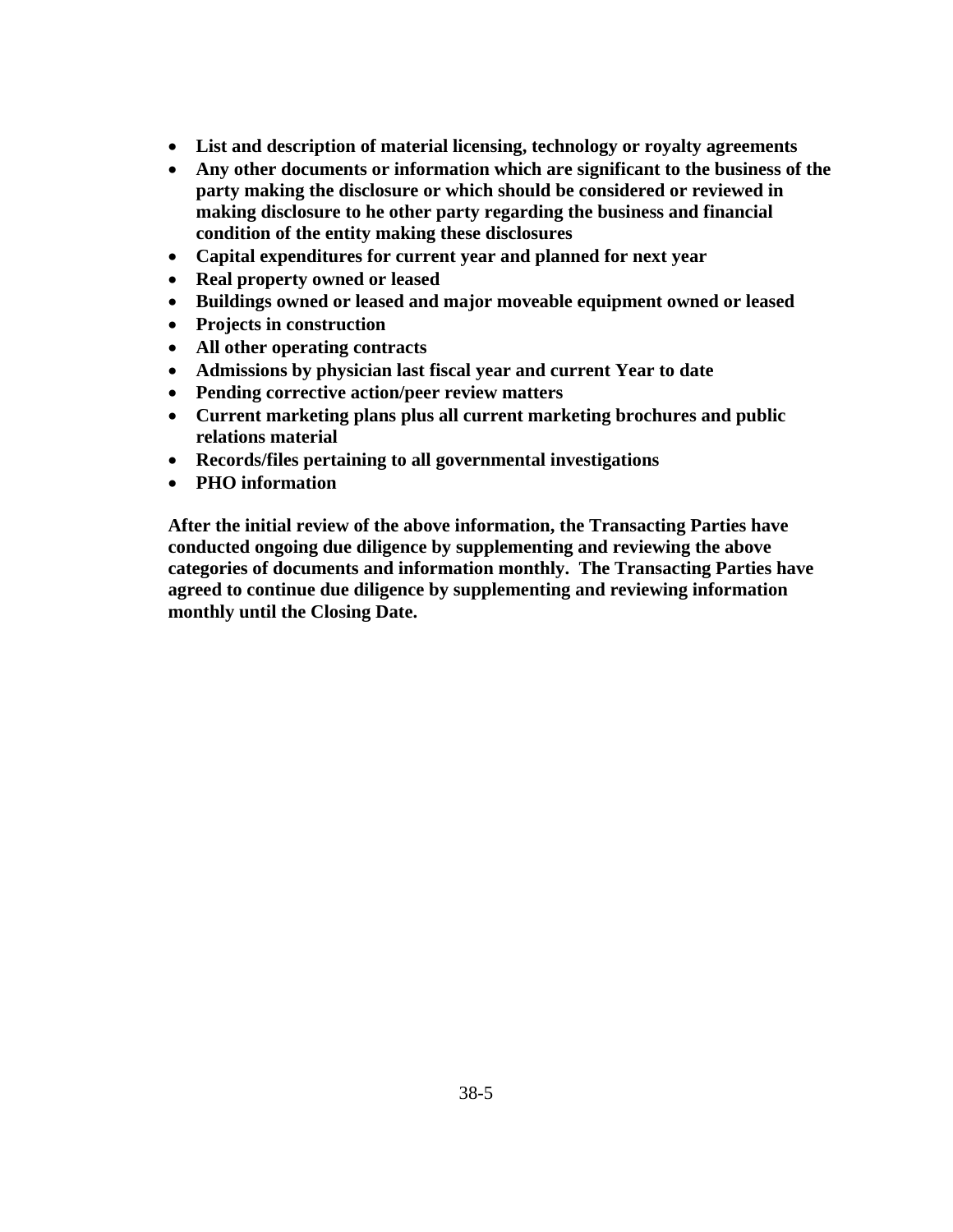- **List and description of material licensing, technology or royalty agreements**
- **Any other documents or information which are significant to the business of the party making the disclosure or which should be considered or reviewed in making disclosure to he other party regarding the business and financial condition of the entity making these disclosures**
- **Capital expenditures for current year and planned for next year**
- **Real property owned or leased**
- **Buildings owned or leased and major moveable equipment owned or leased**
- **Projects in construction**
- **All other operating contracts**
- **Admissions by physician last fiscal year and current Year to date**
- **Pending corrective action/peer review matters**
- **Current marketing plans plus all current marketing brochures and public relations material**
- **Records/files pertaining to all governmental investigations**
- **PHO information**

**After the initial review of the above information, the Transacting Parties have conducted ongoing due diligence by supplementing and reviewing the above categories of documents and information monthly. The Transacting Parties have agreed to continue due diligence by supplementing and reviewing information monthly until the Closing Date.**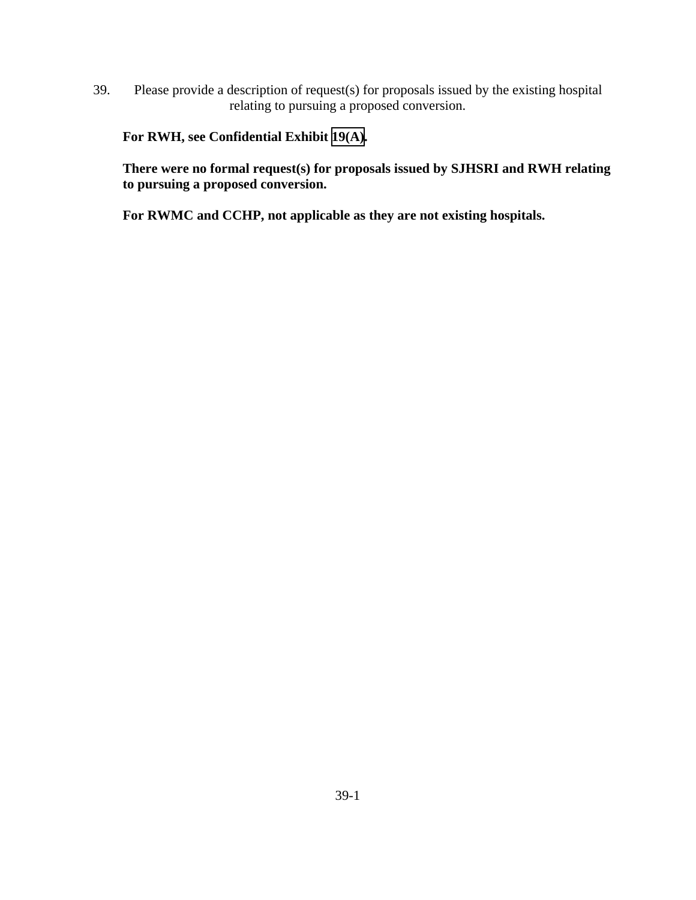39. Please provide a description of request(s) for proposals issued by the existing hospital relating to pursuing a proposed conversion.

**For RWH, see Confidential Exhibit 19(A).**

**There were no formal request(s) for proposals issued by SJHSRI and RWH relating to pursuing a proposed conversion.**

**For RWMC and CCHP, not applicable as they are not existing hospitals.**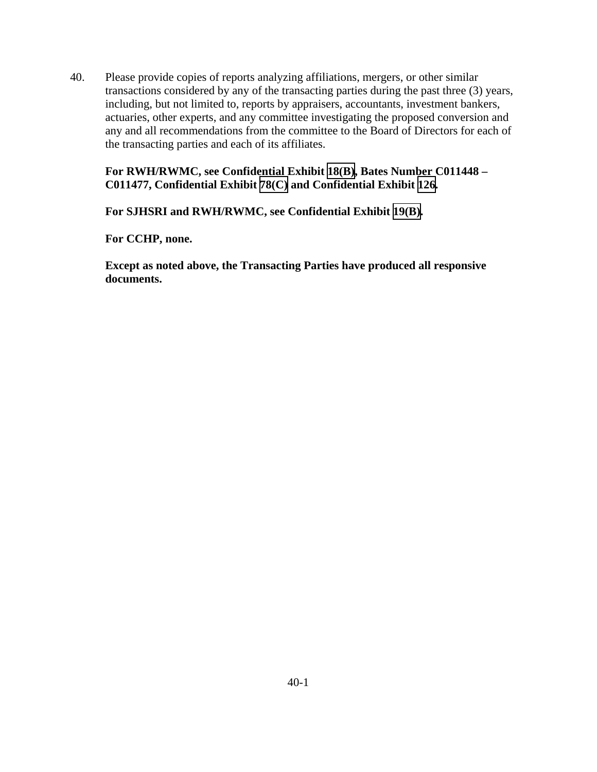40. Please provide copies of reports analyzing affiliations, mergers, or other similar transactions considered by any of the transacting parties during the past three (3) years, including, but not limited to, reports by appraisers, accountants, investment bankers, actuaries, other experts, and any committee investigating the proposed conversion and any and all recommendations from the committee to the Board of Directors for each of the transacting parties and each of its affiliates.

**For RWH/RWMC, see Confidential Exhibit 18(B), Bates Number C011448 – C011477, Confidential Exhibit 78(C) and Confidential Exhibit 126.**

**For SJHSRI and RWH/RWMC, see Confidential Exhibit 19(B).**

**For CCHP, none.**

**Except as noted above, the Transacting Parties have produced all responsive documents.**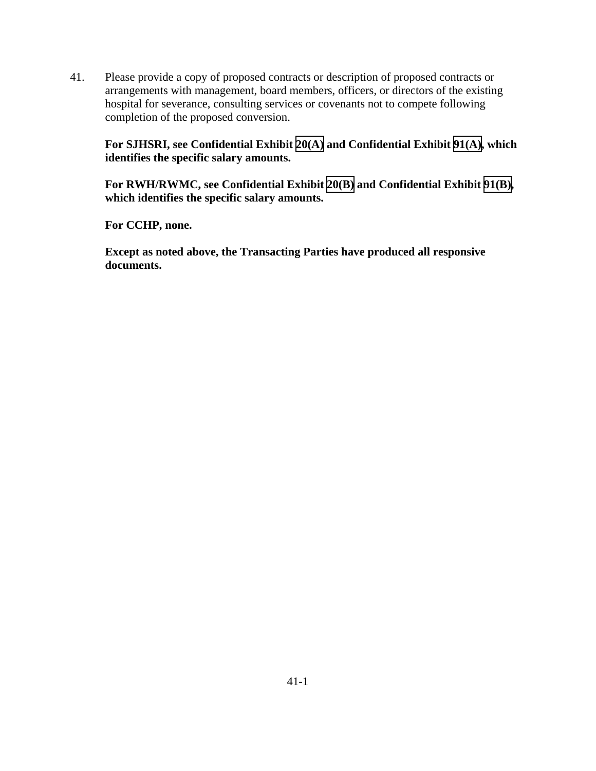41. Please provide a copy of proposed contracts or description of proposed contracts or arrangements with management, board members, officers, or directors of the existing hospital for severance, consulting services or covenants not to compete following completion of the proposed conversion.

**For SJHSRI, see Confidential Exhibit 20(A) and Confidential Exhibit 91(A), which identifies the specific salary amounts.**

**For RWH/RWMC, see Confidential Exhibit 20(B) and Confidential Exhibit 91(B), which identifies the specific salary amounts.**

**For CCHP, none.**

**Except as noted above, the Transacting Parties have produced all responsive documents.**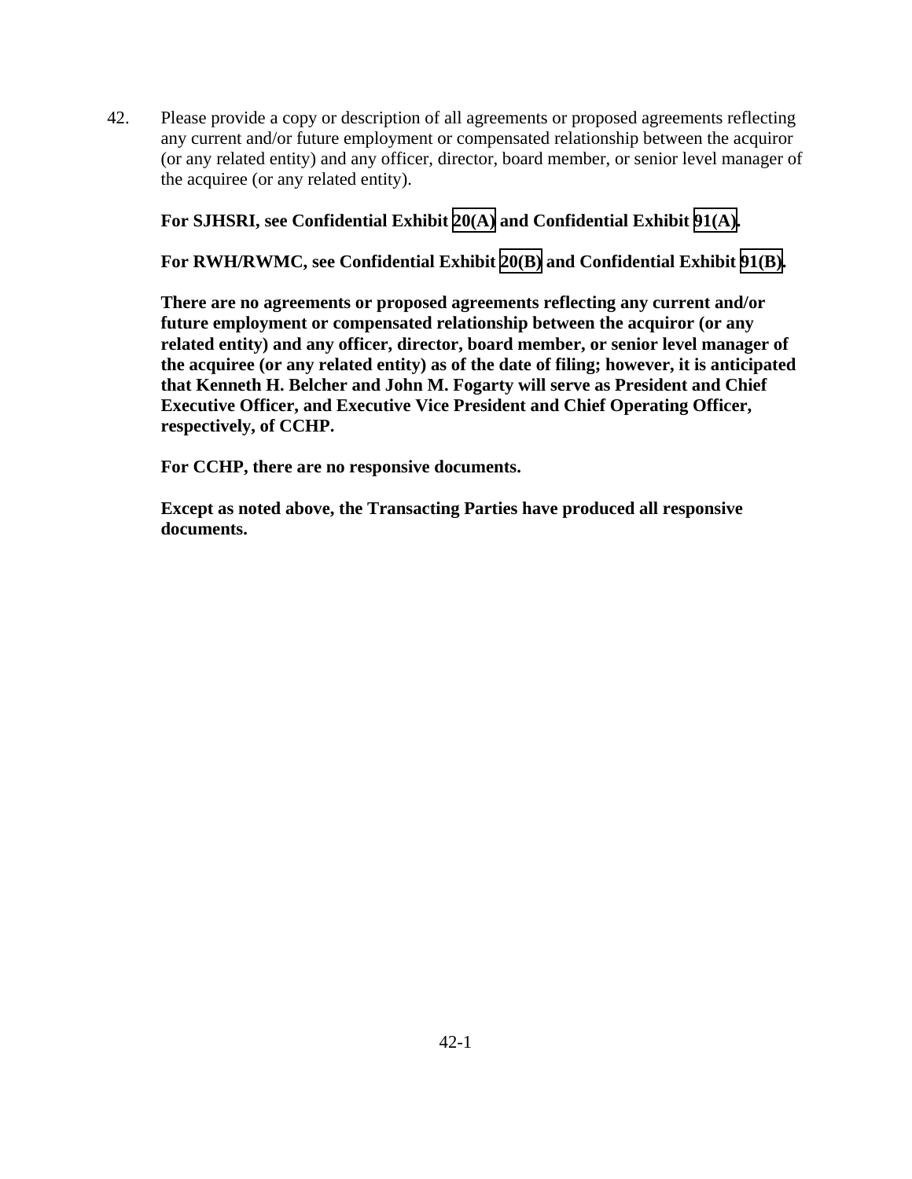42. Please provide a copy or description of all agreements or proposed agreements reflecting any current and/or future employment or compensated relationship between the acquiror (or any related entity) and any officer, director, board member, or senior level manager of the acquiree (or any related entity).

**For SJHSRI, see Confidential Exhibit 20(A) and Confidential Exhibit 91(A).**

**For RWH/RWMC, see Confidential Exhibit 20(B) and Confidential Exhibit 91(B).**

**There are no agreements or proposed agreements reflecting any current and/or future employment or compensated relationship between the acquiror (or any related entity) and any officer, director, board member, or senior level manager of the acquiree (or any related entity) as of the date of filing; however, it is anticipated that Kenneth H. Belcher and John M. Fogarty will serve as President and Chief Executive Officer, and Executive Vice President and Chief Operating Officer, respectively, of CCHP.**

**For CCHP, there are no responsive documents.**

**Except as noted above, the Transacting Parties have produced all responsive documents.**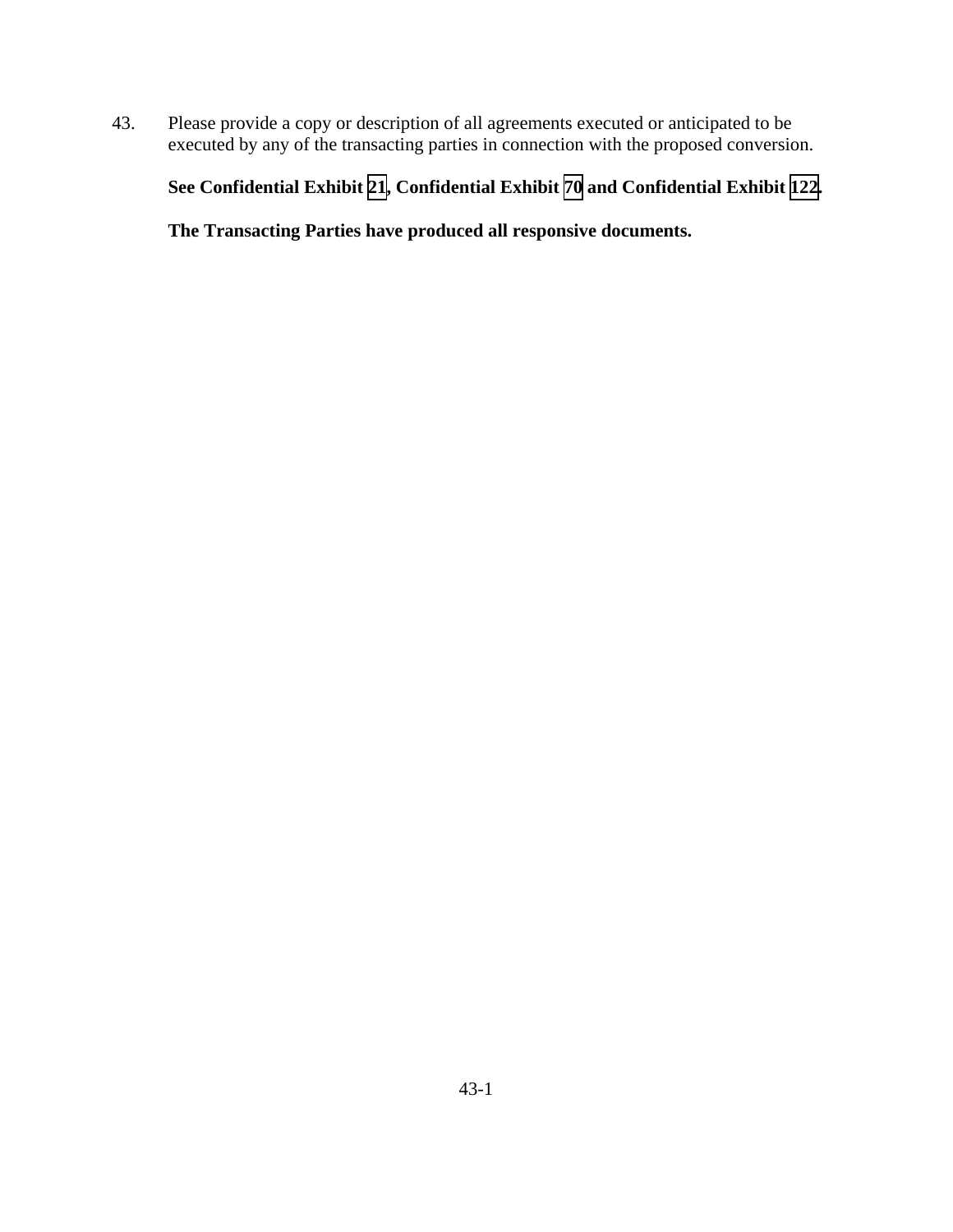43. Please provide a copy or description of all agreements executed or anticipated to be executed by any of the transacting parties in connection with the proposed conversion.

**See Confidential Exhibit 21, Confidential Exhibit 70 and Confidential Exhibit 122.**

**The Transacting Parties have produced all responsive documents.**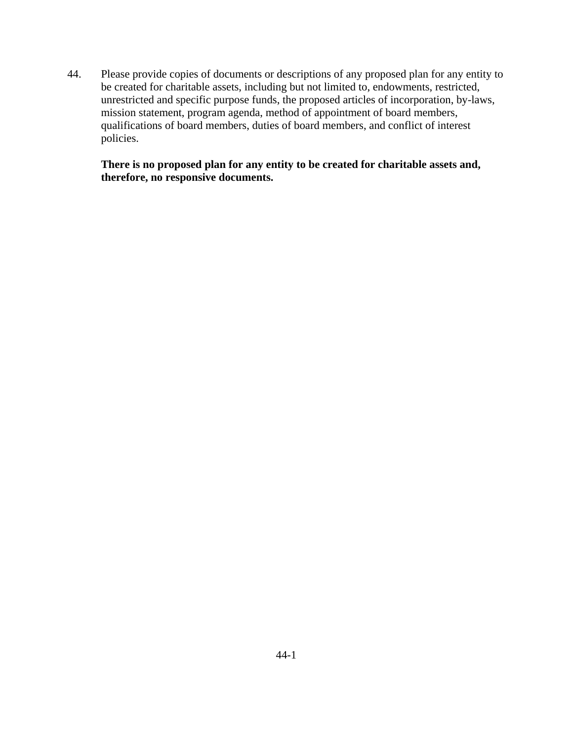44. Please provide copies of documents or descriptions of any proposed plan for any entity to be created for charitable assets, including but not limited to, endowments, restricted, unrestricted and specific purpose funds, the proposed articles of incorporation, by-laws, mission statement, program agenda, method of appointment of board members, qualifications of board members, duties of board members, and conflict of interest policies.

    **There is no proposed plan for any entity to be created for charitable assets and, therefore, no responsive documents.**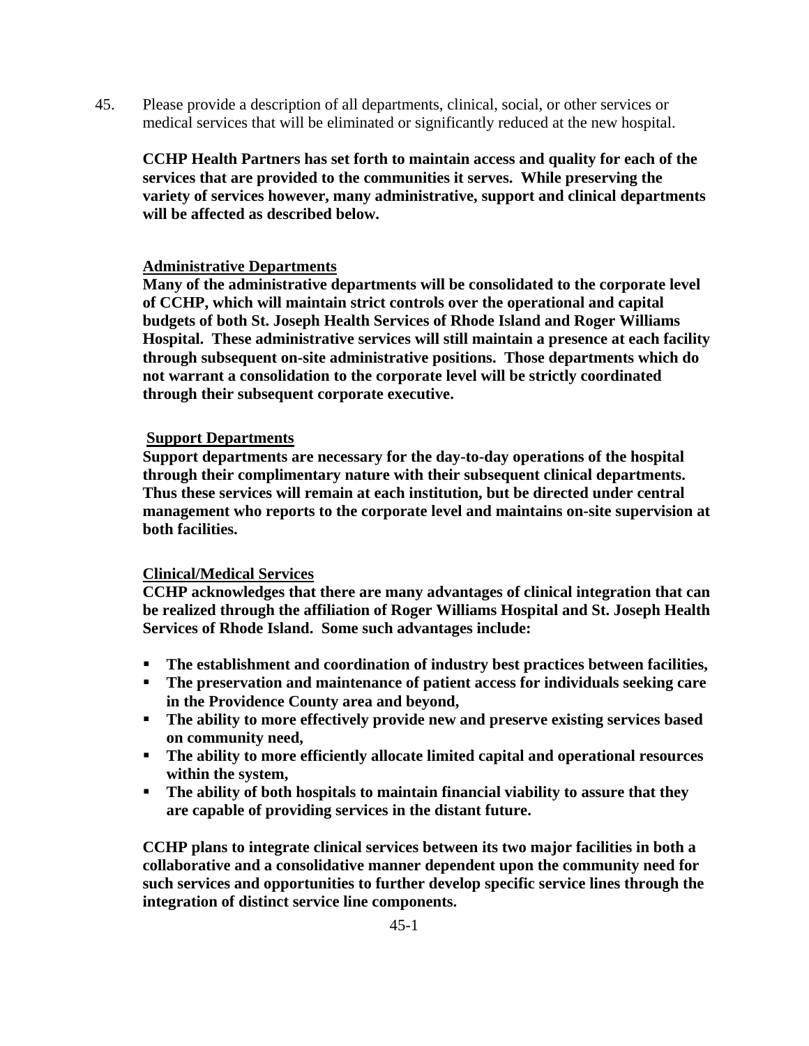45. Please provide a description of all departments, clinical, social, or other services or medical services that will be eliminated or significantly reduced at the new hospital.

**CCHP Health Partners has set forth to maintain access and quality for each of the services that are provided to the communities it serves. While preserving the variety of services however, many administrative, support and clinical departments will be affected as described below.**

**Administrative Departments**

**Many of the administrative departments will be consolidated to the corporate level of CCHP, which will maintain strict controls over the operational and capital budgets of both St. Joseph Health Services of Rhode Island and Roger Williams Hospital. These administrative services will still maintain a presence at each facility through subsequent on-site administrative positions. Those departments which do not warrant a consolidation to the corporate level will be strictly coordinated through their subsequent corporate executive.**

**Support Departments**

**Support departments are necessary for the day-to-day operations of the hospital through their complimentary nature with their subsequent clinical departments. Thus these services will remain at each institution, but be directed under central management who reports to the corporate level and maintains on-site supervision at both facilities.**

**Clinical/Medical Services**

**CCHP acknowledges that there are many advantages of clinical integration that can be realized through the affiliation of Roger Williams Hospital and St. Joseph Health Services of Rhode Island. Some such advantages include:**

- **The establishment and coordination of industry best practices between facilities,**
- **The preservation and maintenance of patient access for individuals seeking care in the Providence County area and beyond,**
- **The ability to more effectively provide new and preserve existing services based on community need,**
- **The ability to more efficiently allocate limited capital and operational resources within the system,**
- **The ability of both hospitals to maintain financial viability to assure that they are capable of providing services in the distant future.**

**CCHP plans to integrate clinical services between its two major facilities in both a collaborative and a consolidative manner dependent upon the community need for such services and opportunities to further develop specific service lines through the integration of distinct service line components.**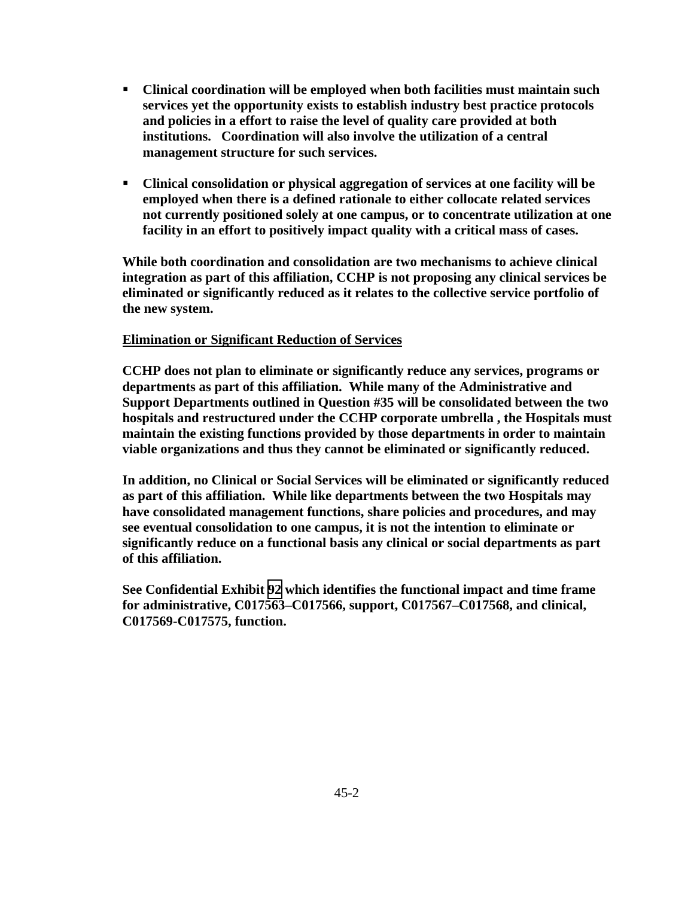- **Clinical coordination will be employed when both facilities must maintain such services yet the opportunity exists to establish industry best practice protocols and policies in a effort to raise the level of quality care provided at both institutions. Coordination will also involve the utilization of a central management structure for such services.**

- **Clinical consolidation or physical aggregation of services at one facility will be employed when there is a defined rationale to either collocate related services not currently positioned solely at one campus, or to concentrate utilization at one facility in an effort to positively impact quality with a critical mass of cases.**

**While both coordination and consolidation are two mechanisms to achieve clinical integration as part of this affiliation, CCHP is not proposing any clinical services be eliminated or significantly reduced as it relates to the collective service portfolio of the new system.**

**Elimination or Significant Reduction of Services**

**CCHP does not plan to eliminate or significantly reduce any services, programs or departments as part of this affiliation. While many of the Administrative and Support Departments outlined in Question #35 will be consolidated between the two hospitals and restructured under the CCHP corporate umbrella , the Hospitals must maintain the existing functions provided by those departments in order to maintain viable organizations and thus they cannot be eliminated or significantly reduced.**

**In addition, no Clinical or Social Services will be eliminated or significantly reduced as part of this affiliation. While like departments between the two Hospitals may have consolidated management functions, share policies and procedures, and may see eventual consolidation to one campus, it is not the intention to eliminate or significantly reduce on a functional basis any clinical or social departments as part of this affiliation.**

**See Confidential Exhibit 92 which identifies the functional impact and time frame for administrative, C017563–C017566, support, C017567–C017568, and clinical, C017569-C017575, function.**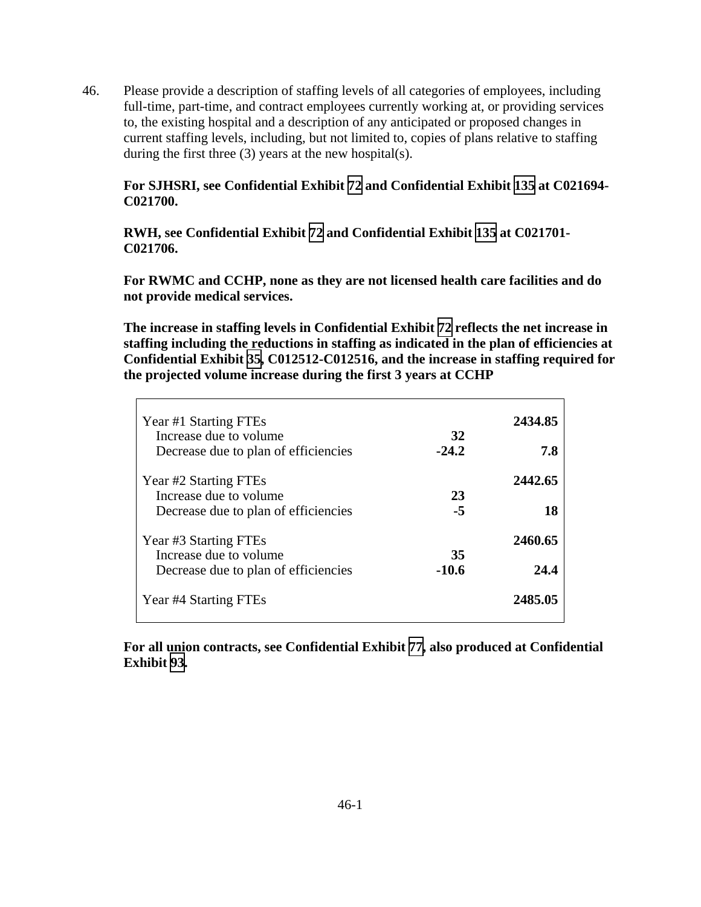46. Please provide a description of staffing levels of all categories of employees, including full-time, part-time, and contract employees currently working at, or providing services to, the existing hospital and a description of any anticipated or proposed changes in current staffing levels, including, but not limited to, copies of plans relative to staffing during the first three (3) years at the new hospital(s).

**For SJHSRI, see Confidential Exhibit 72 and Confidential Exhibit 135 at C021694-C021700.**

**RWH, see Confidential Exhibit 72 and Confidential Exhibit 135 at C021701-C021706.**

**For RWMC and CCHP, none as they are not licensed health care facilities and do not provide medical services.**

**The increase in staffing levels in Confidential Exhibit 72 reflects the net increase in staffing including the reductions in staffing as indicated in the plan of efficiencies at Confidential Exhibit 35, C012512-C012516, and the increase in staffing required for the projected volume increase during the first 3 years at CCHP**

| | | |
|---|---|---|
| Year #1 Starting FTEs | | **2434.85** |
| Increase due to volume | **32** | |
| Decrease due to plan of efficiencies | **-24.2** | **7.8** |
| Year #2 Starting FTEs | | **2442.65** |
| Increase due to volume | **23** | |
| Decrease due to plan of efficiencies | **-5** | **18** |
| Year #3 Starting FTEs | | **2460.65** |
| Increase due to volume | **35** | |
| Decrease due to plan of efficiencies | **-10.6** | **24.4** |
| Year #4 Starting FTEs | | **2485.05** |

**For all union contracts, see Confidential Exhibit 77, also produced at Confidential Exhibit 93.**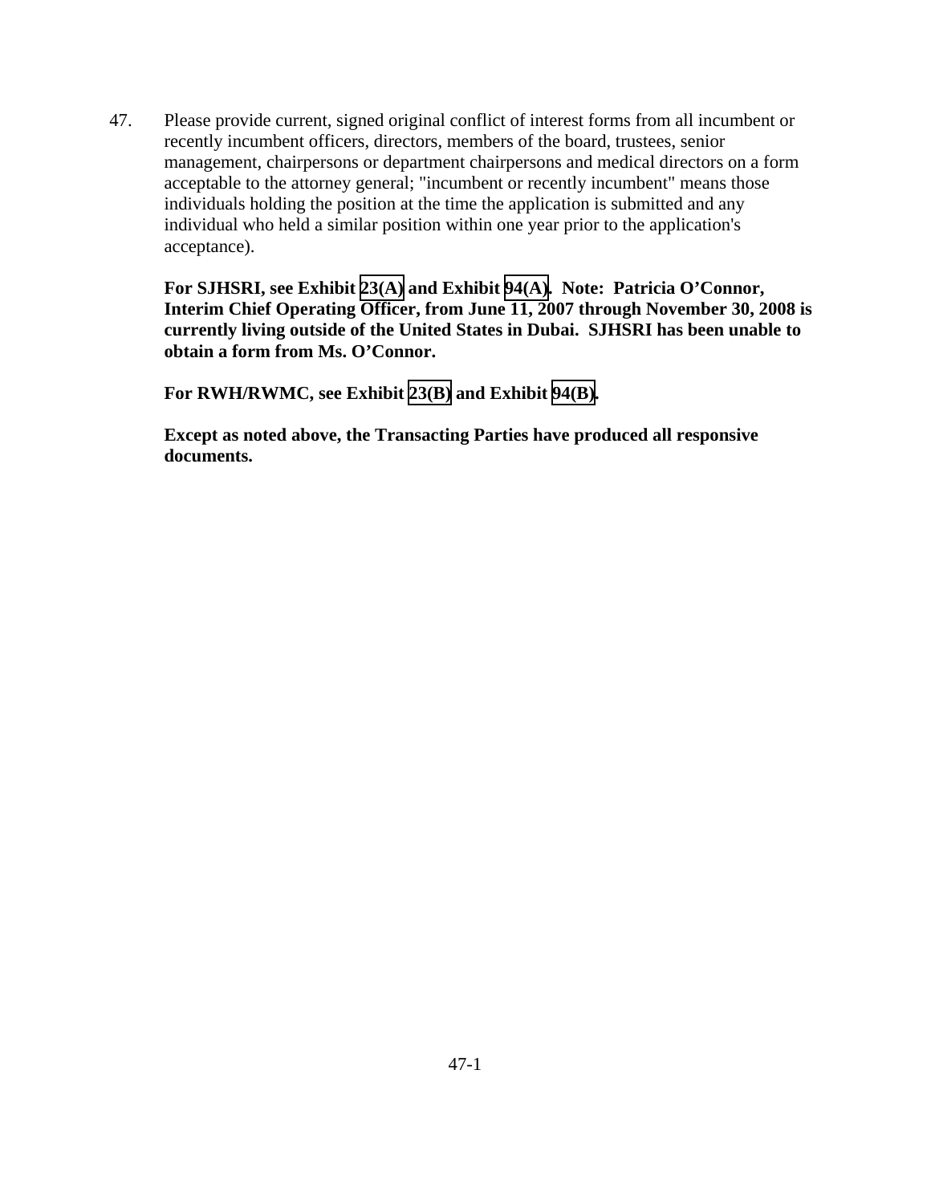47. Please provide current, signed original conflict of interest forms from all incumbent or recently incumbent officers, directors, members of the board, trustees, senior management, chairpersons or department chairpersons and medical directors on a form acceptable to the attorney general; "incumbent or recently incumbent" means those individuals holding the position at the time the application is submitted and any individual who held a similar position within one year prior to the application's acceptance).

**For SJHSRI, see Exhibit 23(A) and Exhibit 94(A). Note: Patricia O'Connor, Interim Chief Operating Officer, from June 11, 2007 through November 30, 2008 is currently living outside of the United States in Dubai. SJHSRI has been unable to obtain a form from Ms. O'Connor.**

**For RWH/RWMC, see Exhibit 23(B) and Exhibit 94(B).**

**Except as noted above, the Transacting Parties have produced all responsive documents.**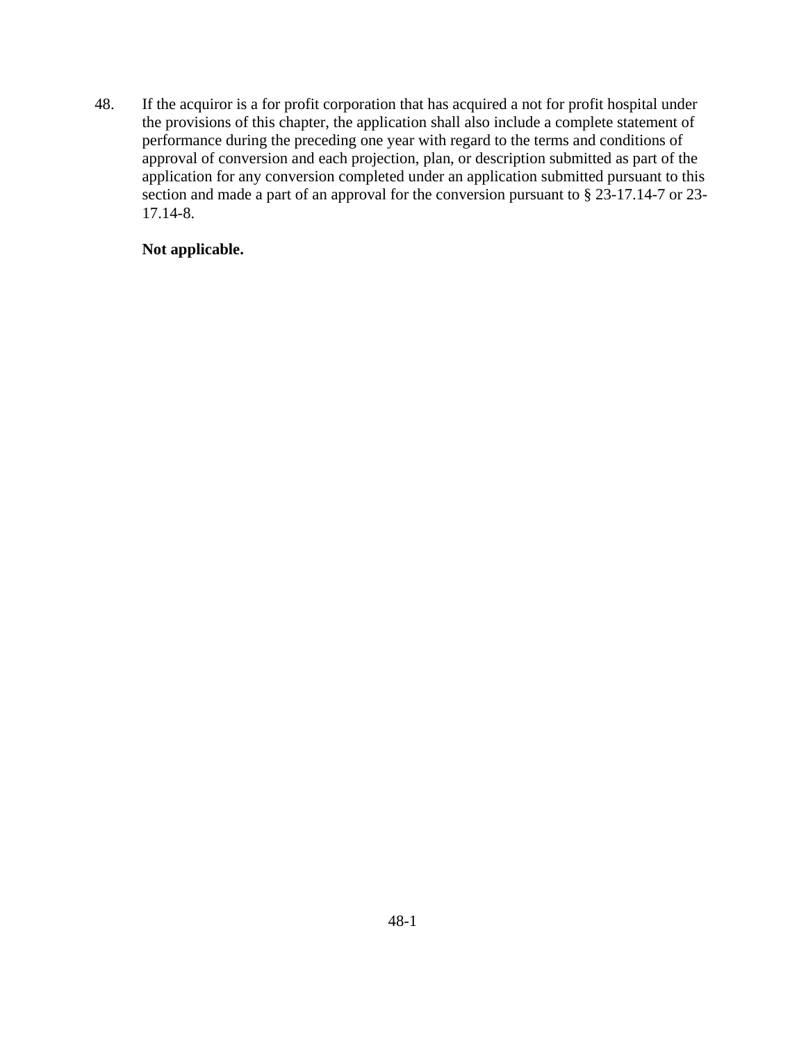48. If the acquiror is a for profit corporation that has acquired a not for profit hospital under the provisions of this chapter, the application shall also include a complete statement of performance during the preceding one year with regard to the terms and conditions of approval of conversion and each projection, plan, or description submitted as part of the application for any conversion completed under an application submitted pursuant to this section and made a part of an approval for the conversion pursuant to § 23-17.14-7 or 23-17.14-8.

**Not applicable.**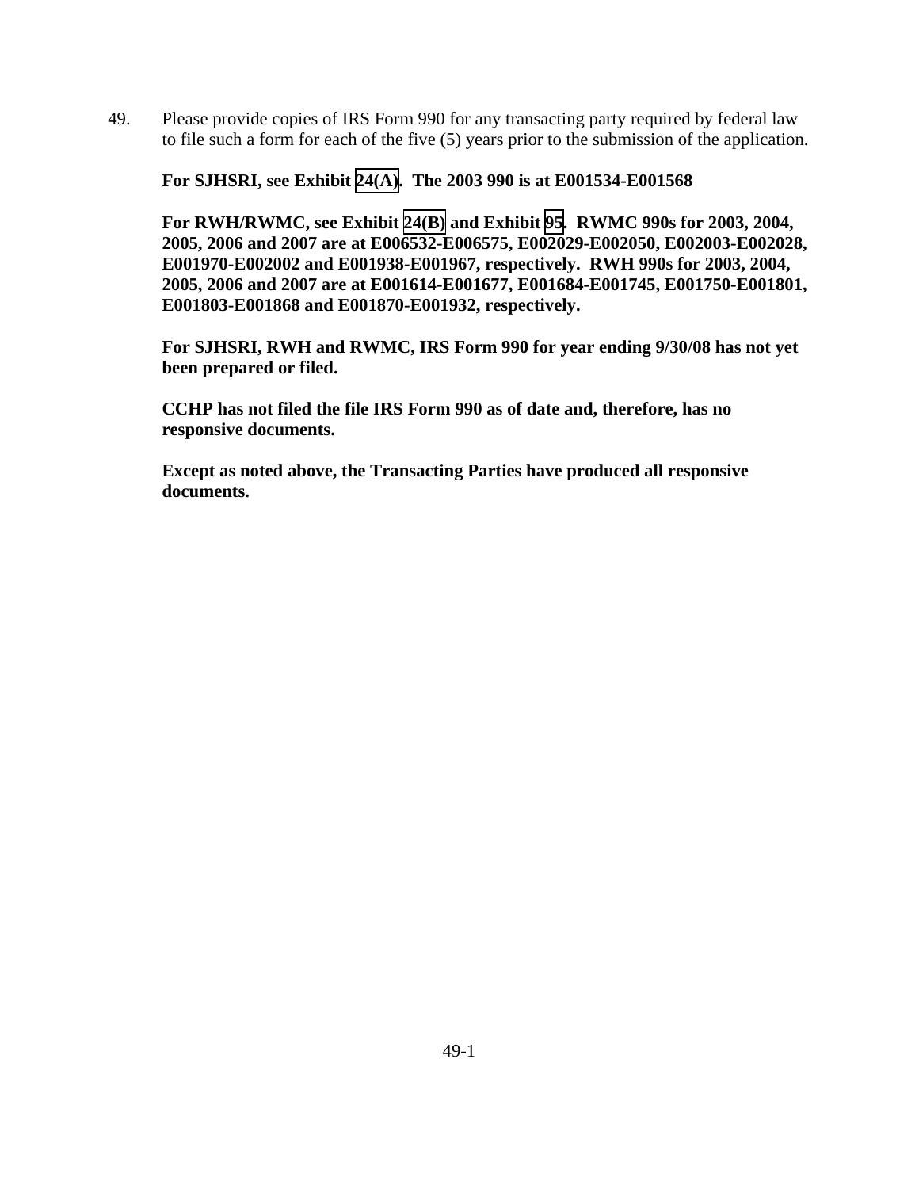49. Please provide copies of IRS Form 990 for any transacting party required by federal law to file such a form for each of the five (5) years prior to the submission of the application.

**For SJHSRI, see Exhibit 24(A). The 2003 990 is at E001534-E001568**

**For RWH/RWMC, see Exhibit 24(B) and Exhibit 95. RWMC 990s for 2003, 2004, 2005, 2006 and 2007 are at E006532-E006575, E002029-E002050, E002003-E002028, E001970-E002002 and E001938-E001967, respectively. RWH 990s for 2003, 2004, 2005, 2006 and 2007 are at E001614-E001677, E001684-E001745, E001750-E001801, E001803-E001868 and E001870-E001932, respectively.**

**For SJHSRI, RWH and RWMC, IRS Form 990 for year ending 9/30/08 has not yet been prepared or filed.**

**CCHP has not filed the file IRS Form 990 as of date and, therefore, has no responsive documents.**

**Except as noted above, the Transacting Parties have produced all responsive documents.**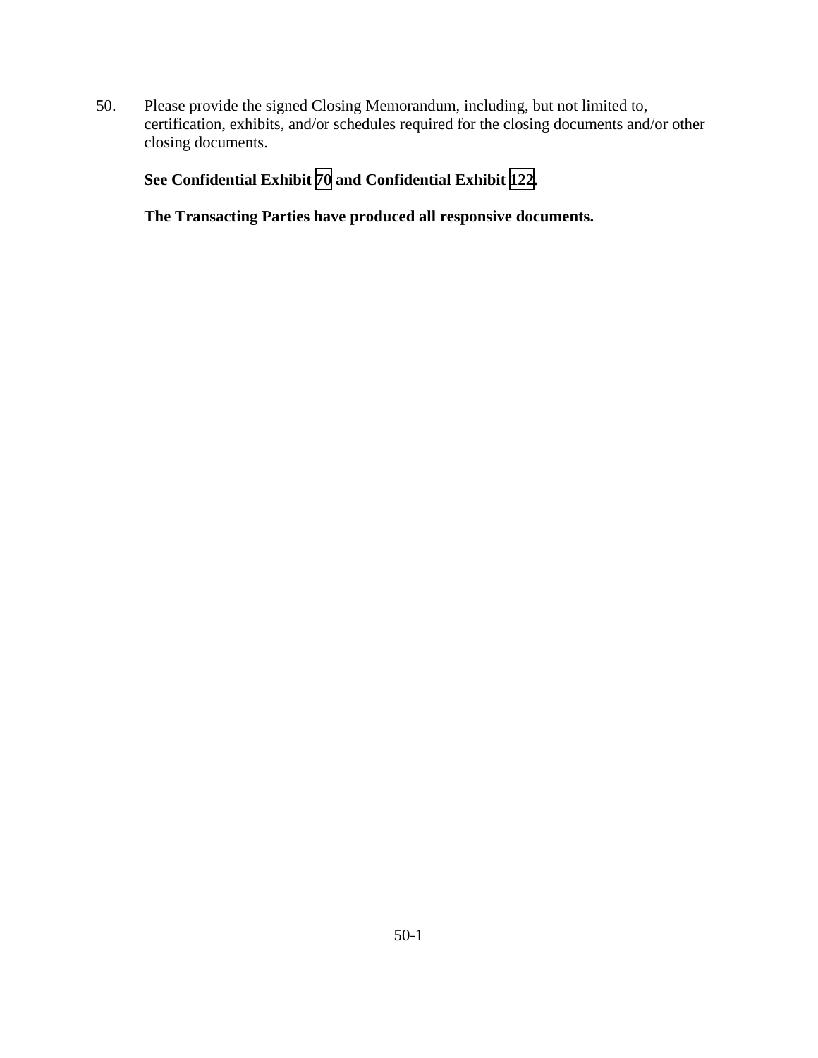50. Please provide the signed Closing Memorandum, including, but not limited to, certification, exhibits, and/or schedules required for the closing documents and/or other closing documents.

**See Confidential Exhibit 70 and Confidential Exhibit 122.**

**The Transacting Parties have produced all responsive documents.**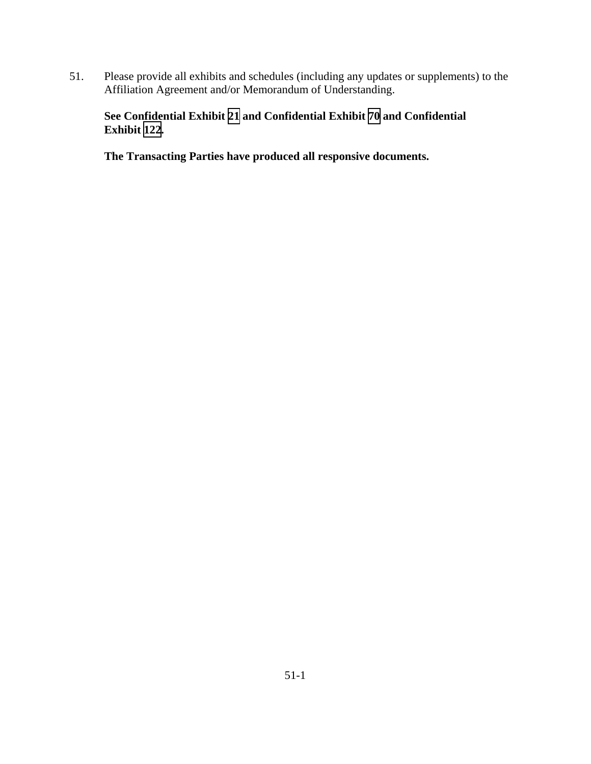51. Please provide all exhibits and schedules (including any updates or supplements) to the Affiliation Agreement and/or Memorandum of Understanding.

**See Confidential Exhibit 21 and Confidential Exhibit 70 and Confidential Exhibit 122.**

**The Transacting Parties have produced all responsive documents.**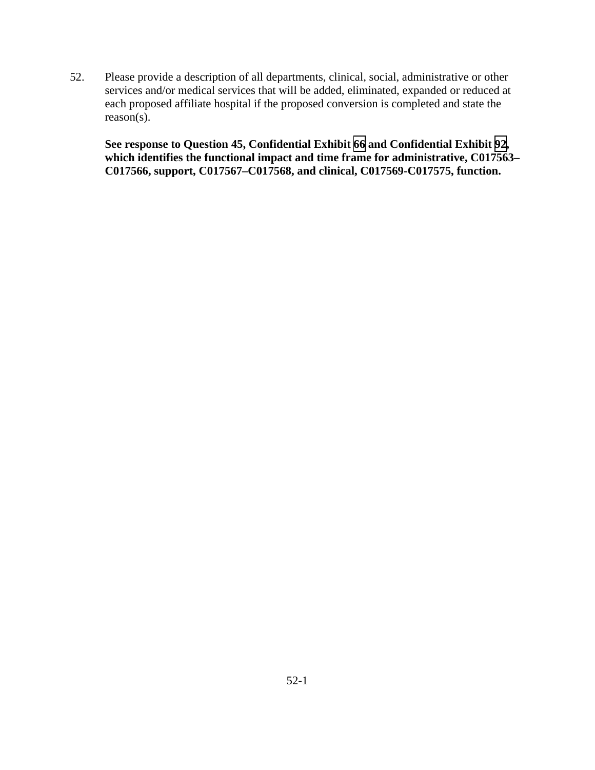52. Please provide a description of all departments, clinical, social, administrative or other services and/or medical services that will be added, eliminated, expanded or reduced at each proposed affiliate hospital if the proposed conversion is completed and state the reason(s).

    **See response to Question 45, Confidential Exhibit 66 and Confidential Exhibit 92, which identifies the functional impact and time frame for administrative, C017563–C017566, support, C017567–C017568, and clinical, C017569-C017575, function.**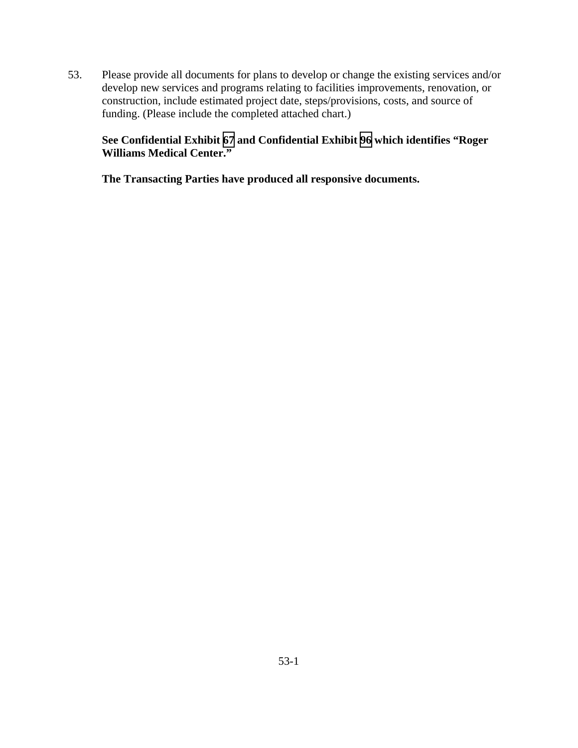53. Please provide all documents for plans to develop or change the existing services and/or develop new services and programs relating to facilities improvements, renovation, or construction, include estimated project date, steps/provisions, costs, and source of funding. (Please include the completed attached chart.)

    **See Confidential Exhibit 67 and Confidential Exhibit 96 which identifies "Roger Williams Medical Center."**

    **The Transacting Parties have produced all responsive documents.**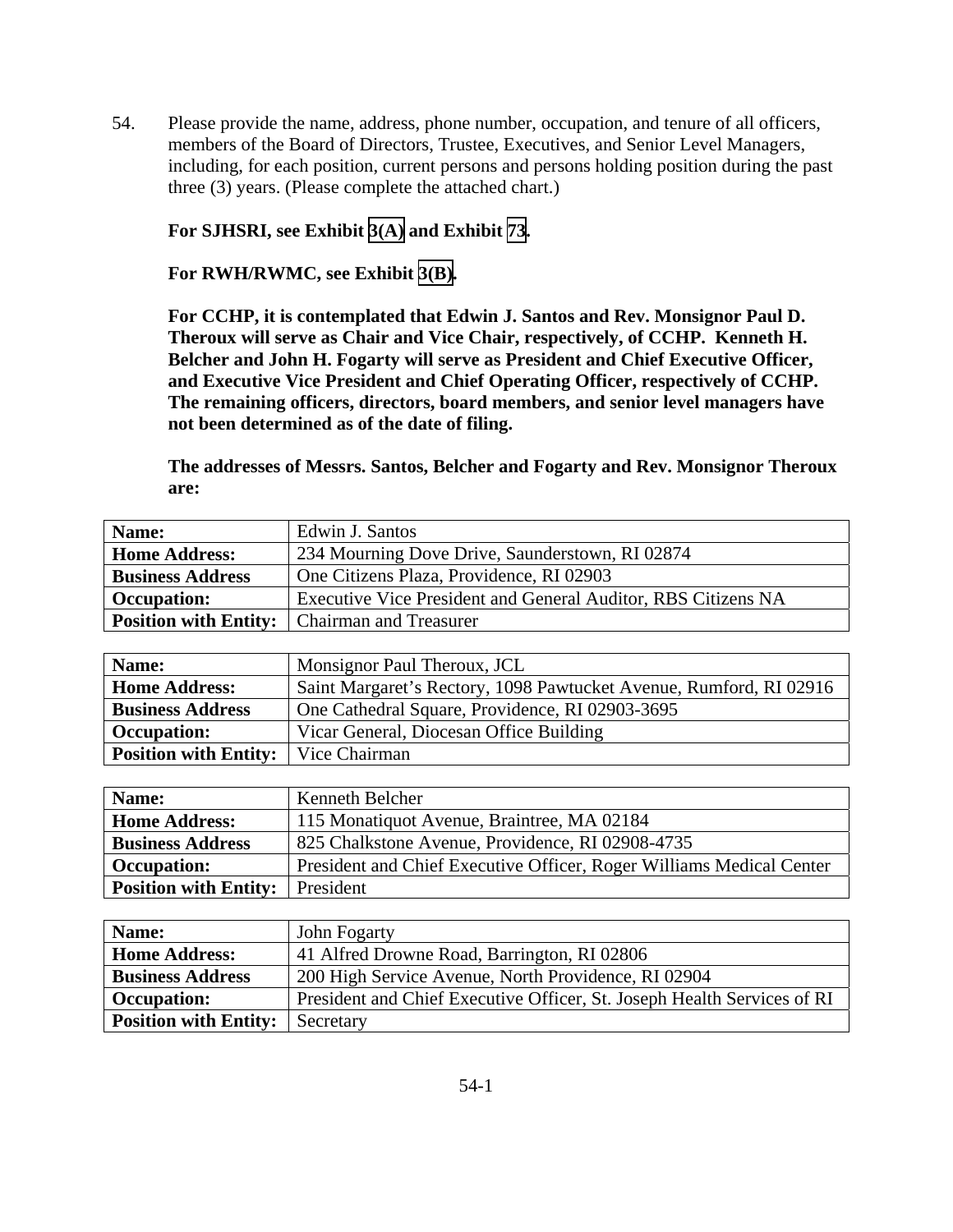54. Please provide the name, address, phone number, occupation, and tenure of all officers, members of the Board of Directors, Trustee, Executives, and Senior Level Managers, including, for each position, current persons and persons holding position during the past three (3) years. (Please complete the attached chart.)

**For SJHSRI, see Exhibit 3(A) and Exhibit 73.**

**For RWH/RWMC, see Exhibit 3(B).**

**For CCHP, it is contemplated that Edwin J. Santos and Rev. Monsignor Paul D. Theroux will serve as Chair and Vice Chair, respectively, of CCHP. Kenneth H. Belcher and John H. Fogarty will serve as President and Chief Executive Officer, and Executive Vice President and Chief Operating Officer, respectively of CCHP. The remaining officers, directors, board members, and senior level managers have not been determined as of the date of filing.**

**The addresses of Messrs. Santos, Belcher and Fogarty and Rev. Monsignor Theroux are:**

| **Name:** | Edwin J. Santos |
|---|---|
| **Home Address:** | 234 Mourning Dove Drive, Saunderstown, RI 02874 |
| **Business Address** | One Citizens Plaza, Providence, RI 02903 |
| **Occupation:** | Executive Vice President and General Auditor, RBS Citizens NA |
| **Position with Entity:** | Chairman and Treasurer |

| **Name:** | Monsignor Paul Theroux, JCL |
|---|---|
| **Home Address:** | Saint Margaret's Rectory, 1098 Pawtucket Avenue, Rumford, RI 02916 |
| **Business Address** | One Cathedral Square, Providence, RI 02903-3695 |
| **Occupation:** | Vicar General, Diocesan Office Building |
| **Position with Entity:** | Vice Chairman |

| **Name:** | Kenneth Belcher |
|---|---|
| **Home Address:** | 115 Monatiquot Avenue, Braintree, MA 02184 |
| **Business Address** | 825 Chalkstone Avenue, Providence, RI 02908-4735 |
| **Occupation:** | President and Chief Executive Officer, Roger Williams Medical Center |
| **Position with Entity:** | President |

| **Name:** | John Fogarty |
|---|---|
| **Home Address:** | 41 Alfred Drowne Road, Barrington, RI 02806 |
| **Business Address** | 200 High Service Avenue, North Providence, RI 02904 |
| **Occupation:** | President and Chief Executive Officer, St. Joseph Health Services of RI |
| **Position with Entity:** | Secretary |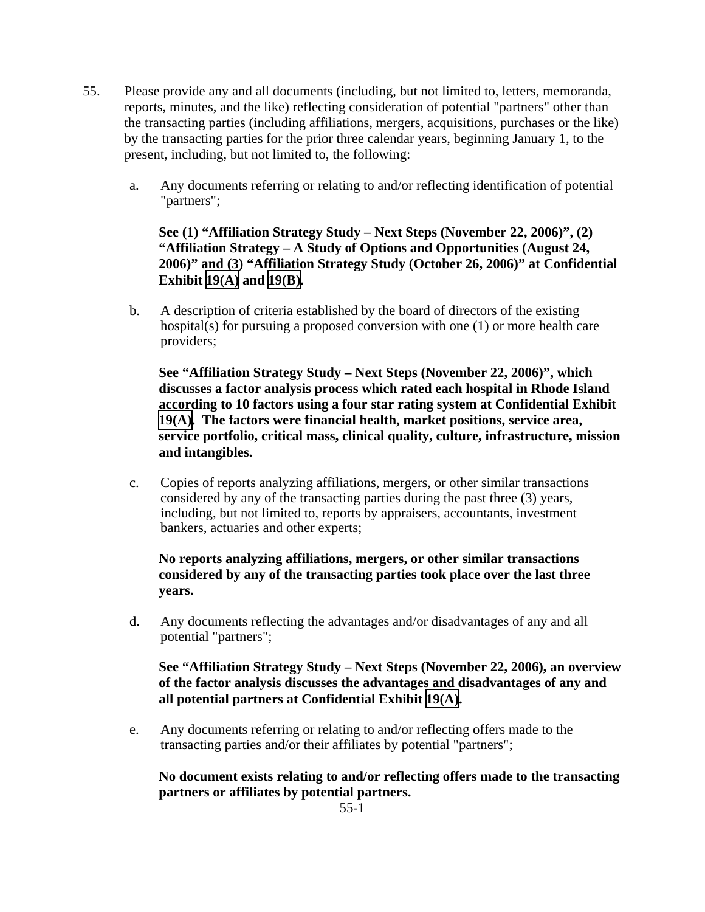55. Please provide any and all documents (including, but not limited to, letters, memoranda, reports, minutes, and the like) reflecting consideration of potential "partners" other than the transacting parties (including affiliations, mergers, acquisitions, purchases or the like) by the transacting parties for the prior three calendar years, beginning January 1, to the present, including, but not limited to, the following:

   a. Any documents referring or relating to and/or reflecting identification of potential "partners";

      **See (1) "Affiliation Strategy Study – Next Steps (November 22, 2006)", (2) "Affiliation Strategy – A Study of Options and Opportunities (August 24, 2006)" and (3) "Affiliation Strategy Study (October 26, 2006)" at Confidential Exhibit 19(A) and 19(B).**

   b. A description of criteria established by the board of directors of the existing hospital(s) for pursuing a proposed conversion with one (1) or more health care providers;

      **See "Affiliation Strategy Study – Next Steps (November 22, 2006)", which discusses a factor analysis process which rated each hospital in Rhode Island according to 10 factors using a four star rating system at Confidential Exhibit 19(A). The factors were financial health, market positions, service area, service portfolio, critical mass, clinical quality, culture, infrastructure, mission and intangibles.**

   c. Copies of reports analyzing affiliations, mergers, or other similar transactions considered by any of the transacting parties during the past three (3) years, including, but not limited to, reports by appraisers, accountants, investment bankers, actuaries and other experts;

      **No reports analyzing affiliations, mergers, or other similar transactions considered by any of the transacting parties took place over the last three years.**

   d. Any documents reflecting the advantages and/or disadvantages of any and all potential "partners";

      **See "Affiliation Strategy Study – Next Steps (November 22, 2006), an overview of the factor analysis discusses the advantages and disadvantages of any and all potential partners at Confidential Exhibit 19(A).**

   e. Any documents referring or relating to and/or reflecting offers made to the transacting parties and/or their affiliates by potential "partners";

      **No document exists relating to and/or reflecting offers made to the transacting partners or affiliates by potential partners.**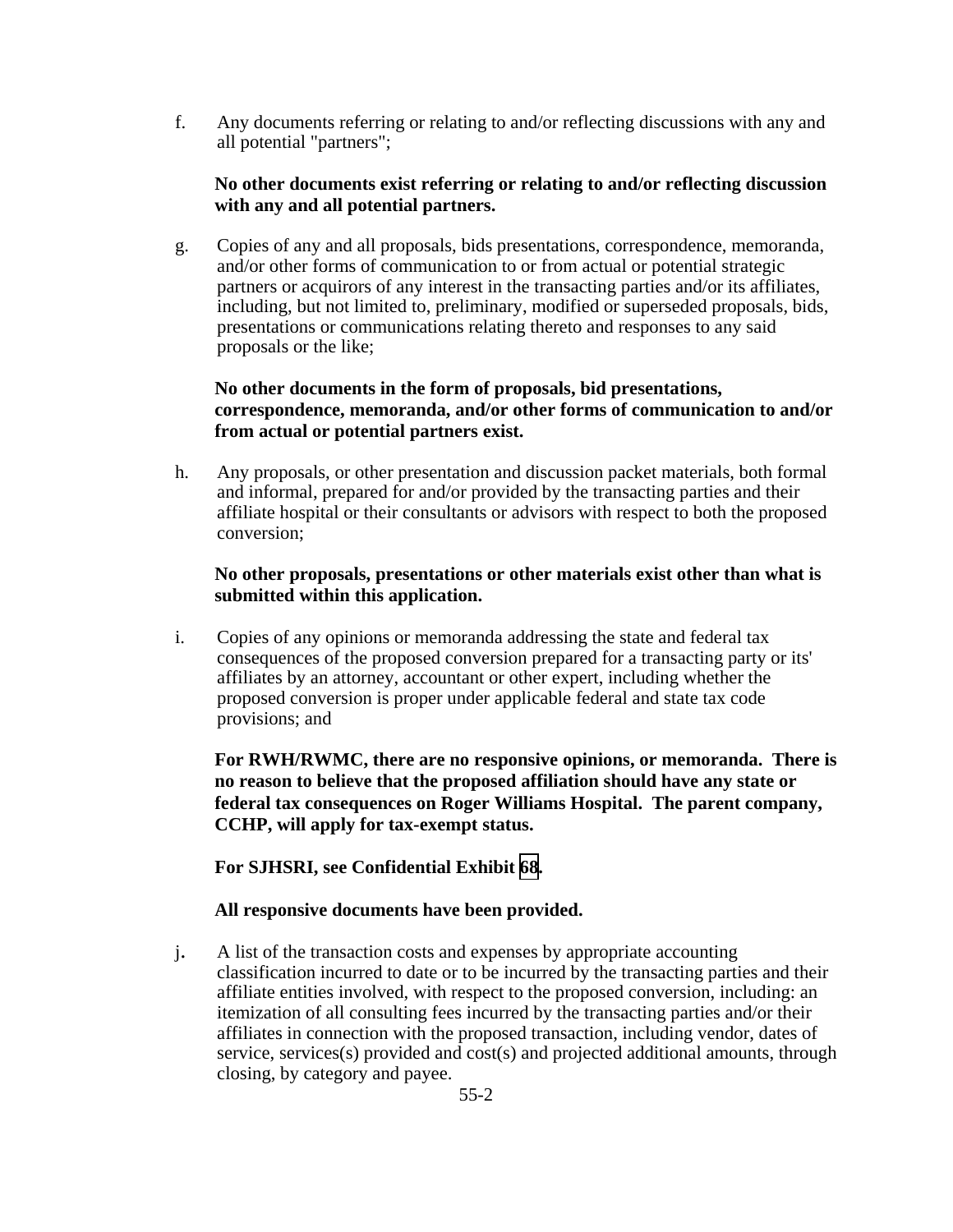f. Any documents referring or relating to and/or reflecting discussions with any and all potential "partners";

**No other documents exist referring or relating to and/or reflecting discussion with any and all potential partners.**

g. Copies of any and all proposals, bids presentations, correspondence, memoranda, and/or other forms of communication to or from actual or potential strategic partners or acquirors of any interest in the transacting parties and/or its affiliates, including, but not limited to, preliminary, modified or superseded proposals, bids, presentations or communications relating thereto and responses to any said proposals or the like;

**No other documents in the form of proposals, bid presentations, correspondence, memoranda, and/or other forms of communication to and/or from actual or potential partners exist.**

h. Any proposals, or other presentation and discussion packet materials, both formal and informal, prepared for and/or provided by the transacting parties and their affiliate hospital or their consultants or advisors with respect to both the proposed conversion;

**No other proposals, presentations or other materials exist other than what is submitted within this application.**

i. Copies of any opinions or memoranda addressing the state and federal tax consequences of the proposed conversion prepared for a transacting party or its' affiliates by an attorney, accountant or other expert, including whether the proposed conversion is proper under applicable federal and state tax code provisions; and

**For RWH/RWMC, there are no responsive opinions, or memoranda. There is no reason to believe that the proposed affiliation should have any state or federal tax consequences on Roger Williams Hospital. The parent company, CCHP, will apply for tax-exempt status.**

**For SJHSRI, see Confidential Exhibit 68.**

**All responsive documents have been provided.**

j. A list of the transaction costs and expenses by appropriate accounting classification incurred to date or to be incurred by the transacting parties and their affiliate entities involved, with respect to the proposed conversion, including: an itemization of all consulting fees incurred by the transacting parties and/or their affiliates in connection with the proposed transaction, including vendor, dates of service, services(s) provided and cost(s) and projected additional amounts, through closing, by category and payee.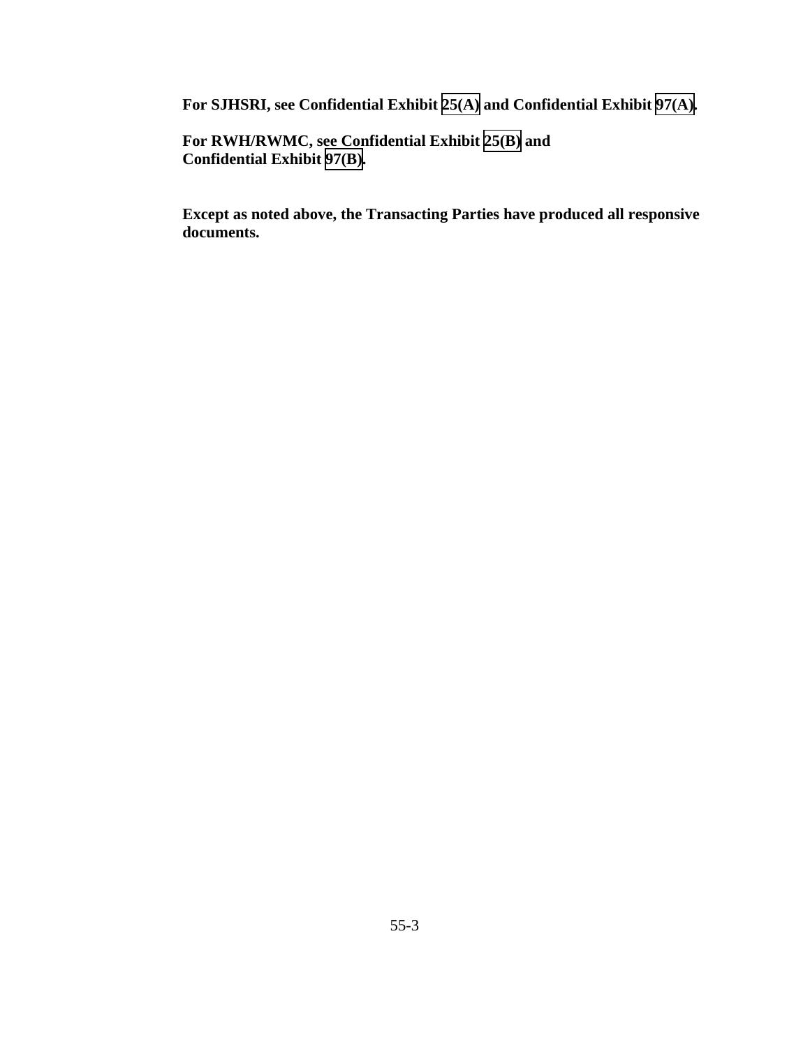**For SJHSRI, see Confidential Exhibit 25(A) and Confidential Exhibit 97(A).**

**For RWH/RWMC, see Confidential Exhibit 25(B) and Confidential Exhibit 97(B).**

**Except as noted above, the Transacting Parties have produced all responsive documents.**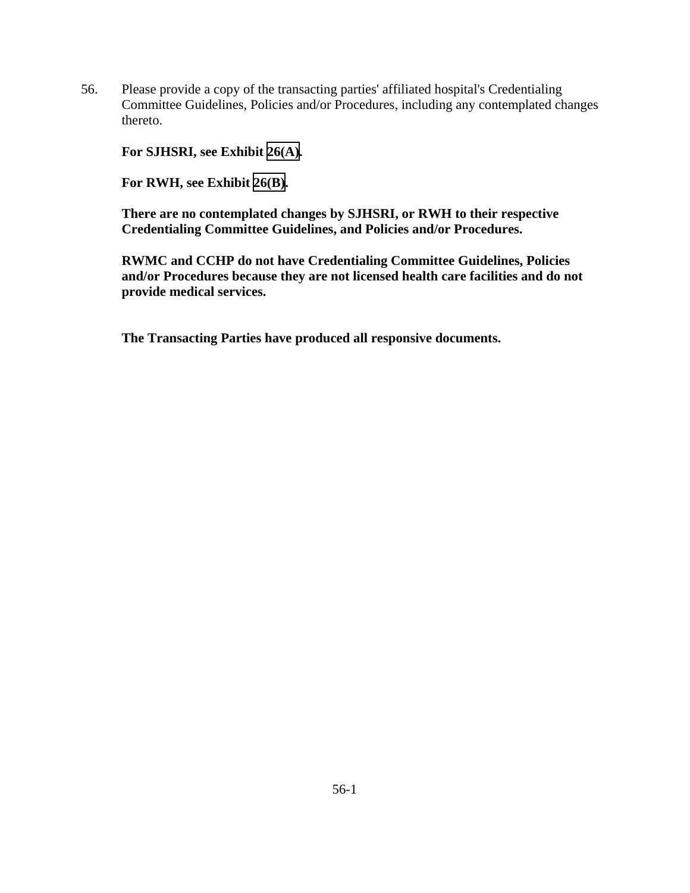56. Please provide a copy of the transacting parties' affiliated hospital's Credentialing Committee Guidelines, Policies and/or Procedures, including any contemplated changes thereto.

**For SJHSRI, see Exhibit 26(A).**

**For RWH, see Exhibit 26(B).**

**There are no contemplated changes by SJHSRI, or RWH to their respective Credentialing Committee Guidelines, and Policies and/or Procedures.**

**RWMC and CCHP do not have Credentialing Committee Guidelines, Policies and/or Procedures because they are not licensed health care facilities and do not provide medical services.**

**The Transacting Parties have produced all responsive documents.**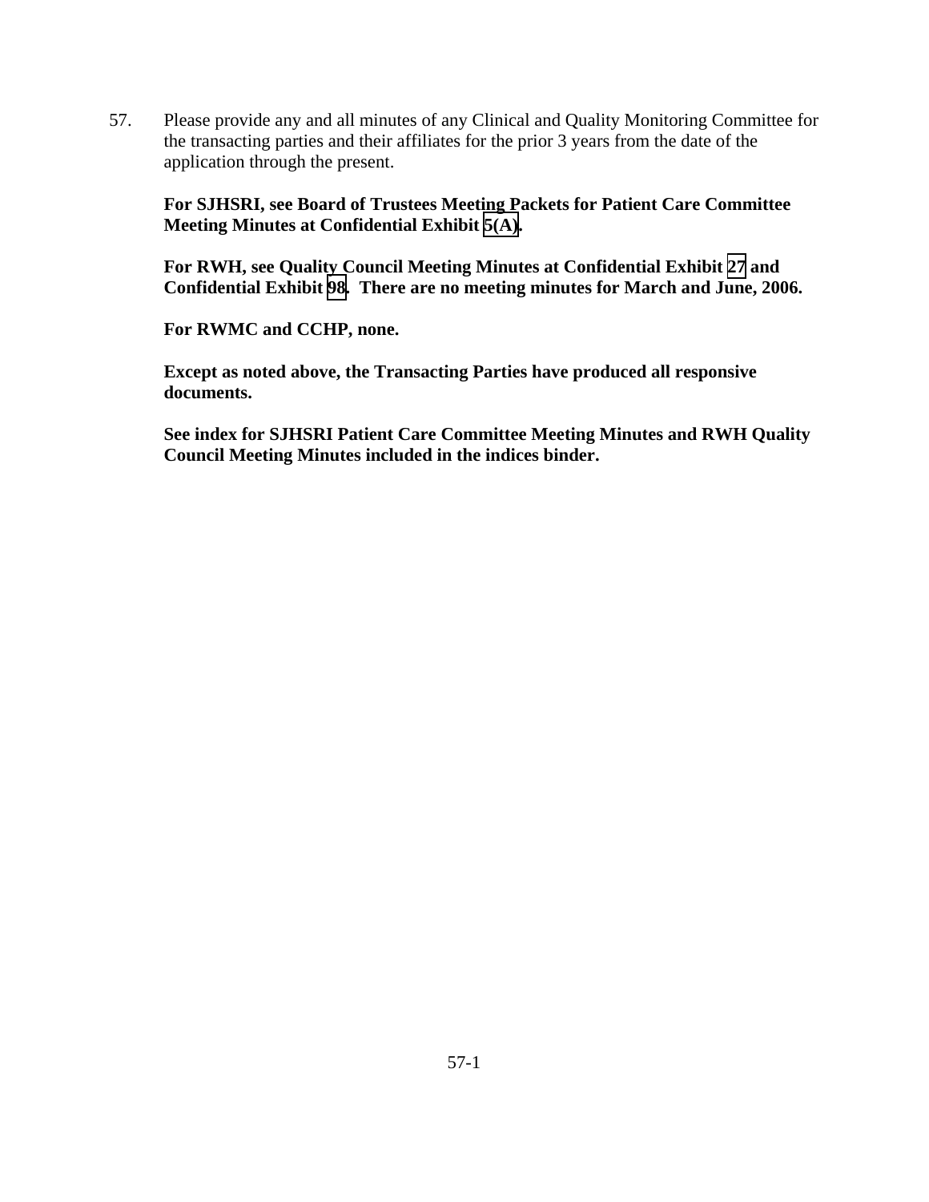57. Please provide any and all minutes of any Clinical and Quality Monitoring Committee for the transacting parties and their affiliates for the prior 3 years from the date of the application through the present.

**For SJHSRI, see Board of Trustees Meeting Packets for Patient Care Committee Meeting Minutes at Confidential Exhibit 5(A).**

**For RWH, see Quality Council Meeting Minutes at Confidential Exhibit 27 and Confidential Exhibit 98. There are no meeting minutes for March and June, 2006.**

**For RWMC and CCHP, none.**

**Except as noted above, the Transacting Parties have produced all responsive documents.**

**See index for SJHSRI Patient Care Committee Meeting Minutes and RWH Quality Council Meeting Minutes included in the indices binder.**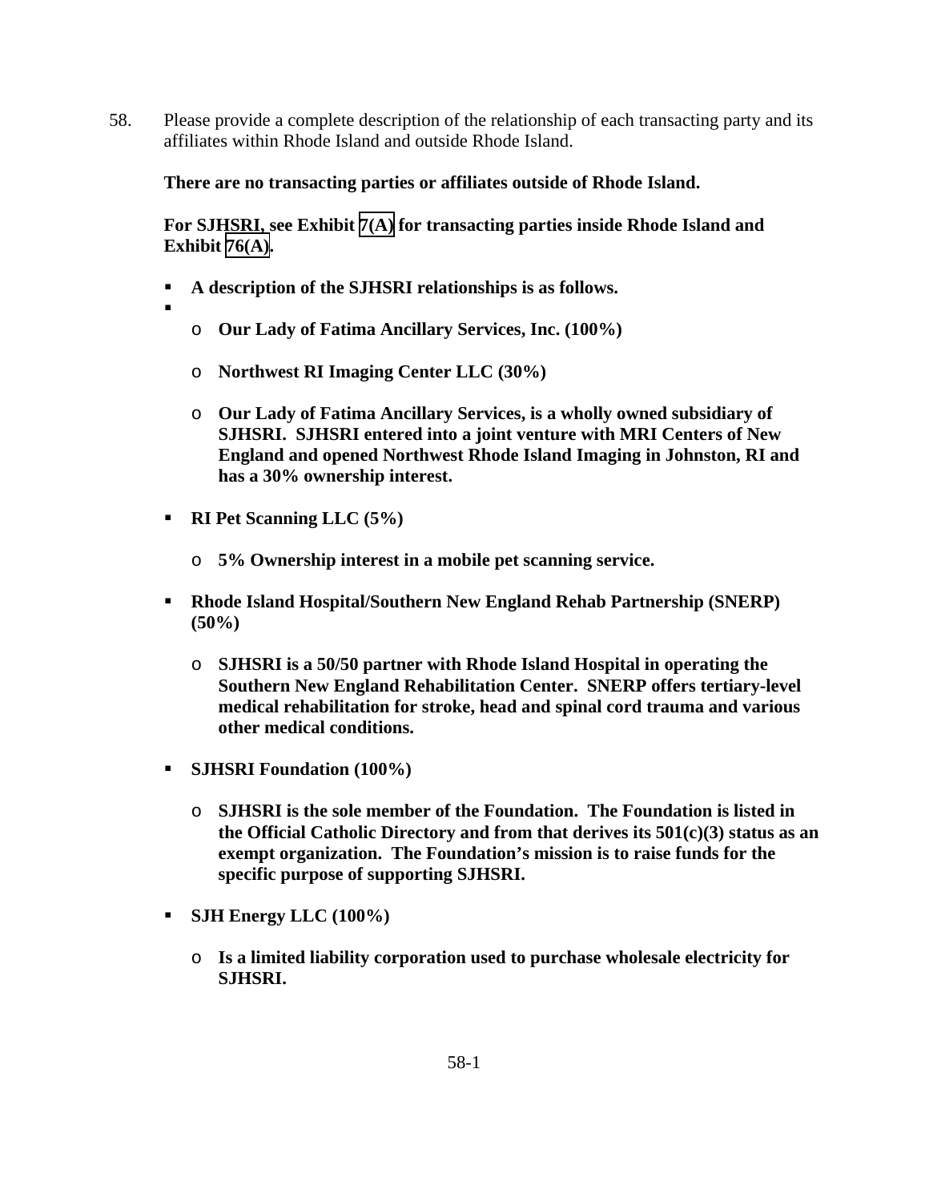58. Please provide a complete description of the relationship of each transacting party and its affiliates within Rhode Island and outside Rhode Island.

**There are no transacting parties or affiliates outside of Rhode Island.**

**For SJHSRI, see Exhibit 7(A) for transacting parties inside Rhode Island and Exhibit 76(A).**

- **A description of the SJHSRI relationships is as follows.**
-
  - **Our Lady of Fatima Ancillary Services, Inc. (100%)**
  - **Northwest RI Imaging Center LLC (30%)**
  - **Our Lady of Fatima Ancillary Services, is a wholly owned subsidiary of SJHSRI. SJHSRI entered into a joint venture with MRI Centers of New England and opened Northwest Rhode Island Imaging in Johnston, RI and has a 30% ownership interest.**
- **RI Pet Scanning LLC (5%)**
  - **5% Ownership interest in a mobile pet scanning service.**
- **Rhode Island Hospital/Southern New England Rehab Partnership (SNERP) (50%)**
  - **SJHSRI is a 50/50 partner with Rhode Island Hospital in operating the Southern New England Rehabilitation Center. SNERP offers tertiary-level medical rehabilitation for stroke, head and spinal cord trauma and various other medical conditions.**
- **SJHSRI Foundation (100%)**
  - **SJHSRI is the sole member of the Foundation. The Foundation is listed in the Official Catholic Directory and from that derives its 501(c)(3) status as an exempt organization. The Foundation's mission is to raise funds for the specific purpose of supporting SJHSRI.**
- **SJH Energy LLC (100%)**
  - **Is a limited liability corporation used to purchase wholesale electricity for SJHSRI.**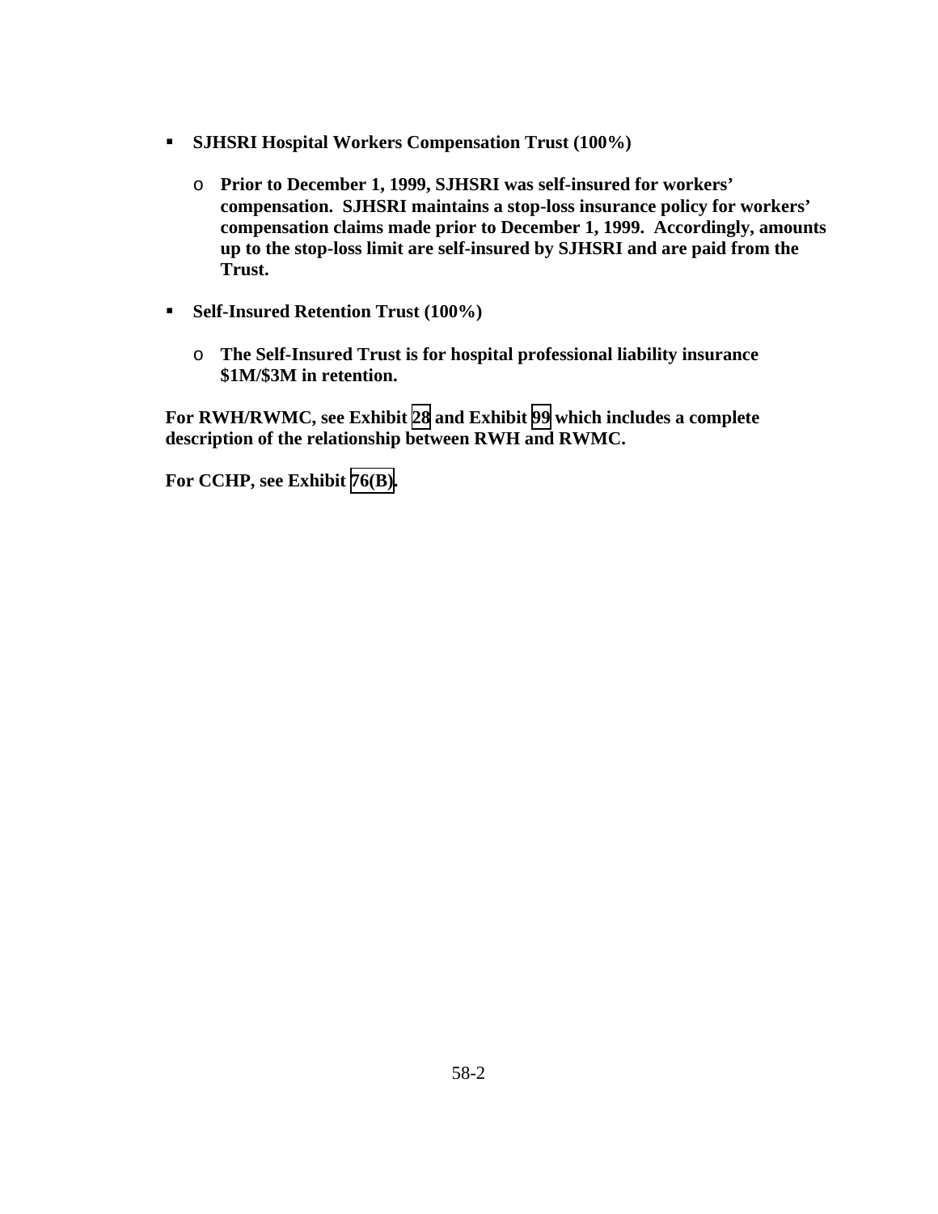- **SJHSRI Hospital Workers Compensation Trust (100%)**
  - **Prior to December 1, 1999, SJHSRI was self-insured for workers' compensation. SJHSRI maintains a stop-loss insurance policy for workers' compensation claims made prior to December 1, 1999. Accordingly, amounts up to the stop-loss limit are self-insured by SJHSRI and are paid from the Trust.**
- **Self-Insured Retention Trust (100%)**
  - **The Self-Insured Trust is for hospital professional liability insurance $1M/$3M in retention.**

**For RWH/RWMC, see Exhibit 28 and Exhibit 99 which includes a complete description of the relationship between RWH and RWMC.**

**For CCHP, see Exhibit 76(B).**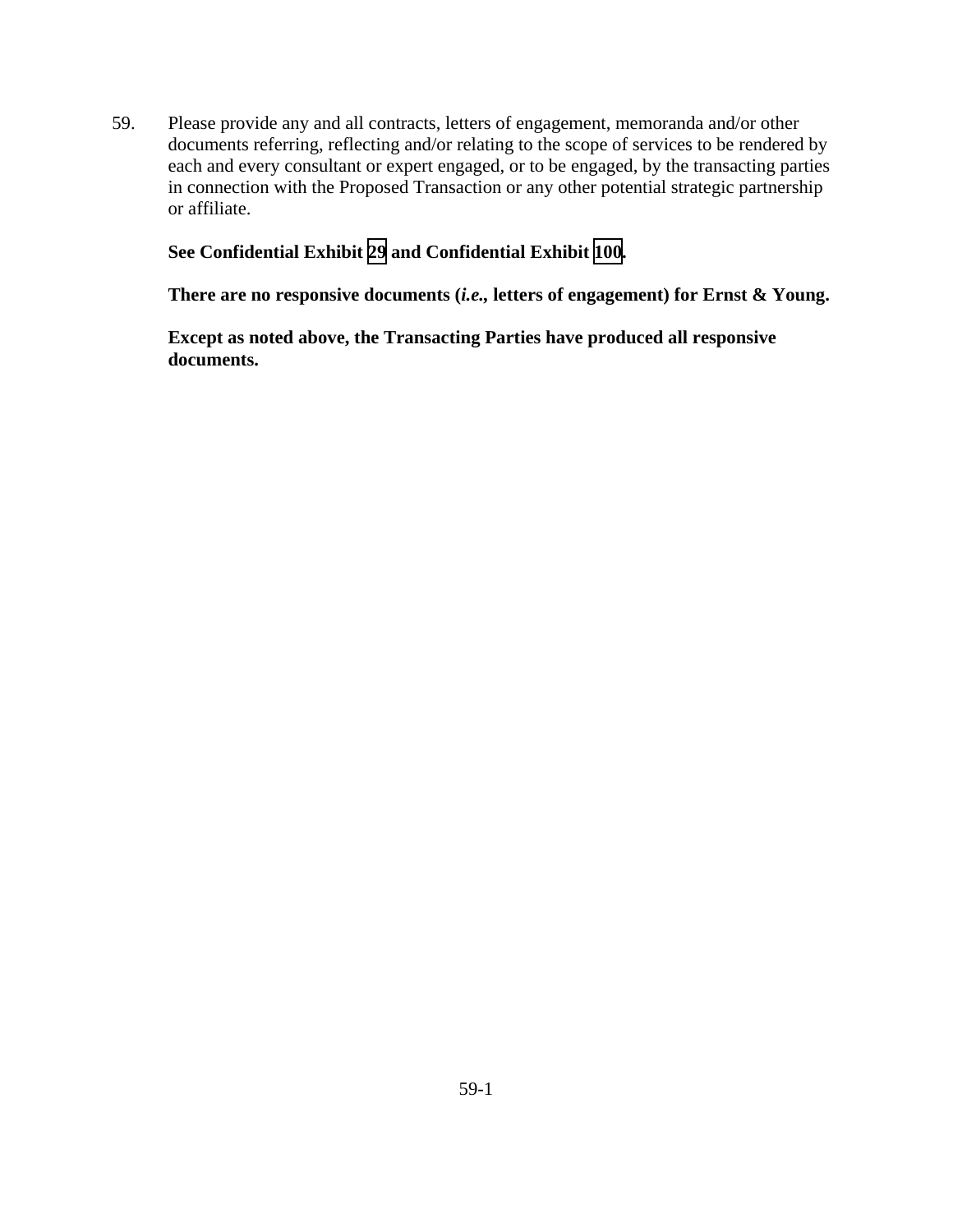59. Please provide any and all contracts, letters of engagement, memoranda and/or other documents referring, reflecting and/or relating to the scope of services to be rendered by each and every consultant or expert engaged, or to be engaged, by the transacting parties in connection with the Proposed Transaction or any other potential strategic partnership or affiliate.

**See Confidential Exhibit 29 and Confidential Exhibit 100.**

**There are no responsive documents (*i.e.*, letters of engagement) for Ernst & Young.**

**Except as noted above, the Transacting Parties have produced all responsive documents.**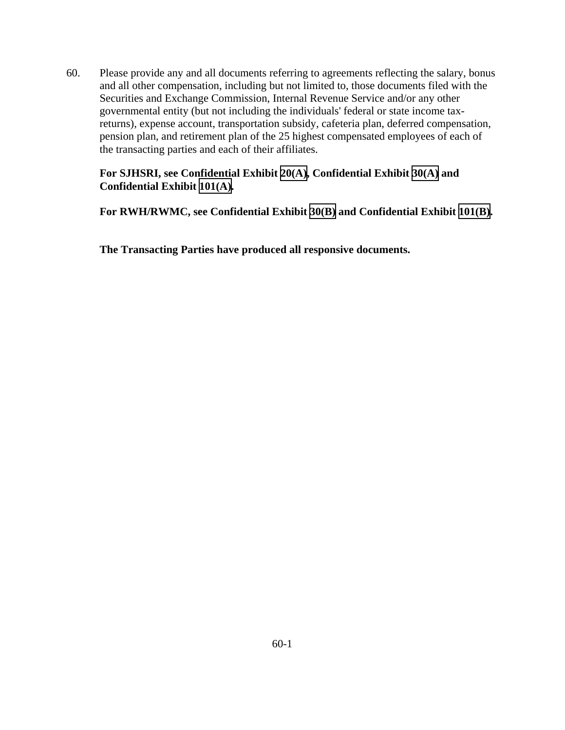60. Please provide any and all documents referring to agreements reflecting the salary, bonus and all other compensation, including but not limited to, those documents filed with the Securities and Exchange Commission, Internal Revenue Service and/or any other governmental entity (but not including the individuals' federal or state income tax-returns), expense account, transportation subsidy, cafeteria plan, deferred compensation, pension plan, and retirement plan of the 25 highest compensated employees of each of the transacting parties and each of their affiliates.

**For SJHSRI, see Confidential Exhibit 20(A), Confidential Exhibit 30(A) and Confidential Exhibit 101(A).**

**For RWH/RWMC, see Confidential Exhibit 30(B) and Confidential Exhibit 101(B).**

**The Transacting Parties have produced all responsive documents.**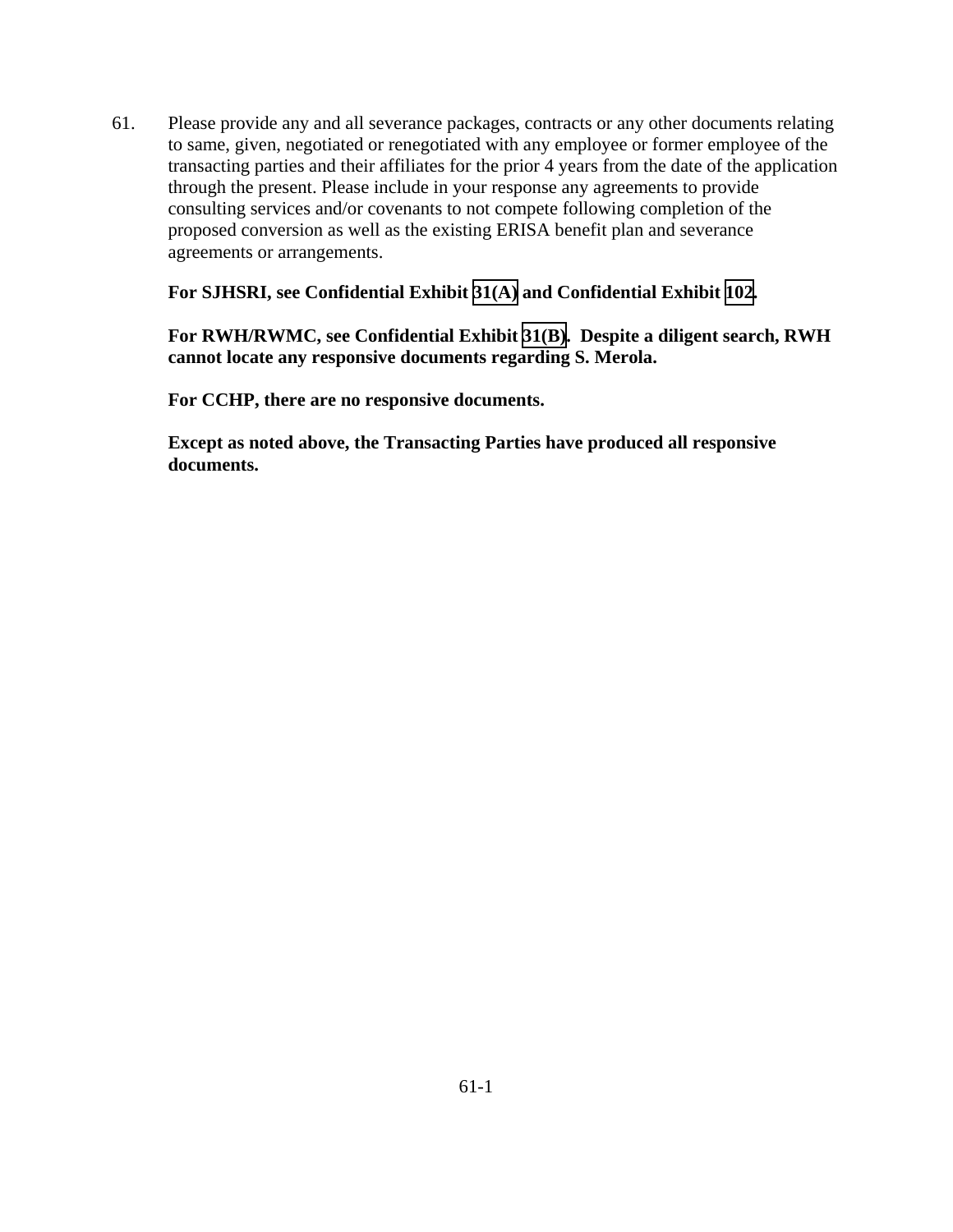61. Please provide any and all severance packages, contracts or any other documents relating to same, given, negotiated or renegotiated with any employee or former employee of the transacting parties and their affiliates for the prior 4 years from the date of the application through the present. Please include in your response any agreements to provide consulting services and/or covenants to not compete following completion of the proposed conversion as well as the existing ERISA benefit plan and severance agreements or arrangements.

**For SJHSRI, see Confidential Exhibit 31(A) and Confidential Exhibit 102.**

**For RWH/RWMC, see Confidential Exhibit 31(B). Despite a diligent search, RWH cannot locate any responsive documents regarding S. Merola.**

**For CCHP, there are no responsive documents.**

**Except as noted above, the Transacting Parties have produced all responsive documents.**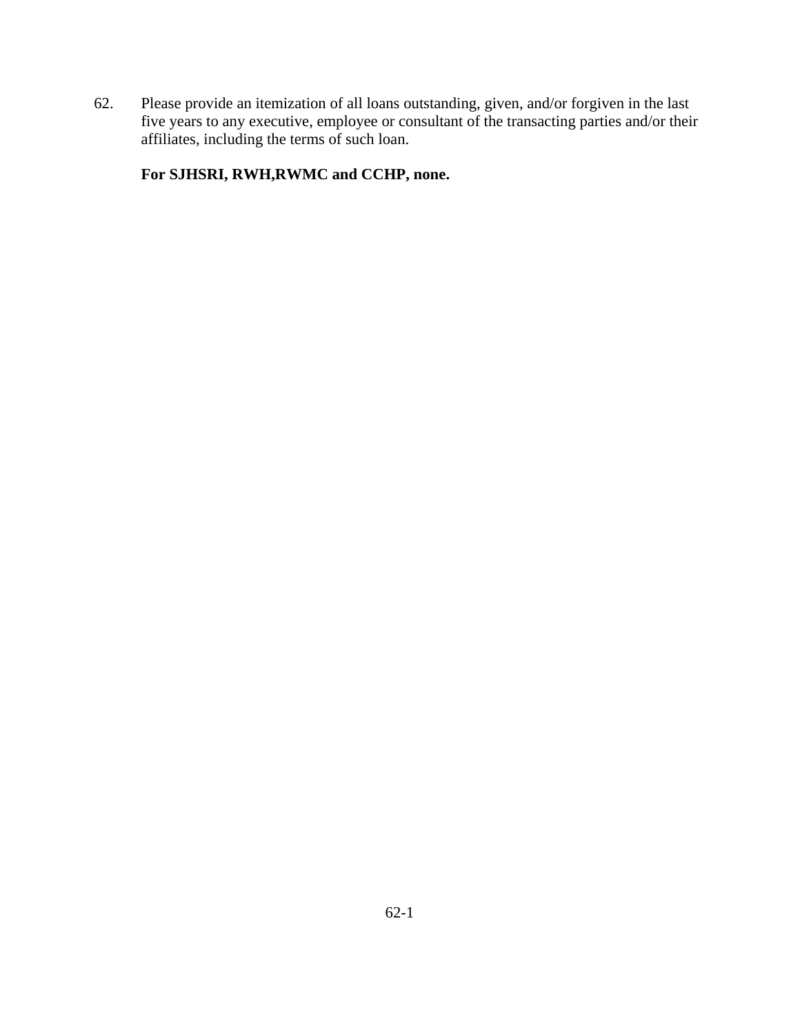62. Please provide an itemization of all loans outstanding, given, and/or forgiven in the last five years to any executive, employee or consultant of the transacting parties and/or their affiliates, including the terms of such loan.

    **For SJHSRI, RWH,RWMC and CCHP, none.**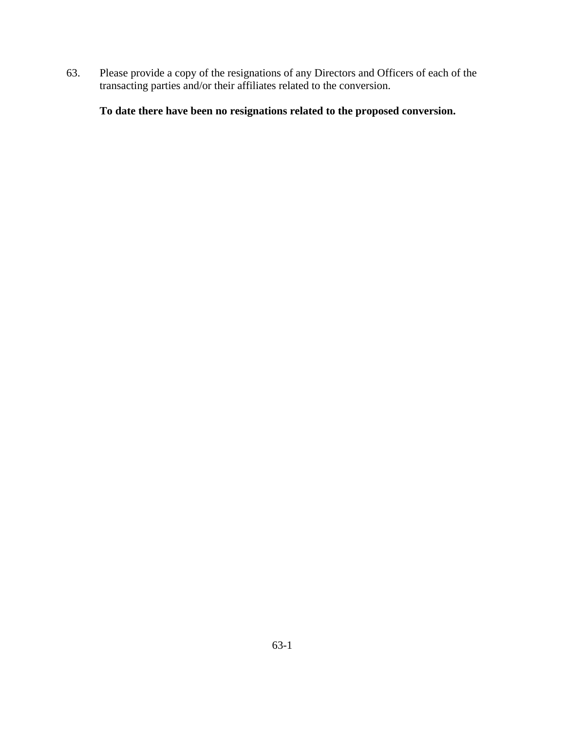63. Please provide a copy of the resignations of any Directors and Officers of each of the transacting parties and/or their affiliates related to the conversion.

 **To date there have been no resignations related to the proposed conversion.**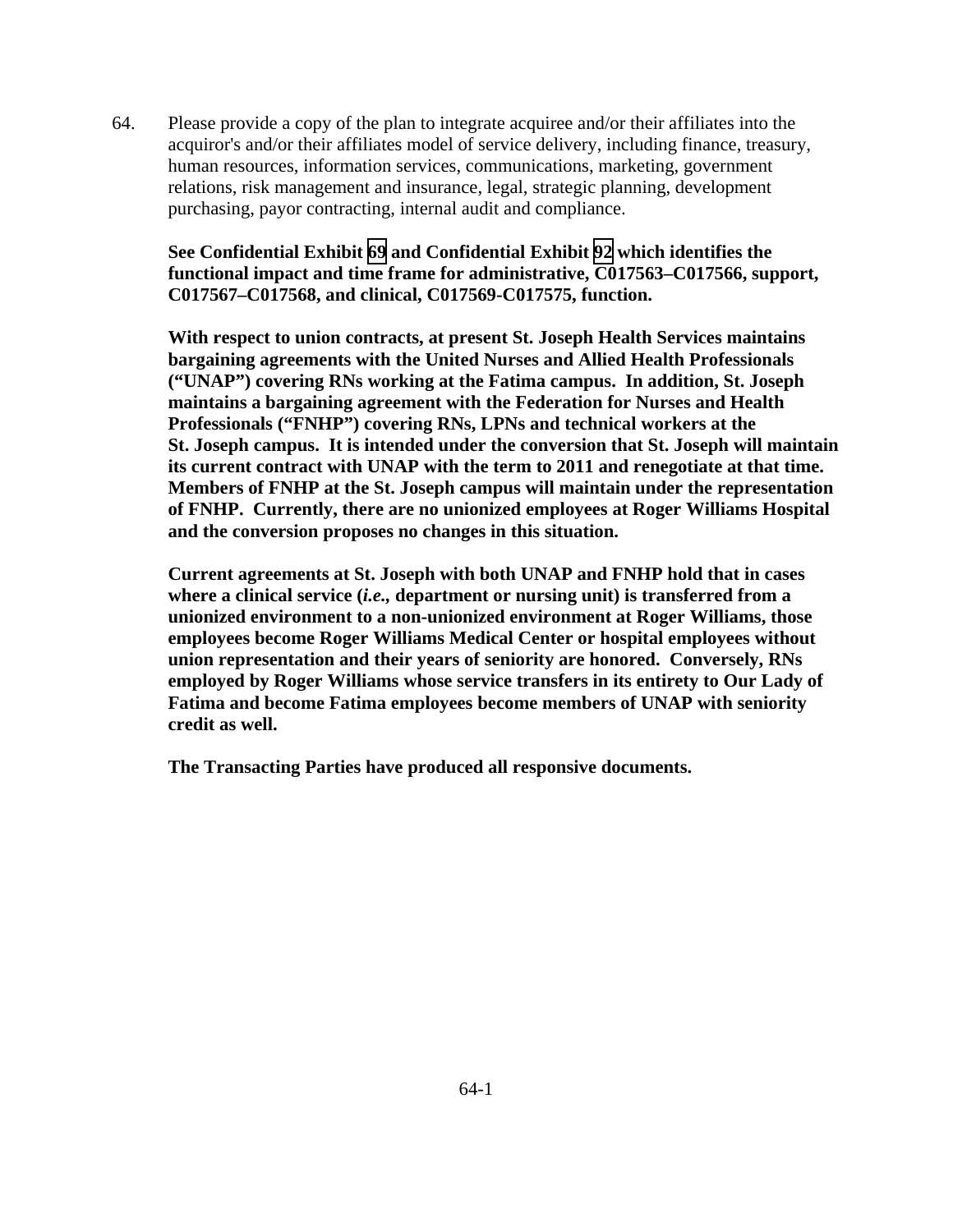64. Please provide a copy of the plan to integrate acquiree and/or their affiliates into the acquiror's and/or their affiliates model of service delivery, including finance, treasury, human resources, information services, communications, marketing, government relations, risk management and insurance, legal, strategic planning, development purchasing, payor contracting, internal audit and compliance.

**See Confidential Exhibit 69 and Confidential Exhibit 92 which identifies the functional impact and time frame for administrative, C017563–C017566, support, C017567–C017568, and clinical, C017569-C017575, function.**

**With respect to union contracts, at present St. Joseph Health Services maintains bargaining agreements with the United Nurses and Allied Health Professionals ("UNAP") covering RNs working at the Fatima campus. In addition, St. Joseph maintains a bargaining agreement with the Federation for Nurses and Health Professionals ("FNHP") covering RNs, LPNs and technical workers at the St. Joseph campus. It is intended under the conversion that St. Joseph will maintain its current contract with UNAP with the term to 2011 and renegotiate at that time. Members of FNHP at the St. Joseph campus will maintain under the representation of FNHP. Currently, there are no unionized employees at Roger Williams Hospital and the conversion proposes no changes in this situation.**

**Current agreements at St. Joseph with both UNAP and FNHP hold that in cases where a clinical service (*i.e.*, department or nursing unit) is transferred from a unionized environment to a non-unionized environment at Roger Williams, those employees become Roger Williams Medical Center or hospital employees without union representation and their years of seniority are honored. Conversely, RNs employed by Roger Williams whose service transfers in its entirety to Our Lady of Fatima and become Fatima employees become members of UNAP with seniority credit as well.**

**The Transacting Parties have produced all responsive documents.**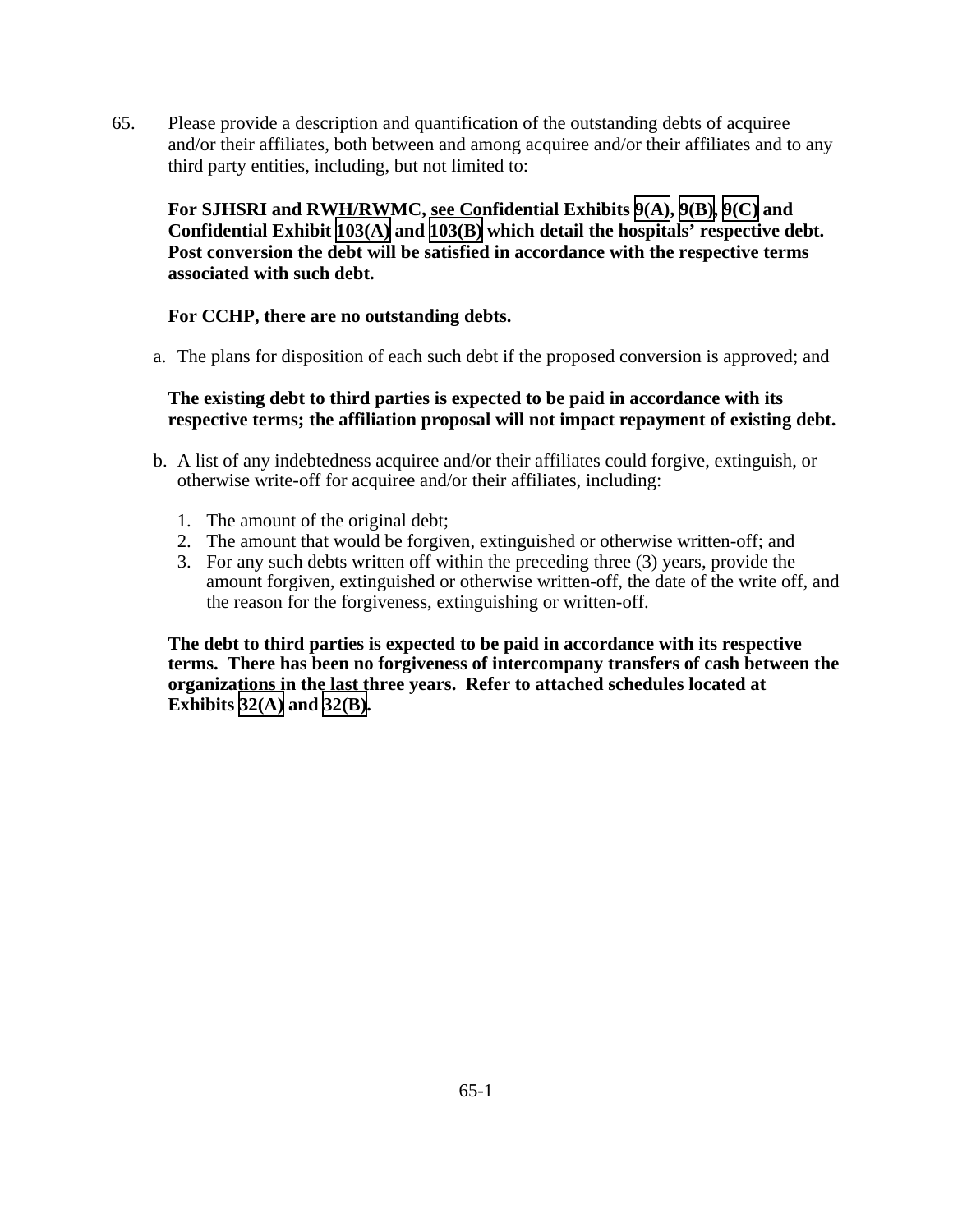65. Please provide a description and quantification of the outstanding debts of acquiree and/or their affiliates, both between and among acquiree and/or their affiliates and to any third party entities, including, but not limited to:

    **For SJHSRI and RWH/RWMC, see Confidential Exhibits 9(A), 9(B), 9(C) and Confidential Exhibit 103(A) and 103(B) which detail the hospitals' respective debt. Post conversion the debt will be satisfied in accordance with the respective terms associated with such debt.**

    **For CCHP, there are no outstanding debts.**

    a. The plans for disposition of each such debt if the proposed conversion is approved; and

    **The existing debt to third parties is expected to be paid in accordance with its respective terms; the affiliation proposal will not impact repayment of existing debt.**

    b. A list of any indebtedness acquiree and/or their affiliates could forgive, extinguish, or otherwise write-off for acquiree and/or their affiliates, including:

        1. The amount of the original debt;
        2. The amount that would be forgiven, extinguished or otherwise written-off; and
        3. For any such debts written off within the preceding three (3) years, provide the amount forgiven, extinguished or otherwise written-off, the date of the write off, and the reason for the forgiveness, extinguishing or written-off.

    **The debt to third parties is expected to be paid in accordance with its respective terms. There has been no forgiveness of intercompany transfers of cash between the organizations in the last three years. Refer to attached schedules located at Exhibits 32(A) and 32(B).**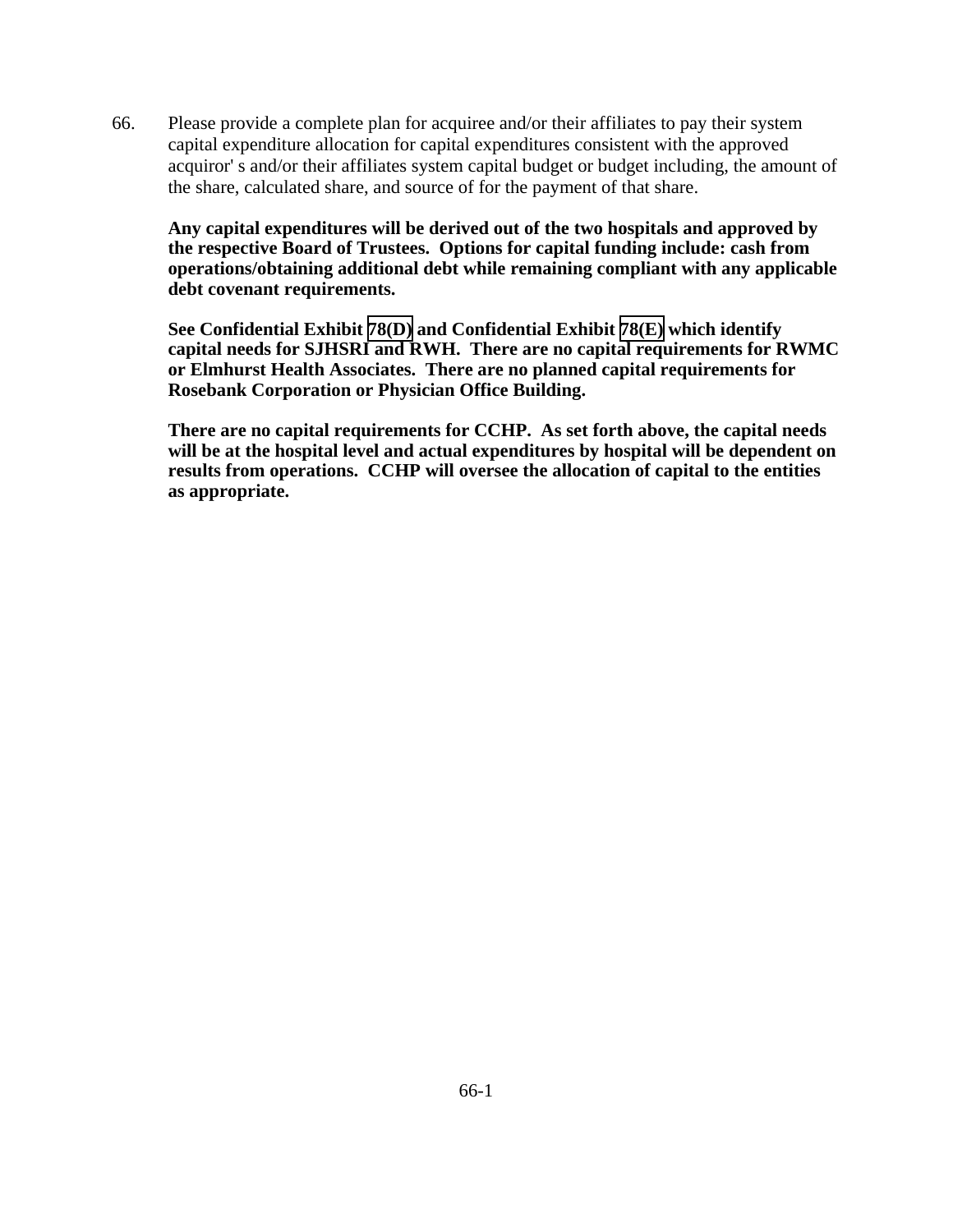66. Please provide a complete plan for acquiree and/or their affiliates to pay their system capital expenditure allocation for capital expenditures consistent with the approved acquiror' s and/or their affiliates system capital budget or budget including, the amount of the share, calculated share, and source of for the payment of that share.

**Any capital expenditures will be derived out of the two hospitals and approved by the respective Board of Trustees. Options for capital funding include: cash from operations/obtaining additional debt while remaining compliant with any applicable debt covenant requirements.**

**See Confidential Exhibit 78(D) and Confidential Exhibit 78(E) which identify capital needs for SJHSRI and RWH. There are no capital requirements for RWMC or Elmhurst Health Associates. There are no planned capital requirements for Rosebank Corporation or Physician Office Building.**

**There are no capital requirements for CCHP. As set forth above, the capital needs will be at the hospital level and actual expenditures by hospital will be dependent on results from operations. CCHP will oversee the allocation of capital to the entities as appropriate.**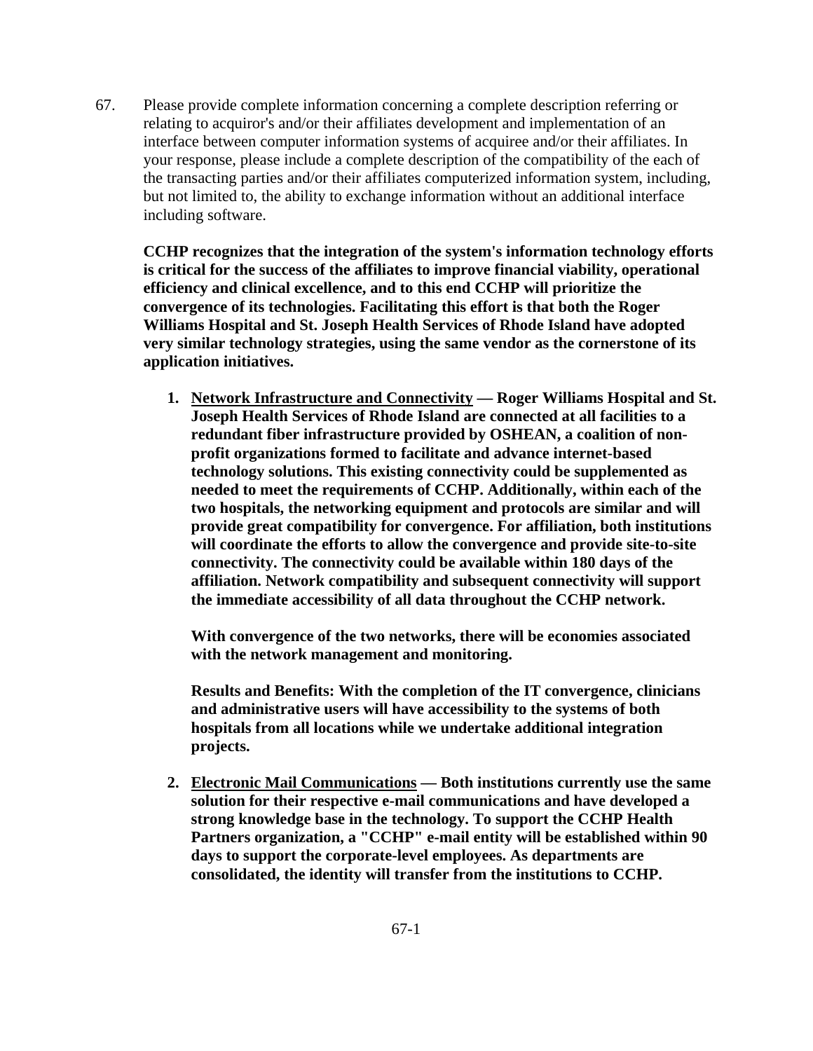67. Please provide complete information concerning a complete description referring or relating to acquiror's and/or their affiliates development and implementation of an interface between computer information systems of acquiree and/or their affiliates. In your response, please include a complete description of the compatibility of the each of the transacting parties and/or their affiliates computerized information system, including, but not limited to, the ability to exchange information without an additional interface including software.

**CCHP recognizes that the integration of the system's information technology efforts is critical for the success of the affiliates to improve financial viability, operational efficiency and clinical excellence, and to this end CCHP will prioritize the convergence of its technologies. Facilitating this effort is that both the Roger Williams Hospital and St. Joseph Health Services of Rhode Island have adopted very similar technology strategies, using the same vendor as the cornerstone of its application initiatives.**

1. **<u>Network Infrastructure and Connectivity</u> — Roger Williams Hospital and St. Joseph Health Services of Rhode Island are connected at all facilities to a redundant fiber infrastructure provided by OSHEAN, a coalition of non-profit organizations formed to facilitate and advance internet-based technology solutions. This existing connectivity could be supplemented as needed to meet the requirements of CCHP. Additionally, within each of the two hospitals, the networking equipment and protocols are similar and will provide great compatibility for convergence. For affiliation, both institutions will coordinate the efforts to allow the convergence and provide site-to-site connectivity. The connectivity could be available within 180 days of the affiliation. Network compatibility and subsequent connectivity will support the immediate accessibility of all data throughout the CCHP network.**

   **With convergence of the two networks, there will be economies associated with the network management and monitoring.**

   **Results and Benefits: With the completion of the IT convergence, clinicians and administrative users will have accessibility to the systems of both hospitals from all locations while we undertake additional integration projects.**

2. **<u>Electronic Mail Communications</u> — Both institutions currently use the same solution for their respective e-mail communications and have developed a strong knowledge base in the technology. To support the CCHP Health Partners organization, a "CCHP" e-mail entity will be established within 90 days to support the corporate-level employees. As departments are consolidated, the identity will transfer from the institutions to CCHP.**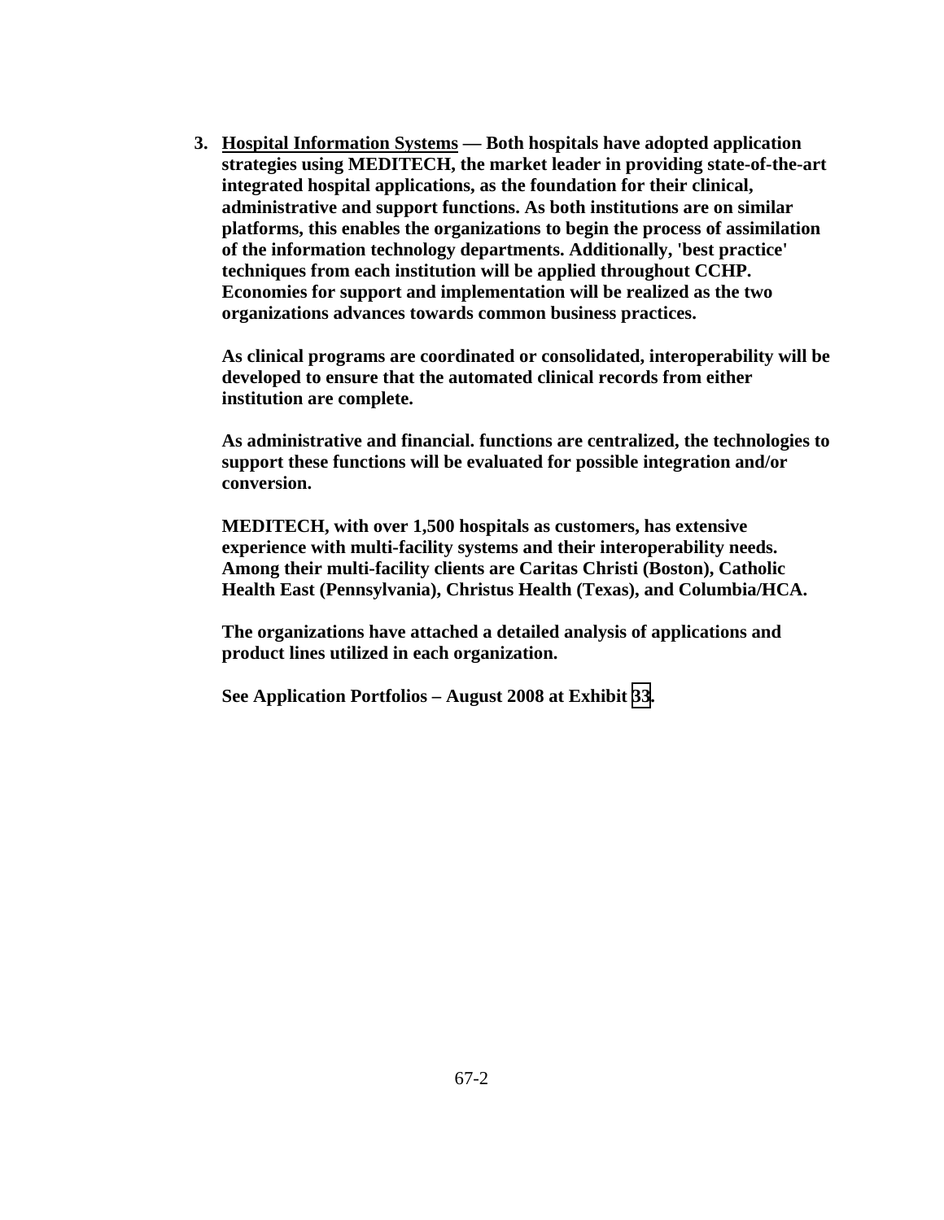**3. <u>Hospital Information Systems</u> — Both hospitals have adopted application strategies using MEDITECH, the market leader in providing state-of-the-art integrated hospital applications, as the foundation for their clinical, administrative and support functions. As both institutions are on similar platforms, this enables the organizations to begin the process of assimilation of the information technology departments. Additionally, 'best practice' techniques from each institution will be applied throughout CCHP. Economies for support and implementation will be realized as the two organizations advances towards common business practices.**

**As clinical programs are coordinated or consolidated, interoperability will be developed to ensure that the automated clinical records from either institution are complete.**

**As administrative and financial. functions are centralized, the technologies to support these functions will be evaluated for possible integration and/or conversion.**

**MEDITECH, with over 1,500 hospitals as customers, has extensive experience with multi-facility systems and their interoperability needs. Among their multi-facility clients are Caritas Christi (Boston), Catholic Health East (Pennsylvania), Christus Health (Texas), and Columbia/HCA.**

**The organizations have attached a detailed analysis of applications and product lines utilized in each organization.**

**See Application Portfolios – August 2008 at Exhibit 33.**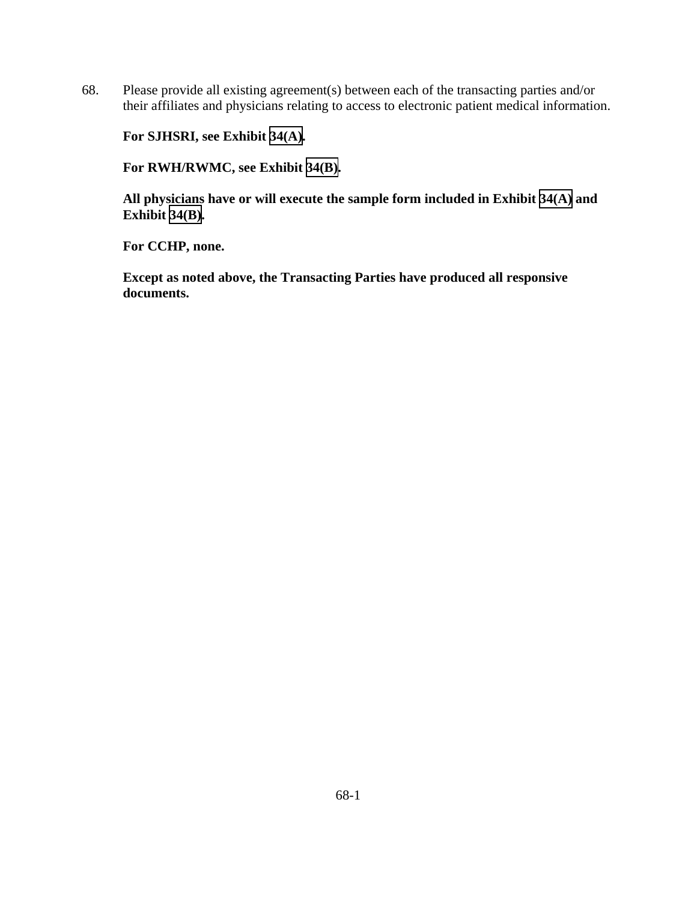68. Please provide all existing agreement(s) between each of the transacting parties and/or their affiliates and physicians relating to access to electronic patient medical information.

**For SJHSRI, see Exhibit 34(A).**

**For RWH/RWMC, see Exhibit 34(B).**

**All physicians have or will execute the sample form included in Exhibit 34(A) and Exhibit 34(B).**

**For CCHP, none.**

**Except as noted above, the Transacting Parties have produced all responsive documents.**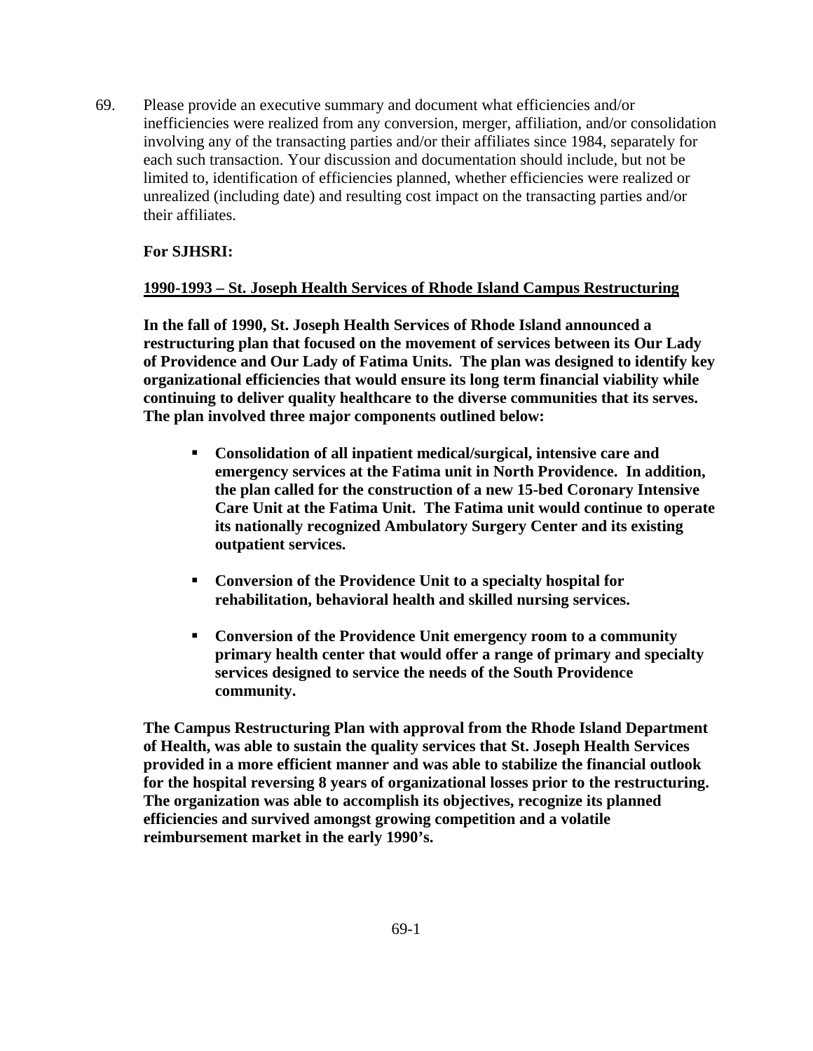69. Please provide an executive summary and document what efficiencies and/or inefficiencies were realized from any conversion, merger, affiliation, and/or consolidation involving any of the transacting parties and/or their affiliates since 1984, separately for each such transaction. Your discussion and documentation should include, but not be limited to, identification of efficiencies planned, whether efficiencies were realized or unrealized (including date) and resulting cost impact on the transacting parties and/or their affiliates.

**For SJHSRI:**

**<u>1990-1993 – St. Joseph Health Services of Rhode Island Campus Restructuring</u>**

**In the fall of 1990, St. Joseph Health Services of Rhode Island announced a restructuring plan that focused on the movement of services between its Our Lady of Providence and Our Lady of Fatima Units. The plan was designed to identify key organizational efficiencies that would ensure its long term financial viability while continuing to deliver quality healthcare to the diverse communities that its serves. The plan involved three major components outlined below:**

- **Consolidation of all inpatient medical/surgical, intensive care and emergency services at the Fatima unit in North Providence. In addition, the plan called for the construction of a new 15-bed Coronary Intensive Care Unit at the Fatima Unit. The Fatima unit would continue to operate its nationally recognized Ambulatory Surgery Center and its existing outpatient services.**
- **Conversion of the Providence Unit to a specialty hospital for rehabilitation, behavioral health and skilled nursing services.**
- **Conversion of the Providence Unit emergency room to a community primary health center that would offer a range of primary and specialty services designed to service the needs of the South Providence community.**

**The Campus Restructuring Plan with approval from the Rhode Island Department of Health, was able to sustain the quality services that St. Joseph Health Services provided in a more efficient manner and was able to stabilize the financial outlook for the hospital reversing 8 years of organizational losses prior to the restructuring. The organization was able to accomplish its objectives, recognize its planned efficiencies and survived amongst growing competition and a volatile reimbursement market in the early 1990's.**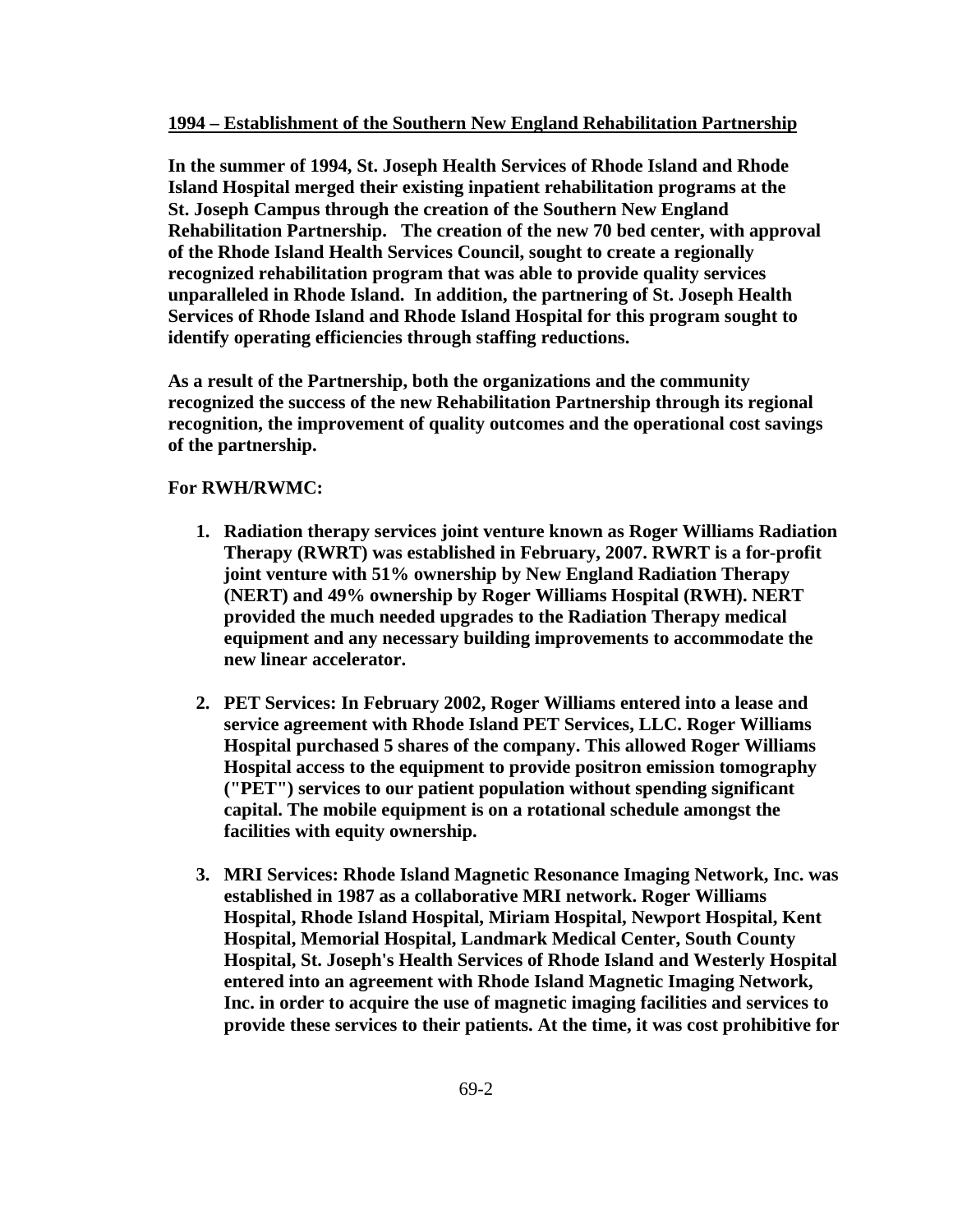**1994 – Establishment of the Southern New England Rehabilitation Partnership**

**In the summer of 1994, St. Joseph Health Services of Rhode Island and Rhode Island Hospital merged their existing inpatient rehabilitation programs at the St. Joseph Campus through the creation of the Southern New England Rehabilitation Partnership. The creation of the new 70 bed center, with approval of the Rhode Island Health Services Council, sought to create a regionally recognized rehabilitation program that was able to provide quality services unparalleled in Rhode Island. In addition, the partnering of St. Joseph Health Services of Rhode Island and Rhode Island Hospital for this program sought to identify operating efficiencies through staffing reductions.**

**As a result of the Partnership, both the organizations and the community recognized the success of the new Rehabilitation Partnership through its regional recognition, the improvement of quality outcomes and the operational cost savings of the partnership.**

**For RWH/RWMC:**

1. **Radiation therapy services joint venture known as Roger Williams Radiation Therapy (RWRT) was established in February, 2007. RWRT is a for-profit joint venture with 51% ownership by New England Radiation Therapy (NERT) and 49% ownership by Roger Williams Hospital (RWH). NERT provided the much needed upgrades to the Radiation Therapy medical equipment and any necessary building improvements to accommodate the new linear accelerator.**

2. **PET Services: In February 2002, Roger Williams entered into a lease and service agreement with Rhode Island PET Services, LLC. Roger Williams Hospital purchased 5 shares of the company. This allowed Roger Williams Hospital access to the equipment to provide positron emission tomography ("PET") services to our patient population without spending significant capital. The mobile equipment is on a rotational schedule amongst the facilities with equity ownership.**

3. **MRI Services: Rhode Island Magnetic Resonance Imaging Network, Inc. was established in 1987 as a collaborative MRI network. Roger Williams Hospital, Rhode Island Hospital, Miriam Hospital, Newport Hospital, Kent Hospital, Memorial Hospital, Landmark Medical Center, South County Hospital, St. Joseph's Health Services of Rhode Island and Westerly Hospital entered into an agreement with Rhode Island Magnetic Imaging Network, Inc. in order to acquire the use of magnetic imaging facilities and services to provide these services to their patients. At the time, it was cost prohibitive for**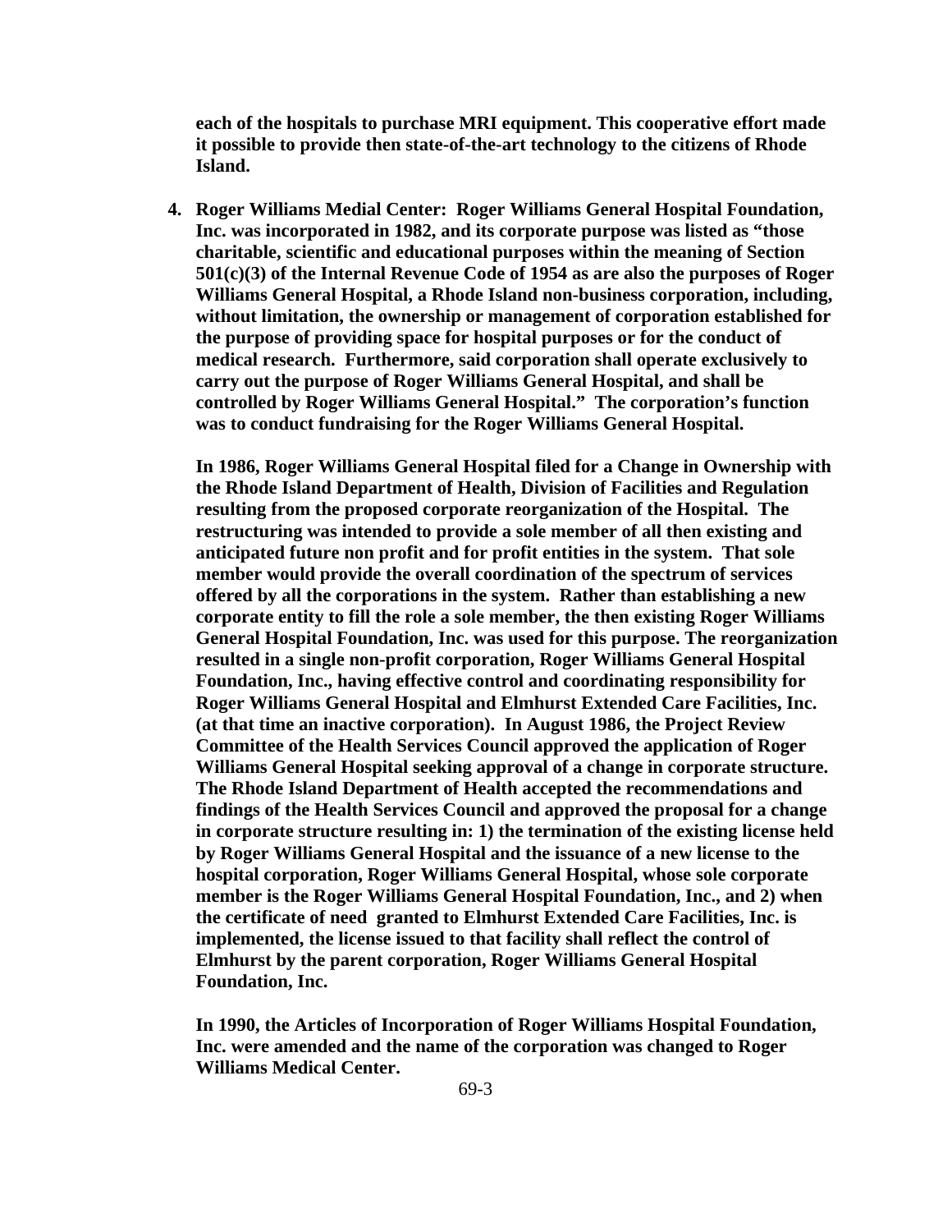**each of the hospitals to purchase MRI equipment. This cooperative effort made it possible to provide then state-of-the-art technology to the citizens of Rhode Island.**

4. **Roger Williams Medial Center: Roger Williams General Hospital Foundation, Inc. was incorporated in 1982, and its corporate purpose was listed as "those charitable, scientific and educational purposes within the meaning of Section 501(c)(3) of the Internal Revenue Code of 1954 as are also the purposes of Roger Williams General Hospital, a Rhode Island non-business corporation, including, without limitation, the ownership or management of corporation established for the purpose of providing space for hospital purposes or for the conduct of medical research. Furthermore, said corporation shall operate exclusively to carry out the purpose of Roger Williams General Hospital, and shall be controlled by Roger Williams General Hospital." The corporation's function was to conduct fundraising for the Roger Williams General Hospital.**

   **In 1986, Roger Williams General Hospital filed for a Change in Ownership with the Rhode Island Department of Health, Division of Facilities and Regulation resulting from the proposed corporate reorganization of the Hospital. The restructuring was intended to provide a sole member of all then existing and anticipated future non profit and for profit entities in the system. That sole member would provide the overall coordination of the spectrum of services offered by all the corporations in the system. Rather than establishing a new corporate entity to fill the role a sole member, the then existing Roger Williams General Hospital Foundation, Inc. was used for this purpose. The reorganization resulted in a single non-profit corporation, Roger Williams General Hospital Foundation, Inc., having effective control and coordinating responsibility for Roger Williams General Hospital and Elmhurst Extended Care Facilities, Inc. (at that time an inactive corporation). In August 1986, the Project Review Committee of the Health Services Council approved the application of Roger Williams General Hospital seeking approval of a change in corporate structure. The Rhode Island Department of Health accepted the recommendations and findings of the Health Services Council and approved the proposal for a change in corporate structure resulting in: 1) the termination of the existing license held by Roger Williams General Hospital and the issuance of a new license to the hospital corporation, Roger Williams General Hospital, whose sole corporate member is the Roger Williams General Hospital Foundation, Inc., and 2) when the certificate of need granted to Elmhurst Extended Care Facilities, Inc. is implemented, the license issued to that facility shall reflect the control of Elmhurst by the parent corporation, Roger Williams General Hospital Foundation, Inc.**

   **In 1990, the Articles of Incorporation of Roger Williams Hospital Foundation, Inc. were amended and the name of the corporation was changed to Roger Williams Medical Center.**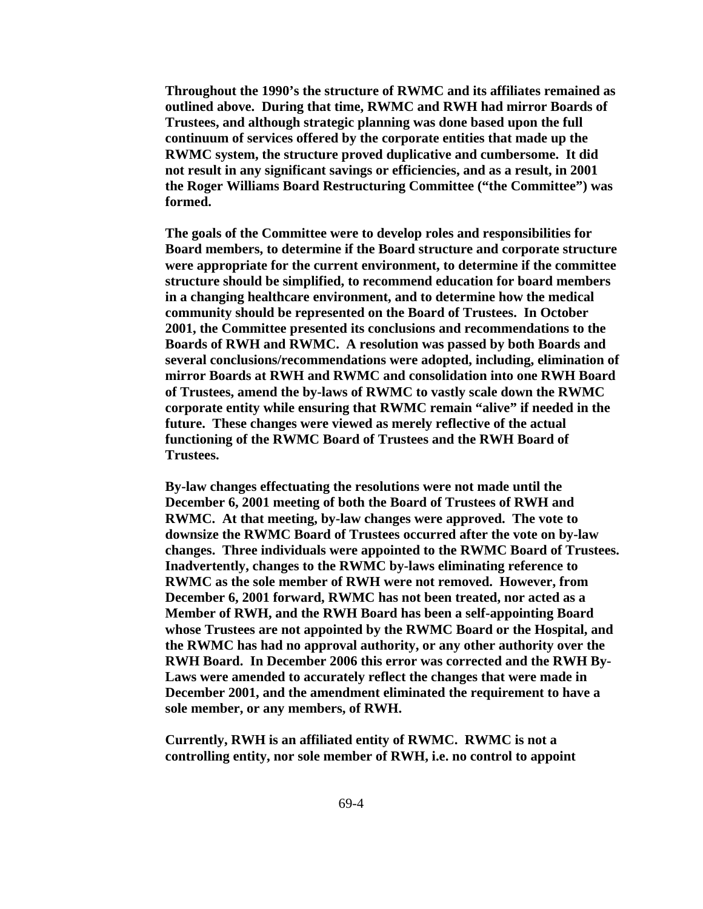**Throughout the 1990's the structure of RWMC and its affiliates remained as outlined above. During that time, RWMC and RWH had mirror Boards of Trustees, and although strategic planning was done based upon the full continuum of services offered by the corporate entities that made up the RWMC system, the structure proved duplicative and cumbersome. It did not result in any significant savings or efficiencies, and as a result, in 2001 the Roger Williams Board Restructuring Committee ("the Committee") was formed.**

**The goals of the Committee were to develop roles and responsibilities for Board members, to determine if the Board structure and corporate structure were appropriate for the current environment, to determine if the committee structure should be simplified, to recommend education for board members in a changing healthcare environment, and to determine how the medical community should be represented on the Board of Trustees. In October 2001, the Committee presented its conclusions and recommendations to the Boards of RWH and RWMC. A resolution was passed by both Boards and several conclusions/recommendations were adopted, including, elimination of mirror Boards at RWH and RWMC and consolidation into one RWH Board of Trustees, amend the by-laws of RWMC to vastly scale down the RWMC corporate entity while ensuring that RWMC remain "alive" if needed in the future. These changes were viewed as merely reflective of the actual functioning of the RWMC Board of Trustees and the RWH Board of Trustees.**

**By-law changes effectuating the resolutions were not made until the December 6, 2001 meeting of both the Board of Trustees of RWH and RWMC. At that meeting, by-law changes were approved. The vote to downsize the RWMC Board of Trustees occurred after the vote on by-law changes. Three individuals were appointed to the RWMC Board of Trustees. Inadvertently, changes to the RWMC by-laws eliminating reference to RWMC as the sole member of RWH were not removed. However, from December 6, 2001 forward, RWMC has not been treated, nor acted as a Member of RWH, and the RWH Board has been a self-appointing Board whose Trustees are not appointed by the RWMC Board or the Hospital, and the RWMC has had no approval authority, or any other authority over the RWH Board. In December 2006 this error was corrected and the RWH By-Laws were amended to accurately reflect the changes that were made in December 2001, and the amendment eliminated the requirement to have a sole member, or any members, of RWH.**

**Currently, RWH is an affiliated entity of RWMC. RWMC is not a controlling entity, nor sole member of RWH, i.e. no control to appoint**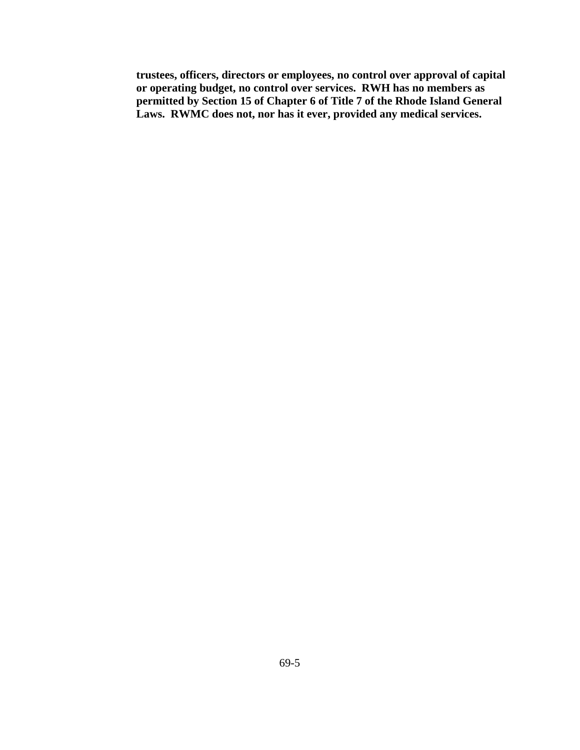**trustees, officers, directors or employees, no control over approval of capital or operating budget, no control over services. RWH has no members as permitted by Section 15 of Chapter 6 of Title 7 of the Rhode Island General Laws. RWMC does not, nor has it ever, provided any medical services.**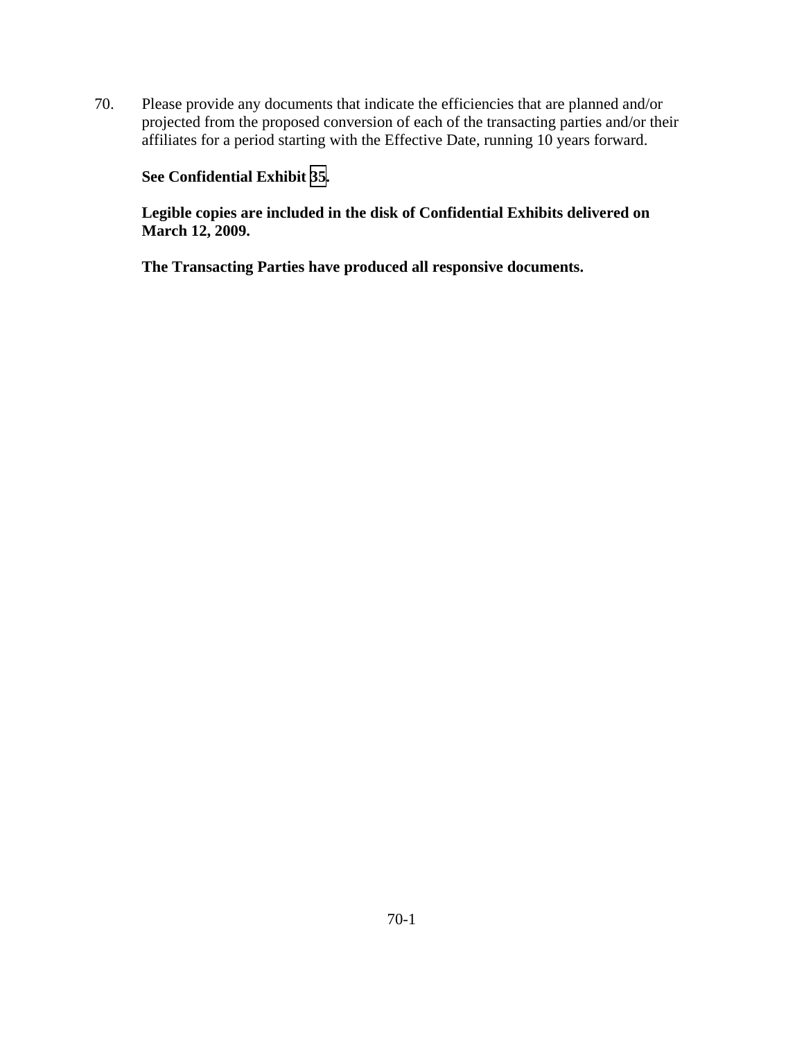70. Please provide any documents that indicate the efficiencies that are planned and/or projected from the proposed conversion of each of the transacting parties and/or their affiliates for a period starting with the Effective Date, running 10 years forward.

**See Confidential Exhibit 35.**

**Legible copies are included in the disk of Confidential Exhibits delivered on March 12, 2009.**

**The Transacting Parties have produced all responsive documents.**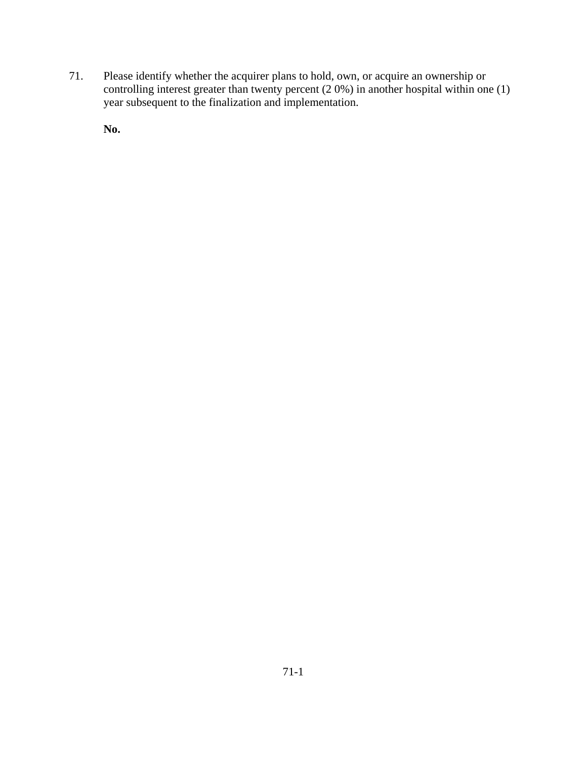71. Please identify whether the acquirer plans to hold, own, or acquire an ownership or controlling interest greater than twenty percent (2 0%) in another hospital within one (1) year subsequent to the finalization and implementation.

    **No.**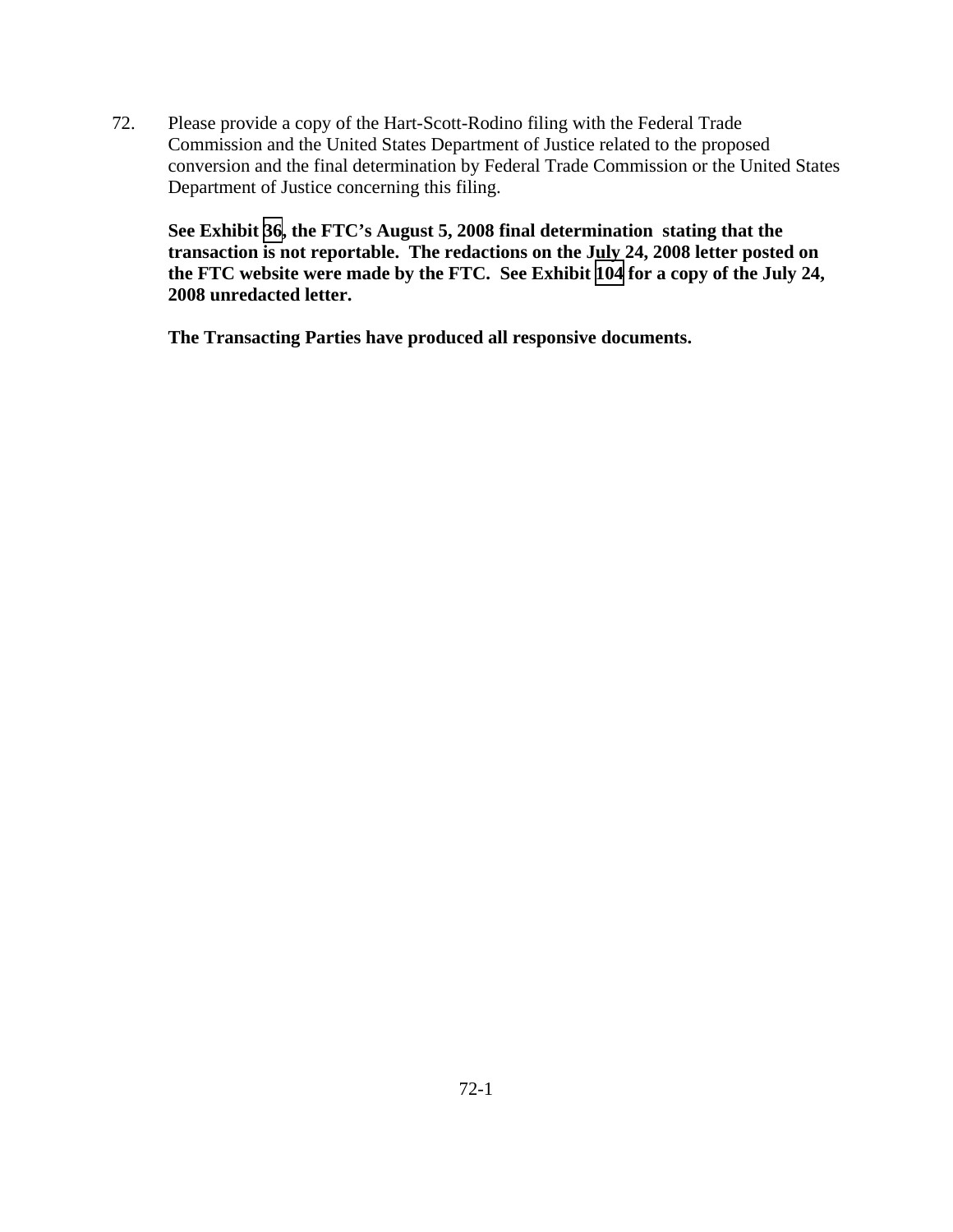72. Please provide a copy of the Hart-Scott-Rodino filing with the Federal Trade Commission and the United States Department of Justice related to the proposed conversion and the final determination by Federal Trade Commission or the United States Department of Justice concerning this filing.

**See Exhibit 36, the FTC's August 5, 2008 final determination stating that the transaction is not reportable. The redactions on the July 24, 2008 letter posted on the FTC website were made by the FTC. See Exhibit 104 for a copy of the July 24, 2008 unredacted letter.**

**The Transacting Parties have produced all responsive documents.**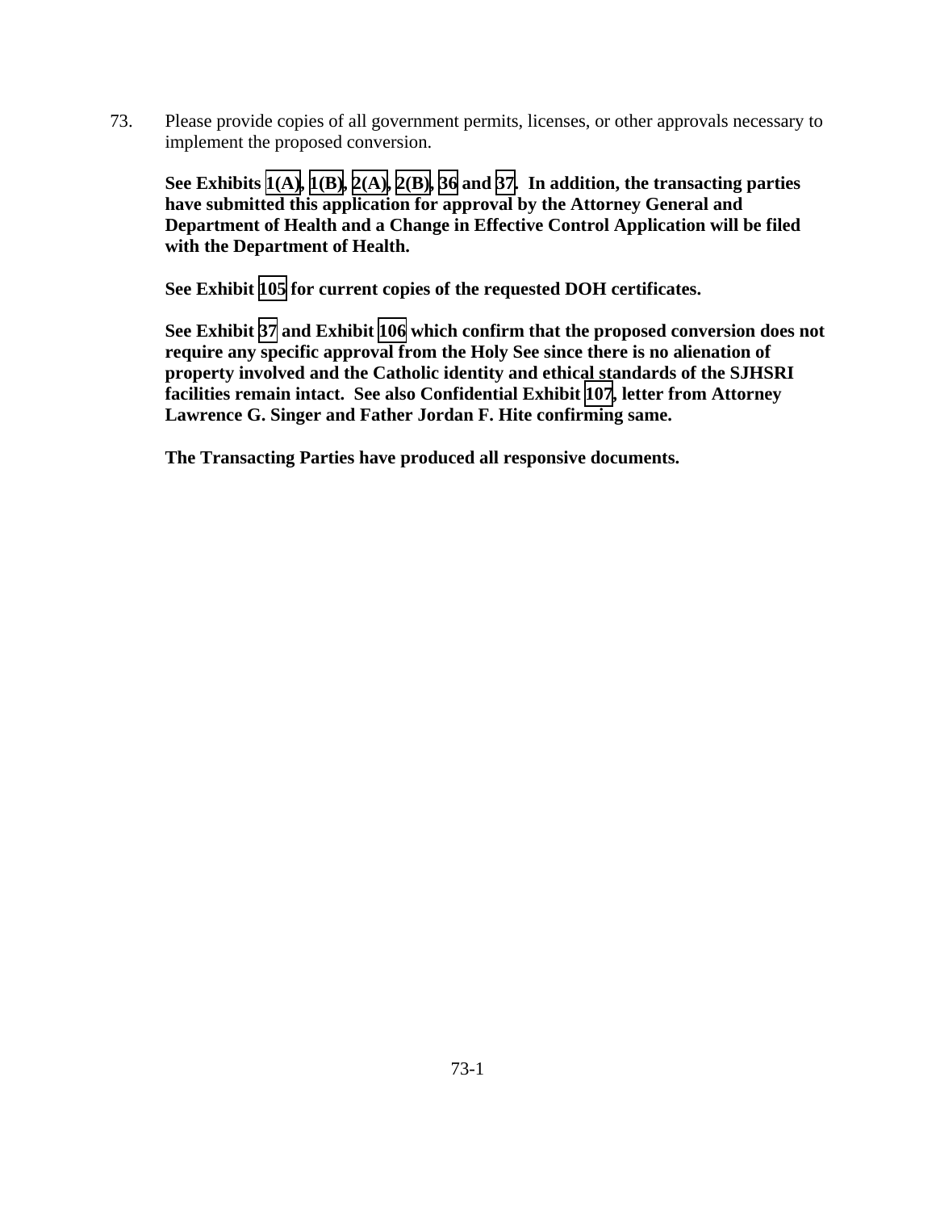73. Please provide copies of all government permits, licenses, or other approvals necessary to implement the proposed conversion.

**See Exhibits 1(A), 1(B), 2(A), 2(B), 36 and 37. In addition, the transacting parties have submitted this application for approval by the Attorney General and Department of Health and a Change in Effective Control Application will be filed with the Department of Health.**

**See Exhibit 105 for current copies of the requested DOH certificates.**

**See Exhibit 37 and Exhibit 106 which confirm that the proposed conversion does not require any specific approval from the Holy See since there is no alienation of property involved and the Catholic identity and ethical standards of the SJHSRI facilities remain intact. See also Confidential Exhibit 107, letter from Attorney Lawrence G. Singer and Father Jordan F. Hite confirming same.**

**The Transacting Parties have produced all responsive documents.**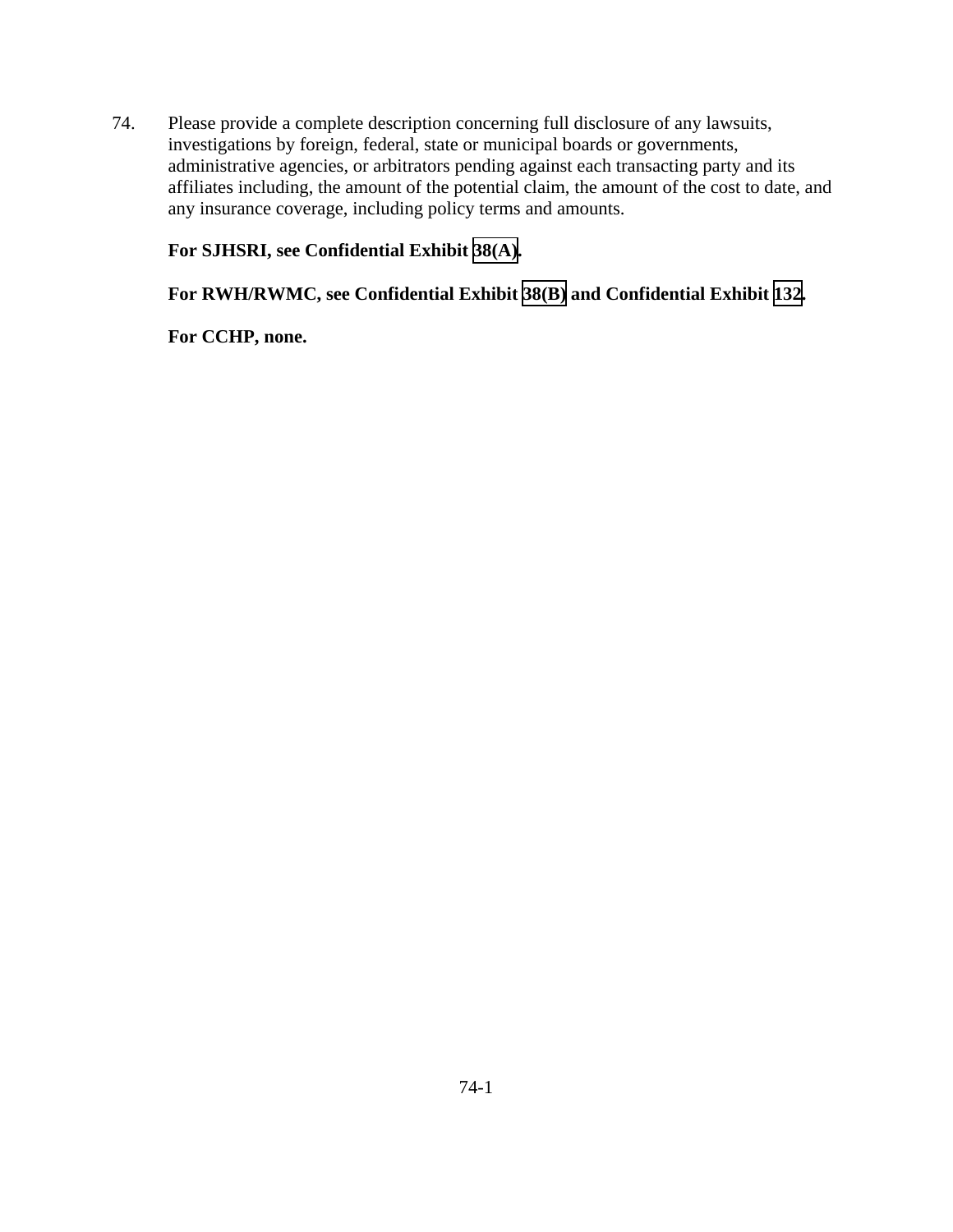74. Please provide a complete description concerning full disclosure of any lawsuits, investigations by foreign, federal, state or municipal boards or governments, administrative agencies, or arbitrators pending against each transacting party and its affiliates including, the amount of the potential claim, the amount of the cost to date, and any insurance coverage, including policy terms and amounts.

    **For SJHSRI, see Confidential Exhibit 38(A).**

    **For RWH/RWMC, see Confidential Exhibit 38(B) and Confidential Exhibit 132.**

    **For CCHP, none.**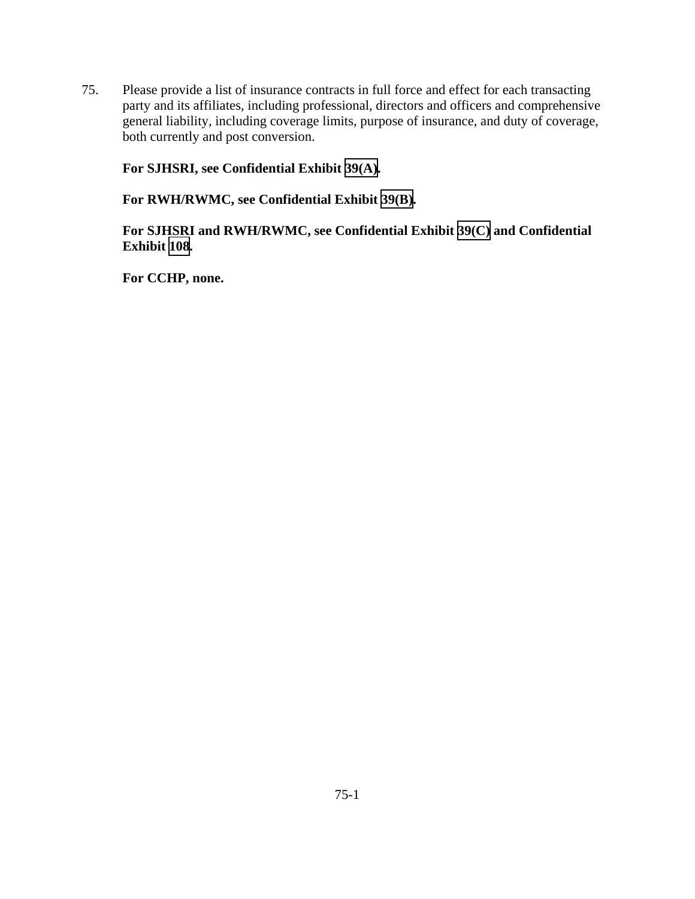75. Please provide a list of insurance contracts in full force and effect for each transacting party and its affiliates, including professional, directors and officers and comprehensive general liability, including coverage limits, purpose of insurance, and duty of coverage, both currently and post conversion.

**For SJHSRI, see Confidential Exhibit 39(A).**

**For RWH/RWMC, see Confidential Exhibit 39(B).**

**For SJHSRI and RWH/RWMC, see Confidential Exhibit 39(C) and Confidential Exhibit 108.**

**For CCHP, none.**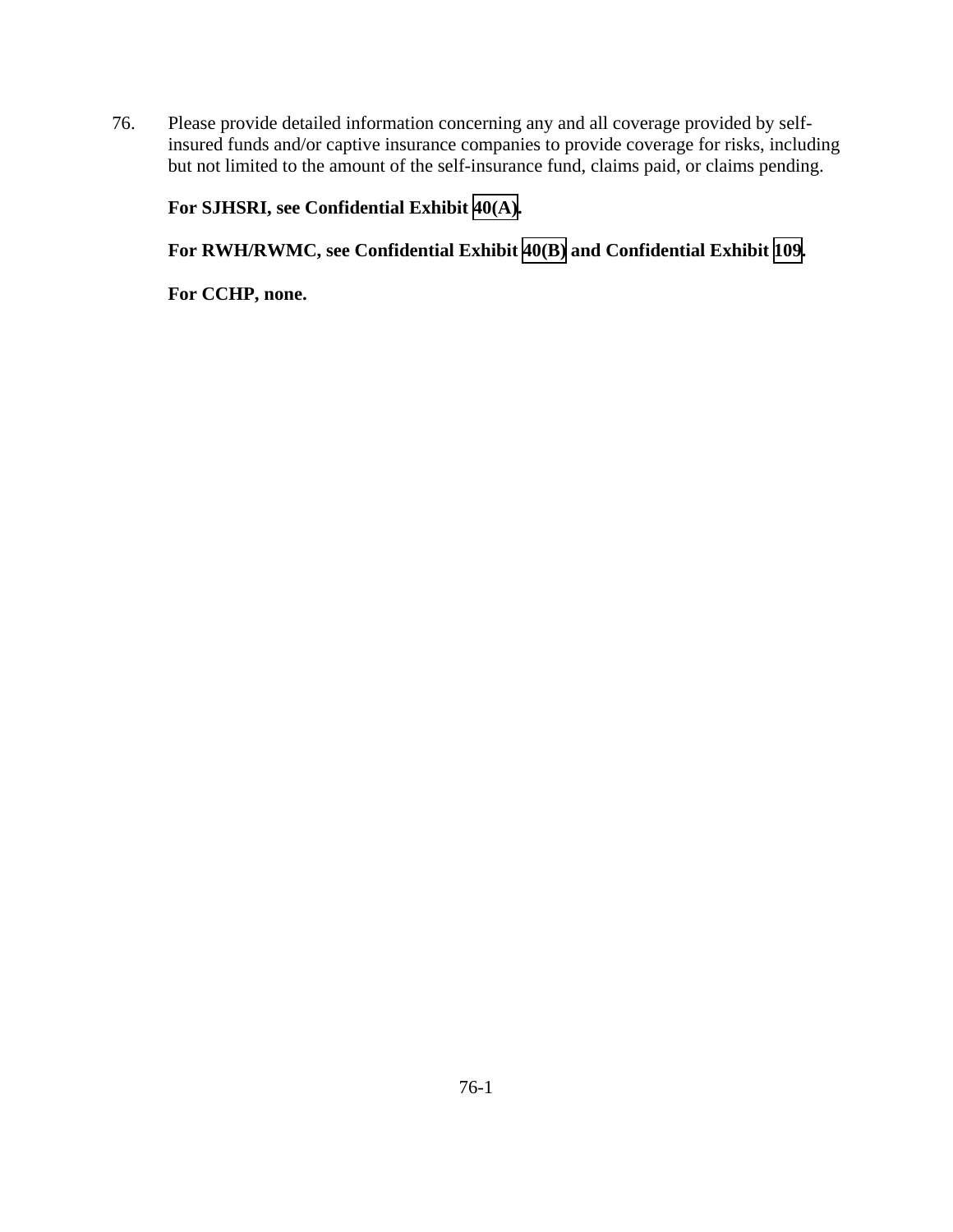76. Please provide detailed information concerning any and all coverage provided by self-insured funds and/or captive insurance companies to provide coverage for risks, including but not limited to the amount of the self-insurance fund, claims paid, or claims pending.

    **For SJHSRI, see Confidential Exhibit 40(A).**

    **For RWH/RWMC, see Confidential Exhibit 40(B) and Confidential Exhibit 109.**

    **For CCHP, none.**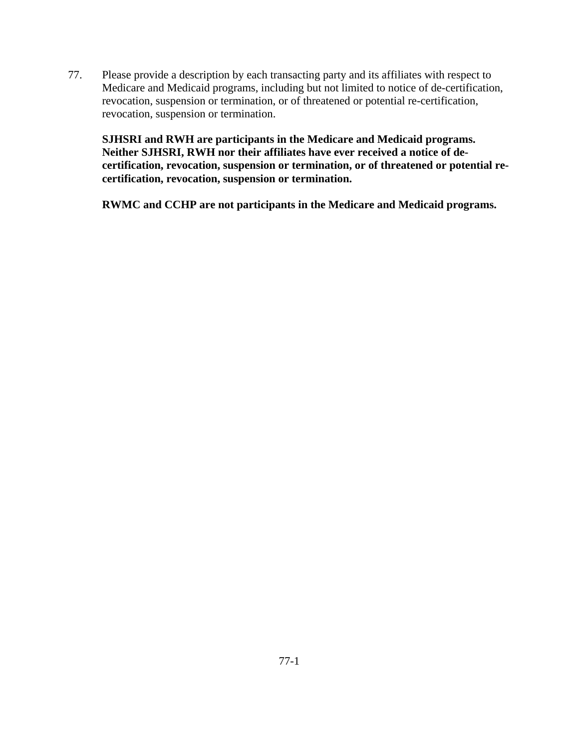77. Please provide a description by each transacting party and its affiliates with respect to Medicare and Medicaid programs, including but not limited to notice of de-certification, revocation, suspension or termination, or of threatened or potential re-certification, revocation, suspension or termination.

**SJHSRI and RWH are participants in the Medicare and Medicaid programs. Neither SJHSRI, RWH nor their affiliates have ever received a notice of de-certification, revocation, suspension or termination, or of threatened or potential re-certification, revocation, suspension or termination.**

**RWMC and CCHP are not participants in the Medicare and Medicaid programs.**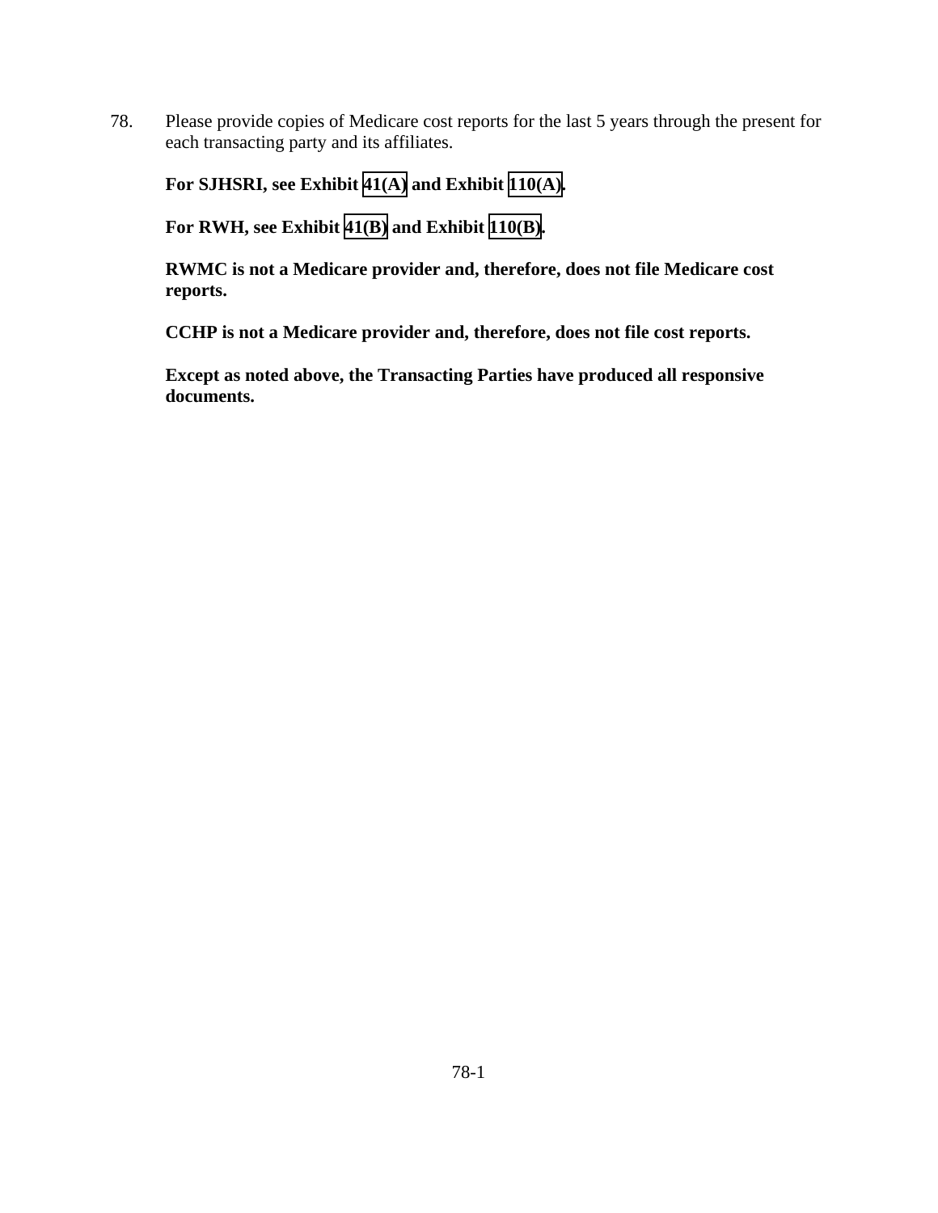78. Please provide copies of Medicare cost reports for the last 5 years through the present for each transacting party and its affiliates.

**For SJHSRI, see Exhibit 41(A) and Exhibit 110(A).**

**For RWH, see Exhibit 41(B) and Exhibit 110(B).**

**RWMC is not a Medicare provider and, therefore, does not file Medicare cost reports.**

**CCHP is not a Medicare provider and, therefore, does not file cost reports.**

**Except as noted above, the Transacting Parties have produced all responsive documents.**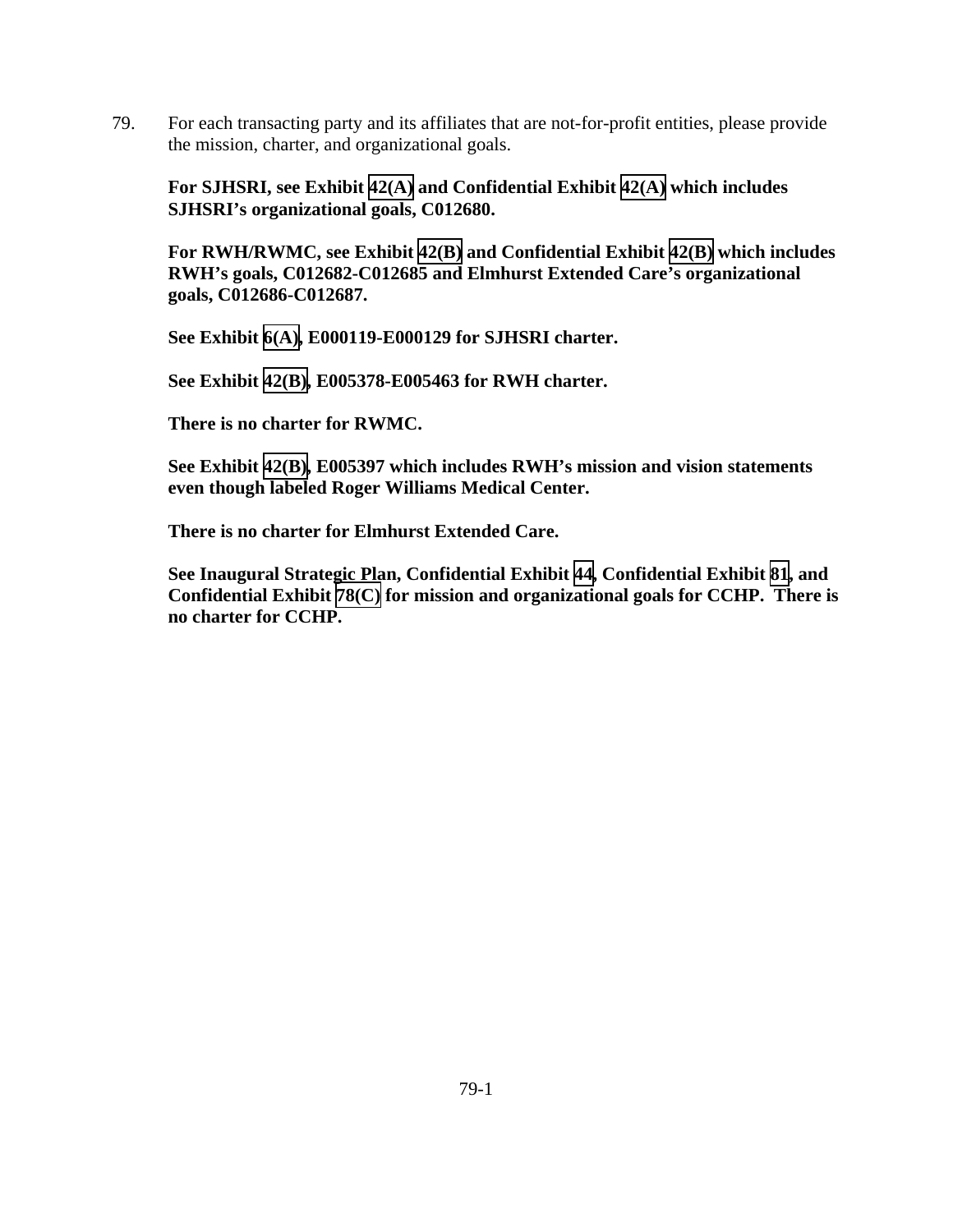79. For each transacting party and its affiliates that are not-for-profit entities, please provide the mission, charter, and organizational goals.

**For SJHSRI, see Exhibit 42(A) and Confidential Exhibit 42(A) which includes SJHSRI's organizational goals, C012680.**

**For RWH/RWMC, see Exhibit 42(B) and Confidential Exhibit 42(B) which includes RWH's goals, C012682-C012685 and Elmhurst Extended Care's organizational goals, C012686-C012687.**

**See Exhibit 6(A), E000119-E000129 for SJHSRI charter.**

**See Exhibit 42(B), E005378-E005463 for RWH charter.**

**There is no charter for RWMC.**

**See Exhibit 42(B), E005397 which includes RWH's mission and vision statements even though labeled Roger Williams Medical Center.**

**There is no charter for Elmhurst Extended Care.**

**See Inaugural Strategic Plan, Confidential Exhibit 44, Confidential Exhibit 81, and Confidential Exhibit 78(C) for mission and organizational goals for CCHP. There is no charter for CCHP.**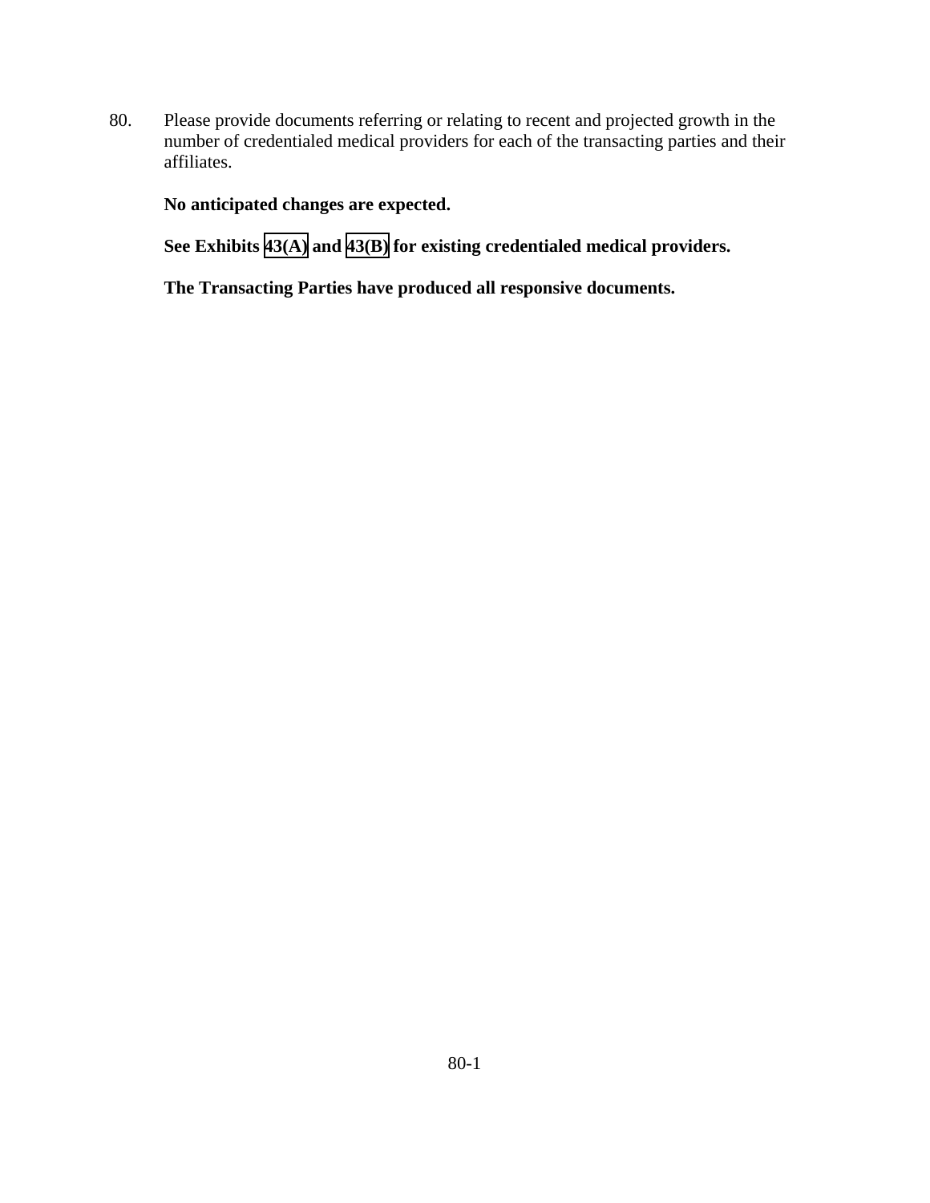80. Please provide documents referring or relating to recent and projected growth in the number of credentialed medical providers for each of the transacting parties and their affiliates.

**No anticipated changes are expected.**

**See Exhibits 43(A) and 43(B) for existing credentialed medical providers.**

**The Transacting Parties have produced all responsive documents.**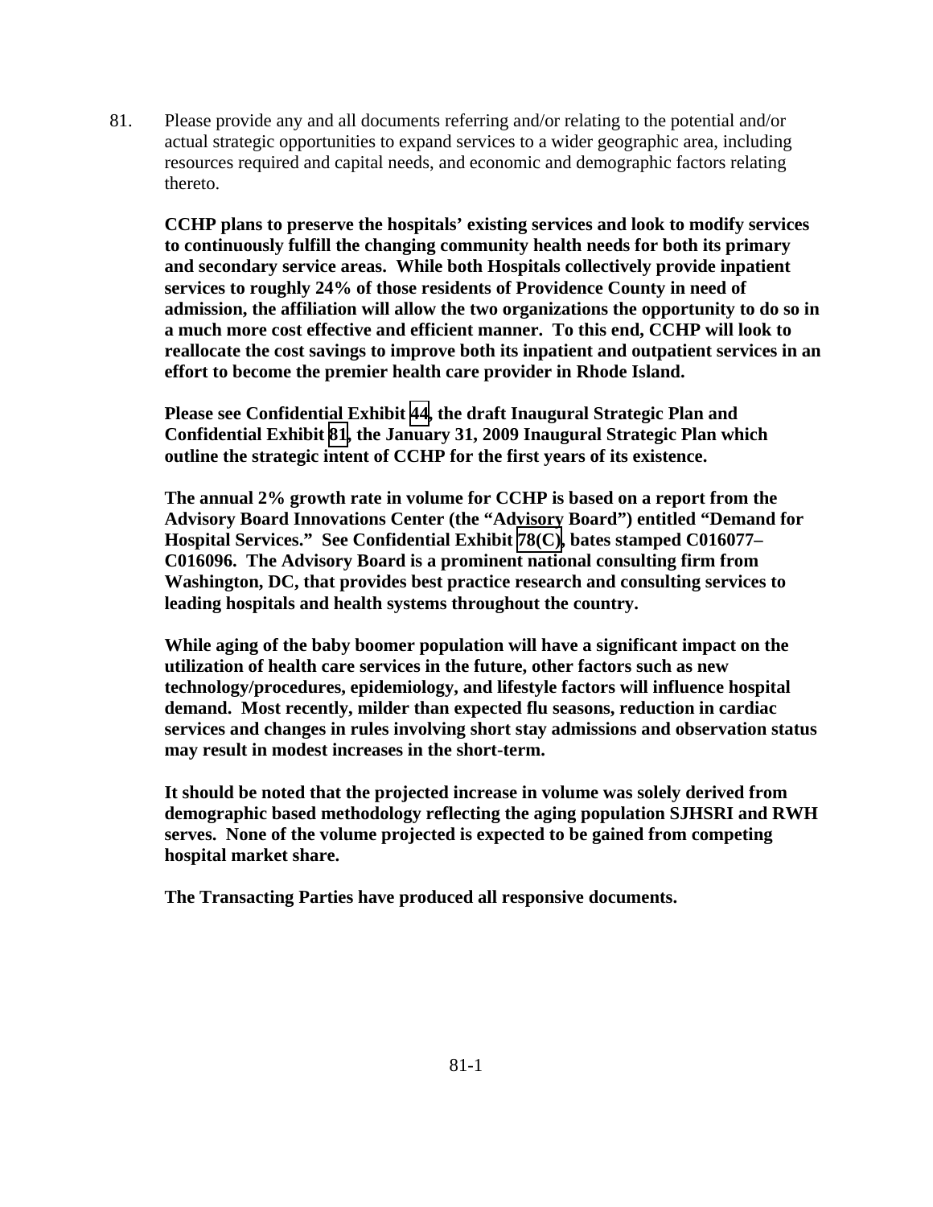81. Please provide any and all documents referring and/or relating to the potential and/or actual strategic opportunities to expand services to a wider geographic area, including resources required and capital needs, and economic and demographic factors relating thereto.

**CCHP plans to preserve the hospitals' existing services and look to modify services to continuously fulfill the changing community health needs for both its primary and secondary service areas. While both Hospitals collectively provide inpatient services to roughly 24% of those residents of Providence County in need of admission, the affiliation will allow the two organizations the opportunity to do so in a much more cost effective and efficient manner. To this end, CCHP will look to reallocate the cost savings to improve both its inpatient and outpatient services in an effort to become the premier health care provider in Rhode Island.**

**Please see Confidential Exhibit 44, the draft Inaugural Strategic Plan and Confidential Exhibit 81, the January 31, 2009 Inaugural Strategic Plan which outline the strategic intent of CCHP for the first years of its existence.**

**The annual 2% growth rate in volume for CCHP is based on a report from the Advisory Board Innovations Center (the "Advisory Board") entitled "Demand for Hospital Services." See Confidential Exhibit 78(C), bates stamped C016077–C016096. The Advisory Board is a prominent national consulting firm from Washington, DC, that provides best practice research and consulting services to leading hospitals and health systems throughout the country.**

**While aging of the baby boomer population will have a significant impact on the utilization of health care services in the future, other factors such as new technology/procedures, epidemiology, and lifestyle factors will influence hospital demand. Most recently, milder than expected flu seasons, reduction in cardiac services and changes in rules involving short stay admissions and observation status may result in modest increases in the short-term.**

**It should be noted that the projected increase in volume was solely derived from demographic based methodology reflecting the aging population SJHSRI and RWH serves. None of the volume projected is expected to be gained from competing hospital market share.**

**The Transacting Parties have produced all responsive documents.**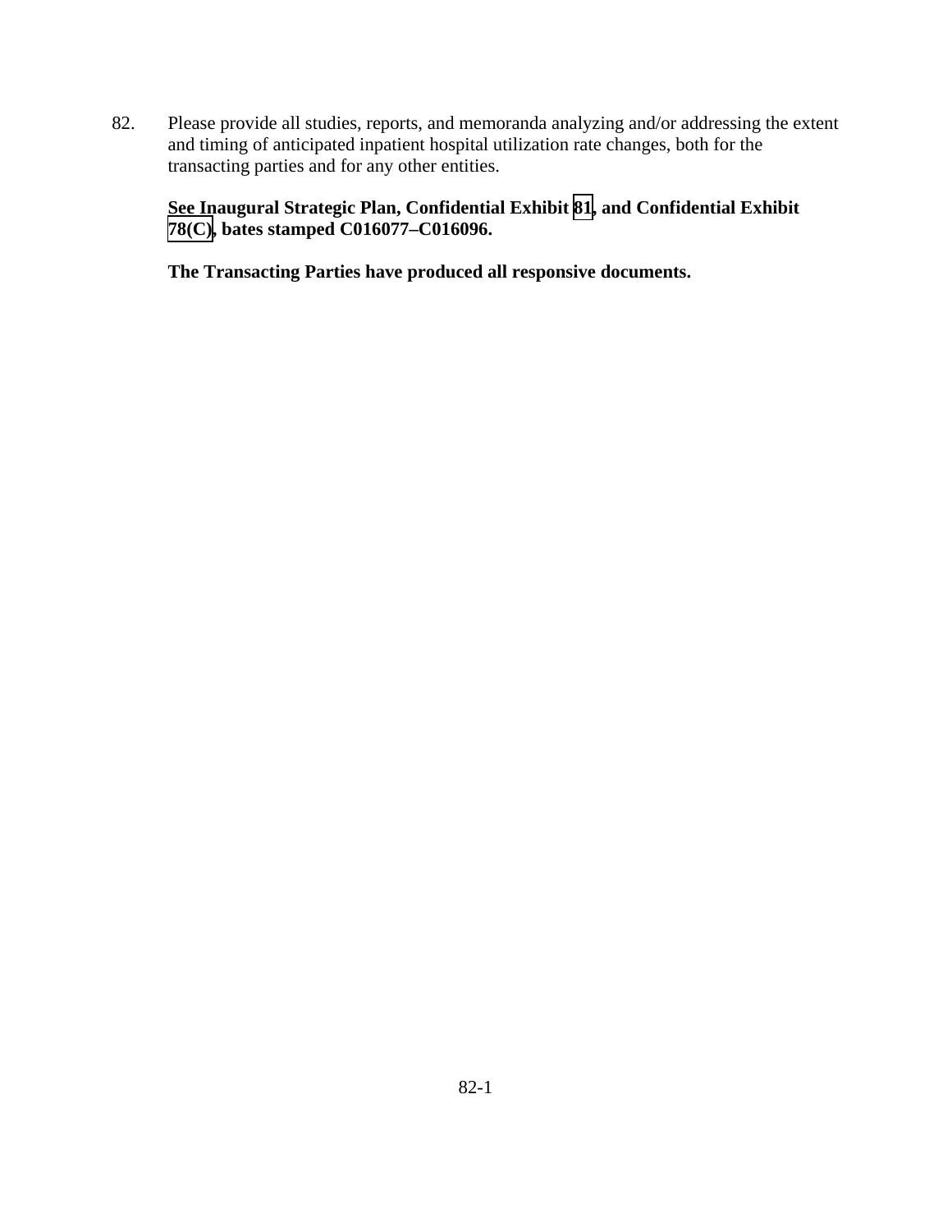82. Please provide all studies, reports, and memoranda analyzing and/or addressing the extent and timing of anticipated inpatient hospital utilization rate changes, both for the transacting parties and for any other entities.

**<u>See</u> Inaugural Strategic Plan, Confidential Exhibit 81, and Confidential Exhibit 78(C), bates stamped C016077–C016096.**

**The Transacting Parties have produced all responsive documents.**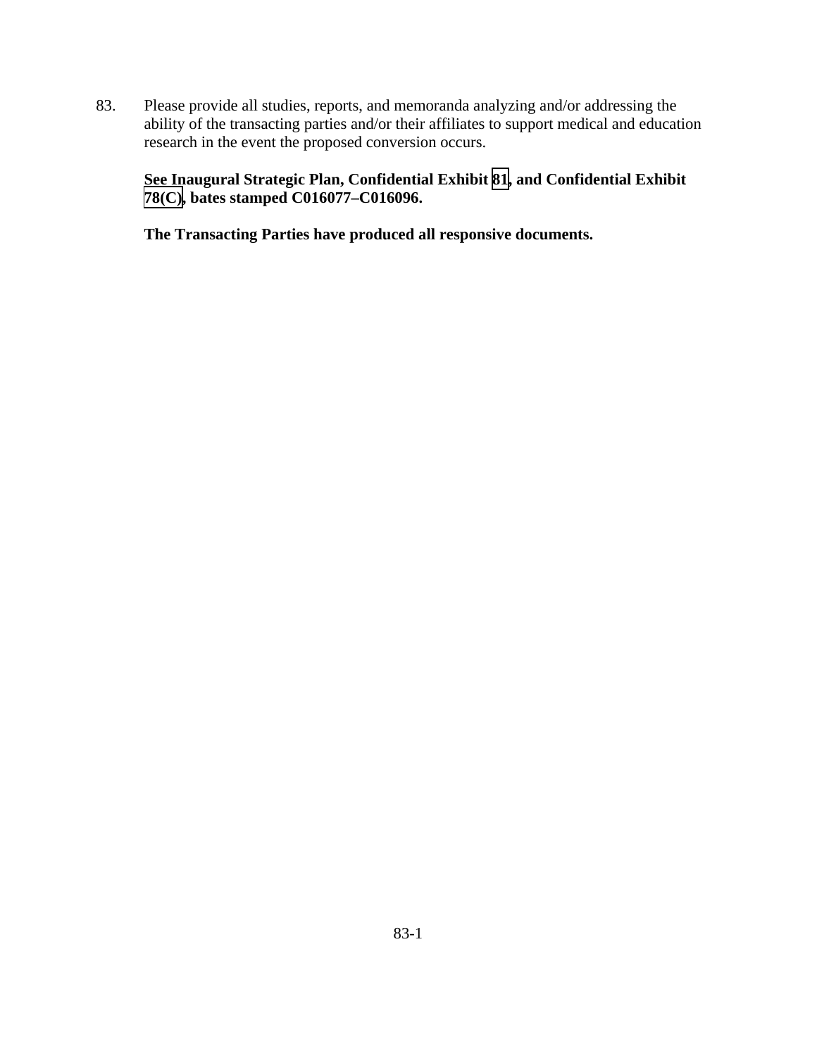83. Please provide all studies, reports, and memoranda analyzing and/or addressing the ability of the transacting parties and/or their affiliates to support medical and education research in the event the proposed conversion occurs.

**<u>See</u> Inaugural Strategic Plan, Confidential Exhibit 81, and Confidential Exhibit 78(C), bates stamped C016077–C016096.**

**The Transacting Parties have produced all responsive documents.**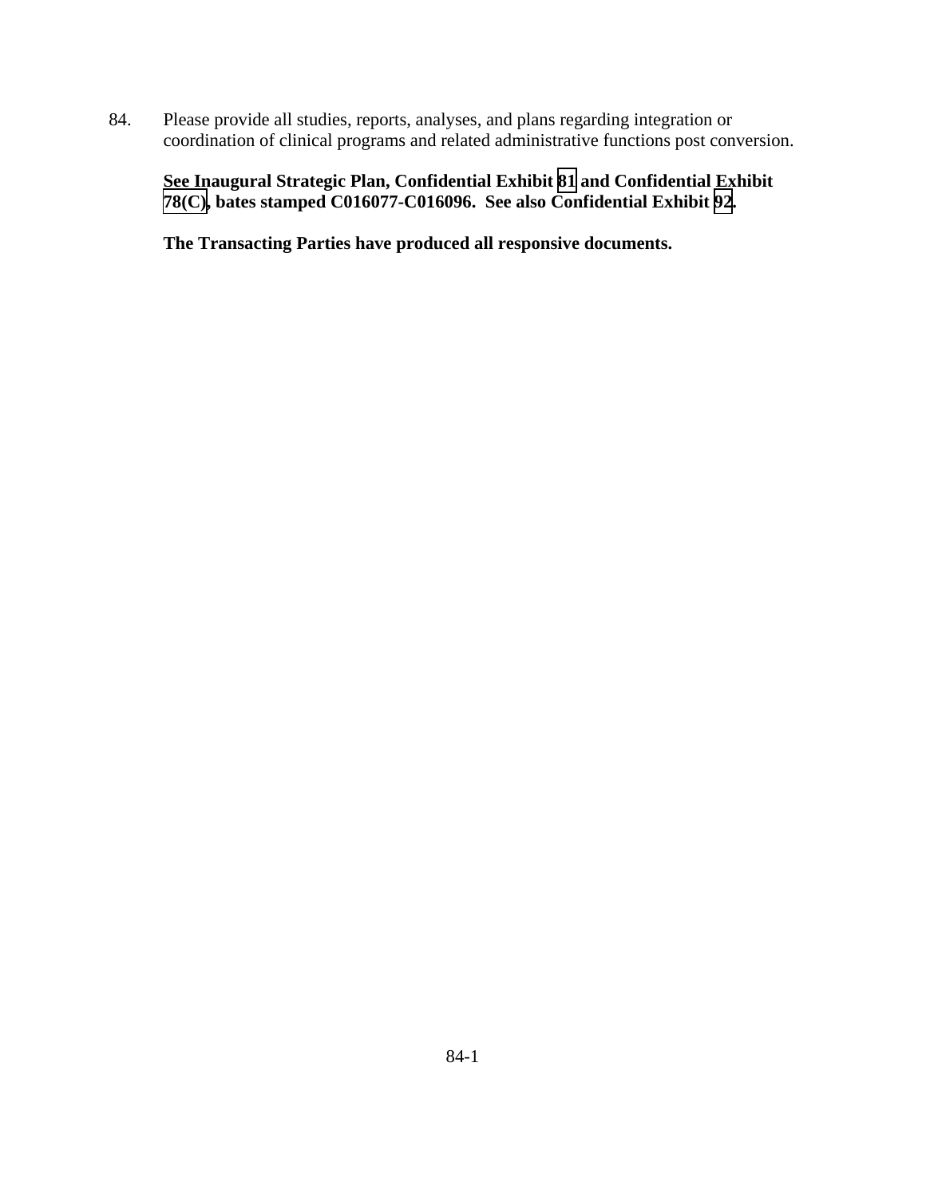84. Please provide all studies, reports, analyses, and plans regarding integration or coordination of clinical programs and related administrative functions post conversion.

**<u>See</u> Inaugural Strategic Plan, Confidential Exhibit 81 and Confidential Exhibit 78(C), bates stamped C016077-C016096. See also Confidential Exhibit 92.**

**The Transacting Parties have produced all responsive documents.**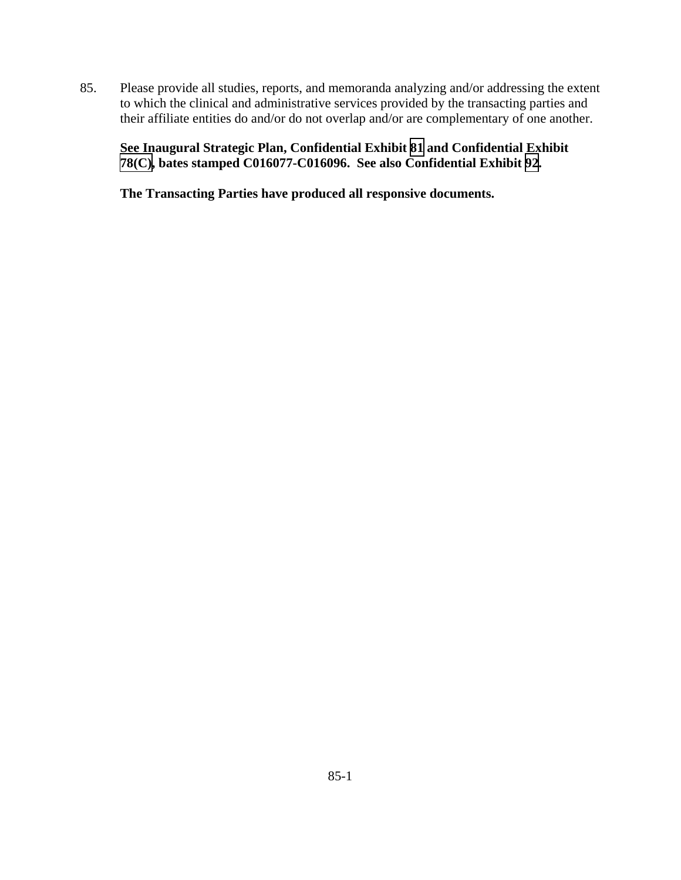85. Please provide all studies, reports, and memoranda analyzing and/or addressing the extent to which the clinical and administrative services provided by the transacting parties and their affiliate entities do and/or do not overlap and/or are complementary of one another.

**<u>See</u> Inaugural Strategic Plan, Confidential Exhibit 81 and Confidential Exhibit 78(C), bates stamped C016077-C016096. See also Confidential Exhibit 92.**

**The Transacting Parties have produced all responsive documents.**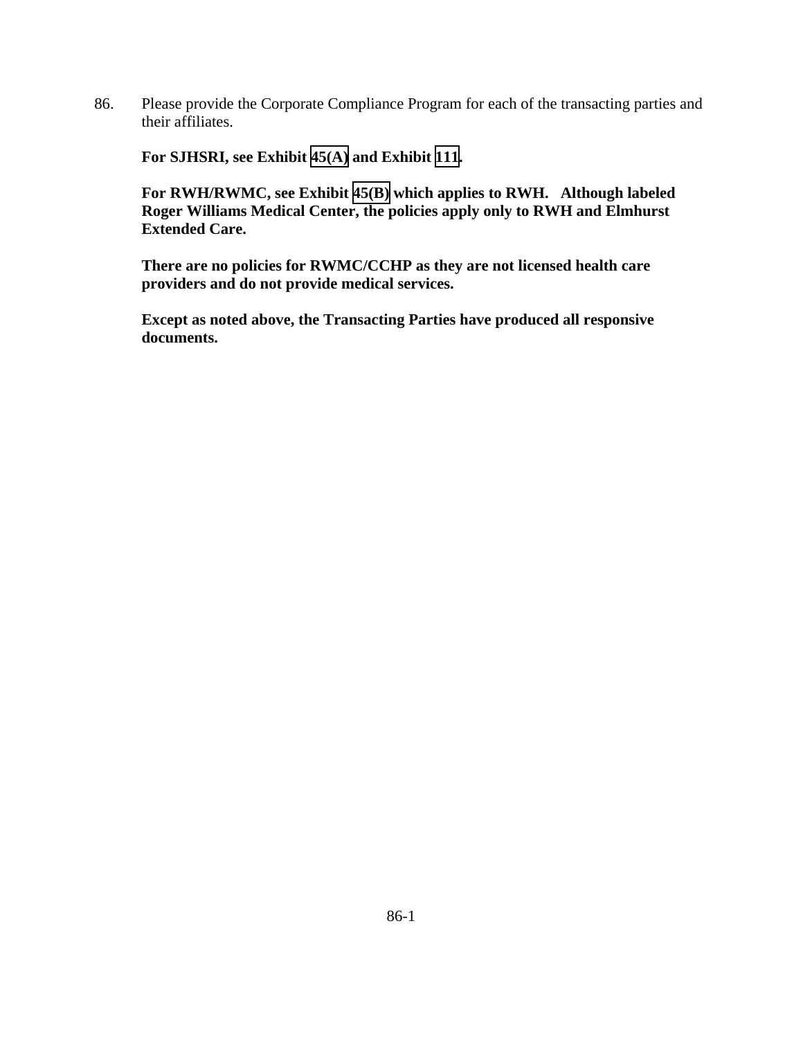86. Please provide the Corporate Compliance Program for each of the transacting parties and their affiliates.

**For SJHSRI, see Exhibit 45(A) and Exhibit 111.**

**For RWH/RWMC, see Exhibit 45(B) which applies to RWH. Although labeled Roger Williams Medical Center, the policies apply only to RWH and Elmhurst Extended Care.**

**There are no policies for RWMC/CCHP as they are not licensed health care providers and do not provide medical services.**

**Except as noted above, the Transacting Parties have produced all responsive documents.**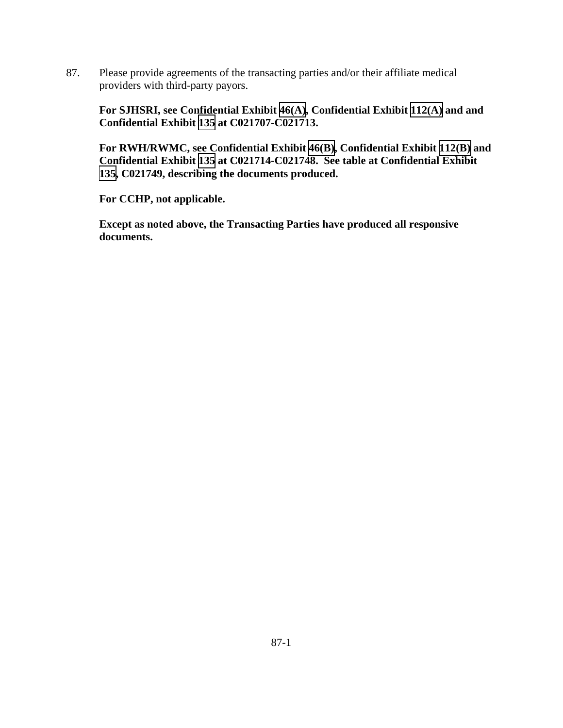87. Please provide agreements of the transacting parties and/or their affiliate medical providers with third-party payors.

**For SJHSRI, see Confidential Exhibit 46(A), Confidential Exhibit 112(A) and and Confidential Exhibit 135 at C021707-C021713.**

**For RWH/RWMC, see Confidential Exhibit 46(B), Confidential Exhibit 112(B) and Confidential Exhibit 135 at C021714-C021748. See table at Confidential Exhibit 135, C021749, describing the documents produced.**

**For CCHP, not applicable.**

**Except as noted above, the Transacting Parties have produced all responsive documents.**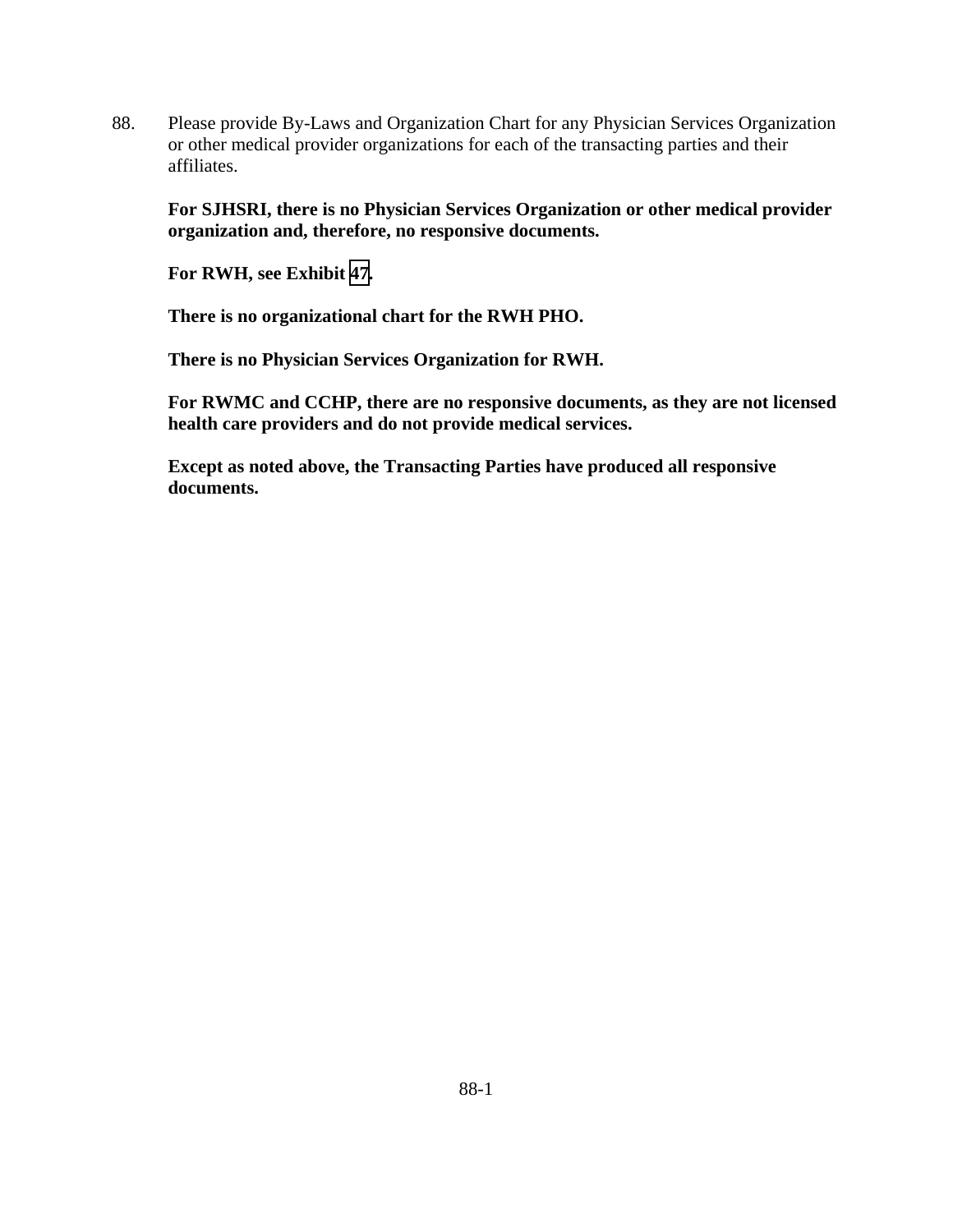88. Please provide By-Laws and Organization Chart for any Physician Services Organization or other medical provider organizations for each of the transacting parties and their affiliates.

**For SJHSRI, there is no Physician Services Organization or other medical provider organization and, therefore, no responsive documents.**

**For RWH, see Exhibit 47.**

**There is no organizational chart for the RWH PHO.**

**There is no Physician Services Organization for RWH.**

**For RWMC and CCHP, there are no responsive documents, as they are not licensed health care providers and do not provide medical services.**

**Except as noted above, the Transacting Parties have produced all responsive documents.**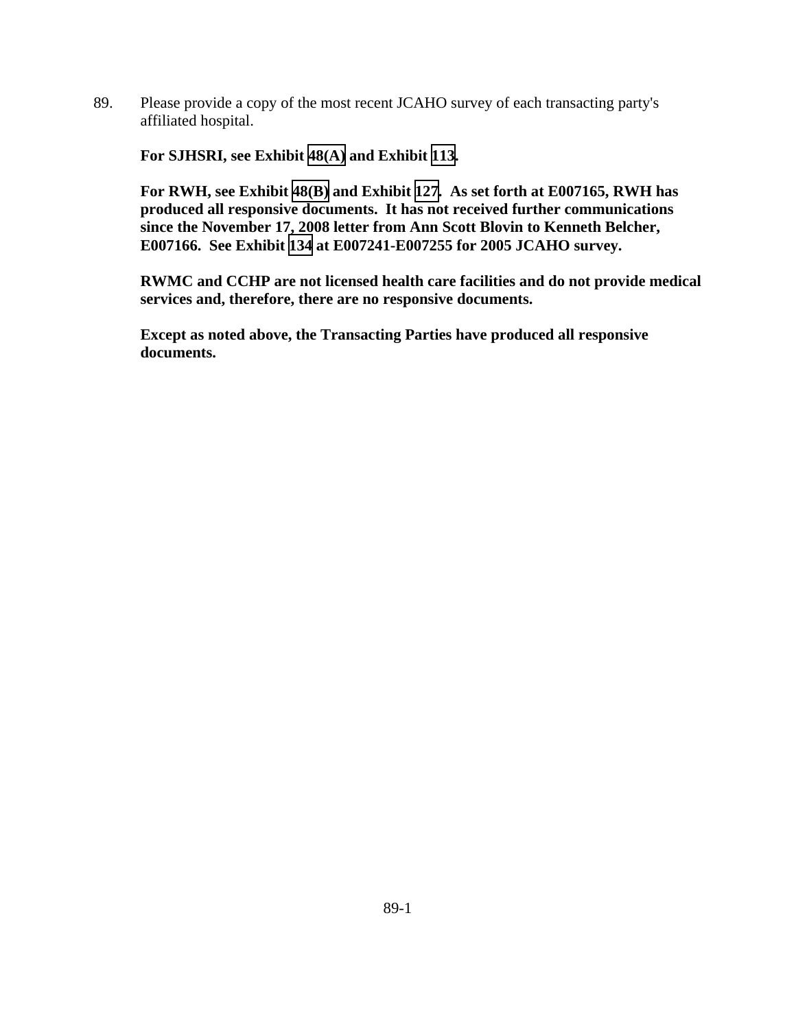89. Please provide a copy of the most recent JCAHO survey of each transacting party's affiliated hospital.

**For SJHSRI, see Exhibit 48(A) and Exhibit 113.**

**For RWH, see Exhibit 48(B) and Exhibit 127. As set forth at E007165, RWH has produced all responsive documents. It has not received further communications since the November 17, 2008 letter from Ann Scott Blovin to Kenneth Belcher, E007166. See Exhibit 134 at E007241-E007255 for 2005 JCAHO survey.**

**RWMC and CCHP are not licensed health care facilities and do not provide medical services and, therefore, there are no responsive documents.**

**Except as noted above, the Transacting Parties have produced all responsive documents.**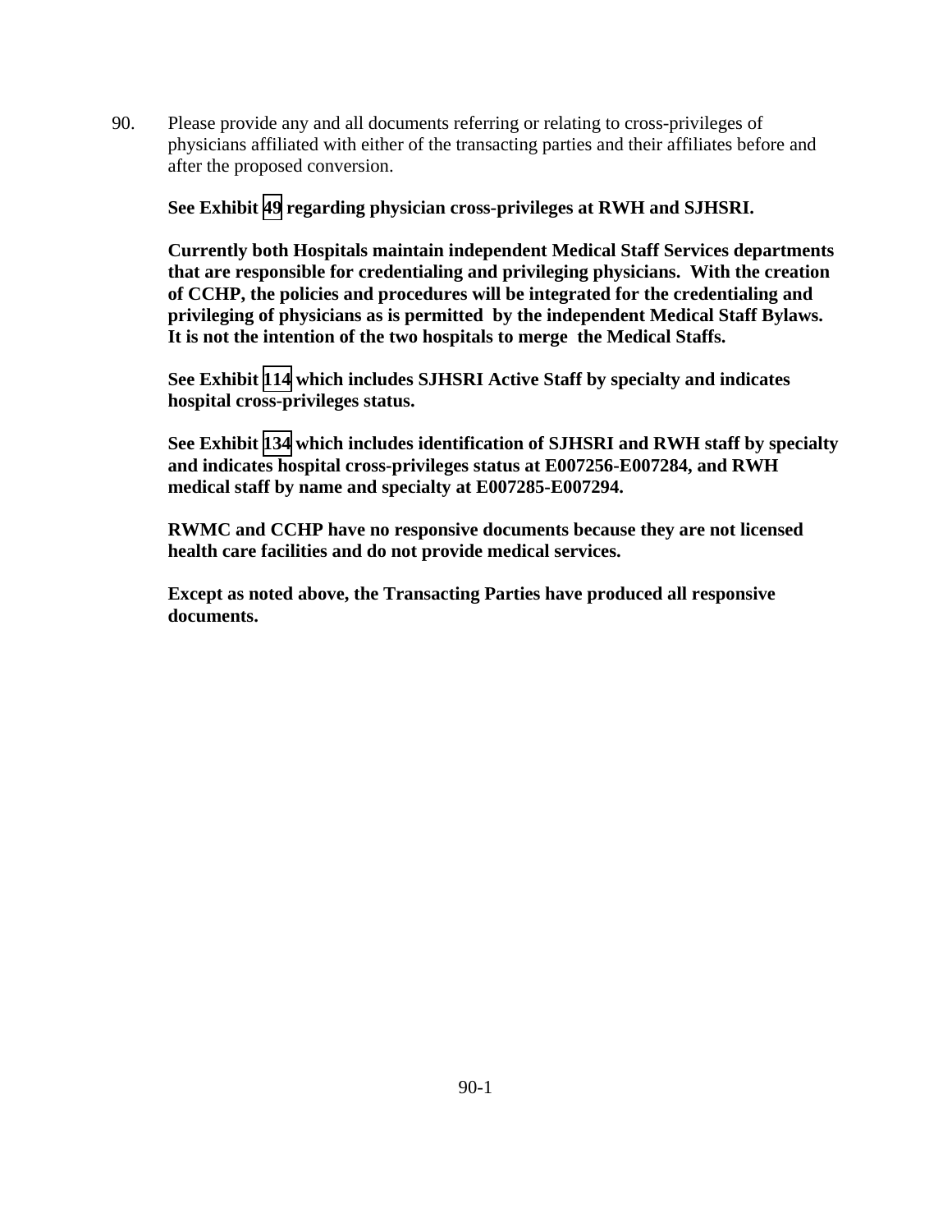90. Please provide any and all documents referring or relating to cross-privileges of physicians affiliated with either of the transacting parties and their affiliates before and after the proposed conversion.

**See Exhibit 49 regarding physician cross-privileges at RWH and SJHSRI.**

**Currently both Hospitals maintain independent Medical Staff Services departments that are responsible for credentialing and privileging physicians. With the creation of CCHP, the policies and procedures will be integrated for the credentialing and privileging of physicians as is permitted by the independent Medical Staff Bylaws. It is not the intention of the two hospitals to merge the Medical Staffs.**

**See Exhibit 114 which includes SJHSRI Active Staff by specialty and indicates hospital cross-privileges status.**

**See Exhibit 134 which includes identification of SJHSRI and RWH staff by specialty and indicates hospital cross-privileges status at E007256-E007284, and RWH medical staff by name and specialty at E007285-E007294.**

**RWMC and CCHP have no responsive documents because they are not licensed health care facilities and do not provide medical services.**

**Except as noted above, the Transacting Parties have produced all responsive documents.**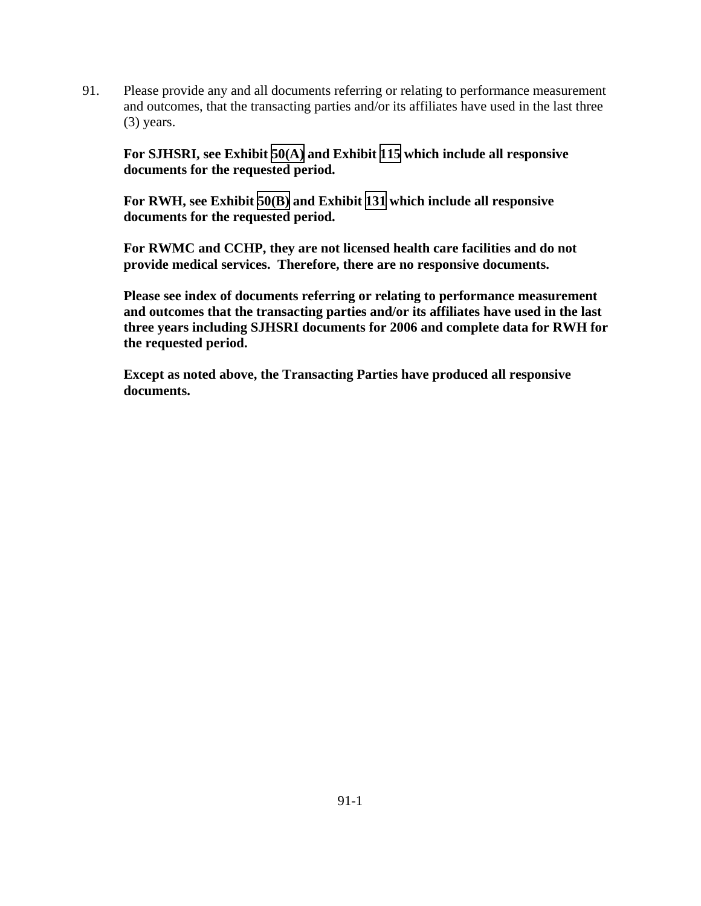91. Please provide any and all documents referring or relating to performance measurement and outcomes, that the transacting parties and/or its affiliates have used in the last three (3) years.

**For SJHSRI, see Exhibit 50(A) and Exhibit 115 which include all responsive documents for the requested period.**

**For RWH, see Exhibit 50(B) and Exhibit 131 which include all responsive documents for the requested period.**

**For RWMC and CCHP, they are not licensed health care facilities and do not provide medical services. Therefore, there are no responsive documents.**

**Please see index of documents referring or relating to performance measurement and outcomes that the transacting parties and/or its affiliates have used in the last three years including SJHSRI documents for 2006 and complete data for RWH for the requested period.**

**Except as noted above, the Transacting Parties have produced all responsive documents.**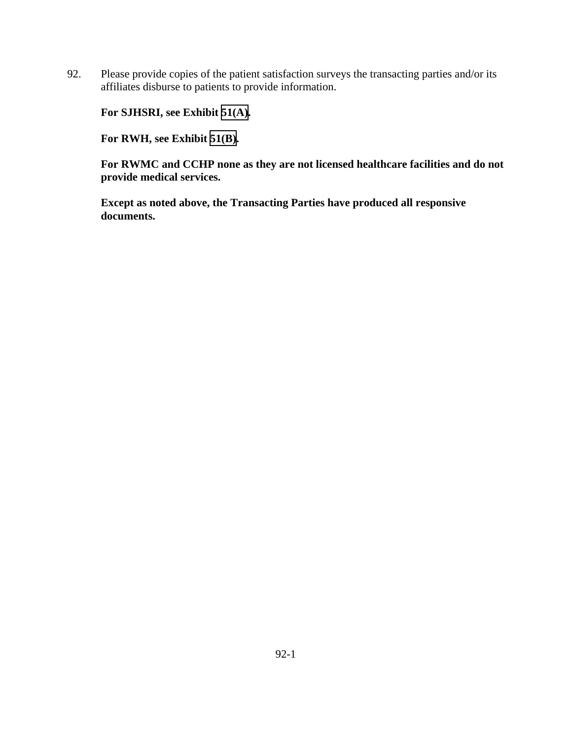92. Please provide copies of the patient satisfaction surveys the transacting parties and/or its affiliates disburse to patients to provide information.

 **For SJHSRI, see Exhibit 51(A).**

 **For RWH, see Exhibit 51(B).**

 **For RWMC and CCHP none as they are not licensed healthcare facilities and do not provide medical services.**

 **Except as noted above, the Transacting Parties have produced all responsive documents.**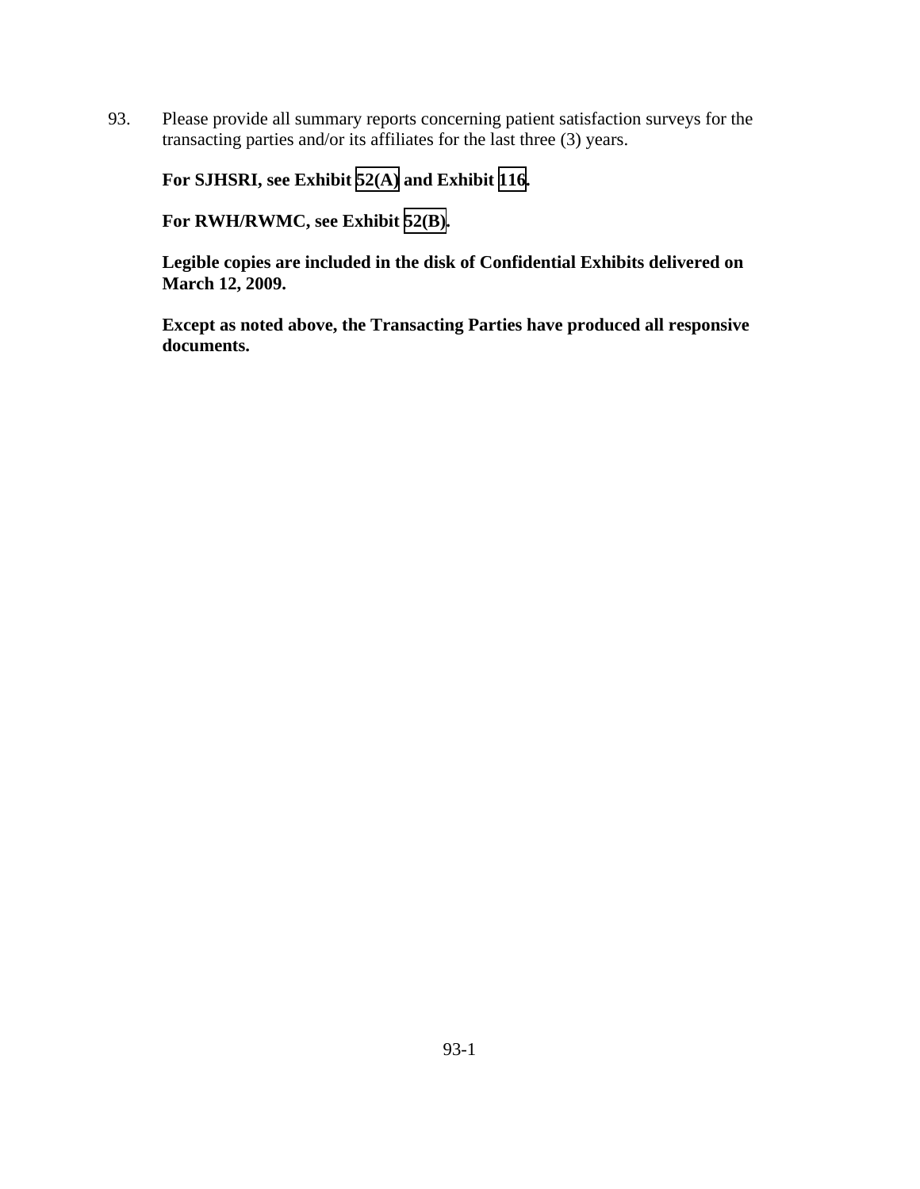93. Please provide all summary reports concerning patient satisfaction surveys for the transacting parties and/or its affiliates for the last three (3) years.

**For SJHSRI, see Exhibit 52(A) and Exhibit 116.**

**For RWH/RWMC, see Exhibit 52(B).**

**Legible copies are included in the disk of Confidential Exhibits delivered on March 12, 2009.**

**Except as noted above, the Transacting Parties have produced all responsive documents.**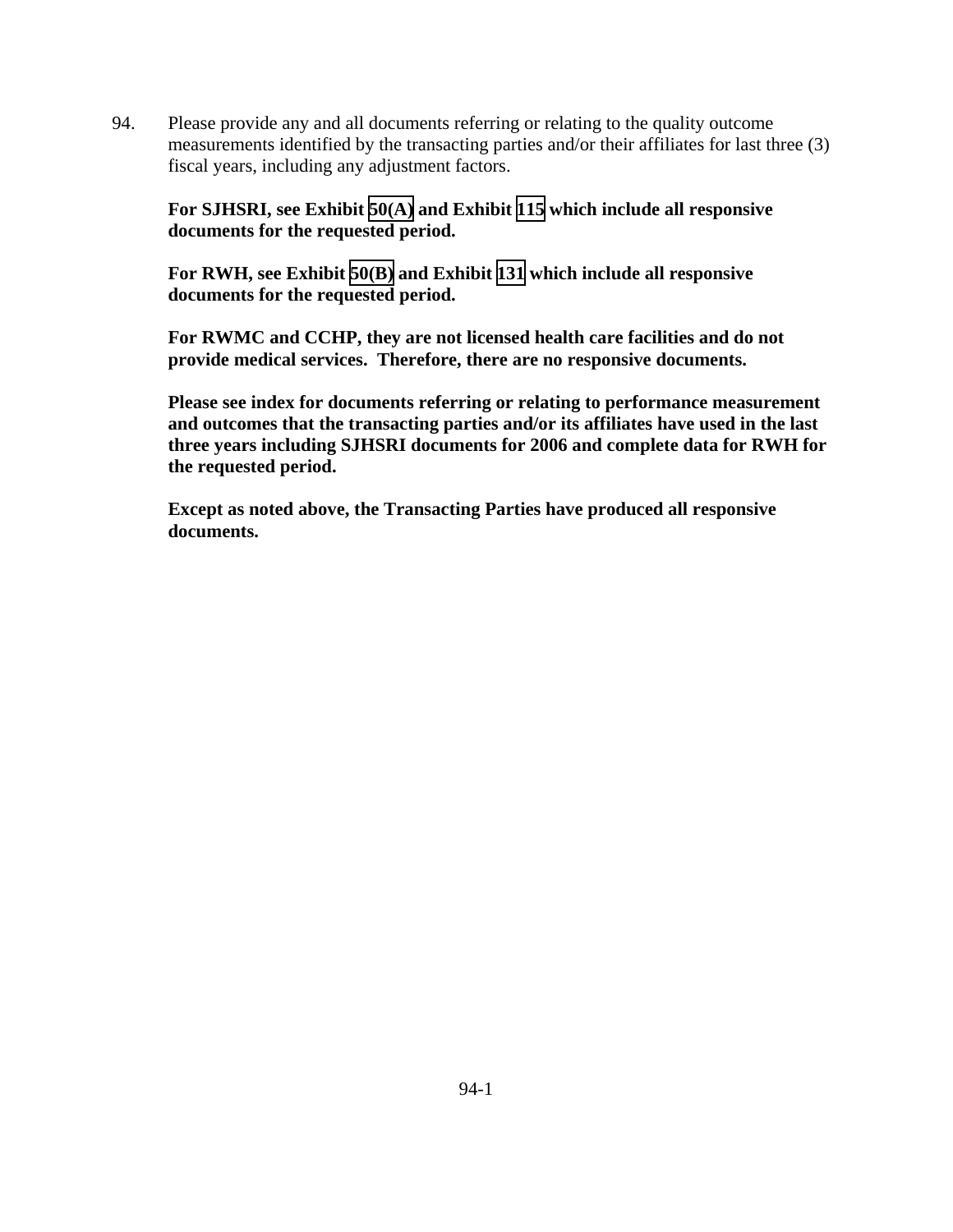94. Please provide any and all documents referring or relating to the quality outcome measurements identified by the transacting parties and/or their affiliates for last three (3) fiscal years, including any adjustment factors.

**For SJHSRI, see Exhibit 50(A) and Exhibit 115 which include all responsive documents for the requested period.**

**For RWH, see Exhibit 50(B) and Exhibit 131 which include all responsive documents for the requested period.**

**For RWMC and CCHP, they are not licensed health care facilities and do not provide medical services. Therefore, there are no responsive documents.**

**Please see index for documents referring or relating to performance measurement and outcomes that the transacting parties and/or its affiliates have used in the last three years including SJHSRI documents for 2006 and complete data for RWH for the requested period.**

**Except as noted above, the Transacting Parties have produced all responsive documents.**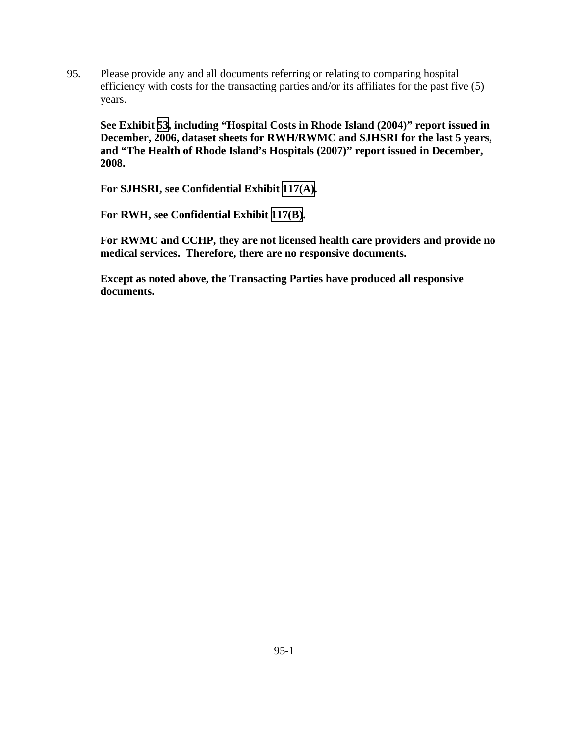95. Please provide any and all documents referring or relating to comparing hospital efficiency with costs for the transacting parties and/or its affiliates for the past five (5) years.

**See Exhibit 53, including "Hospital Costs in Rhode Island (2004)" report issued in December, 2006, dataset sheets for RWH/RWMC and SJHSRI for the last 5 years, and "The Health of Rhode Island's Hospitals (2007)" report issued in December, 2008.**

**For SJHSRI, see Confidential Exhibit 117(A).**

**For RWH, see Confidential Exhibit 117(B).**

**For RWMC and CCHP, they are not licensed health care providers and provide no medical services. Therefore, there are no responsive documents.**

**Except as noted above, the Transacting Parties have produced all responsive documents.**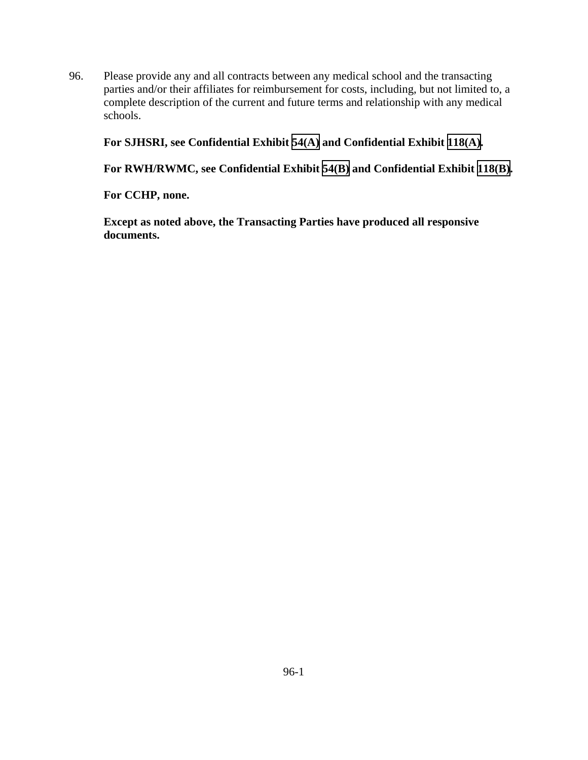96. Please provide any and all contracts between any medical school and the transacting parties and/or their affiliates for reimbursement for costs, including, but not limited to, a complete description of the current and future terms and relationship with any medical schools.

    **For SJHSRI, see Confidential Exhibit 54(A) and Confidential Exhibit 118(A).**

    **For RWH/RWMC, see Confidential Exhibit 54(B) and Confidential Exhibit 118(B).**

    **For CCHP, none.**

    **Except as noted above, the Transacting Parties have produced all responsive documents.**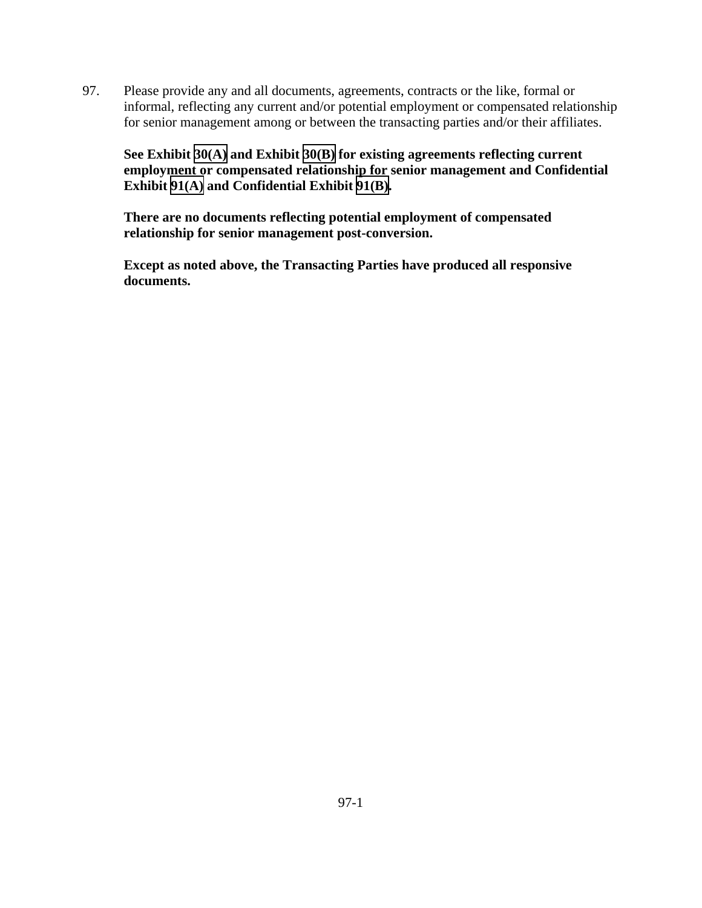97. Please provide any and all documents, agreements, contracts or the like, formal or informal, reflecting any current and/or potential employment or compensated relationship for senior management among or between the transacting parties and/or their affiliates.

**See Exhibit 30(A) and Exhibit 30(B) for existing agreements reflecting current employment or compensated relationship for senior management and Confidential Exhibit 91(A) and Confidential Exhibit 91(B).**

**There are no documents reflecting potential employment of compensated relationship for senior management post-conversion.**

**Except as noted above, the Transacting Parties have produced all responsive documents.**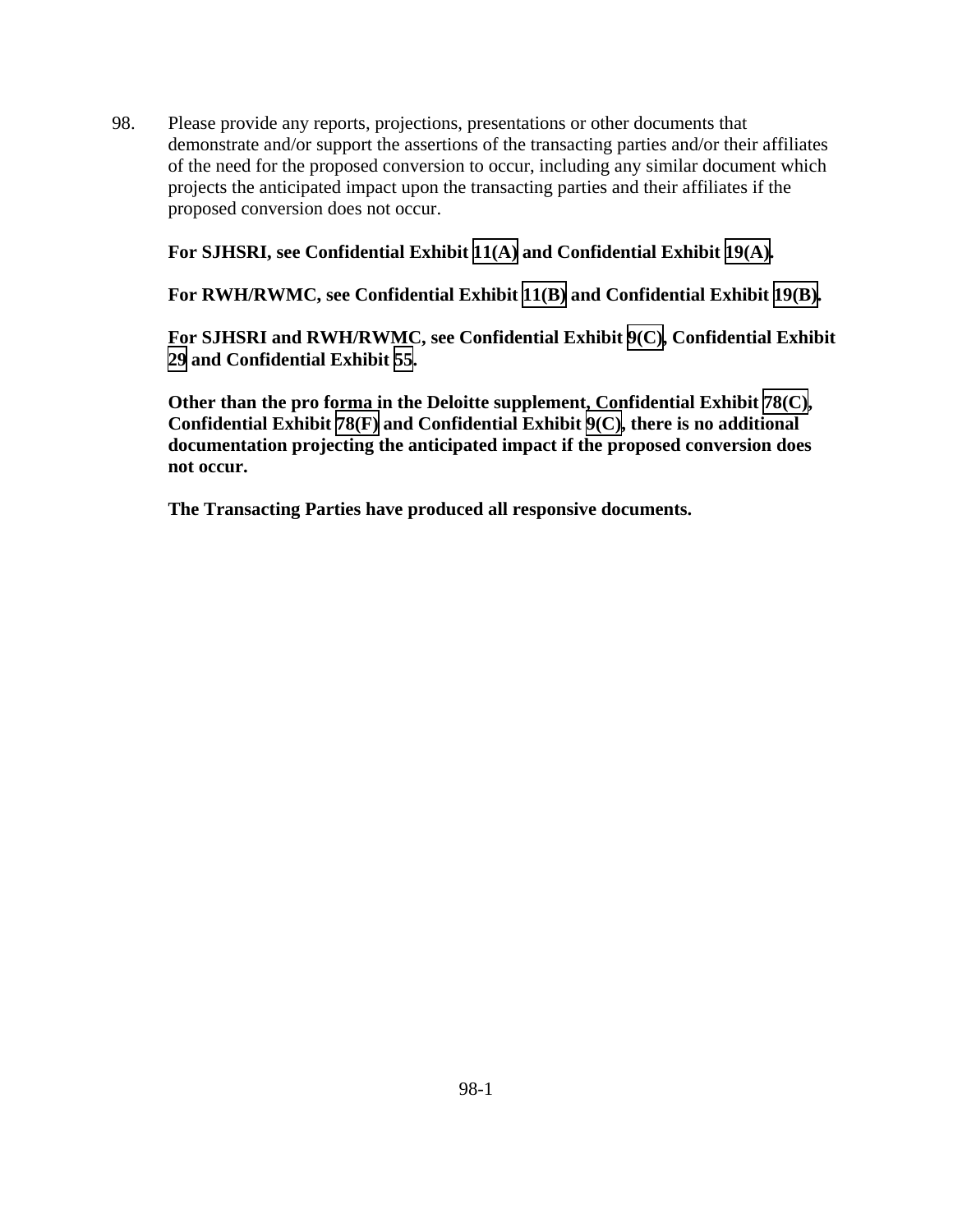98. Please provide any reports, projections, presentations or other documents that demonstrate and/or support the assertions of the transacting parties and/or their affiliates of the need for the proposed conversion to occur, including any similar document which projects the anticipated impact upon the transacting parties and their affiliates if the proposed conversion does not occur.

**For SJHSRI, see Confidential Exhibit 11(A) and Confidential Exhibit 19(A).**

**For RWH/RWMC, see Confidential Exhibit 11(B) and Confidential Exhibit 19(B).**

**For SJHSRI and RWH/RWMC, see Confidential Exhibit 9(C), Confidential Exhibit 29 and Confidential Exhibit 55.**

**Other than the pro forma in the Deloitte supplement, Confidential Exhibit 78(C), Confidential Exhibit 78(F) and Confidential Exhibit 9(C), there is no additional documentation projecting the anticipated impact if the proposed conversion does not occur.**

**The Transacting Parties have produced all responsive documents.**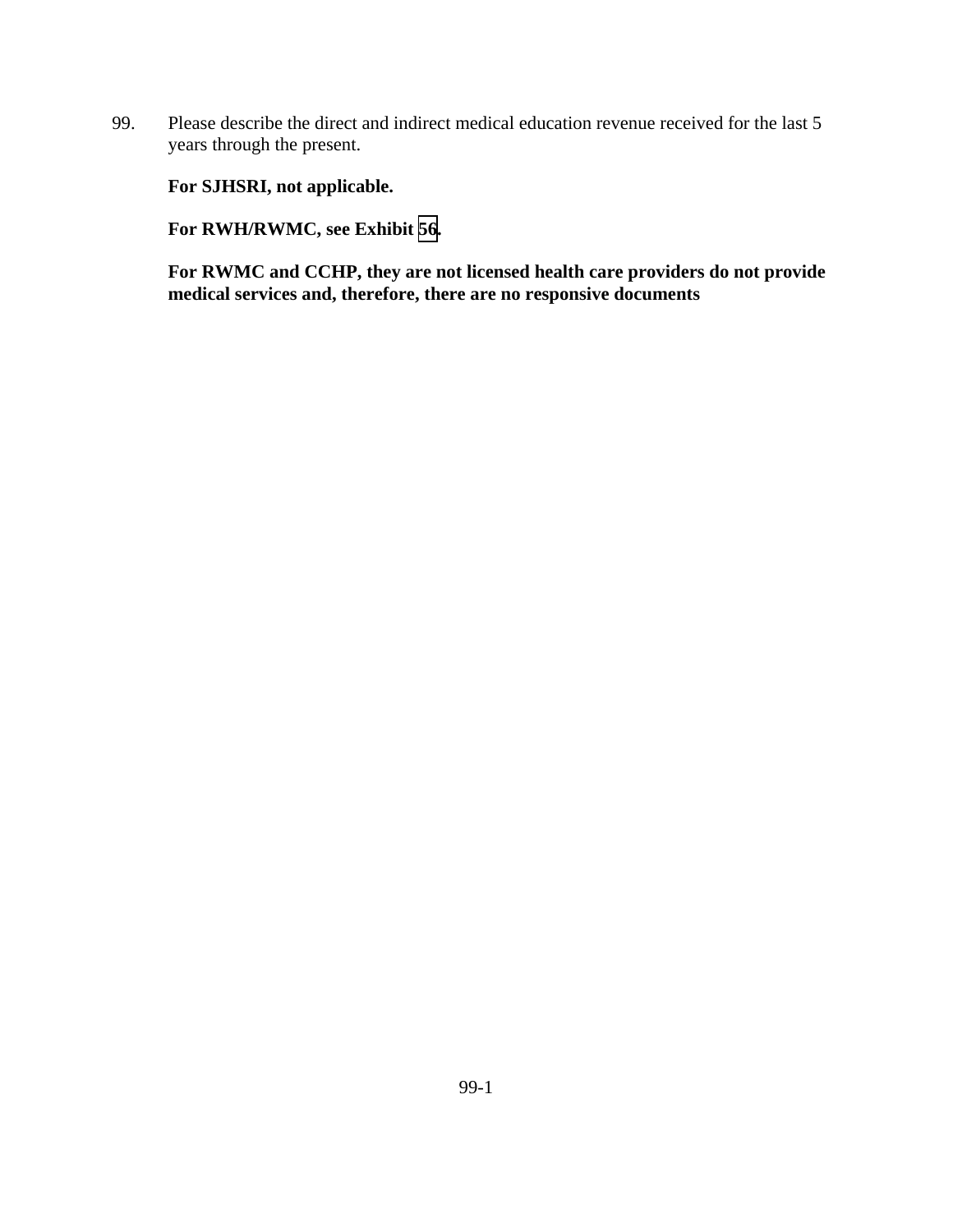99. Please describe the direct and indirect medical education revenue received for the last 5 years through the present.

**For SJHSRI, not applicable.**

**For RWH/RWMC, see Exhibit 56.**

**For RWMC and CCHP, they are not licensed health care providers do not provide medical services and, therefore, there are no responsive documents**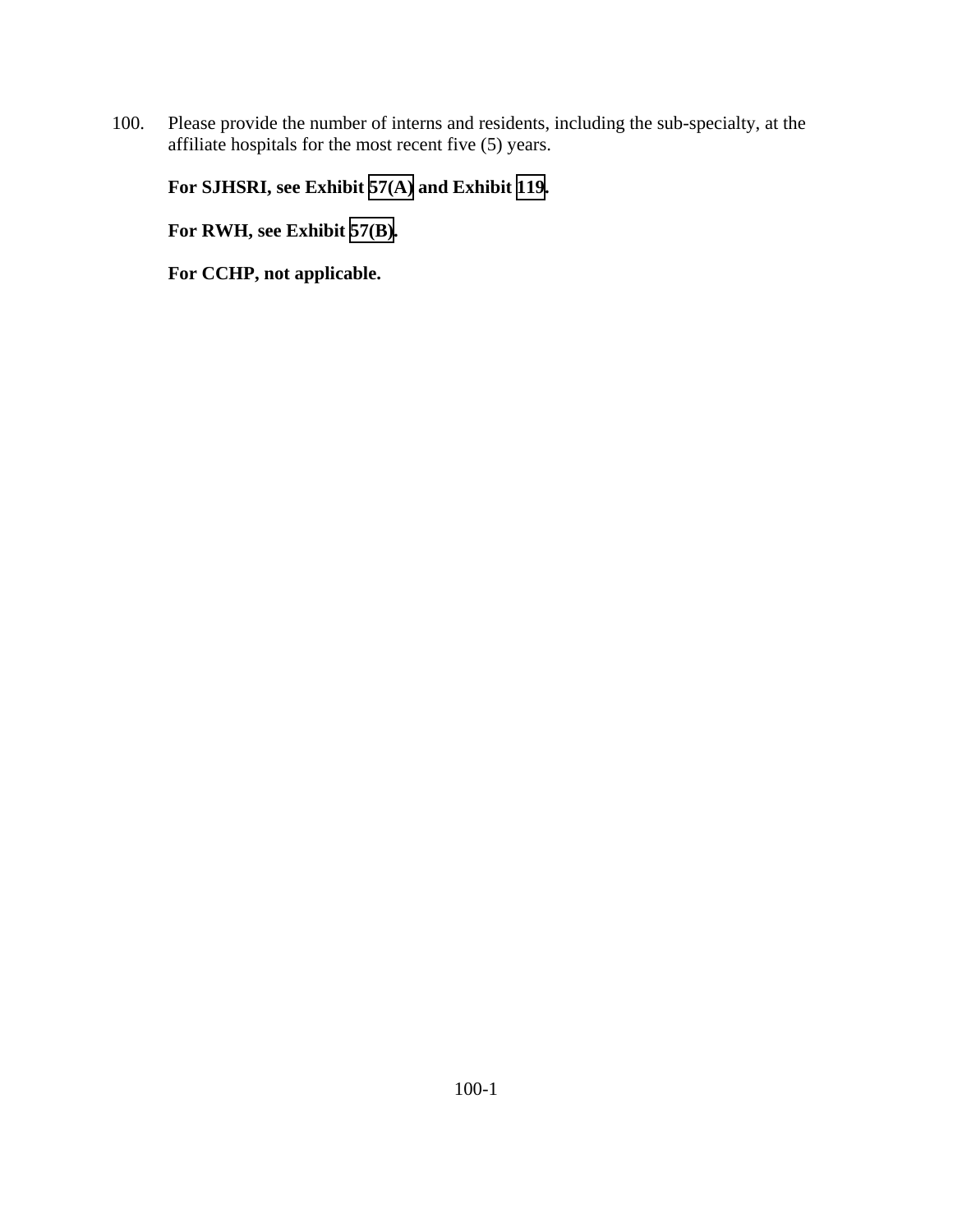100. Please provide the number of interns and residents, including the sub-specialty, at the affiliate hospitals for the most recent five (5) years.

**For SJHSRI, see Exhibit 57(A) and Exhibit 119.**

**For RWH, see Exhibit 57(B).**

**For CCHP, not applicable.**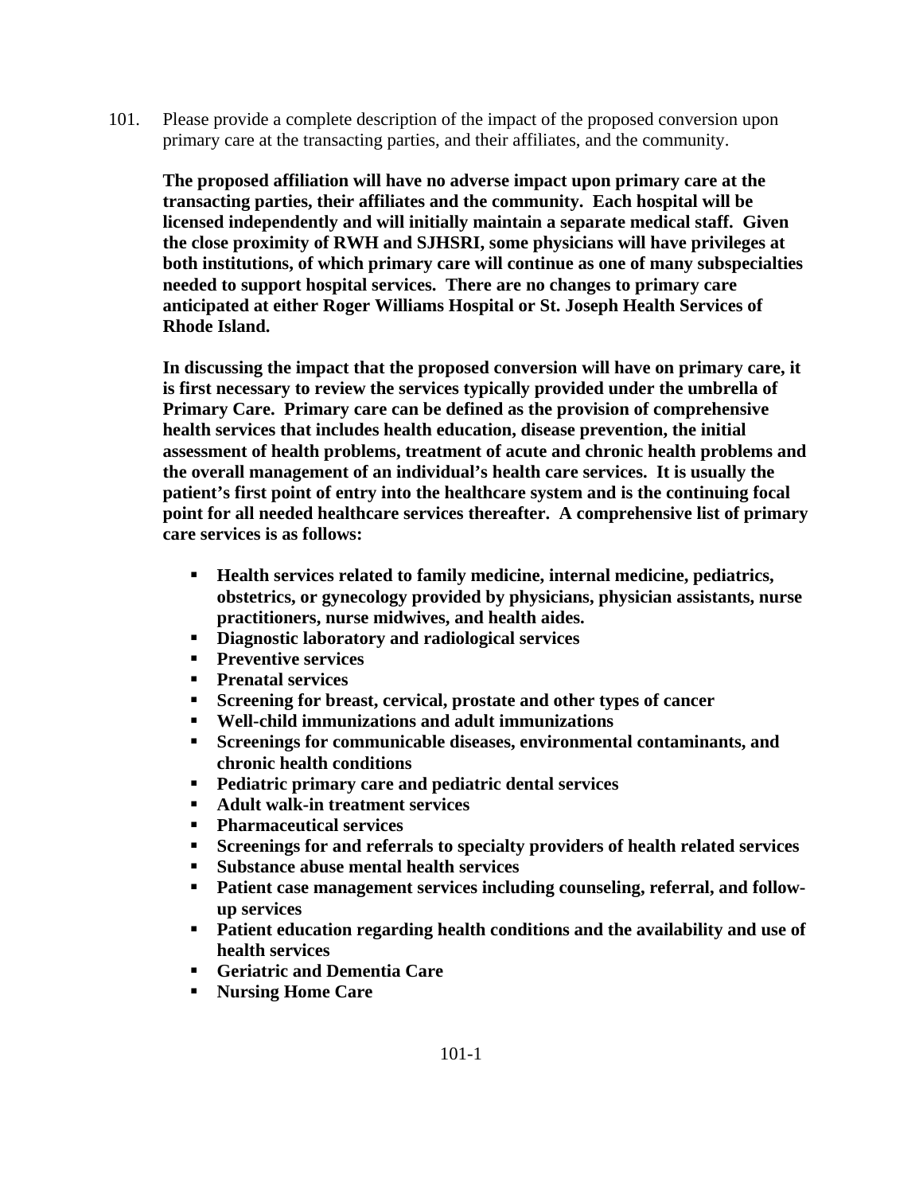101. Please provide a complete description of the impact of the proposed conversion upon primary care at the transacting parties, and their affiliates, and the community.

**The proposed affiliation will have no adverse impact upon primary care at the transacting parties, their affiliates and the community. Each hospital will be licensed independently and will initially maintain a separate medical staff. Given the close proximity of RWH and SJHSRI, some physicians will have privileges at both institutions, of which primary care will continue as one of many subspecialties needed to support hospital services. There are no changes to primary care anticipated at either Roger Williams Hospital or St. Joseph Health Services of Rhode Island.**

**In discussing the impact that the proposed conversion will have on primary care, it is first necessary to review the services typically provided under the umbrella of Primary Care. Primary care can be defined as the provision of comprehensive health services that includes health education, disease prevention, the initial assessment of health problems, treatment of acute and chronic health problems and the overall management of an individual's health care services. It is usually the patient's first point of entry into the healthcare system and is the continuing focal point for all needed healthcare services thereafter. A comprehensive list of primary care services is as follows:**

- **Health services related to family medicine, internal medicine, pediatrics, obstetrics, or gynecology provided by physicians, physician assistants, nurse practitioners, nurse midwives, and health aides.**
- **Diagnostic laboratory and radiological services**
- **Preventive services**
- **Prenatal services**
- **Screening for breast, cervical, prostate and other types of cancer**
- **Well-child immunizations and adult immunizations**
- **Screenings for communicable diseases, environmental contaminants, and chronic health conditions**
- **Pediatric primary care and pediatric dental services**
- **Adult walk-in treatment services**
- **Pharmaceutical services**
- **Screenings for and referrals to specialty providers of health related services**
- **Substance abuse mental health services**
- **Patient case management services including counseling, referral, and follow-up services**
- **Patient education regarding health conditions and the availability and use of health services**
- **Geriatric and Dementia Care**
- **Nursing Home Care**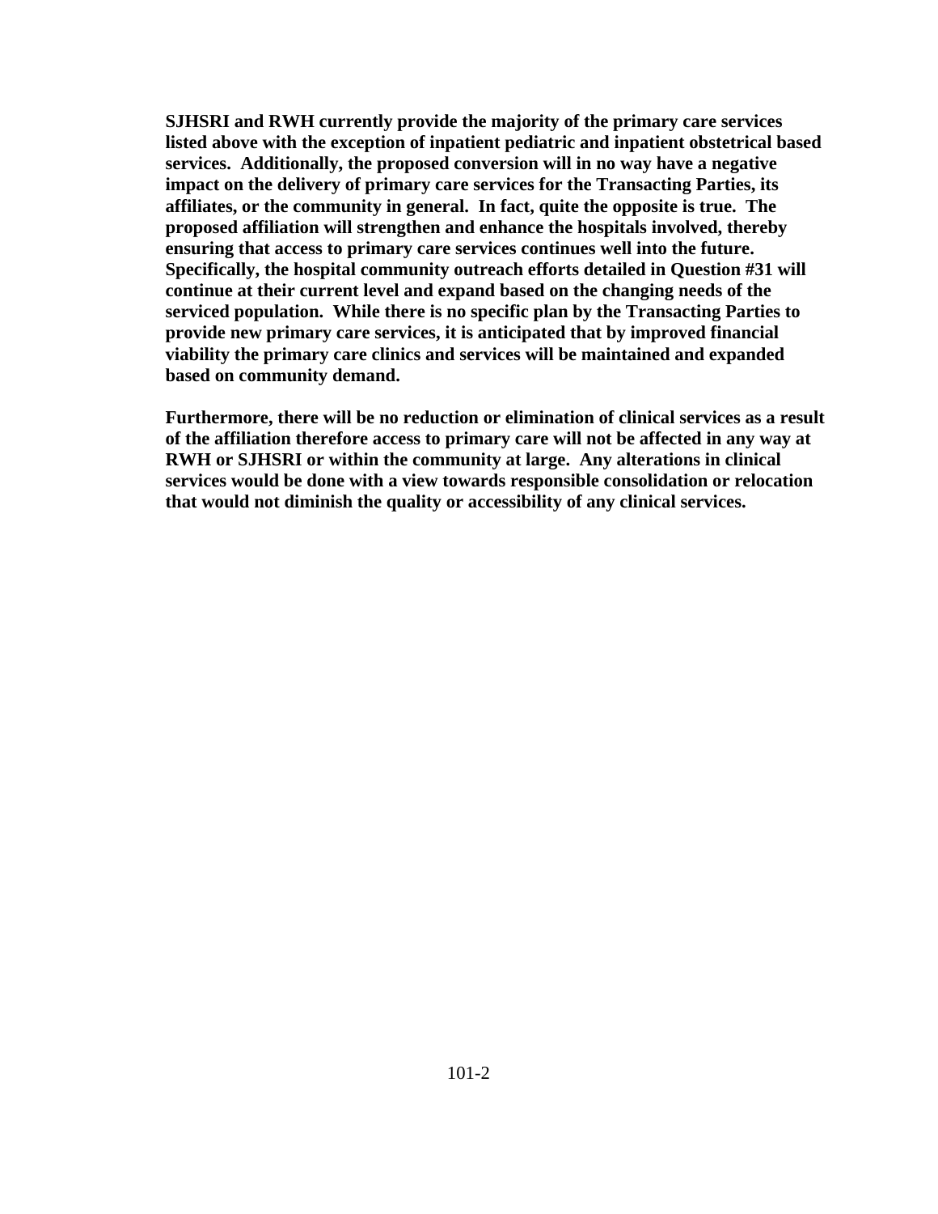**SJHSRI and RWH currently provide the majority of the primary care services listed above with the exception of inpatient pediatric and inpatient obstetrical based services. Additionally, the proposed conversion will in no way have a negative impact on the delivery of primary care services for the Transacting Parties, its affiliates, or the community in general. In fact, quite the opposite is true. The proposed affiliation will strengthen and enhance the hospitals involved, thereby ensuring that access to primary care services continues well into the future. Specifically, the hospital community outreach efforts detailed in Question #31 will continue at their current level and expand based on the changing needs of the serviced population. While there is no specific plan by the Transacting Parties to provide new primary care services, it is anticipated that by improved financial viability the primary care clinics and services will be maintained and expanded based on community demand.**

**Furthermore, there will be no reduction or elimination of clinical services as a result of the affiliation therefore access to primary care will not be affected in any way at RWH or SJHSRI or within the community at large. Any alterations in clinical services would be done with a view towards responsible consolidation or relocation that would not diminish the quality or accessibility of any clinical services.**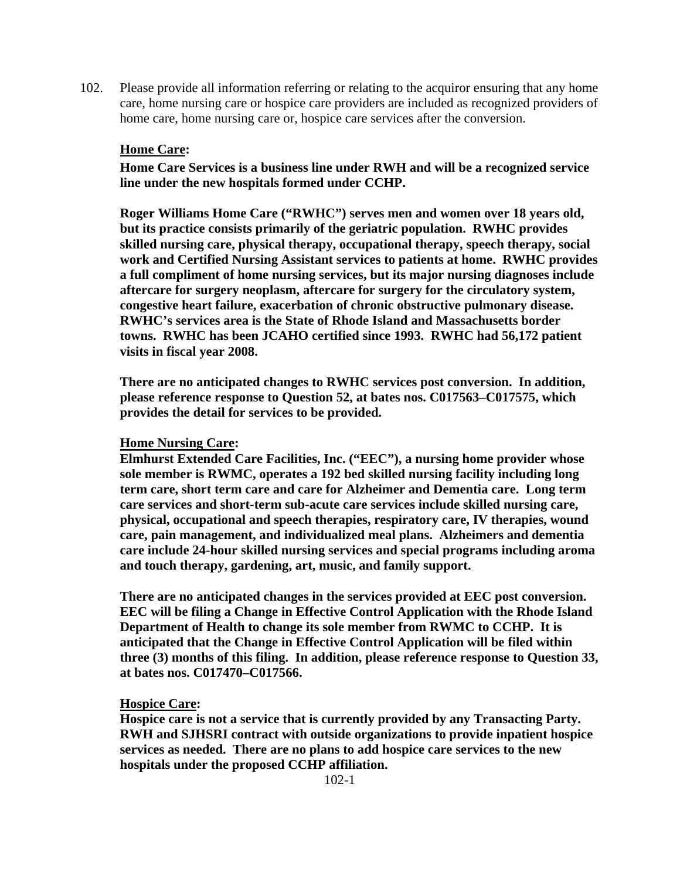102. Please provide all information referring or relating to the acquiror ensuring that any home care, home nursing care or hospice care providers are included as recognized providers of home care, home nursing care or, hospice care services after the conversion.

**Home Care:**

**Home Care Services is a business line under RWH and will be a recognized service line under the new hospitals formed under CCHP.**

**Roger Williams Home Care ("RWHC") serves men and women over 18 years old, but its practice consists primarily of the geriatric population. RWHC provides skilled nursing care, physical therapy, occupational therapy, speech therapy, social work and Certified Nursing Assistant services to patients at home. RWHC provides a full compliment of home nursing services, but its major nursing diagnoses include aftercare for surgery neoplasm, aftercare for surgery for the circulatory system, congestive heart failure, exacerbation of chronic obstructive pulmonary disease. RWHC's services area is the State of Rhode Island and Massachusetts border towns. RWHC has been JCAHO certified since 1993. RWHC had 56,172 patient visits in fiscal year 2008.**

**There are no anticipated changes to RWHC services post conversion. In addition, please reference response to Question 52, at bates nos. C017563–C017575, which provides the detail for services to be provided.**

**Home Nursing Care:**

**Elmhurst Extended Care Facilities, Inc. ("EEC"), a nursing home provider whose sole member is RWMC, operates a 192 bed skilled nursing facility including long term care, short term care and care for Alzheimer and Dementia care. Long term care services and short-term sub-acute care services include skilled nursing care, physical, occupational and speech therapies, respiratory care, IV therapies, wound care, pain management, and individualized meal plans. Alzheimers and dementia care include 24-hour skilled nursing services and special programs including aroma and touch therapy, gardening, art, music, and family support.**

**There are no anticipated changes in the services provided at EEC post conversion. EEC will be filing a Change in Effective Control Application with the Rhode Island Department of Health to change its sole member from RWMC to CCHP. It is anticipated that the Change in Effective Control Application will be filed within three (3) months of this filing. In addition, please reference response to Question 33, at bates nos. C017470–C017566.**

**Hospice Care:**

**Hospice care is not a service that is currently provided by any Transacting Party. RWH and SJHSRI contract with outside organizations to provide inpatient hospice services as needed. There are no plans to add hospice care services to the new hospitals under the proposed CCHP affiliation.**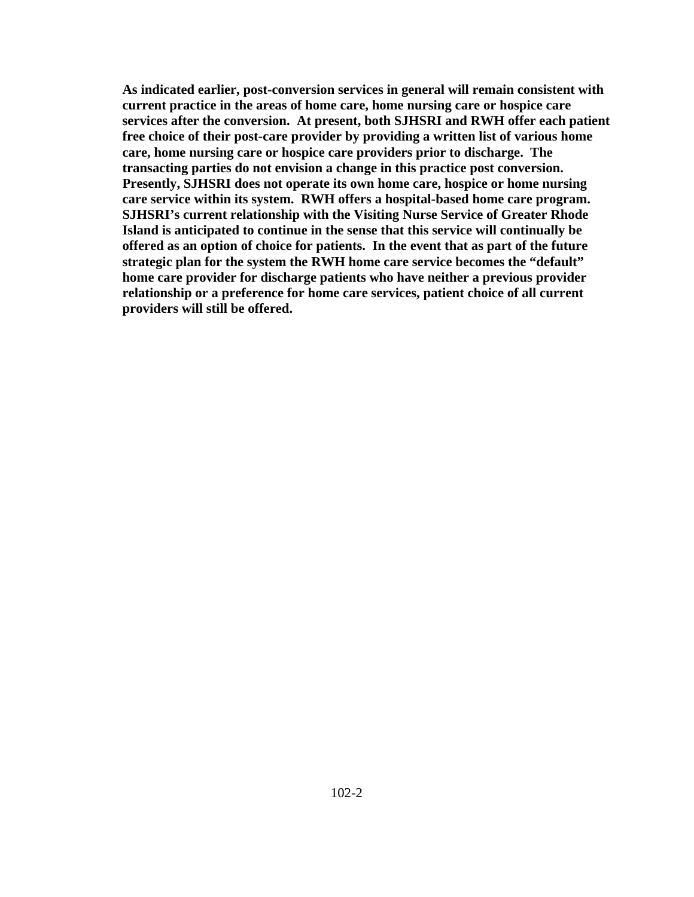**As indicated earlier, post-conversion services in general will remain consistent with current practice in the areas of home care, home nursing care or hospice care services after the conversion. At present, both SJHSRI and RWH offer each patient free choice of their post-care provider by providing a written list of various home care, home nursing care or hospice care providers prior to discharge. The transacting parties do not envision a change in this practice post conversion. Presently, SJHSRI does not operate its own home care, hospice or home nursing care service within its system. RWH offers a hospital-based home care program. SJHSRI's current relationship with the Visiting Nurse Service of Greater Rhode Island is anticipated to continue in the sense that this service will continually be offered as an option of choice for patients. In the event that as part of the future strategic plan for the system the RWH home care service becomes the "default" home care provider for discharge patients who have neither a previous provider relationship or a preference for home care services, patient choice of all current providers will still be offered.**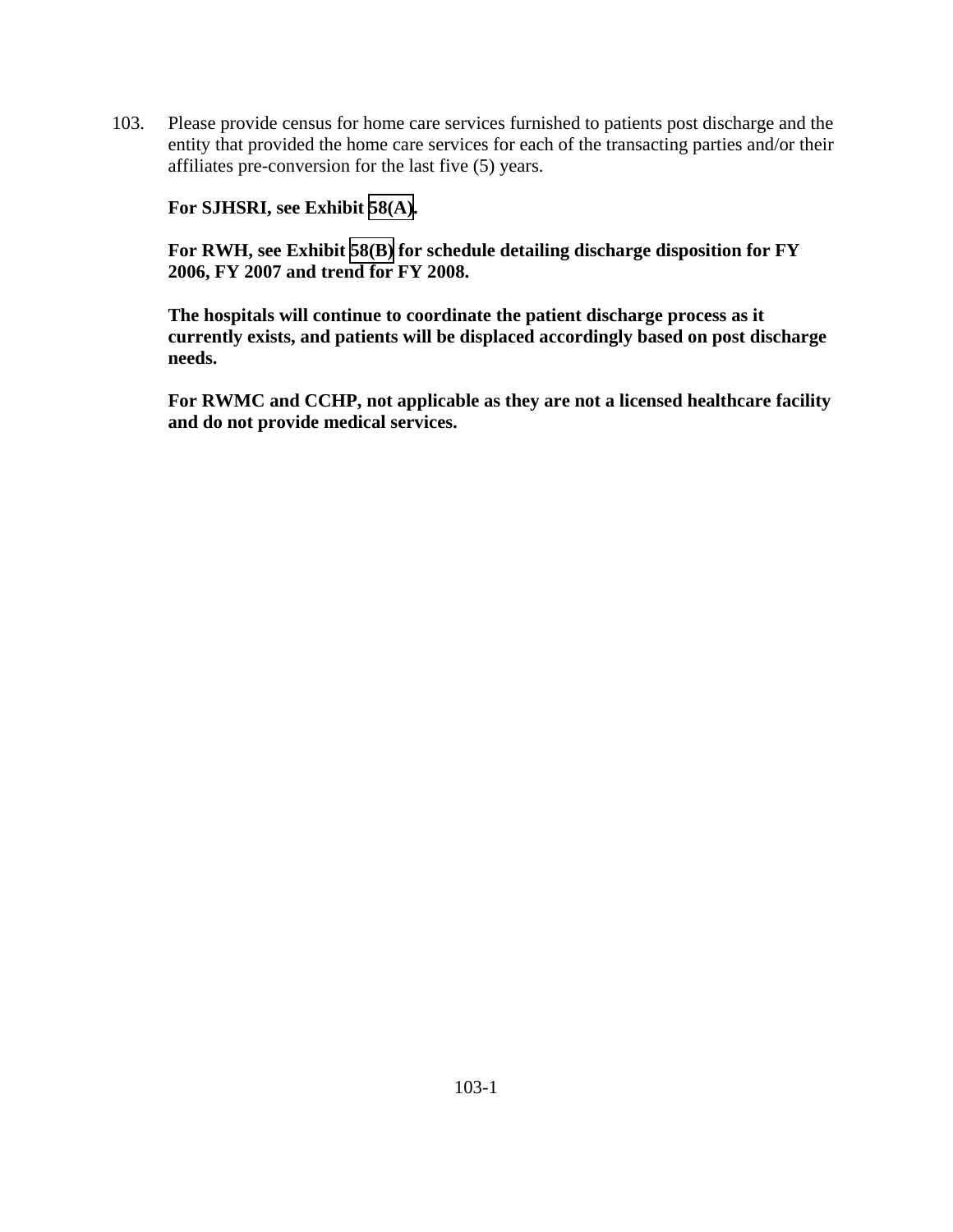103. Please provide census for home care services furnished to patients post discharge and the entity that provided the home care services for each of the transacting parties and/or their affiliates pre-conversion for the last five (5) years.

**For SJHSRI, see Exhibit 58(A).**

**For RWH, see Exhibit 58(B) for schedule detailing discharge disposition for FY 2006, FY 2007 and trend for FY 2008.**

**The hospitals will continue to coordinate the patient discharge process as it currently exists, and patients will be displaced accordingly based on post discharge needs.**

**For RWMC and CCHP, not applicable as they are not a licensed healthcare facility and do not provide medical services.**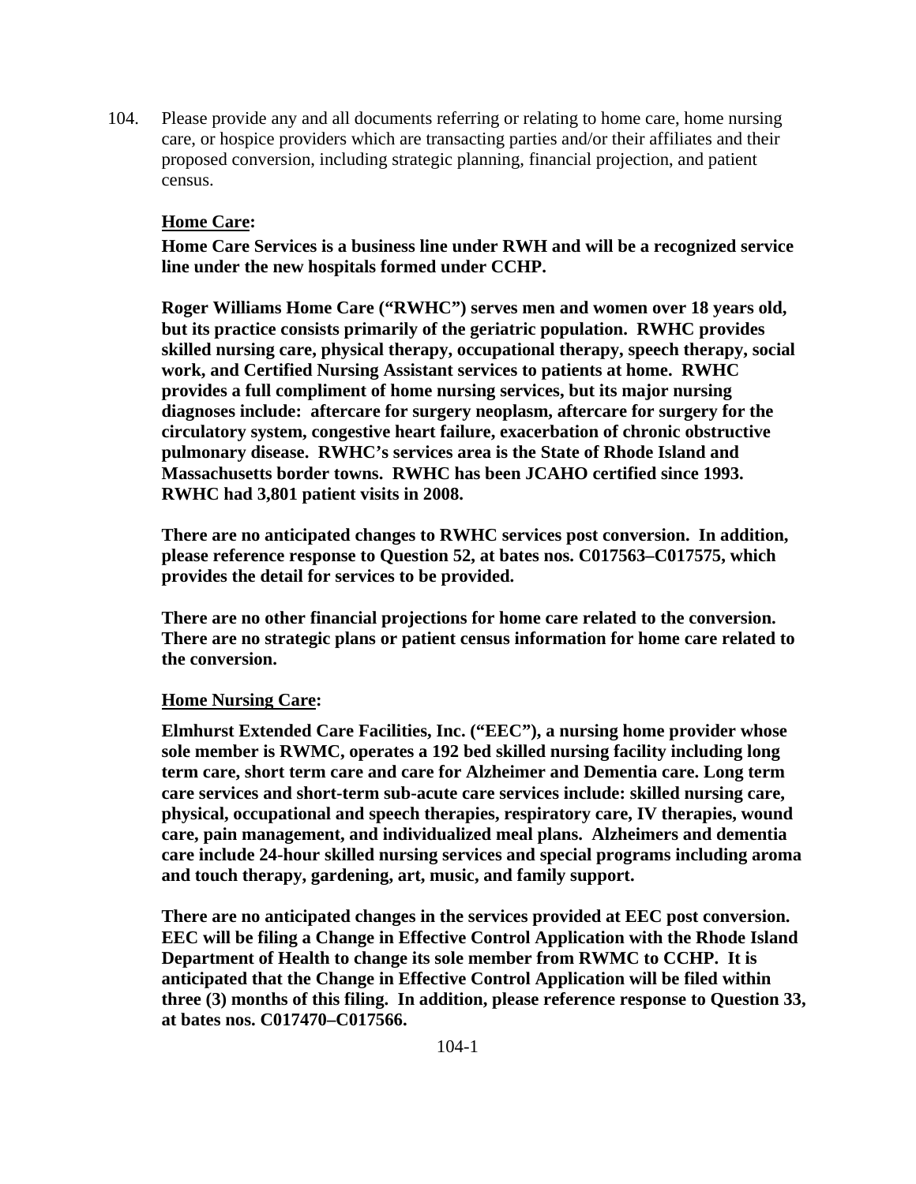104. Please provide any and all documents referring or relating to home care, home nursing care, or hospice providers which are transacting parties and/or their affiliates and their proposed conversion, including strategic planning, financial projection, and patient census.

**<u>Home Care</u>:**

**Home Care Services is a business line under RWH and will be a recognized service line under the new hospitals formed under CCHP.**

**Roger Williams Home Care ("RWHC") serves men and women over 18 years old, but its practice consists primarily of the geriatric population. RWHC provides skilled nursing care, physical therapy, occupational therapy, speech therapy, social work, and Certified Nursing Assistant services to patients at home. RWHC provides a full compliment of home nursing services, but its major nursing diagnoses include: aftercare for surgery neoplasm, aftercare for surgery for the circulatory system, congestive heart failure, exacerbation of chronic obstructive pulmonary disease. RWHC's services area is the State of Rhode Island and Massachusetts border towns. RWHC has been JCAHO certified since 1993. RWHC had 3,801 patient visits in 2008.**

**There are no anticipated changes to RWHC services post conversion. In addition, please reference response to Question 52, at bates nos. C017563–C017575, which provides the detail for services to be provided.**

**There are no other financial projections for home care related to the conversion. There are no strategic plans or patient census information for home care related to the conversion.**

**<u>Home Nursing Care</u>:**

**Elmhurst Extended Care Facilities, Inc. ("EEC"), a nursing home provider whose sole member is RWMC, operates a 192 bed skilled nursing facility including long term care, short term care and care for Alzheimer and Dementia care. Long term care services and short-term sub-acute care services include: skilled nursing care, physical, occupational and speech therapies, respiratory care, IV therapies, wound care, pain management, and individualized meal plans. Alzheimers and dementia care include 24-hour skilled nursing services and special programs including aroma and touch therapy, gardening, art, music, and family support.**

**There are no anticipated changes in the services provided at EEC post conversion. EEC will be filing a Change in Effective Control Application with the Rhode Island Department of Health to change its sole member from RWMC to CCHP. It is anticipated that the Change in Effective Control Application will be filed within three (3) months of this filing. In addition, please reference response to Question 33, at bates nos. C017470–C017566.**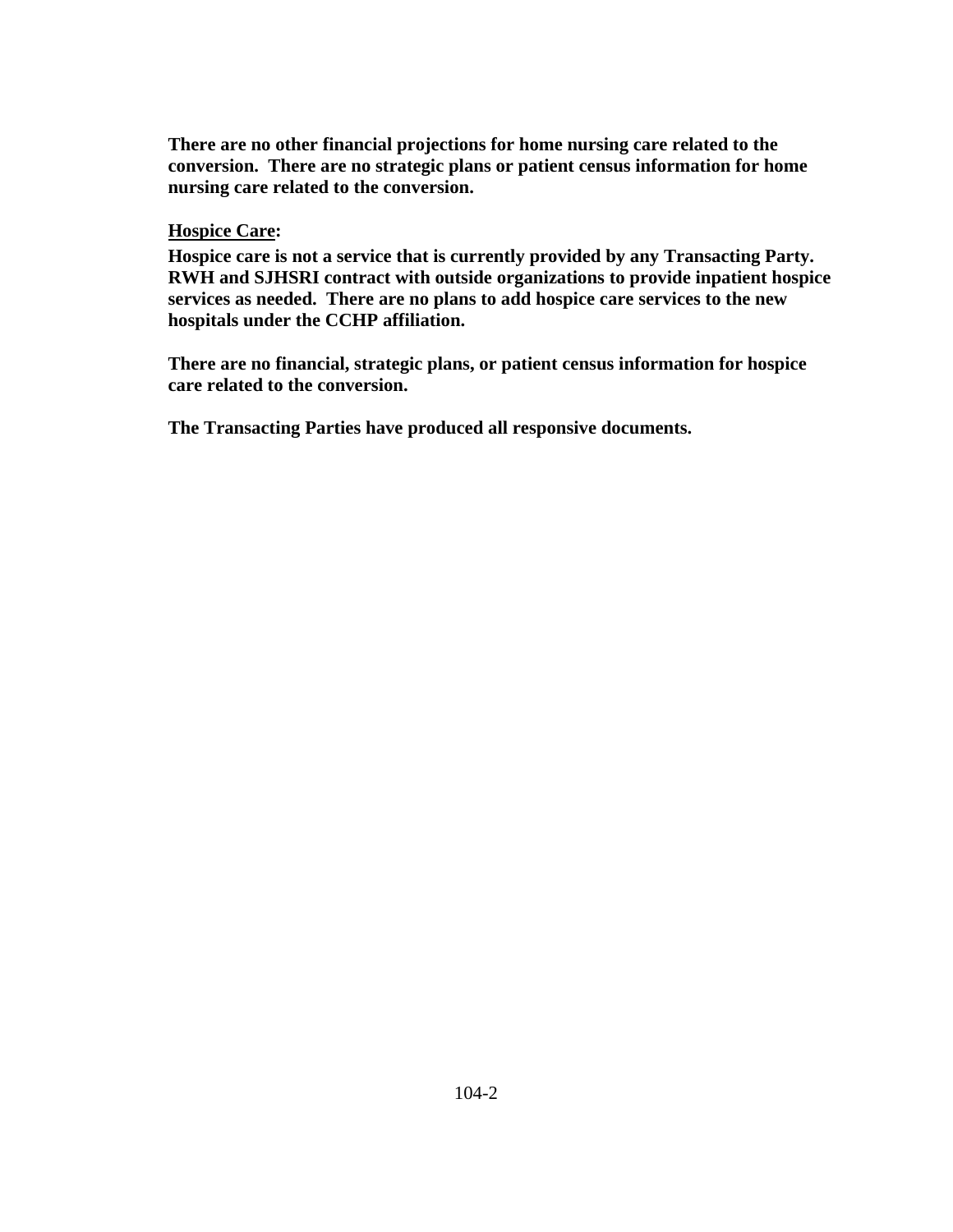**There are no other financial projections for home nursing care related to the conversion. There are no strategic plans or patient census information for home nursing care related to the conversion.**

**<u>Hospice Care</u>:**

**Hospice care is not a service that is currently provided by any Transacting Party. RWH and SJHSRI contract with outside organizations to provide inpatient hospice services as needed. There are no plans to add hospice care services to the new hospitals under the CCHP affiliation.**

**There are no financial, strategic plans, or patient census information for hospice care related to the conversion.**

**The Transacting Parties have produced all responsive documents.**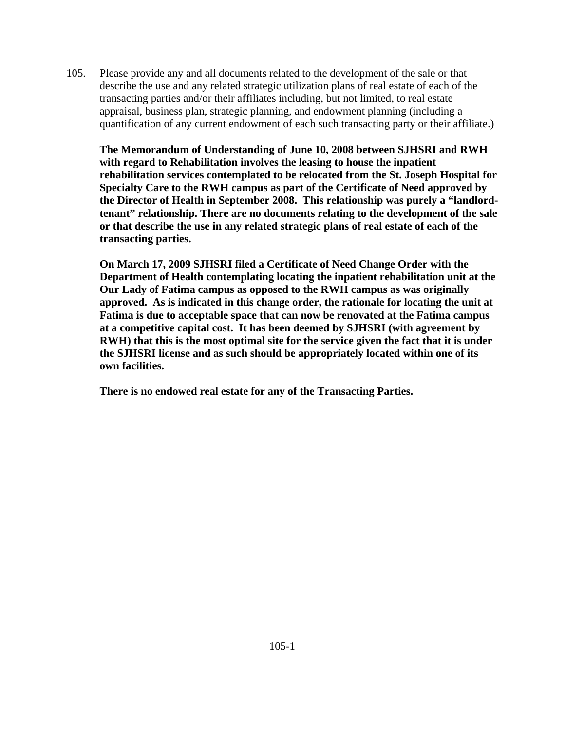105. Please provide any and all documents related to the development of the sale or that describe the use and any related strategic utilization plans of real estate of each of the transacting parties and/or their affiliates including, but not limited, to real estate appraisal, business plan, strategic planning, and endowment planning (including a quantification of any current endowment of each such transacting party or their affiliate.)

**The Memorandum of Understanding of June 10, 2008 between SJHSRI and RWH with regard to Rehabilitation involves the leasing to house the inpatient rehabilitation services contemplated to be relocated from the St. Joseph Hospital for Specialty Care to the RWH campus as part of the Certificate of Need approved by the Director of Health in September 2008. This relationship was purely a "landlord-tenant" relationship. There are no documents relating to the development of the sale or that describe the use in any related strategic plans of real estate of each of the transacting parties.**

**On March 17, 2009 SJHSRI filed a Certificate of Need Change Order with the Department of Health contemplating locating the inpatient rehabilitation unit at the Our Lady of Fatima campus as opposed to the RWH campus as was originally approved. As is indicated in this change order, the rationale for locating the unit at Fatima is due to acceptable space that can now be renovated at the Fatima campus at a competitive capital cost. It has been deemed by SJHSRI (with agreement by RWH) that this is the most optimal site for the service given the fact that it is under the SJHSRI license and as such should be appropriately located within one of its own facilities.**

**There is no endowed real estate for any of the Transacting Parties.**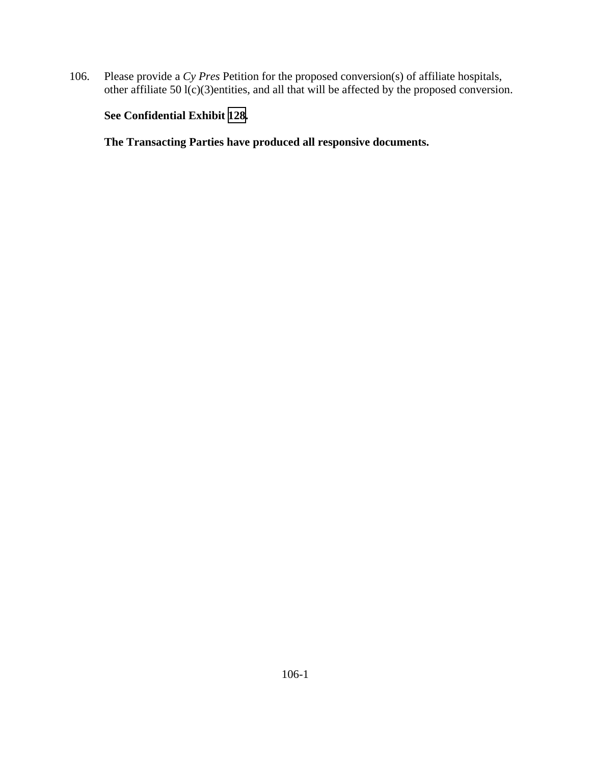106. Please provide a *Cy Pres* Petition for the proposed conversion(s) of affiliate hospitals, other affiliate 50 l(c)(3)entities, and all that will be affected by the proposed conversion.

**See Confidential Exhibit 128.**

**The Transacting Parties have produced all responsive documents.**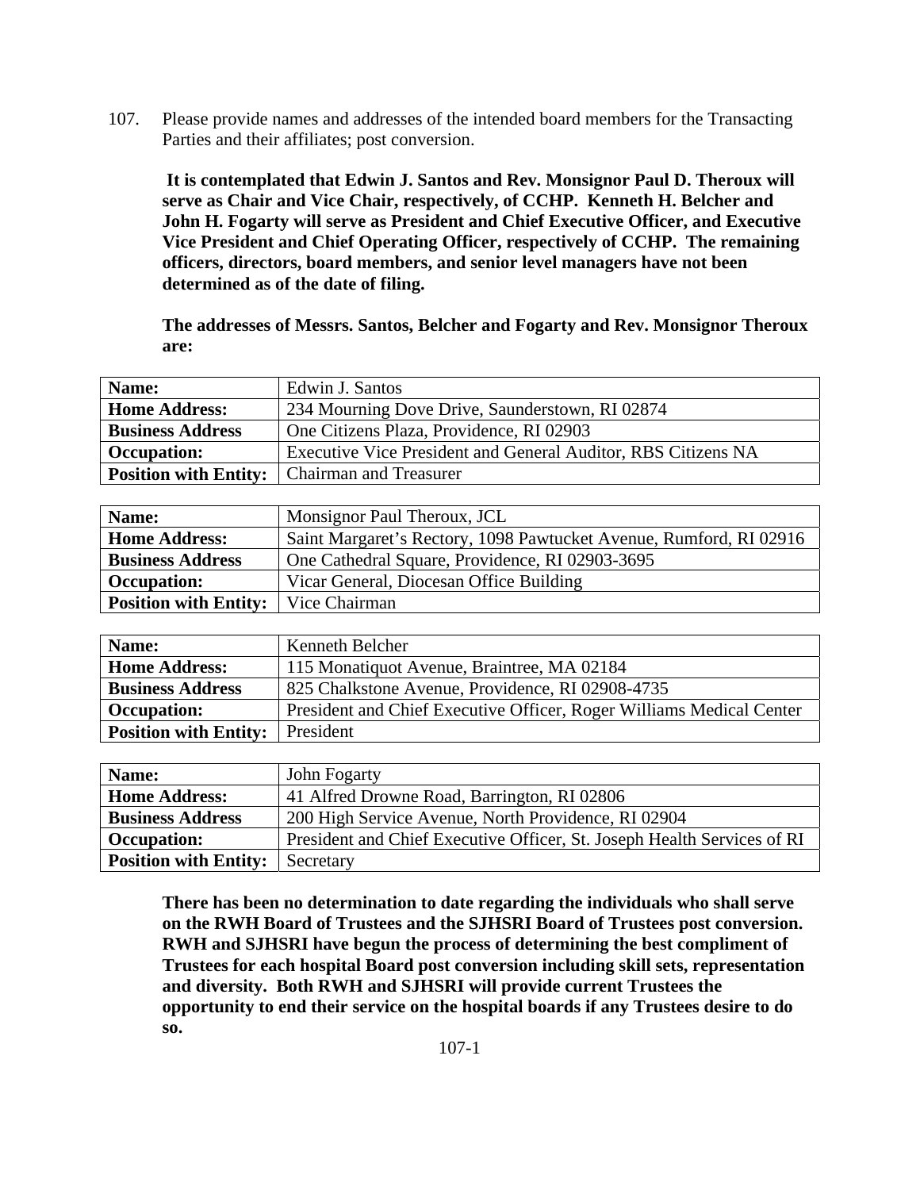107. Please provide names and addresses of the intended board members for the Transacting Parties and their affiliates; post conversion.

**It is contemplated that Edwin J. Santos and Rev. Monsignor Paul D. Theroux will serve as Chair and Vice Chair, respectively, of CCHP. Kenneth H. Belcher and John H. Fogarty will serve as President and Chief Executive Officer, and Executive Vice President and Chief Operating Officer, respectively of CCHP. The remaining officers, directors, board members, and senior level managers have not been determined as of the date of filing.**

**The addresses of Messrs. Santos, Belcher and Fogarty and Rev. Monsignor Theroux are:**

| **Name:** | Edwin J. Santos |
|---|---|
| **Home Address:** | 234 Mourning Dove Drive, Saunderstown, RI 02874 |
| **Business Address** | One Citizens Plaza, Providence, RI 02903 |
| **Occupation:** | Executive Vice President and General Auditor, RBS Citizens NA |
| **Position with Entity:** | Chairman and Treasurer |

| **Name:** | Monsignor Paul Theroux, JCL |
|---|---|
| **Home Address:** | Saint Margaret's Rectory, 1098 Pawtucket Avenue, Rumford, RI 02916 |
| **Business Address** | One Cathedral Square, Providence, RI 02903-3695 |
| **Occupation:** | Vicar General, Diocesan Office Building |
| **Position with Entity:** | Vice Chairman |

| **Name:** | Kenneth Belcher |
|---|---|
| **Home Address:** | 115 Monatiquot Avenue, Braintree, MA 02184 |
| **Business Address** | 825 Chalkstone Avenue, Providence, RI 02908-4735 |
| **Occupation:** | President and Chief Executive Officer, Roger Williams Medical Center |
| **Position with Entity:** | President |

| **Name:** | John Fogarty |
|---|---|
| **Home Address:** | 41 Alfred Drowne Road, Barrington, RI 02806 |
| **Business Address** | 200 High Service Avenue, North Providence, RI 02904 |
| **Occupation:** | President and Chief Executive Officer, St. Joseph Health Services of RI |
| **Position with Entity:** | Secretary |

**There has been no determination to date regarding the individuals who shall serve on the RWH Board of Trustees and the SJHSRI Board of Trustees post conversion. RWH and SJHSRI have begun the process of determining the best compliment of Trustees for each hospital Board post conversion including skill sets, representation and diversity. Both RWH and SJHSRI will provide current Trustees the opportunity to end their service on the hospital boards if any Trustees desire to do so.**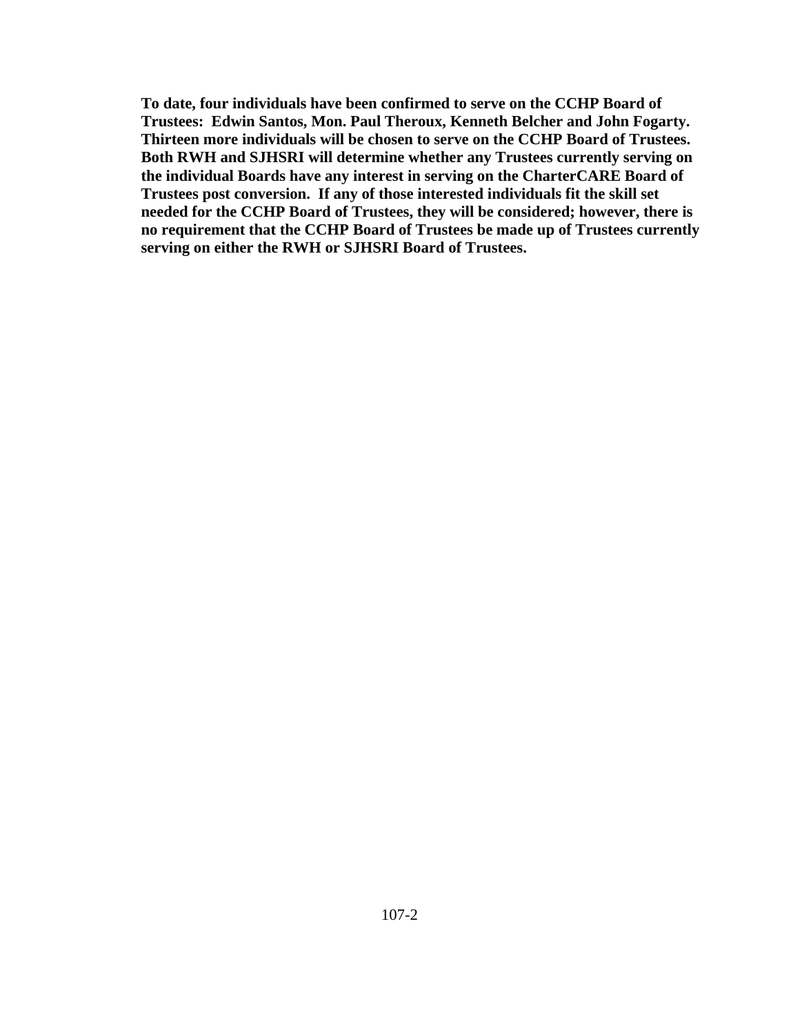**To date, four individuals have been confirmed to serve on the CCHP Board of Trustees: Edwin Santos, Mon. Paul Theroux, Kenneth Belcher and John Fogarty. Thirteen more individuals will be chosen to serve on the CCHP Board of Trustees. Both RWH and SJHSRI will determine whether any Trustees currently serving on the individual Boards have any interest in serving on the CharterCARE Board of Trustees post conversion. If any of those interested individuals fit the skill set needed for the CCHP Board of Trustees, they will be considered; however, there is no requirement that the CCHP Board of Trustees be made up of Trustees currently serving on either the RWH or SJHSRI Board of Trustees.**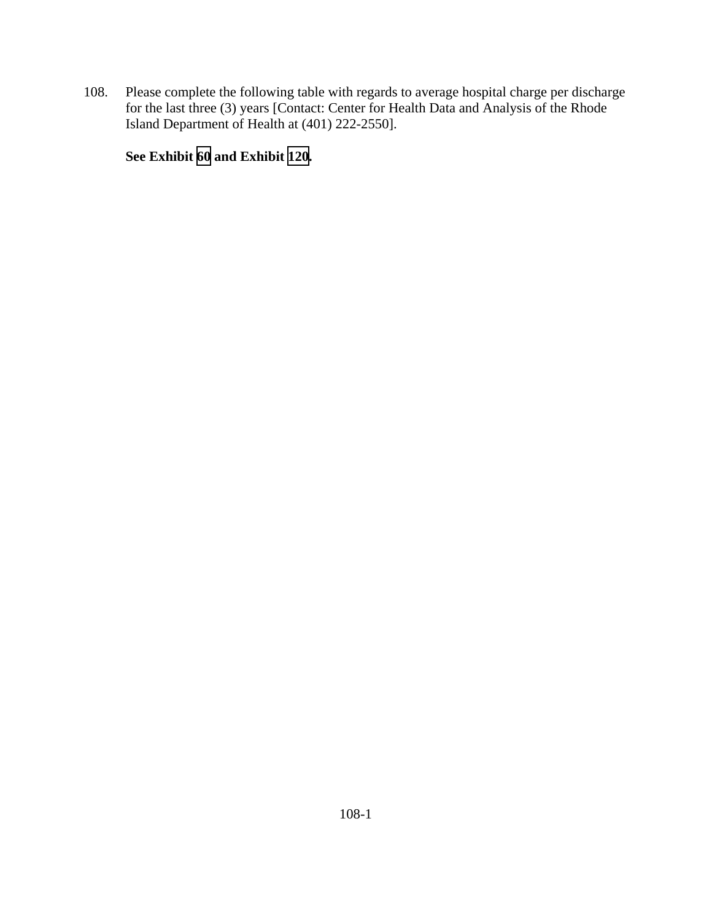108. Please complete the following table with regards to average hospital charge per discharge for the last three (3) years [Contact: Center for Health Data and Analysis of the Rhode Island Department of Health at (401) 222-2550].

**See Exhibit 60 and Exhibit 120.**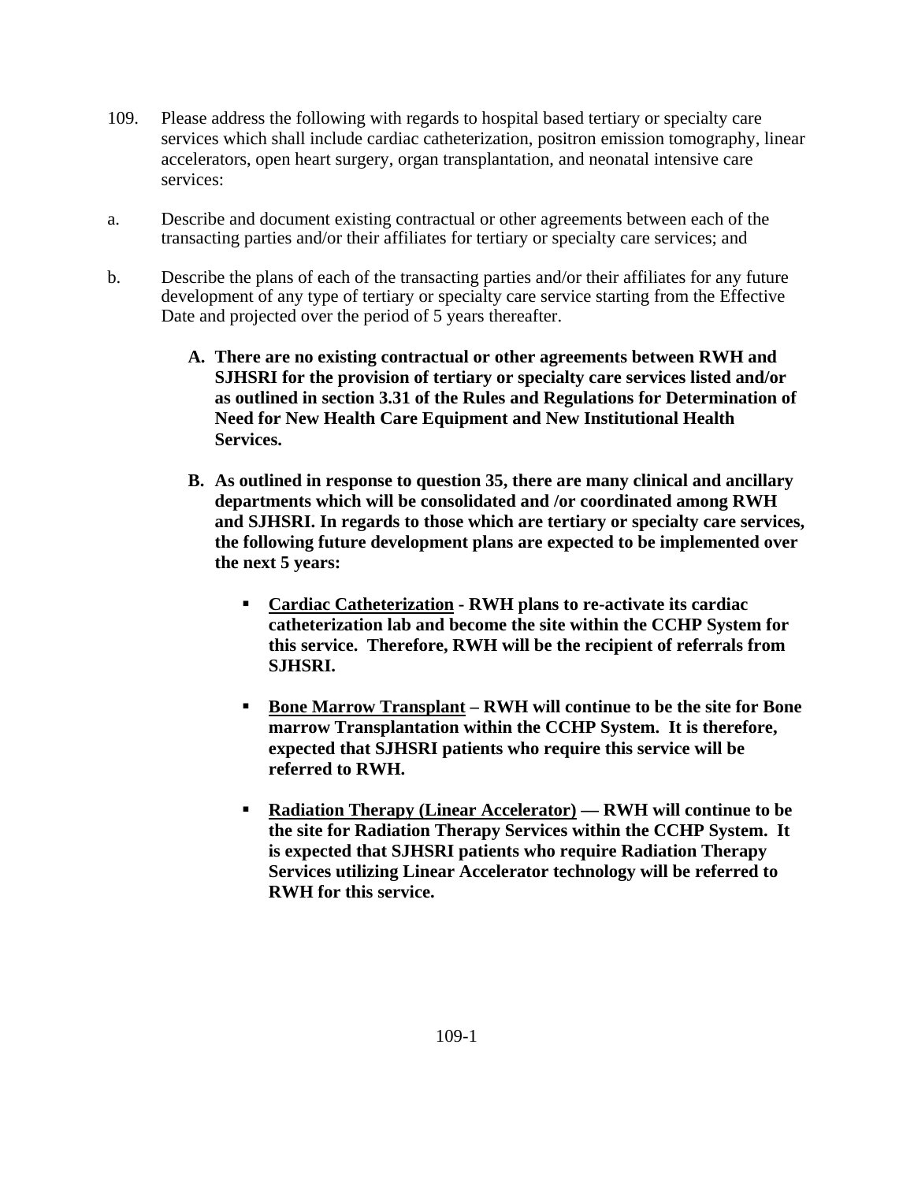109. Please address the following with regards to hospital based tertiary or specialty care services which shall include cardiac catheterization, positron emission tomography, linear accelerators, open heart surgery, organ transplantation, and neonatal intensive care services:

a. Describe and document existing contractual or other agreements between each of the transacting parties and/or their affiliates for tertiary or specialty care services; and

b. Describe the plans of each of the transacting parties and/or their affiliates for any future development of any type of tertiary or specialty care service starting from the Effective Date and projected over the period of 5 years thereafter.

**A. There are no existing contractual or other agreements between RWH and SJHSRI for the provision of tertiary or specialty care services listed and/or as outlined in section 3.31 of the Rules and Regulations for Determination of Need for New Health Care Equipment and New Institutional Health Services.**

**B. As outlined in response to question 35, there are many clinical and ancillary departments which will be consolidated and /or coordinated among RWH and SJHSRI. In regards to those which are tertiary or specialty care services, the following future development plans are expected to be implemented over the next 5 years:**

- **<u>Cardiac Catheterization</u> - RWH plans to re-activate its cardiac catheterization lab and become the site within the CCHP System for this service. Therefore, RWH will be the recipient of referrals from SJHSRI.**

- **<u>Bone Marrow Transplant</u> – RWH will continue to be the site for Bone marrow Transplantation within the CCHP System. It is therefore, expected that SJHSRI patients who require this service will be referred to RWH.**

- **<u>Radiation Therapy (Linear Accelerator)</u> — RWH will continue to be the site for Radiation Therapy Services within the CCHP System. It is expected that SJHSRI patients who require Radiation Therapy Services utilizing Linear Accelerator technology will be referred to RWH for this service.**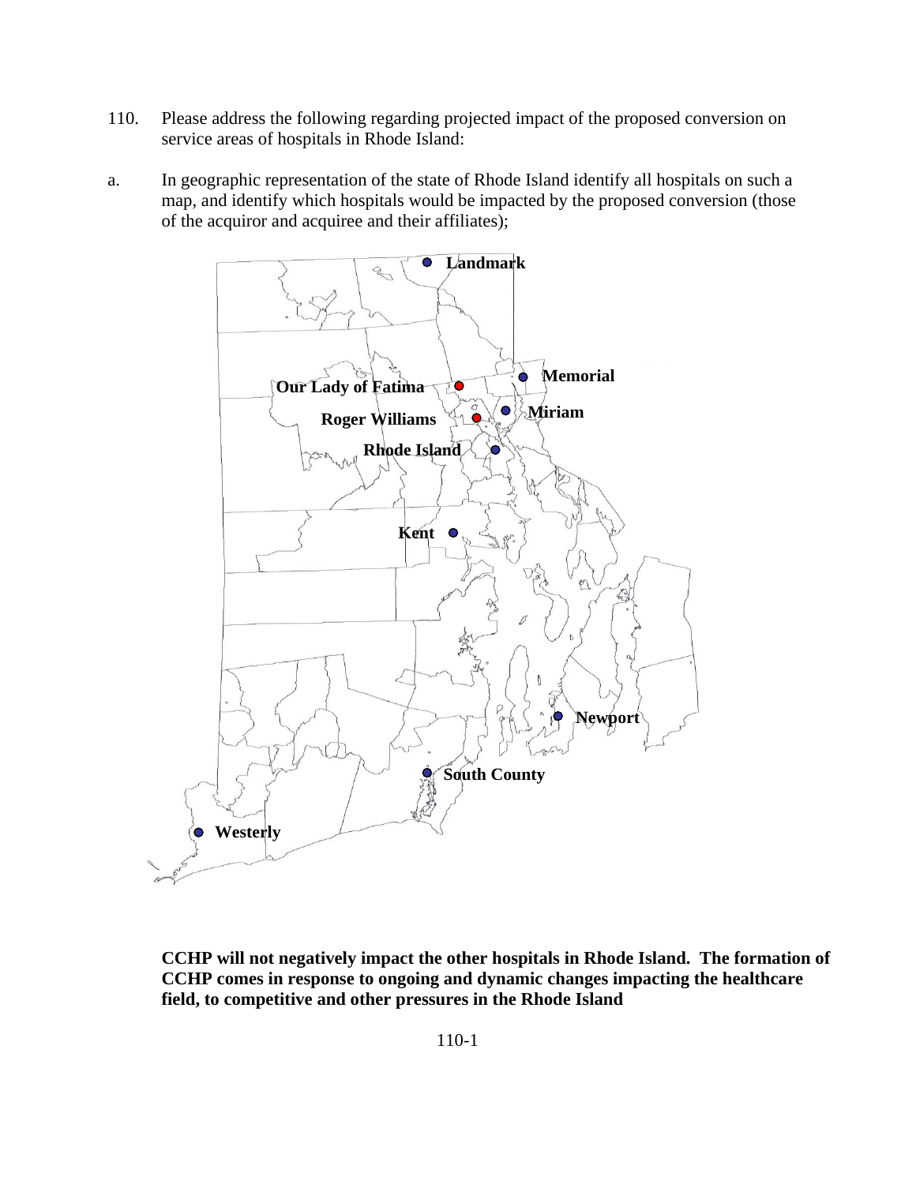110. Please address the following regarding projected impact of the proposed conversion on service areas of hospitals in Rhode Island:

a. In geographic representation of the state of Rhode Island identify all hospitals on such a map, and identify which hospitals would be impacted by the proposed conversion (those of the acquiror and acquiree and their affiliates);

Landmark

Memorial

Our Lady of Fatima

Miriam

Roger Williams

Rhode Island

Kent

Newport

South County

Westerly

**CCHP will not negatively impact the other hospitals in Rhode Island. The formation of CCHP comes in response to ongoing and dynamic changes impacting the healthcare field, to competitive and other pressures in the Rhode Island**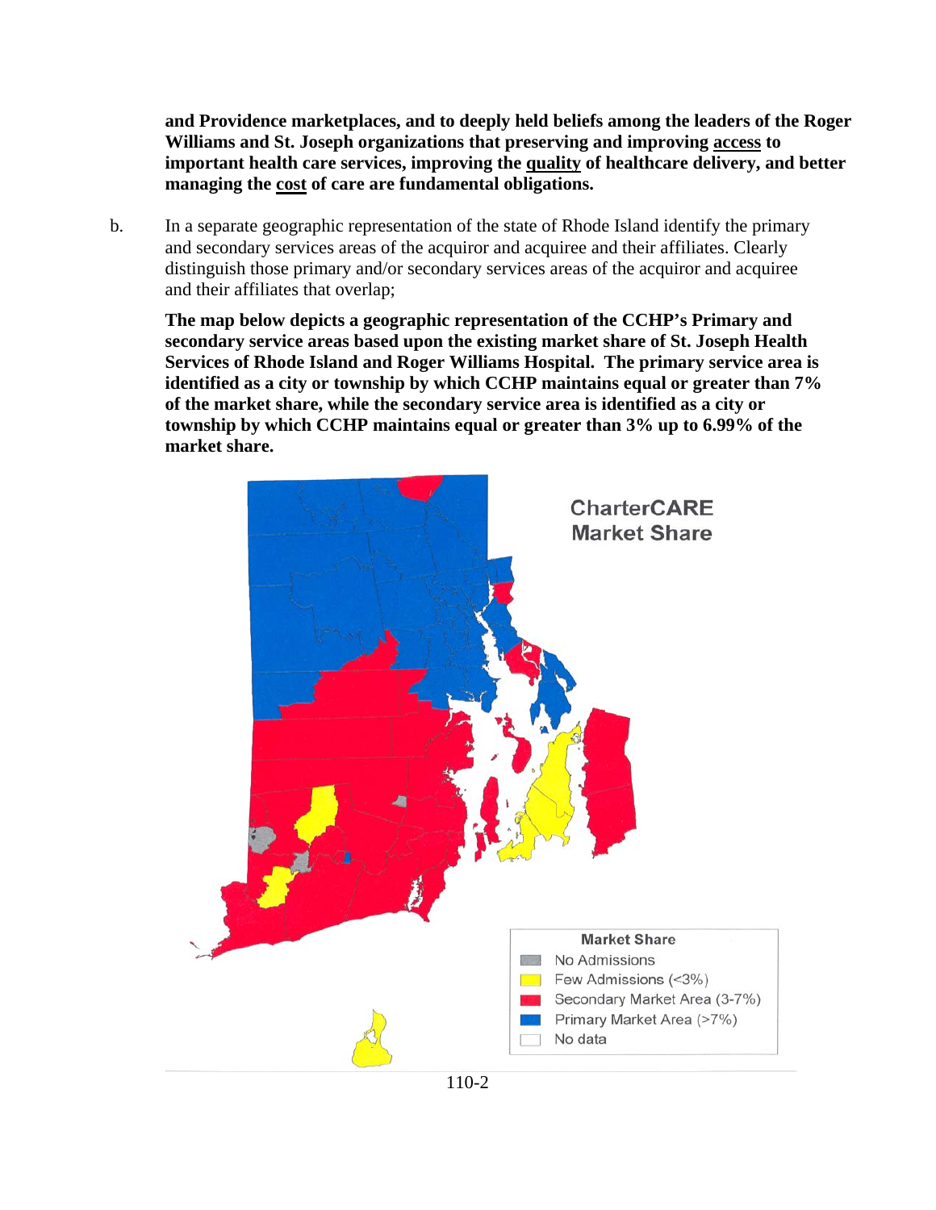**and Providence marketplaces, and to deeply held beliefs among the leaders of the Roger Williams and St. Joseph organizations that preserving and improving access to important health care services, improving the quality of healthcare delivery, and better managing the cost of care are fundamental obligations.**

b. In a separate geographic representation of the state of Rhode Island identify the primary and secondary services areas of the acquiror and acquiree and their affiliates. Clearly distinguish those primary and/or secondary services areas of the acquiror and acquiree and their affiliates that overlap;

**The map below depicts a geographic representation of the CCHP's Primary and secondary service areas based upon the existing market share of St. Joseph Health Services of Rhode Island and Roger Williams Hospital. The primary service area is identified as a city or township by which CCHP maintains equal or greater than 7% of the market share, while the secondary service area is identified as a city or township by which CCHP maintains equal or greater than 3% up to 6.99% of the market share.**

CharterCARE Market Share

Market Share
- No Admissions
- Few Admissions (<3%)
- Secondary Market Area (3-7%)
- Primary Market Area (>7%)
- No data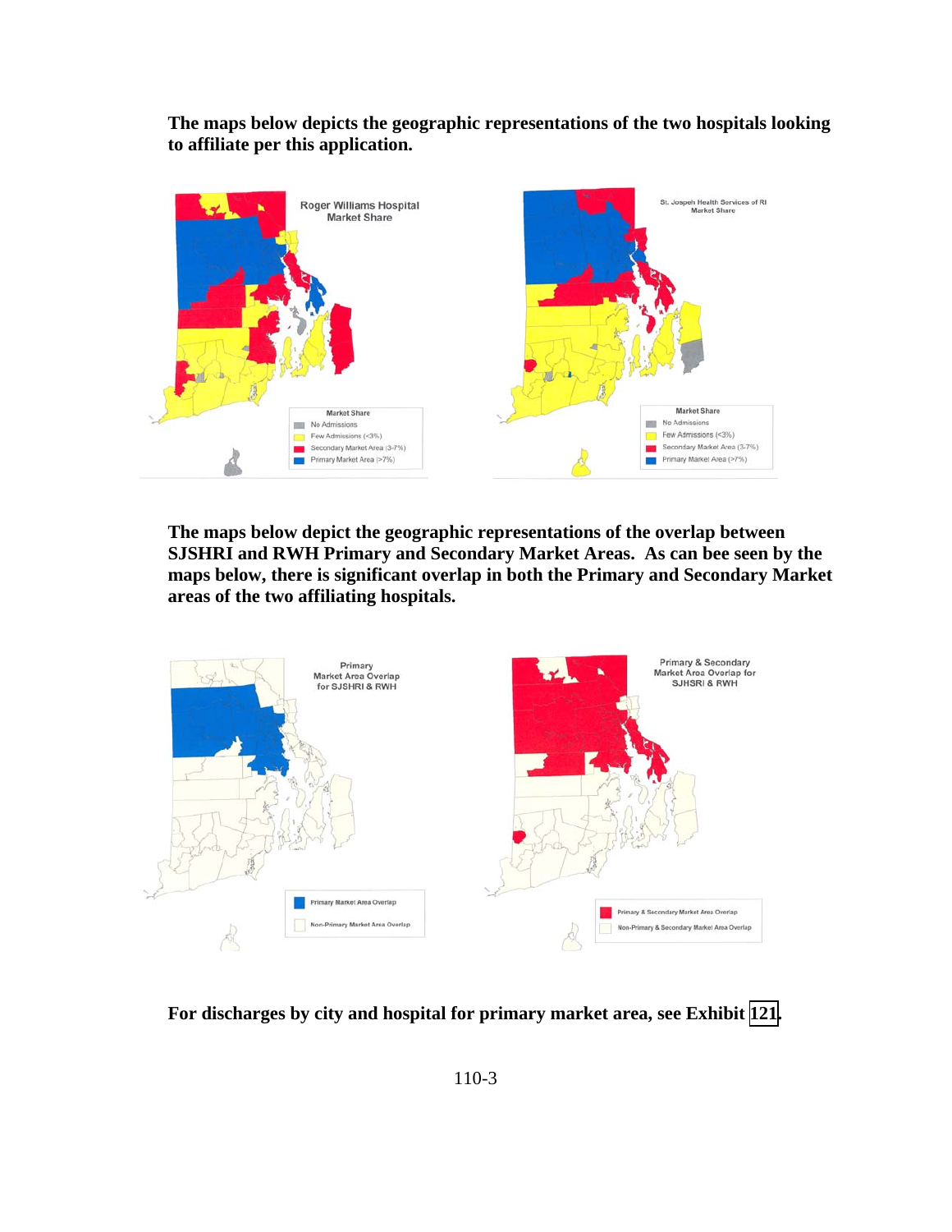**The maps below depicts the geographic representations of the two hospitals looking to affiliate per this application.**

**The maps below depict the geographic representations of the overlap between SJSHRI and RWH Primary and Secondary Market Areas. As can bee seen by the maps below, there is significant overlap in both the Primary and Secondary Market areas of the two affiliating hospitals.**

**For discharges by city and hospital for primary market area, see Exhibit 121.**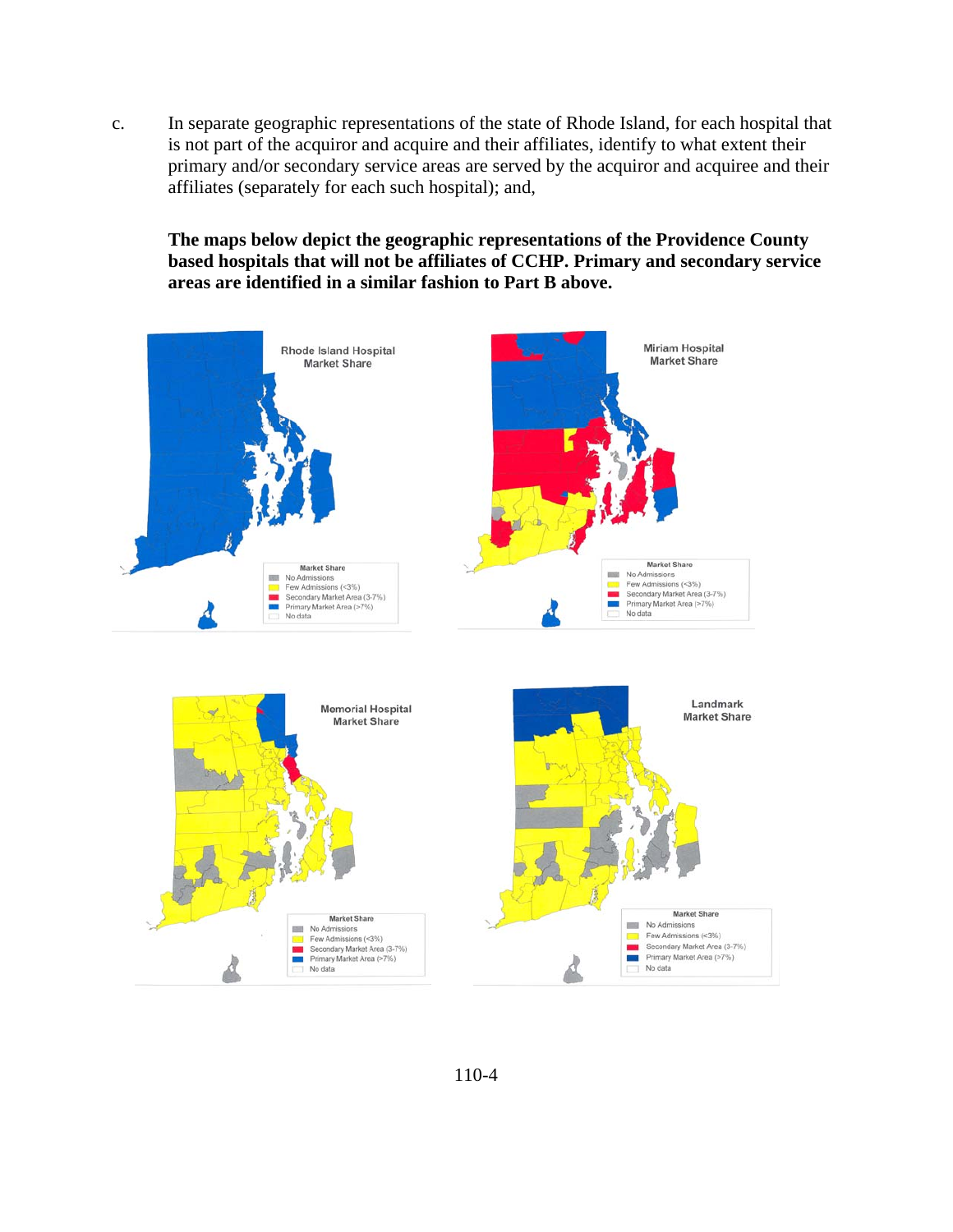c. In separate geographic representations of the state of Rhode Island, for each hospital that is not part of the acquiror and acquire and their affiliates, identify to what extent their primary and/or secondary service areas are served by the acquiror and acquiree and their affiliates (separately for each such hospital); and,

**The maps below depict the geographic representations of the Providence County based hospitals that will not be affiliates of CCHP. Primary and secondary service areas are identified in a similar fashion to Part B above.**

Rhode Island Hospital Market Share

Miriam Hospital Market Share

Memorial Hospital Market Share

Landmark Market Share

Market Share
- No Admissions
- Few Admissions (<3%)
- Secondary Market Area (3-7%)
- Primary Market Area (>7%)
- No data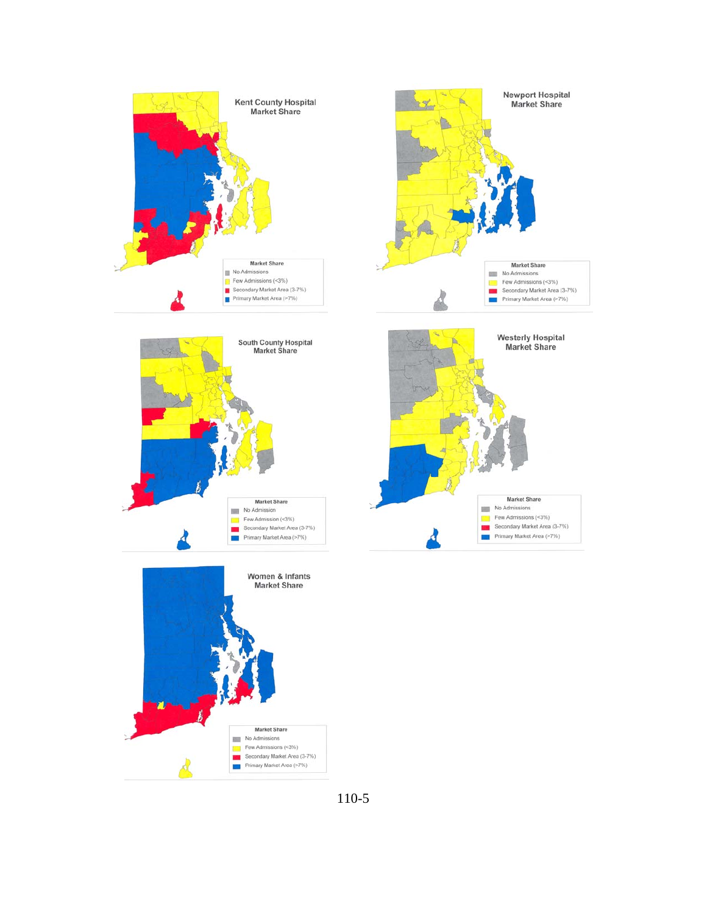Kent County Hospital Market Share

Market Share
- No Admissions
- Few Admissions (<3%)
- Secondary Market Area (3-7%)
- Primary Market Area (>7%)

Newport Hospital Market Share

Market Share
- No Admissions
- Few Admissions (<3%)
- Secondary Market Area (3-7%)
- Primary Market Area (>7%)

South County Hospital Market Share

Market Share
- No Admission
- Few Admission (<3%)
- Secondary Market Area (3-7%)
- Primary Market Area (>7%)

Westerly Hospital Market Share

Market Share
- No Admissions
- Few Admissions (<3%)
- Secondary Market Area (3-7%)
- Primary Market Area (>7%)

Women & Infants Market Share

Market Share
- No Admissions
- Few Admissions (<3%)
- Secondary Market Area (3-7%)
- Primary Market Area (>7%)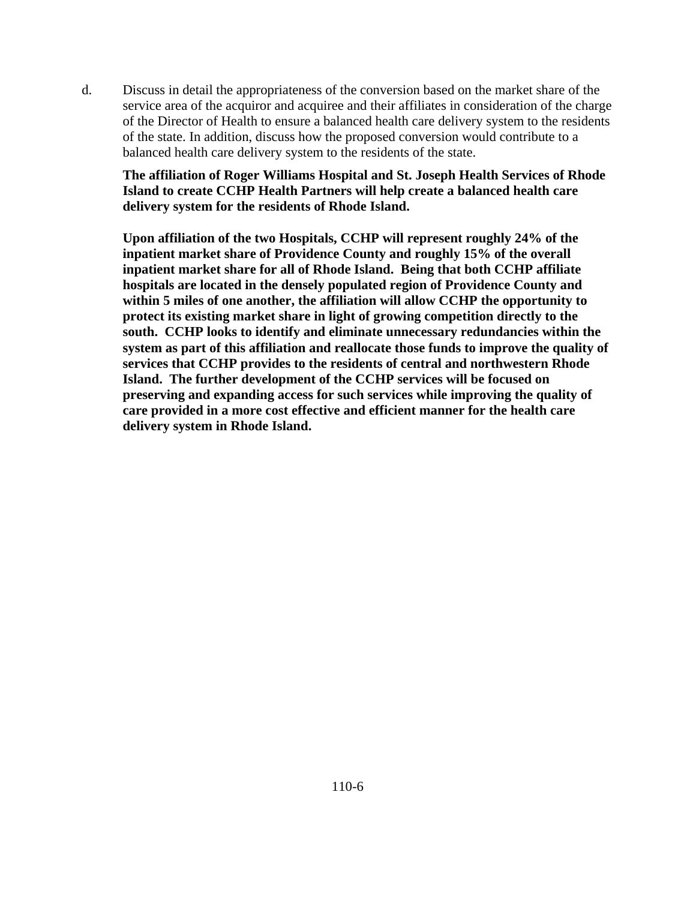d. Discuss in detail the appropriateness of the conversion based on the market share of the service area of the acquiror and acquiree and their affiliates in consideration of the charge of the Director of Health to ensure a balanced health care delivery system to the residents of the state. In addition, discuss how the proposed conversion would contribute to a balanced health care delivery system to the residents of the state.

**The affiliation of Roger Williams Hospital and St. Joseph Health Services of Rhode Island to create CCHP Health Partners will help create a balanced health care delivery system for the residents of Rhode Island.**

**Upon affiliation of the two Hospitals, CCHP will represent roughly 24% of the inpatient market share of Providence County and roughly 15% of the overall inpatient market share for all of Rhode Island. Being that both CCHP affiliate hospitals are located in the densely populated region of Providence County and within 5 miles of one another, the affiliation will allow CCHP the opportunity to protect its existing market share in light of growing competition directly to the south. CCHP looks to identify and eliminate unnecessary redundancies within the system as part of this affiliation and reallocate those funds to improve the quality of services that CCHP provides to the residents of central and northwestern Rhode Island. The further development of the CCHP services will be focused on preserving and expanding access for such services while improving the quality of care provided in a more cost effective and efficient manner for the health care delivery system in Rhode Island.**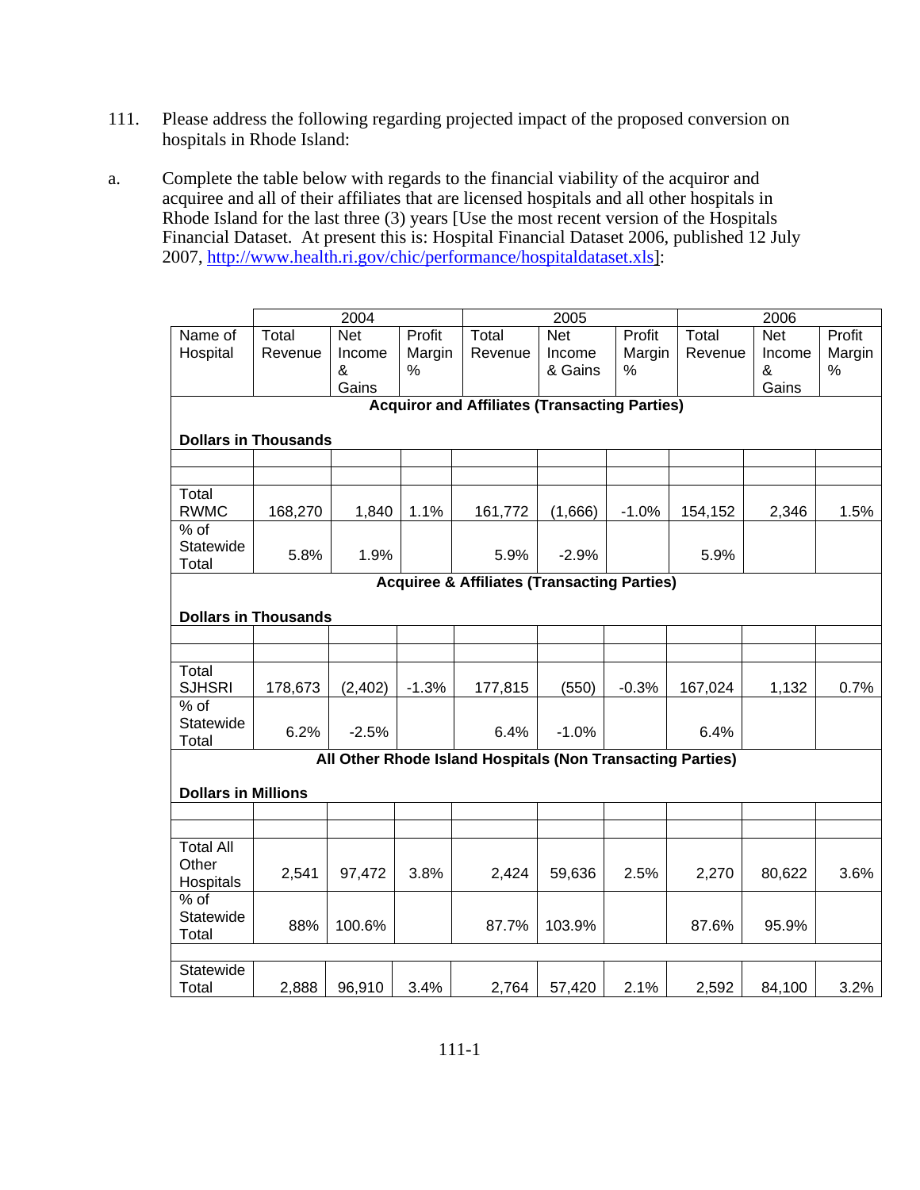111. Please address the following regarding projected impact of the proposed conversion on hospitals in Rhode Island:

a. Complete the table below with regards to the financial viability of the acquiror and acquiree and all of their affiliates that are licensed hospitals and all other hospitals in Rhode Island for the last three (3) years [Use the most recent version of the Hospitals Financial Dataset. At present this is: Hospital Financial Dataset 2006, published 12 July 2007, http://www.health.ri.gov/chic/performance/hospitaldataset.xls]:

| | 2004 | | | 2005 | | | 2006 | | |
|---|---|---|---|---|---|---|---|---|---|
| Name of Hospital | Total Revenue | Net Income & Gains | Profit Margin % | Total Revenue | Net Income & Gains | Profit Margin % | Total Revenue | Net Income & Gains | Profit Margin % |
| **Acquiror and Affiliates (Transacting Parties)** | | | | | | | | | |
| **Dollars in Thousands** | | | | | | | | | |
| | | | | | | | | | |
| | | | | | | | | | |
| Total RWMC | 168,270 | 1,840 | 1.1% | 161,772 | (1,666) | -1.0% | 154,152 | 2,346 | 1.5% |
| % of Statewide Total | 5.8% | 1.9% | | 5.9% | -2.9% | | 5.9% | | |
| **Acquiree & Affiliates (Transacting Parties)** | | | | | | | | | |
| **Dollars in Thousands** | | | | | | | | | |
| | | | | | | | | | |
| | | | | | | | | | |
| Total SJHSRI | 178,673 | (2,402) | -1.3% | 177,815 | (550) | -0.3% | 167,024 | 1,132 | 0.7% |
| % of Statewide Total | 6.2% | -2.5% | | 6.4% | -1.0% | | 6.4% | | |
| **All Other Rhode Island Hospitals (Non Transacting Parties)** | | | | | | | | | |
| **Dollars in Millions** | | | | | | | | | |
| | | | | | | | | | |
| | | | | | | | | | |
| Total All Other Hospitals | 2,541 | 97,472 | 3.8% | 2,424 | 59,636 | 2.5% | 2,270 | 80,622 | 3.6% |
| % of Statewide Total | 88% | 100.6% | | 87.7% | 103.9% | | 87.6% | 95.9% | |
| | | | | | | | | | |
| Statewide Total | 2,888 | 96,910 | 3.4% | 2,764 | 57,420 | 2.1% | 2,592 | 84,100 | 3.2% |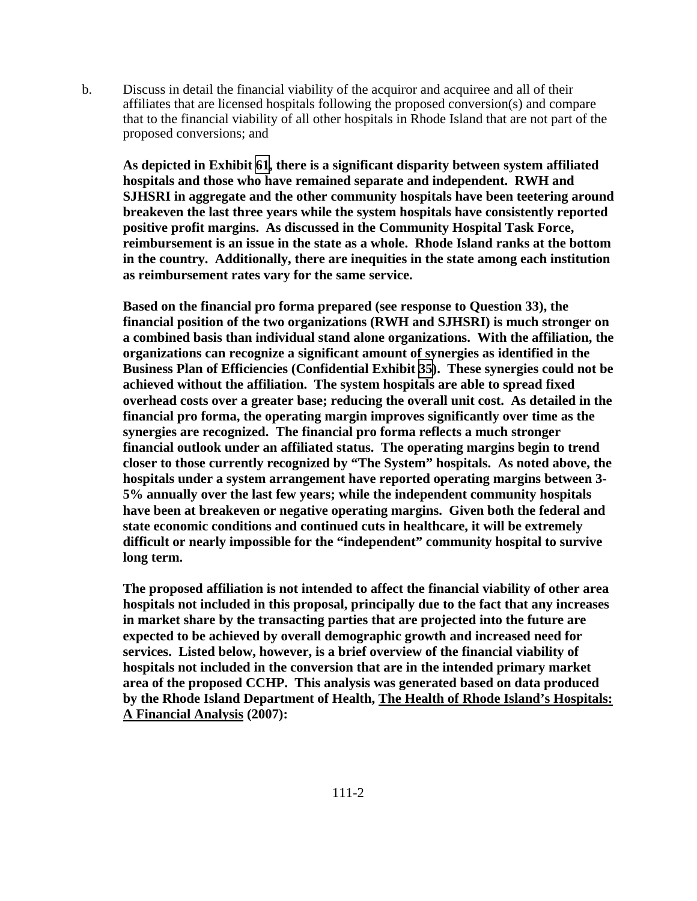b. Discuss in detail the financial viability of the acquiror and acquiree and all of their affiliates that are licensed hospitals following the proposed conversion(s) and compare that to the financial viability of all other hospitals in Rhode Island that are not part of the proposed conversions; and

**As depicted in Exhibit 61, there is a significant disparity between system affiliated hospitals and those who have remained separate and independent. RWH and SJHSRI in aggregate and the other community hospitals have been teetering around breakeven the last three years while the system hospitals have consistently reported positive profit margins. As discussed in the Community Hospital Task Force, reimbursement is an issue in the state as a whole. Rhode Island ranks at the bottom in the country. Additionally, there are inequities in the state among each institution as reimbursement rates vary for the same service.**

**Based on the financial pro forma prepared (see response to Question 33), the financial position of the two organizations (RWH and SJHSRI) is much stronger on a combined basis than individual stand alone organizations. With the affiliation, the organizations can recognize a significant amount of synergies as identified in the Business Plan of Efficiencies (Confidential Exhibit 35). These synergies could not be achieved without the affiliation. The system hospitals are able to spread fixed overhead costs over a greater base; reducing the overall unit cost. As detailed in the financial pro forma, the operating margin improves significantly over time as the synergies are recognized. The financial pro forma reflects a much stronger financial outlook under an affiliated status. The operating margins begin to trend closer to those currently recognized by "The System" hospitals. As noted above, the hospitals under a system arrangement have reported operating margins between 3-5% annually over the last few years; while the independent community hospitals have been at breakeven or negative operating margins. Given both the federal and state economic conditions and continued cuts in healthcare, it will be extremely difficult or nearly impossible for the "independent" community hospital to survive long term.**

**The proposed affiliation is not intended to affect the financial viability of other area hospitals not included in this proposal, principally due to the fact that any increases in market share by the transacting parties that are projected into the future are expected to be achieved by overall demographic growth and increased need for services. Listed below, however, is a brief overview of the financial viability of hospitals not included in the conversion that are in the intended primary market area of the proposed CCHP. This analysis was generated based on data produced by the Rhode Island Department of Health, <u>The Health of Rhode Island's Hospitals: A Financial Analysis</u> (2007):**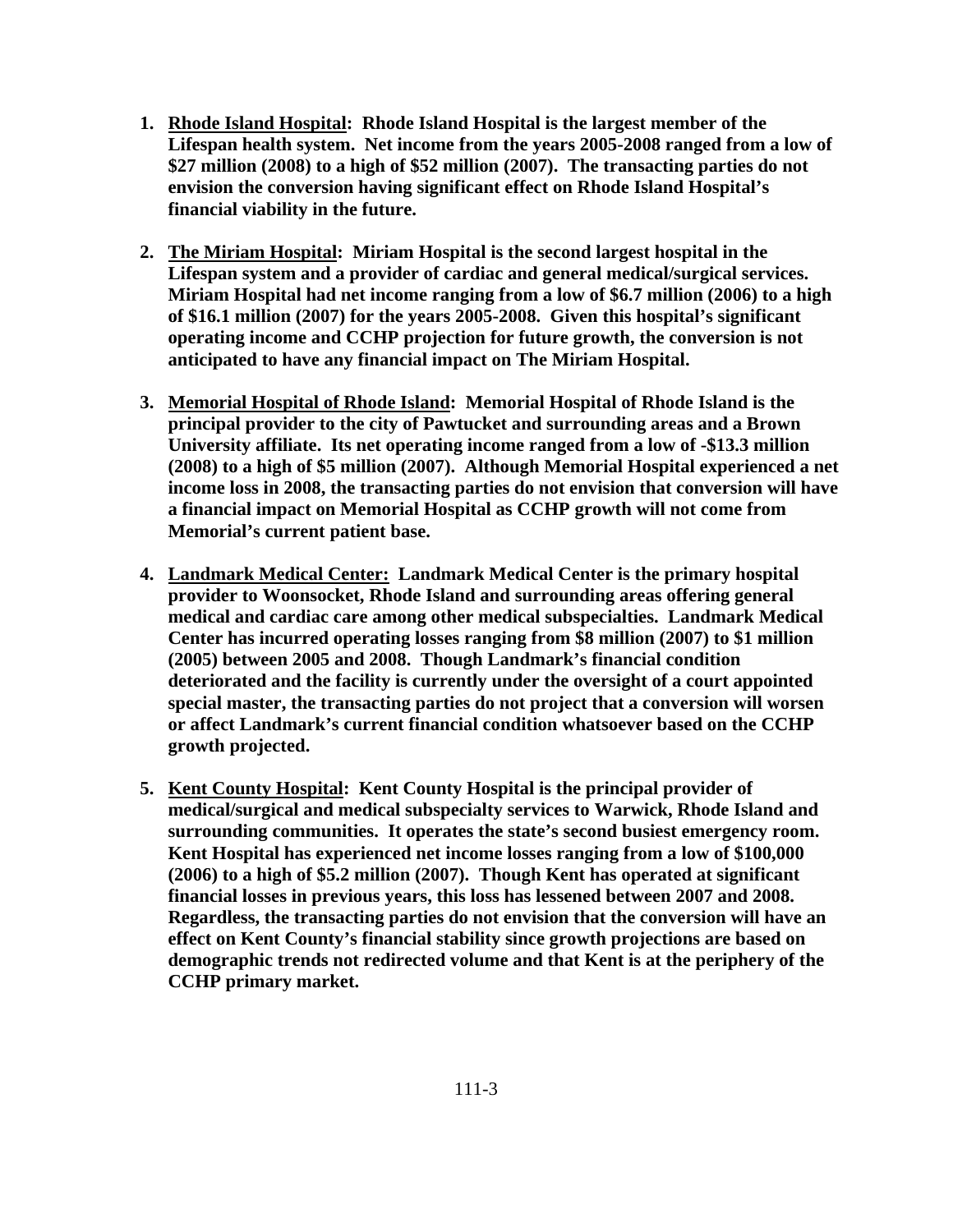1. **<u>Rhode Island Hospital</u>: Rhode Island Hospital is the largest member of the Lifespan health system. Net income from the years 2005-2008 ranged from a low of $27 million (2008) to a high of $52 million (2007). The transacting parties do not envision the conversion having significant effect on Rhode Island Hospital's financial viability in the future.**

2. **<u>The Miriam Hospital</u>: Miriam Hospital is the second largest hospital in the Lifespan system and a provider of cardiac and general medical/surgical services. Miriam Hospital had net income ranging from a low of $6.7 million (2006) to a high of $16.1 million (2007) for the years 2005-2008. Given this hospital's significant operating income and CCHP projection for future growth, the conversion is not anticipated to have any financial impact on The Miriam Hospital.**

3. **<u>Memorial Hospital of Rhode Island</u>: Memorial Hospital of Rhode Island is the principal provider to the city of Pawtucket and surrounding areas and a Brown University affiliate. Its net operating income ranged from a low of -$13.3 million (2008) to a high of $5 million (2007). Although Memorial Hospital experienced a net income loss in 2008, the transacting parties do not envision that conversion will have a financial impact on Memorial Hospital as CCHP growth will not come from Memorial's current patient base.**

4. **<u>Landmark Medical Center:</u> Landmark Medical Center is the primary hospital provider to Woonsocket, Rhode Island and surrounding areas offering general medical and cardiac care among other medical subspecialties. Landmark Medical Center has incurred operating losses ranging from $8 million (2007) to $1 million (2005) between 2005 and 2008. Though Landmark's financial condition deteriorated and the facility is currently under the oversight of a court appointed special master, the transacting parties do not project that a conversion will worsen or affect Landmark's current financial condition whatsoever based on the CCHP growth projected.**

5. **<u>Kent County Hospital</u>: Kent County Hospital is the principal provider of medical/surgical and medical subspecialty services to Warwick, Rhode Island and surrounding communities. It operates the state's second busiest emergency room. Kent Hospital has experienced net income losses ranging from a low of $100,000 (2006) to a high of $5.2 million (2007). Though Kent has operated at significant financial losses in previous years, this loss has lessened between 2007 and 2008. Regardless, the transacting parties do not envision that the conversion will have an effect on Kent County's financial stability since growth projections are based on demographic trends not redirected volume and that Kent is at the periphery of the CCHP primary market.**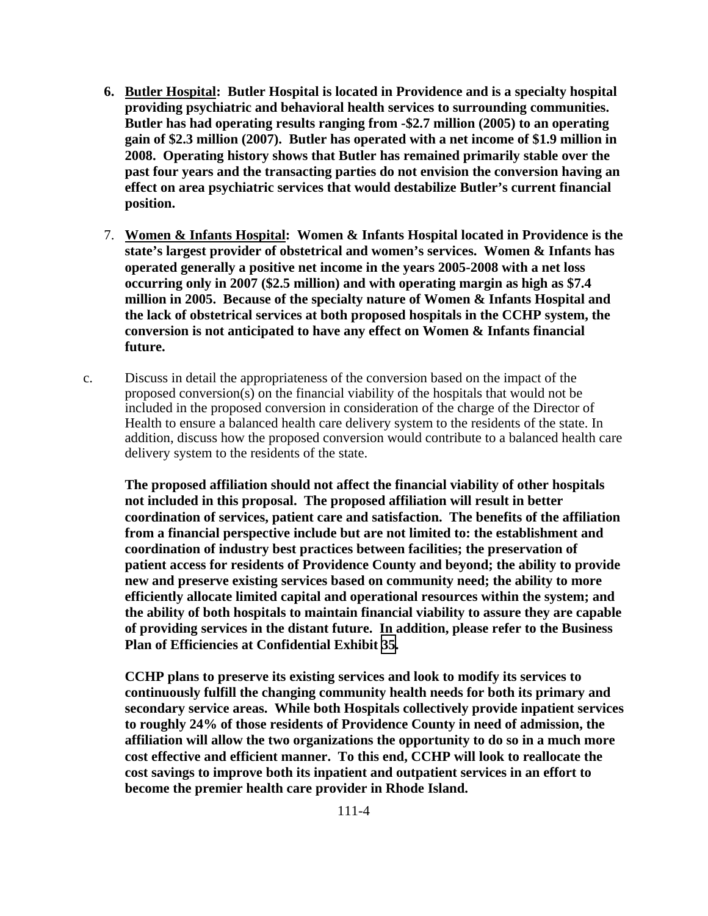6. **Butler Hospital: Butler Hospital is located in Providence and is a specialty hospital providing psychiatric and behavioral health services to surrounding communities. Butler has had operating results ranging from -$2.7 million (2005) to an operating gain of $2.3 million (2007). Butler has operated with a net income of $1.9 million in 2008. Operating history shows that Butler has remained primarily stable over the past four years and the transacting parties do not envision the conversion having an effect on area psychiatric services that would destabilize Butler's current financial position.**

7. **Women & Infants Hospital: Women & Infants Hospital located in Providence is the state's largest provider of obstetrical and women's services. Women & Infants has operated generally a positive net income in the years 2005-2008 with a net loss occurring only in 2007 ($2.5 million) and with operating margin as high as $7.4 million in 2005. Because of the specialty nature of Women & Infants Hospital and the lack of obstetrical services at both proposed hospitals in the CCHP system, the conversion is not anticipated to have any effect on Women & Infants financial future.**

c. Discuss in detail the appropriateness of the conversion based on the impact of the proposed conversion(s) on the financial viability of the hospitals that would not be included in the proposed conversion in consideration of the charge of the Director of Health to ensure a balanced health care delivery system to the residents of the state. In addition, discuss how the proposed conversion would contribute to a balanced health care delivery system to the residents of the state.

**The proposed affiliation should not affect the financial viability of other hospitals not included in this proposal. The proposed affiliation will result in better coordination of services, patient care and satisfaction. The benefits of the affiliation from a financial perspective include but are not limited to: the establishment and coordination of industry best practices between facilities; the preservation of patient access for residents of Providence County and beyond; the ability to provide new and preserve existing services based on community need; the ability to more efficiently allocate limited capital and operational resources within the system; and the ability of both hospitals to maintain financial viability to assure they are capable of providing services in the distant future. In addition, please refer to the Business Plan of Efficiencies at Confidential Exhibit 35.**

**CCHP plans to preserve its existing services and look to modify its services to continuously fulfill the changing community health needs for both its primary and secondary service areas. While both Hospitals collectively provide inpatient services to roughly 24% of those residents of Providence County in need of admission, the affiliation will allow the two organizations the opportunity to do so in a much more cost effective and efficient manner. To this end, CCHP will look to reallocate the cost savings to improve both its inpatient and outpatient services in an effort to become the premier health care provider in Rhode Island.**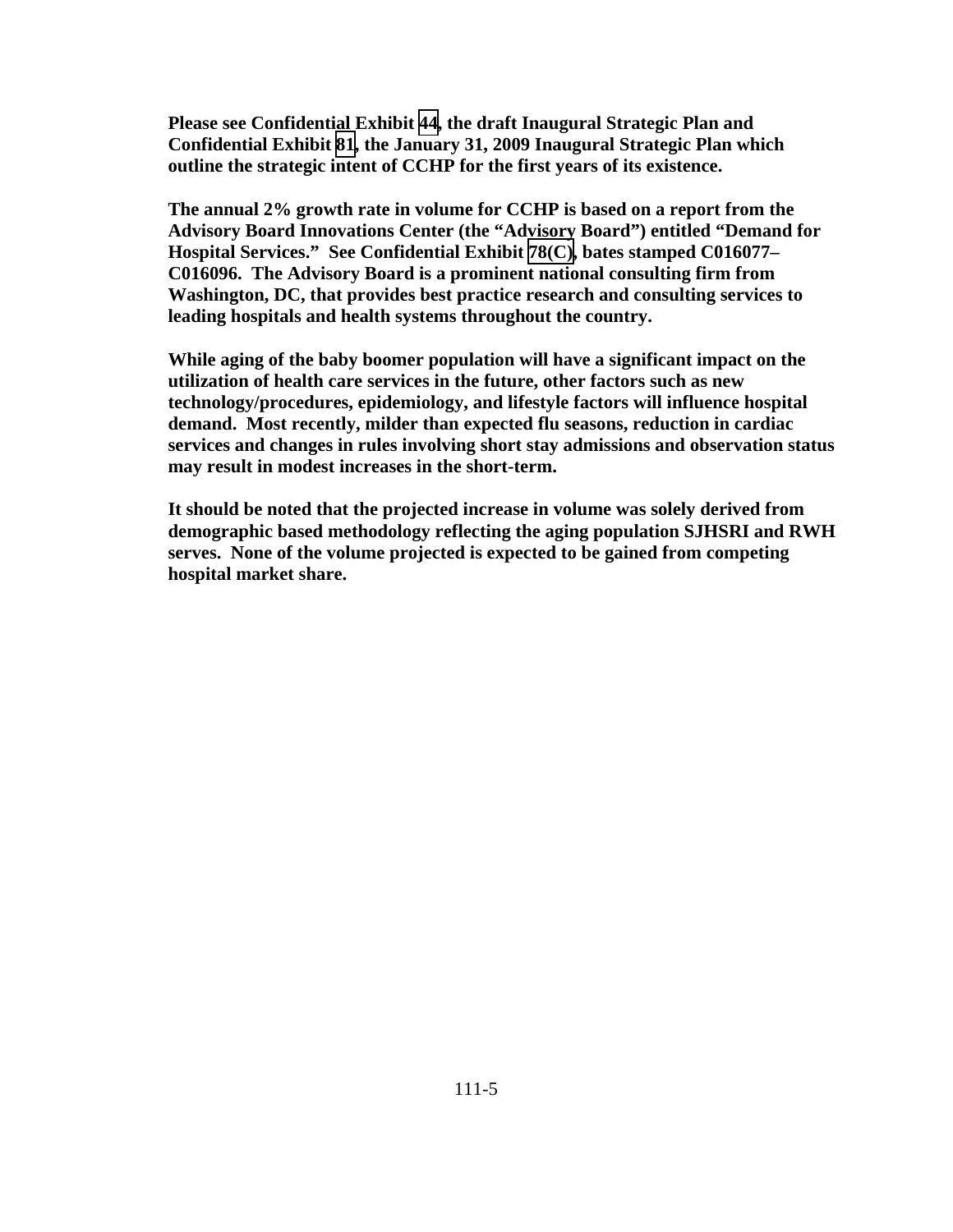**Please see Confidential Exhibit 44, the draft Inaugural Strategic Plan and Confidential Exhibit 81, the January 31, 2009 Inaugural Strategic Plan which outline the strategic intent of CCHP for the first years of its existence.**

**The annual 2% growth rate in volume for CCHP is based on a report from the Advisory Board Innovations Center (the "Advisory Board") entitled "Demand for Hospital Services." See Confidential Exhibit 78(C), bates stamped C016077–C016096. The Advisory Board is a prominent national consulting firm from Washington, DC, that provides best practice research and consulting services to leading hospitals and health systems throughout the country.**

**While aging of the baby boomer population will have a significant impact on the utilization of health care services in the future, other factors such as new technology/procedures, epidemiology, and lifestyle factors will influence hospital demand. Most recently, milder than expected flu seasons, reduction in cardiac services and changes in rules involving short stay admissions and observation status may result in modest increases in the short-term.**

**It should be noted that the projected increase in volume was solely derived from demographic based methodology reflecting the aging population SJHSRI and RWH serves. None of the volume projected is expected to be gained from competing hospital market share.**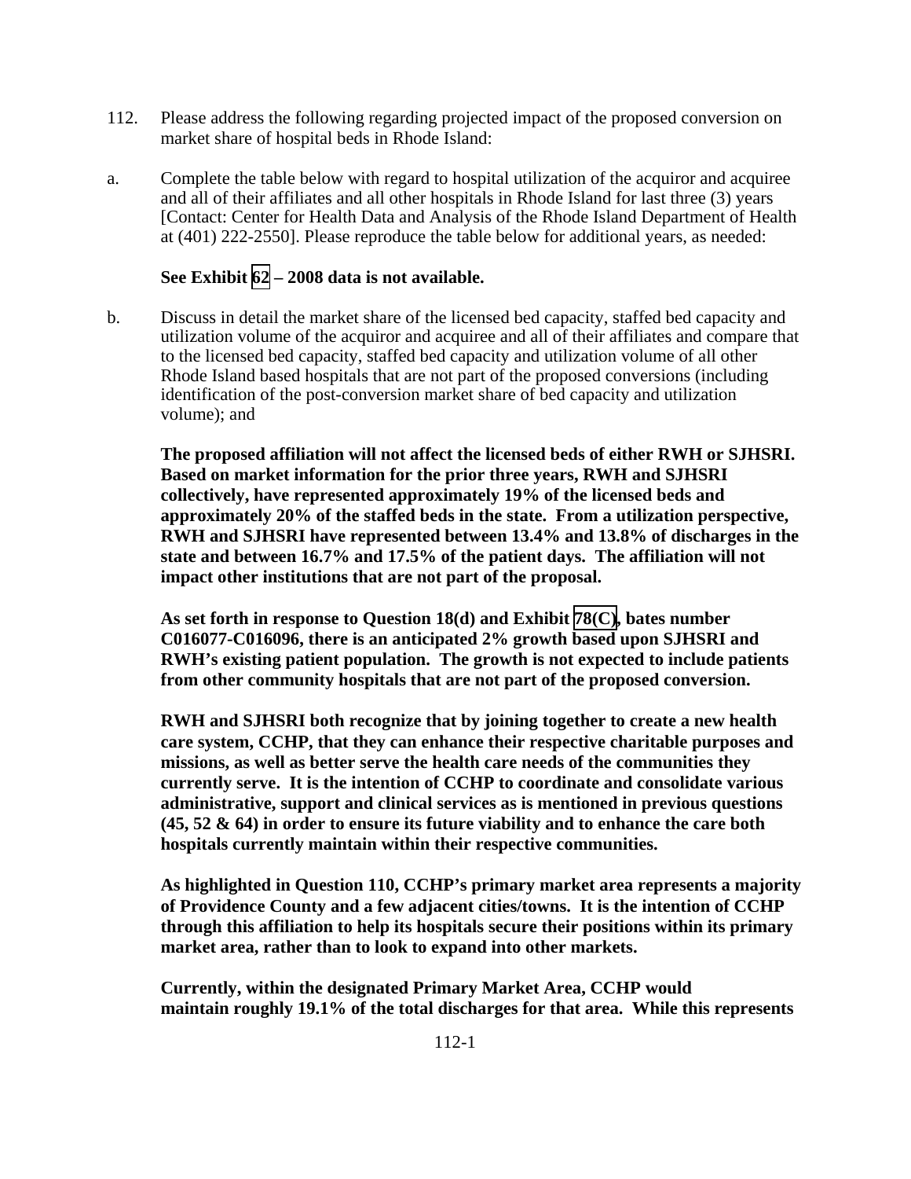112. Please address the following regarding projected impact of the proposed conversion on market share of hospital beds in Rhode Island:

a. Complete the table below with regard to hospital utilization of the acquiror and acquiree and all of their affiliates and all other hospitals in Rhode Island for last three (3) years [Contact: Center for Health Data and Analysis of the Rhode Island Department of Health at (401) 222-2550]. Please reproduce the table below for additional years, as needed:

**See Exhibit 62 – 2008 data is not available.**

b. Discuss in detail the market share of the licensed bed capacity, staffed bed capacity and utilization volume of the acquiror and acquiree and all of their affiliates and compare that to the licensed bed capacity, staffed bed capacity and utilization volume of all other Rhode Island based hospitals that are not part of the proposed conversions (including identification of the post-conversion market share of bed capacity and utilization volume); and

**The proposed affiliation will not affect the licensed beds of either RWH or SJHSRI. Based on market information for the prior three years, RWH and SJHSRI collectively, have represented approximately 19% of the licensed beds and approximately 20% of the staffed beds in the state. From a utilization perspective, RWH and SJHSRI have represented between 13.4% and 13.8% of discharges in the state and between 16.7% and 17.5% of the patient days. The affiliation will not impact other institutions that are not part of the proposal.**

**As set forth in response to Question 18(d) and Exhibit 78(C), bates number C016077-C016096, there is an anticipated 2% growth based upon SJHSRI and RWH's existing patient population. The growth is not expected to include patients from other community hospitals that are not part of the proposed conversion.**

**RWH and SJHSRI both recognize that by joining together to create a new health care system, CCHP, that they can enhance their respective charitable purposes and missions, as well as better serve the health care needs of the communities they currently serve. It is the intention of CCHP to coordinate and consolidate various administrative, support and clinical services as is mentioned in previous questions (45, 52 & 64) in order to ensure its future viability and to enhance the care both hospitals currently maintain within their respective communities.**

**As highlighted in Question 110, CCHP's primary market area represents a majority of Providence County and a few adjacent cities/towns. It is the intention of CCHP through this affiliation to help its hospitals secure their positions within its primary market area, rather than to look to expand into other markets.**

**Currently, within the designated Primary Market Area, CCHP would maintain roughly 19.1% of the total discharges for that area. While this represents**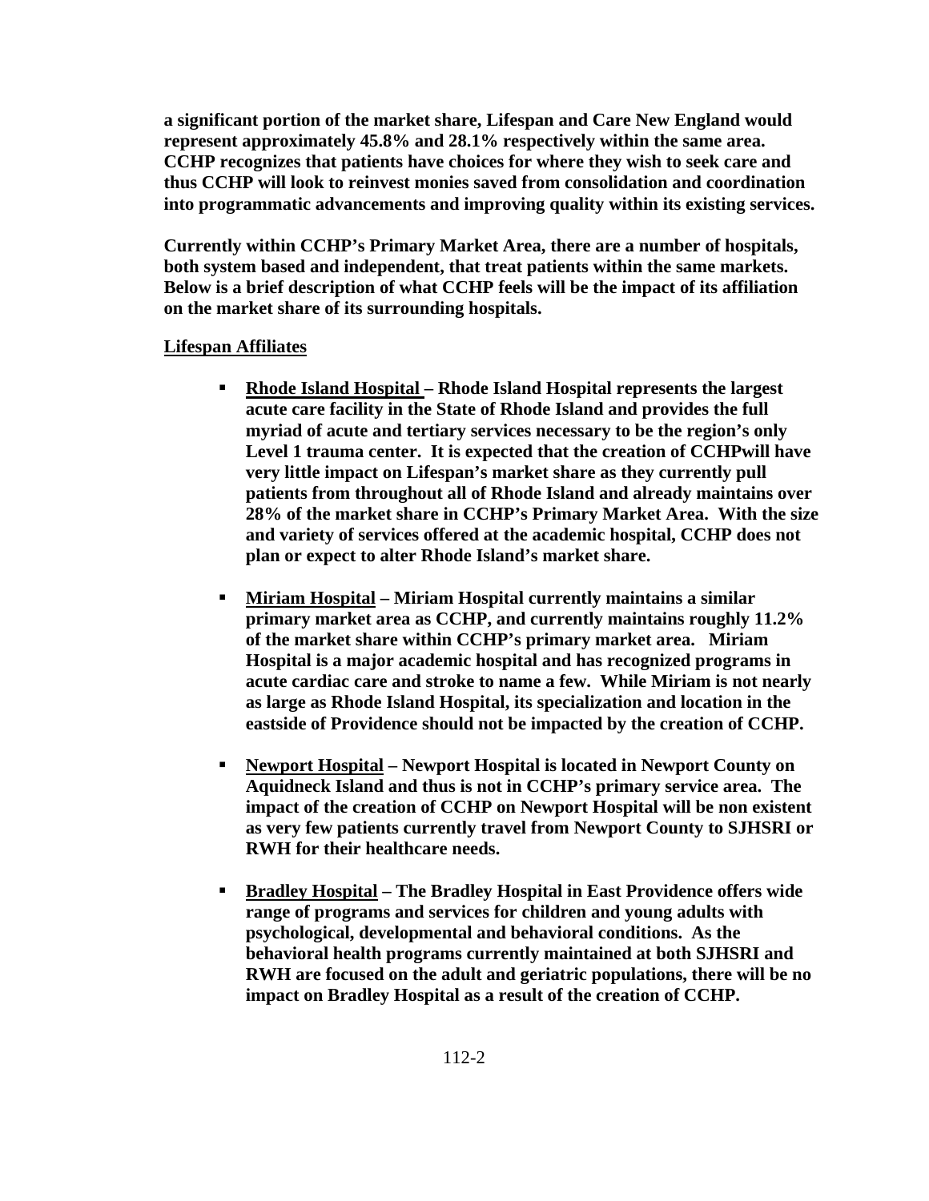**a significant portion of the market share, Lifespan and Care New England would represent approximately 45.8% and 28.1% respectively within the same area. CCHP recognizes that patients have choices for where they wish to seek care and thus CCHP will look to reinvest monies saved from consolidation and coordination into programmatic advancements and improving quality within its existing services.**

**Currently within CCHP's Primary Market Area, there are a number of hospitals, both system based and independent, that treat patients within the same markets. Below is a brief description of what CCHP feels will be the impact of its affiliation on the market share of its surrounding hospitals.**

**<u>Lifespan Affiliates</u>**

- **<u>Rhode Island Hospital</u> – Rhode Island Hospital represents the largest acute care facility in the State of Rhode Island and provides the full myriad of acute and tertiary services necessary to be the region's only Level 1 trauma center. It is expected that the creation of CCHPwill have very little impact on Lifespan's market share as they currently pull patients from throughout all of Rhode Island and already maintains over 28% of the market share in CCHP's Primary Market Area. With the size and variety of services offered at the academic hospital, CCHP does not plan or expect to alter Rhode Island's market share.**

- **<u>Miriam Hospital</u> – Miriam Hospital currently maintains a similar primary market area as CCHP, and currently maintains roughly 11.2% of the market share within CCHP's primary market area. Miriam Hospital is a major academic hospital and has recognized programs in acute cardiac care and stroke to name a few. While Miriam is not nearly as large as Rhode Island Hospital, its specialization and location in the eastside of Providence should not be impacted by the creation of CCHP.**

- **<u>Newport Hospital</u> – Newport Hospital is located in Newport County on Aquidneck Island and thus is not in CCHP's primary service area. The impact of the creation of CCHP on Newport Hospital will be non existent as very few patients currently travel from Newport County to SJHSRI or RWH for their healthcare needs.**

- **<u>Bradley Hospital</u> – The Bradley Hospital in East Providence offers wide range of programs and services for children and young adults with psychological, developmental and behavioral conditions. As the behavioral health programs currently maintained at both SJHSRI and RWH are focused on the adult and geriatric populations, there will be no impact on Bradley Hospital as a result of the creation of CCHP.**

112-2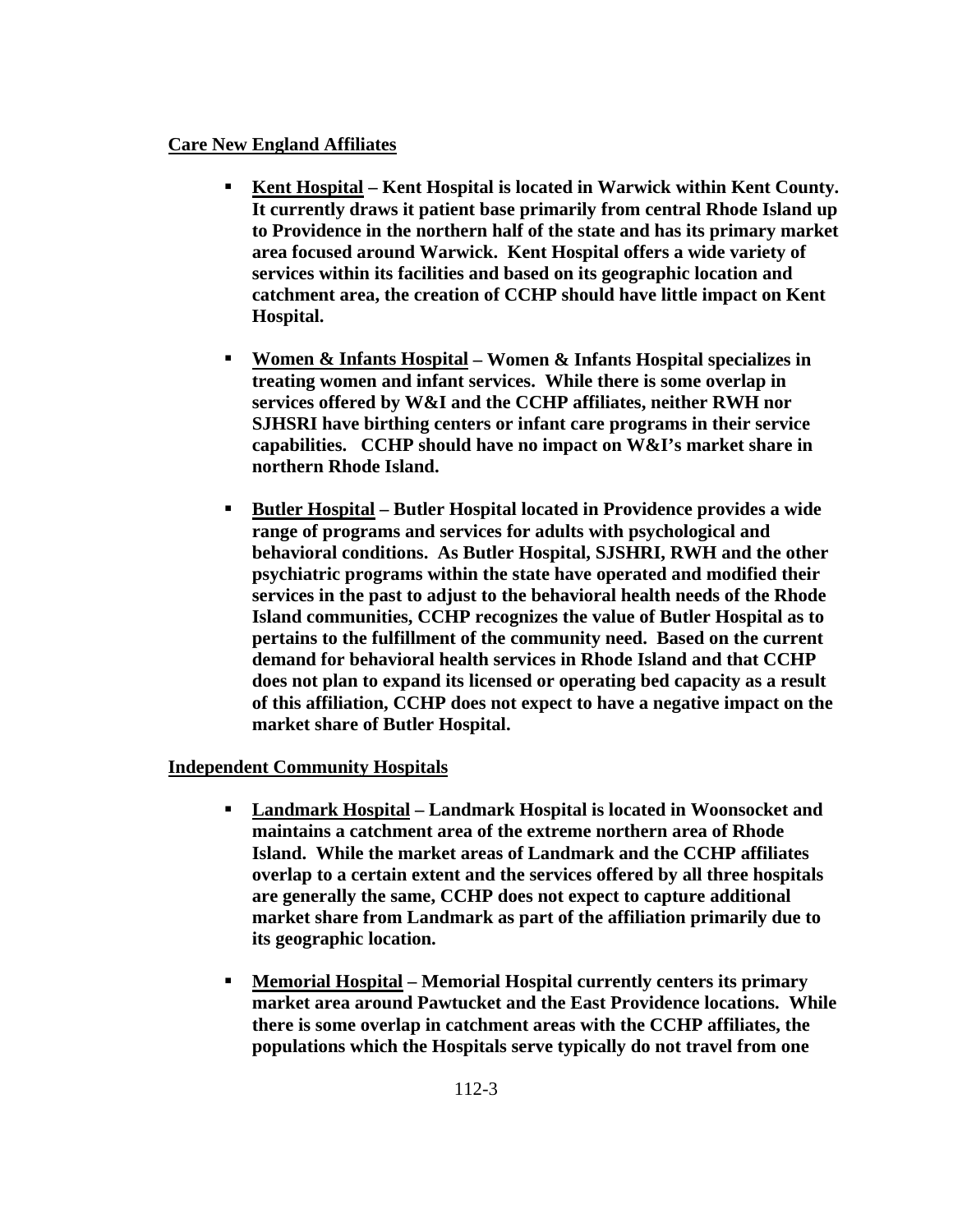**Care New England Affiliates**

- **Kent Hospital – Kent Hospital is located in Warwick within Kent County. It currently draws it patient base primarily from central Rhode Island up to Providence in the northern half of the state and has its primary market area focused around Warwick. Kent Hospital offers a wide variety of services within its facilities and based on its geographic location and catchment area, the creation of CCHP should have little impact on Kent Hospital.**

- **Women & Infants Hospital – Women & Infants Hospital specializes in treating women and infant services. While there is some overlap in services offered by W&I and the CCHP affiliates, neither RWH nor SJHSRI have birthing centers or infant care programs in their service capabilities. CCHP should have no impact on W&I's market share in northern Rhode Island.**

- **Butler Hospital – Butler Hospital located in Providence provides a wide range of programs and services for adults with psychological and behavioral conditions. As Butler Hospital, SJSHRI, RWH and the other psychiatric programs within the state have operated and modified their services in the past to adjust to the behavioral health needs of the Rhode Island communities, CCHP recognizes the value of Butler Hospital as to pertains to the fulfillment of the community need. Based on the current demand for behavioral health services in Rhode Island and that CCHP does not plan to expand its licensed or operating bed capacity as a result of this affiliation, CCHP does not expect to have a negative impact on the market share of Butler Hospital.**

**Independent Community Hospitals**

- **Landmark Hospital – Landmark Hospital is located in Woonsocket and maintains a catchment area of the extreme northern area of Rhode Island. While the market areas of Landmark and the CCHP affiliates overlap to a certain extent and the services offered by all three hospitals are generally the same, CCHP does not expect to capture additional market share from Landmark as part of the affiliation primarily due to its geographic location.**

- **Memorial Hospital – Memorial Hospital currently centers its primary market area around Pawtucket and the East Providence locations. While there is some overlap in catchment areas with the CCHP affiliates, the populations which the Hospitals serve typically do not travel from one**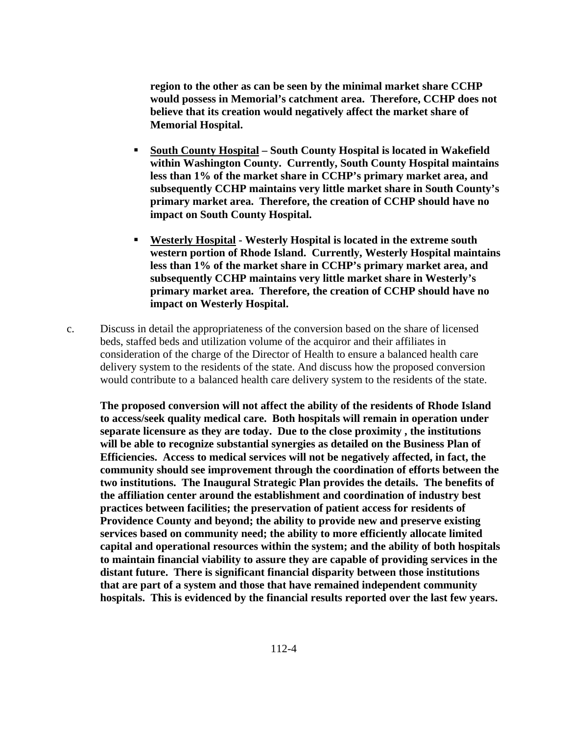**region to the other as can be seen by the minimal market share CCHP would possess in Memorial's catchment area. Therefore, CCHP does not believe that its creation would negatively affect the market share of Memorial Hospital.**

- **<u>South County Hospital</u> – South County Hospital is located in Wakefield within Washington County. Currently, South County Hospital maintains less than 1% of the market share in CCHP's primary market area, and subsequently CCHP maintains very little market share in South County's primary market area. Therefore, the creation of CCHP should have no impact on South County Hospital.**

- **<u>Westerly Hospital</u> - Westerly Hospital is located in the extreme south western portion of Rhode Island. Currently, Westerly Hospital maintains less than 1% of the market share in CCHP's primary market area, and subsequently CCHP maintains very little market share in Westerly's primary market area. Therefore, the creation of CCHP should have no impact on Westerly Hospital.**

c. Discuss in detail the appropriateness of the conversion based on the share of licensed beds, staffed beds and utilization volume of the acquiror and their affiliates in consideration of the charge of the Director of Health to ensure a balanced health care delivery system to the residents of the state. And discuss how the proposed conversion would contribute to a balanced health care delivery system to the residents of the state.

**The proposed conversion will not affect the ability of the residents of Rhode Island to access/seek quality medical care. Both hospitals will remain in operation under separate licensure as they are today. Due to the close proximity , the institutions will be able to recognize substantial synergies as detailed on the Business Plan of Efficiencies. Access to medical services will not be negatively affected, in fact, the community should see improvement through the coordination of efforts between the two institutions. The Inaugural Strategic Plan provides the details. The benefits of the affiliation center around the establishment and coordination of industry best practices between facilities; the preservation of patient access for residents of Providence County and beyond; the ability to provide new and preserve existing services based on community need; the ability to more efficiently allocate limited capital and operational resources within the system; and the ability of both hospitals to maintain financial viability to assure they are capable of providing services in the distant future. There is significant financial disparity between those institutions that are part of a system and those that have remained independent community hospitals. This is evidenced by the financial results reported over the last few years.**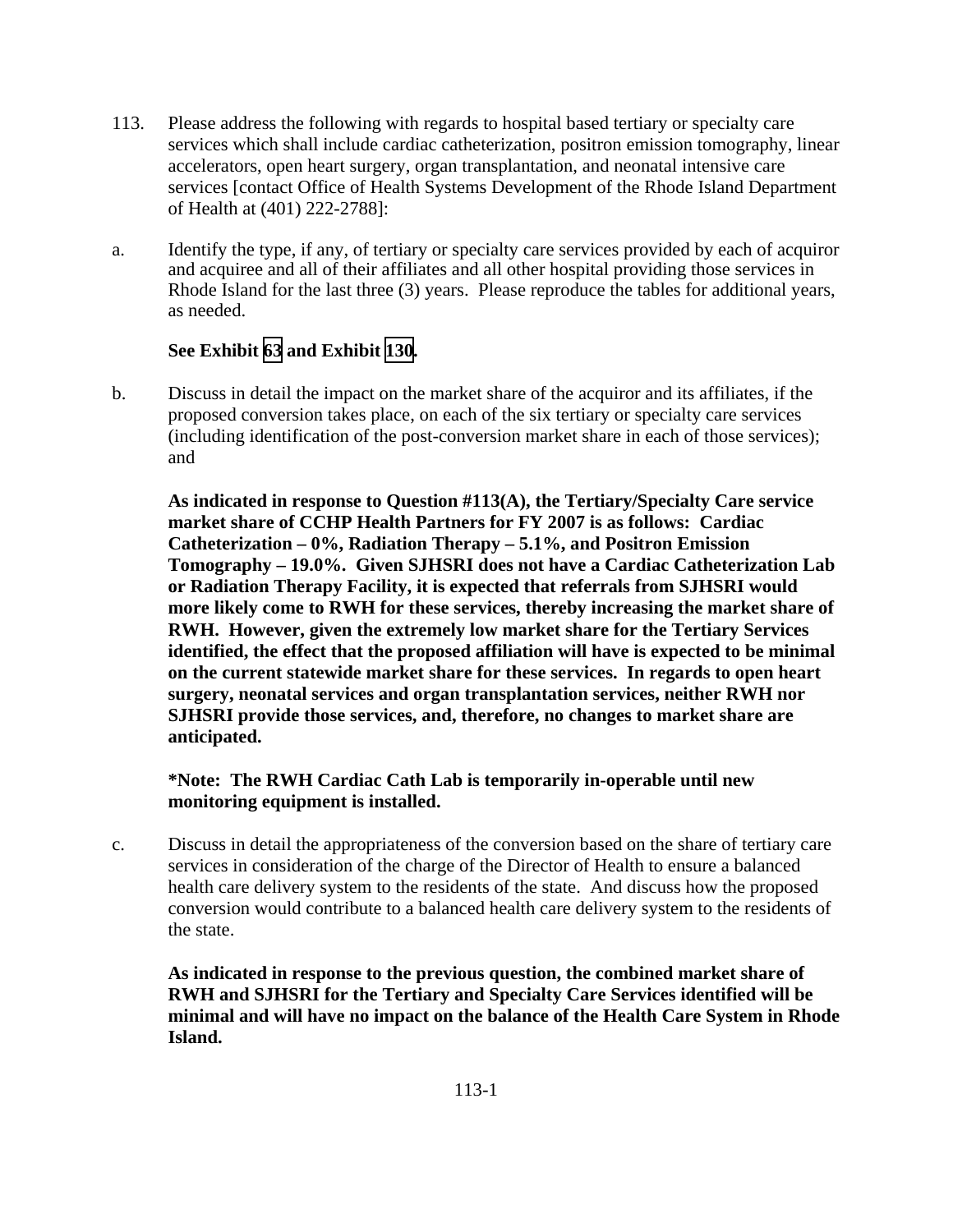113. Please address the following with regards to hospital based tertiary or specialty care services which shall include cardiac catheterization, positron emission tomography, linear accelerators, open heart surgery, organ transplantation, and neonatal intensive care services [contact Office of Health Systems Development of the Rhode Island Department of Health at (401) 222-2788]:

a. Identify the type, if any, of tertiary or specialty care services provided by each of acquiror and acquiree and all of their affiliates and all other hospital providing those services in Rhode Island for the last three (3) years. Please reproduce the tables for additional years, as needed.

**See Exhibit 63 and Exhibit 130.**

b. Discuss in detail the impact on the market share of the acquiror and its affiliates, if the proposed conversion takes place, on each of the six tertiary or specialty care services (including identification of the post-conversion market share in each of those services); and

**As indicated in response to Question #113(A), the Tertiary/Specialty Care service market share of CCHP Health Partners for FY 2007 is as follows: Cardiac Catheterization – 0%, Radiation Therapy – 5.1%, and Positron Emission Tomography – 19.0%. Given SJHSRI does not have a Cardiac Catheterization Lab or Radiation Therapy Facility, it is expected that referrals from SJHSRI would more likely come to RWH for these services, thereby increasing the market share of RWH. However, given the extremely low market share for the Tertiary Services identified, the effect that the proposed affiliation will have is expected to be minimal on the current statewide market share for these services. In regards to open heart surgery, neonatal services and organ transplantation services, neither RWH nor SJHSRI provide those services, and, therefore, no changes to market share are anticipated.**

***Note: The RWH Cardiac Cath Lab is temporarily in-operable until new monitoring equipment is installed.**

c. Discuss in detail the appropriateness of the conversion based on the share of tertiary care services in consideration of the charge of the Director of Health to ensure a balanced health care delivery system to the residents of the state. And discuss how the proposed conversion would contribute to a balanced health care delivery system to the residents of the state.

**As indicated in response to the previous question, the combined market share of RWH and SJHSRI for the Tertiary and Specialty Care Services identified will be minimal and will have no impact on the balance of the Health Care System in Rhode Island.**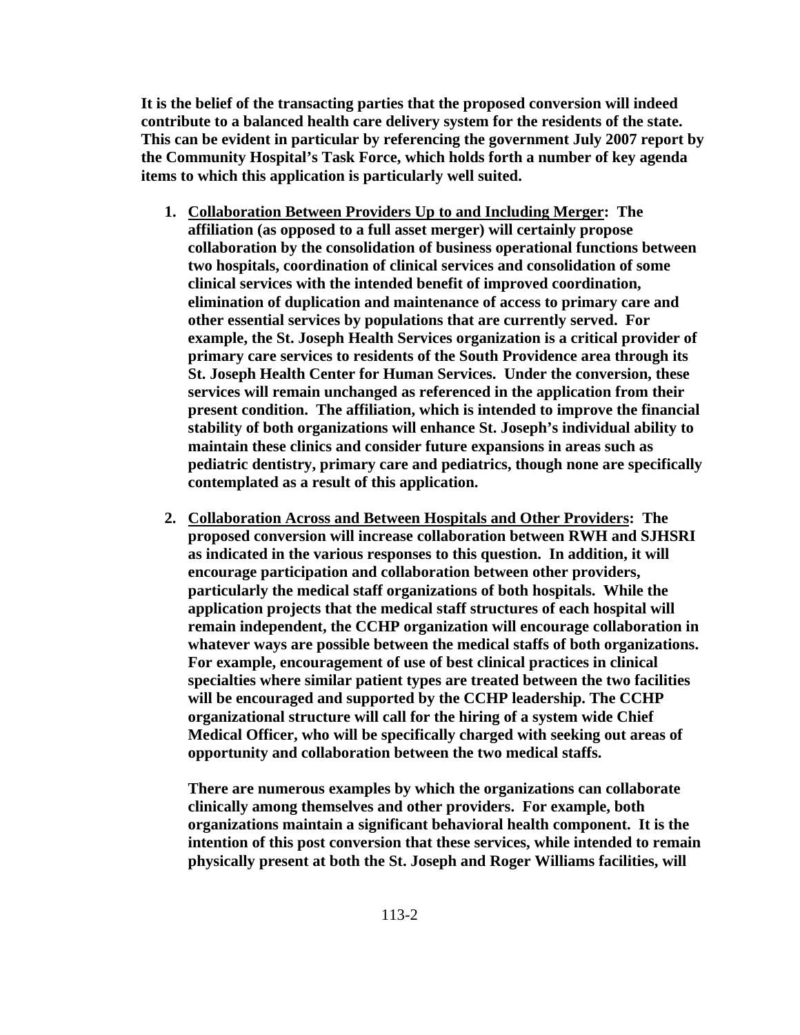**It is the belief of the transacting parties that the proposed conversion will indeed contribute to a balanced health care delivery system for the residents of the state. This can be evident in particular by referencing the government July 2007 report by the Community Hospital's Task Force, which holds forth a number of key agenda items to which this application is particularly well suited.**

1. **<u>Collaboration Between Providers Up to and Including Merger</u>: The affiliation (as opposed to a full asset merger) will certainly propose collaboration by the consolidation of business operational functions between two hospitals, coordination of clinical services and consolidation of some clinical services with the intended benefit of improved coordination, elimination of duplication and maintenance of access to primary care and other essential services by populations that are currently served. For example, the St. Joseph Health Services organization is a critical provider of primary care services to residents of the South Providence area through its St. Joseph Health Center for Human Services. Under the conversion, these services will remain unchanged as referenced in the application from their present condition. The affiliation, which is intended to improve the financial stability of both organizations will enhance St. Joseph's individual ability to maintain these clinics and consider future expansions in areas such as pediatric dentistry, primary care and pediatrics, though none are specifically contemplated as a result of this application.**

2. **<u>Collaboration Across and Between Hospitals and Other Providers</u>: The proposed conversion will increase collaboration between RWH and SJHSRI as indicated in the various responses to this question. In addition, it will encourage participation and collaboration between other providers, particularly the medical staff organizations of both hospitals. While the application projects that the medical staff structures of each hospital will remain independent, the CCHP organization will encourage collaboration in whatever ways are possible between the medical staffs of both organizations. For example, encouragement of use of best clinical practices in clinical specialties where similar patient types are treated between the two facilities will be encouraged and supported by the CCHP leadership. The CCHP organizational structure will call for the hiring of a system wide Chief Medical Officer, who will be specifically charged with seeking out areas of opportunity and collaboration between the two medical staffs.**

   **There are numerous examples by which the organizations can collaborate clinically among themselves and other providers. For example, both organizations maintain a significant behavioral health component. It is the intention of this post conversion that these services, while intended to remain physically present at both the St. Joseph and Roger Williams facilities, will**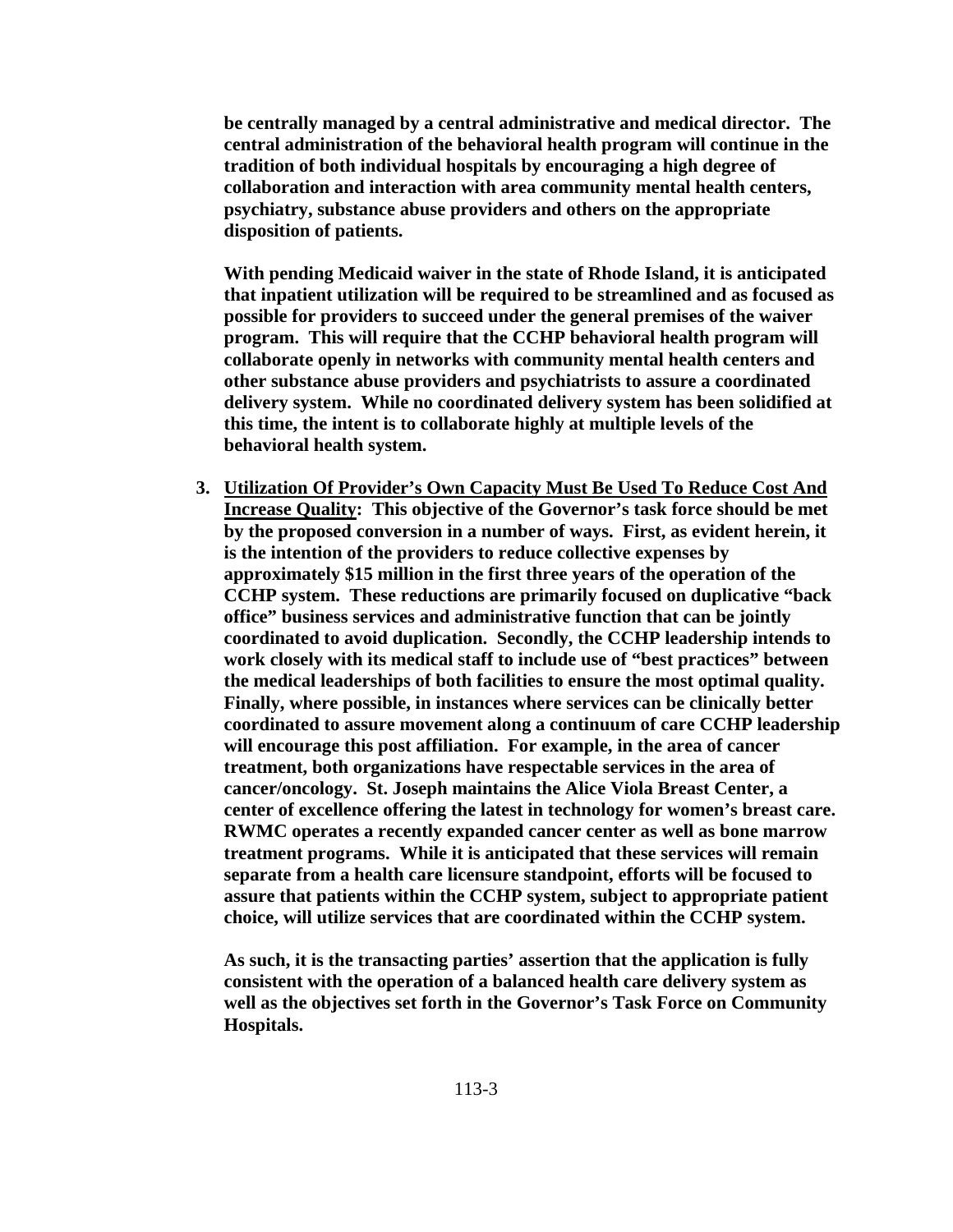**be centrally managed by a central administrative and medical director. The central administration of the behavioral health program will continue in the tradition of both individual hospitals by encouraging a high degree of collaboration and interaction with area community mental health centers, psychiatry, substance abuse providers and others on the appropriate disposition of patients.**

**With pending Medicaid waiver in the state of Rhode Island, it is anticipated that inpatient utilization will be required to be streamlined and as focused as possible for providers to succeed under the general premises of the waiver program. This will require that the CCHP behavioral health program will collaborate openly in networks with community mental health centers and other substance abuse providers and psychiatrists to assure a coordinated delivery system. While no coordinated delivery system has been solidified at this time, the intent is to collaborate highly at multiple levels of the behavioral health system.**

3. **<u>Utilization Of Provider's Own Capacity Must Be Used To Reduce Cost And Increase Quality</u>: This objective of the Governor's task force should be met by the proposed conversion in a number of ways. First, as evident herein, it is the intention of the providers to reduce collective expenses by approximately $15 million in the first three years of the operation of the CCHP system. These reductions are primarily focused on duplicative "back office" business services and administrative function that can be jointly coordinated to avoid duplication. Secondly, the CCHP leadership intends to work closely with its medical staff to include use of "best practices" between the medical leaderships of both facilities to ensure the most optimal quality. Finally, where possible, in instances where services can be clinically better coordinated to assure movement along a continuum of care CCHP leadership will encourage this post affiliation. For example, in the area of cancer treatment, both organizations have respectable services in the area of cancer/oncology. St. Joseph maintains the Alice Viola Breast Center, a center of excellence offering the latest in technology for women's breast care. RWMC operates a recently expanded cancer center as well as bone marrow treatment programs. While it is anticipated that these services will remain separate from a health care licensure standpoint, efforts will be focused to assure that patients within the CCHP system, subject to appropriate patient choice, will utilize services that are coordinated within the CCHP system.**

   **As such, it is the transacting parties' assertion that the application is fully consistent with the operation of a balanced health care delivery system as well as the objectives set forth in the Governor's Task Force on Community Hospitals.**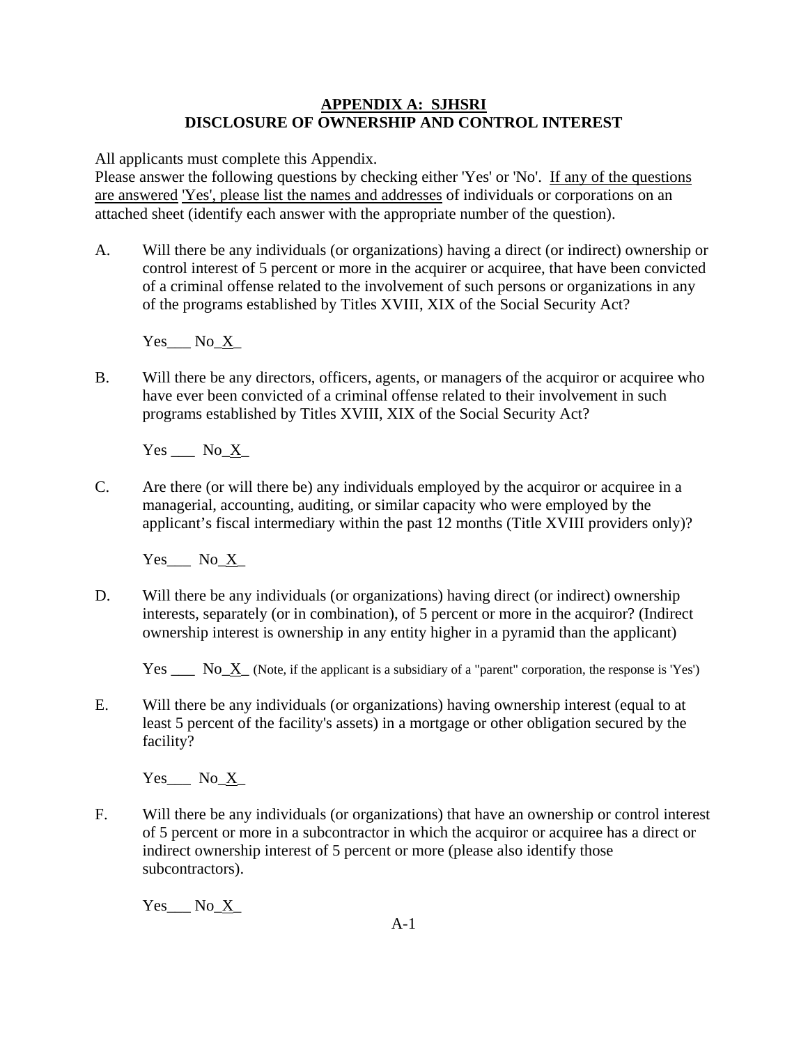**APPENDIX A: SJHSRI**
**DISCLOSURE OF OWNERSHIP AND CONTROL INTEREST**

All applicants must complete this Appendix.
Please answer the following questions by checking either 'Yes' or 'No'. If any of the questions are answered 'Yes', please list the names and addresses of individuals or corporations on an attached sheet (identify each answer with the appropriate number of the question).

A. Will there be any individuals (or organizations) having a direct (or indirect) ownership or control interest of 5 percent or more in the acquirer or acquiree, that have been convicted of a criminal offense related to the involvement of such persons or organizations in any of the programs established by Titles XVIII, XIX of the Social Security Act?

Yes___ No_X_

B. Will there be any directors, officers, agents, or managers of the acquiror or acquiree who have ever been convicted of a criminal offense related to their involvement in such programs established by Titles XVIII, XIX of the Social Security Act?

Yes ___ No_X_

C. Are there (or will there be) any individuals employed by the acquiror or acquiree in a managerial, accounting, auditing, or similar capacity who were employed by the applicant's fiscal intermediary within the past 12 months (Title XVIII providers only)?

Yes___ No_X_

D. Will there be any individuals (or organizations) having direct (or indirect) ownership interests, separately (or in combination), of 5 percent or more in the acquiror? (Indirect ownership interest is ownership in any entity higher in a pyramid than the applicant)

Yes ___ No_X_ (Note, if the applicant is a subsidiary of a "parent" corporation, the response is 'Yes')

E. Will there be any individuals (or organizations) having ownership interest (equal to at least 5 percent of the facility's assets) in a mortgage or other obligation secured by the facility?

Yes___ No_X_

F. Will there be any individuals (or organizations) that have an ownership or control interest of 5 percent or more in a subcontractor in which the acquiror or acquiree has a direct or indirect ownership interest of 5 percent or more (please also identify those subcontractors).

Yes___ No_X_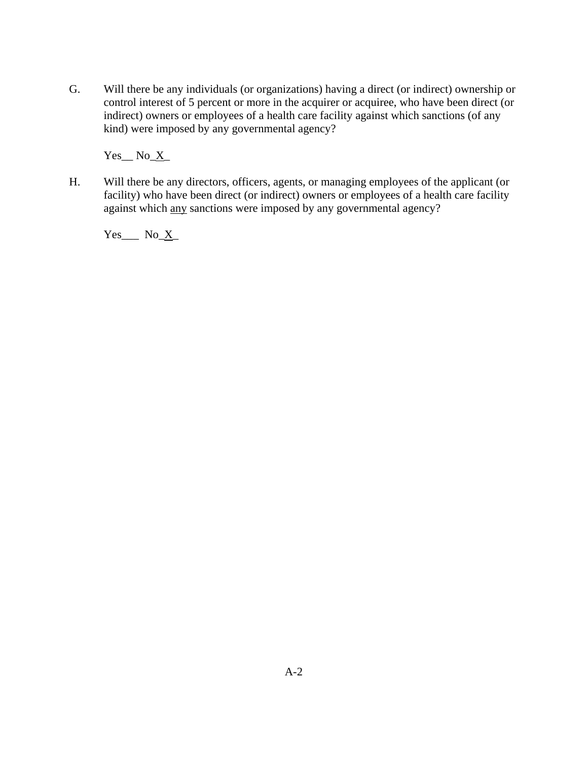G. Will there be any individuals (or organizations) having a direct (or indirect) ownership or control interest of 5 percent or more in the acquirer or acquiree, who have been direct (or indirect) owners or employees of a health care facility against which sanctions (of any kind) were imposed by any governmental agency?

Yes__ No_X_

H. Will there be any directors, officers, agents, or managing employees of the applicant (or facility) who have been direct (or indirect) owners or employees of a health care facility against which <u>any</u> sanctions were imposed by any governmental agency?

Yes___ No_X_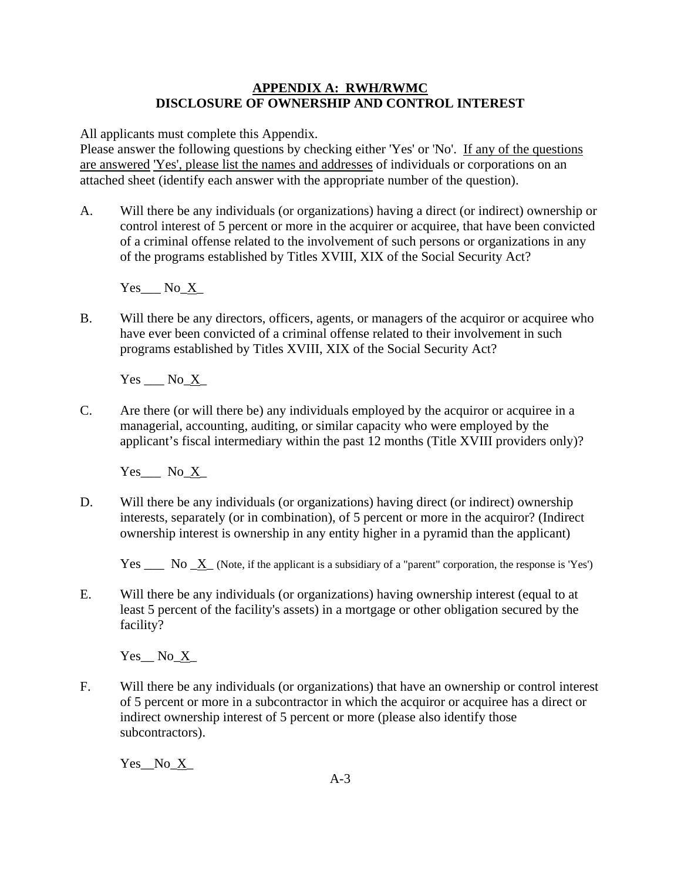**APPENDIX A: RWH/RWMC**
**DISCLOSURE OF OWNERSHIP AND CONTROL INTEREST**

All applicants must complete this Appendix.
Please answer the following questions by checking either 'Yes' or 'No'. <u>If any of the questions are answered 'Yes', please list the names and addresses</u> of individuals or corporations on an attached sheet (identify each answer with the appropriate number of the question).

A. Will there be any individuals (or organizations) having a direct (or indirect) ownership or control interest of 5 percent or more in the acquirer or acquiree, that have been convicted of a criminal offense related to the involvement of such persons or organizations in any of the programs established by Titles XVIII, XIX of the Social Security Act?

Yes___ No_X_

B. Will there be any directors, officers, agents, or managers of the acquiror or acquiree who have ever been convicted of a criminal offense related to their involvement in such programs established by Titles XVIII, XIX of the Social Security Act?

Yes ___ No_X_

C. Are there (or will there be) any individuals employed by the acquiror or acquiree in a managerial, accounting, auditing, or similar capacity who were employed by the applicant's fiscal intermediary within the past 12 months (Title XVIII providers only)?

Yes___ No_X_

D. Will there be any individuals (or organizations) having direct (or indirect) ownership interests, separately (or in combination), of 5 percent or more in the acquiror? (Indirect ownership interest is ownership in any entity higher in a pyramid than the applicant)

Yes ___ No _X_ (Note, if the applicant is a subsidiary of a "parent" corporation, the response is 'Yes')

E. Will there be any individuals (or organizations) having ownership interest (equal to at least 5 percent of the facility's assets) in a mortgage or other obligation secured by the facility?

Yes__ No_X_

F. Will there be any individuals (or organizations) that have an ownership or control interest of 5 percent or more in a subcontractor in which the acquiror or acquiree has a direct or indirect ownership interest of 5 percent or more (please also identify those subcontractors).

Yes__No_X_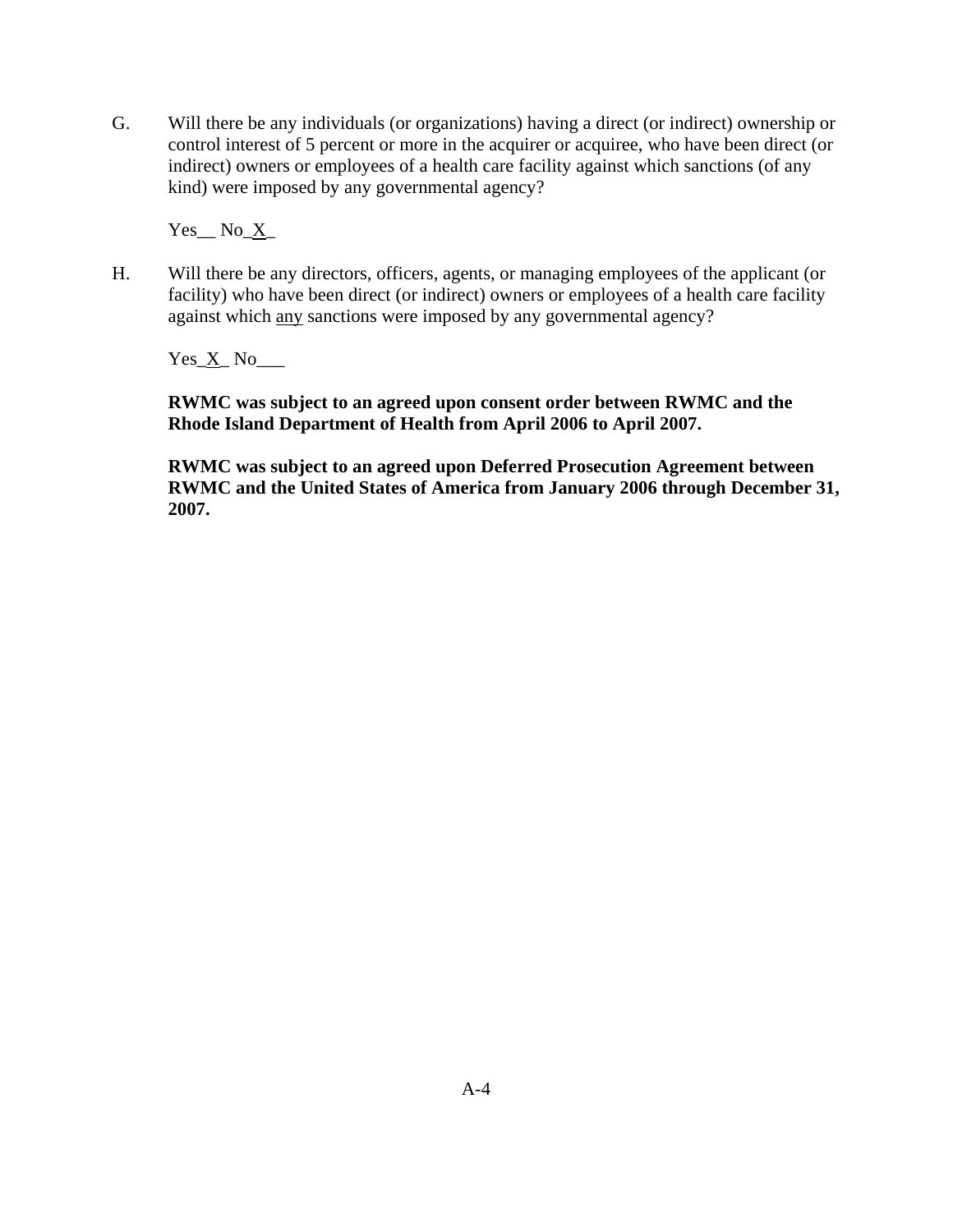G. Will there be any individuals (or organizations) having a direct (or indirect) ownership or control interest of 5 percent or more in the acquirer or acquiree, who have been direct (or indirect) owners or employees of a health care facility against which sanctions (of any kind) were imposed by any governmental agency?

Yes__ No_X_

H. Will there be any directors, officers, agents, or managing employees of the applicant (or facility) who have been direct (or indirect) owners or employees of a health care facility against which <u>any</u> sanctions were imposed by any governmental agency?

Yes_X_ No___

**RWMC was subject to an agreed upon consent order between RWMC and the Rhode Island Department of Health from April 2006 to April 2007.**

**RWMC was subject to an agreed upon Deferred Prosecution Agreement between RWMC and the United States of America from January 2006 through December 31, 2007.**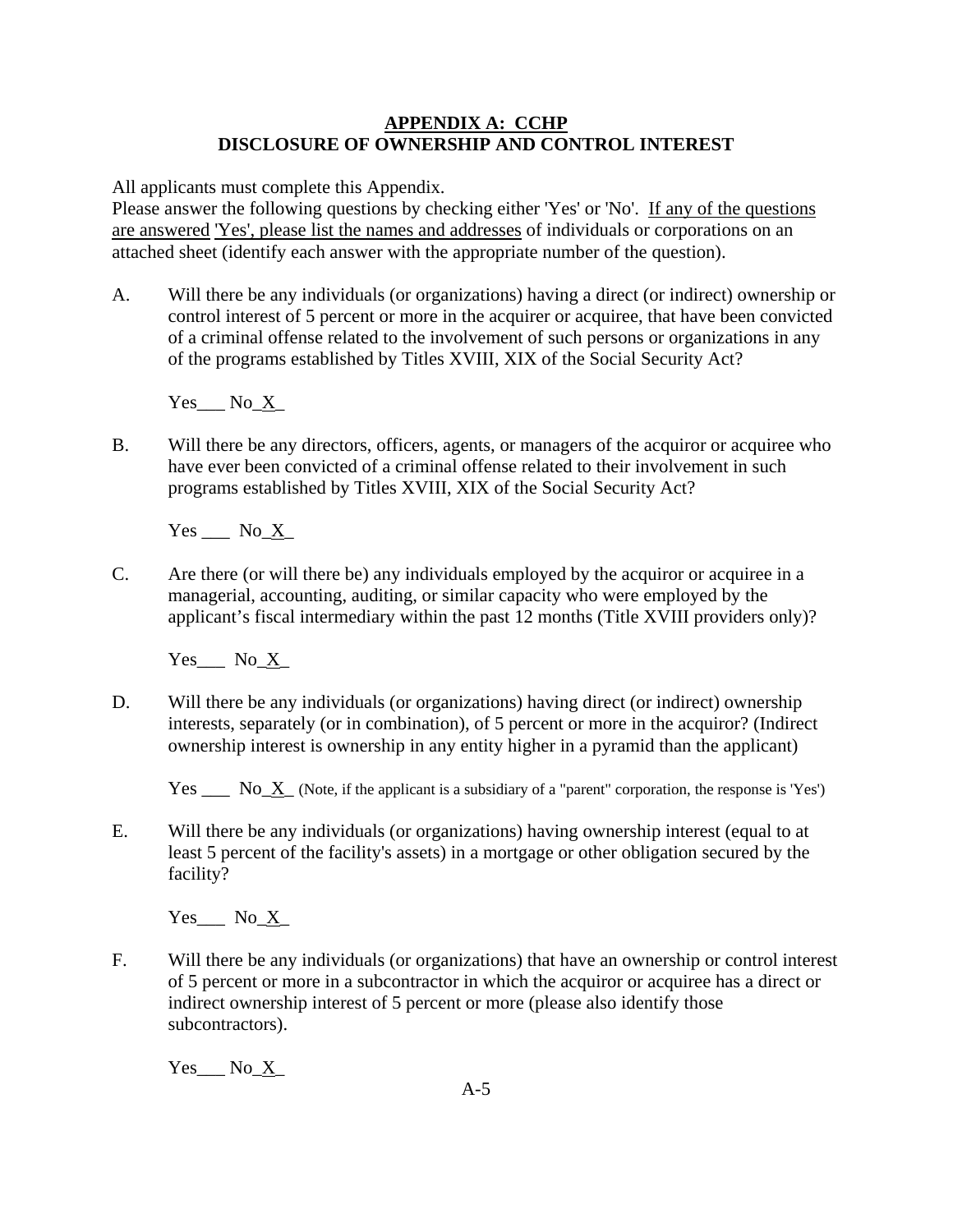**APPENDIX A: CCHP**
**DISCLOSURE OF OWNERSHIP AND CONTROL INTEREST**

All applicants must complete this Appendix.
Please answer the following questions by checking either 'Yes' or 'No'. If any of the questions are answered 'Yes', please list the names and addresses of individuals or corporations on an attached sheet (identify each answer with the appropriate number of the question).

A. Will there be any individuals (or organizations) having a direct (or indirect) ownership or control interest of 5 percent or more in the acquirer or acquiree, that have been convicted of a criminal offense related to the involvement of such persons or organizations in any of the programs established by Titles XVIII, XIX of the Social Security Act?

   Yes___ No_X_

B. Will there be any directors, officers, agents, or managers of the acquiror or acquiree who have ever been convicted of a criminal offense related to their involvement in such programs established by Titles XVIII, XIX of the Social Security Act?

   Yes ___ No_X_

C. Are there (or will there be) any individuals employed by the acquiror or acquiree in a managerial, accounting, auditing, or similar capacity who were employed by the applicant's fiscal intermediary within the past 12 months (Title XVIII providers only)?

   Yes___ No_X_

D. Will there be any individuals (or organizations) having direct (or indirect) ownership interests, separately (or in combination), of 5 percent or more in the acquiror? (Indirect ownership interest is ownership in any entity higher in a pyramid than the applicant)

   Yes ___ No_X_ (Note, if the applicant is a subsidiary of a "parent" corporation, the response is 'Yes')

E. Will there be any individuals (or organizations) having ownership interest (equal to at least 5 percent of the facility's assets) in a mortgage or other obligation secured by the facility?

   Yes___ No_X_

F. Will there be any individuals (or organizations) that have an ownership or control interest of 5 percent or more in a subcontractor in which the acquiror or acquiree has a direct or indirect ownership interest of 5 percent or more (please also identify those subcontractors).

   Yes___ No_X_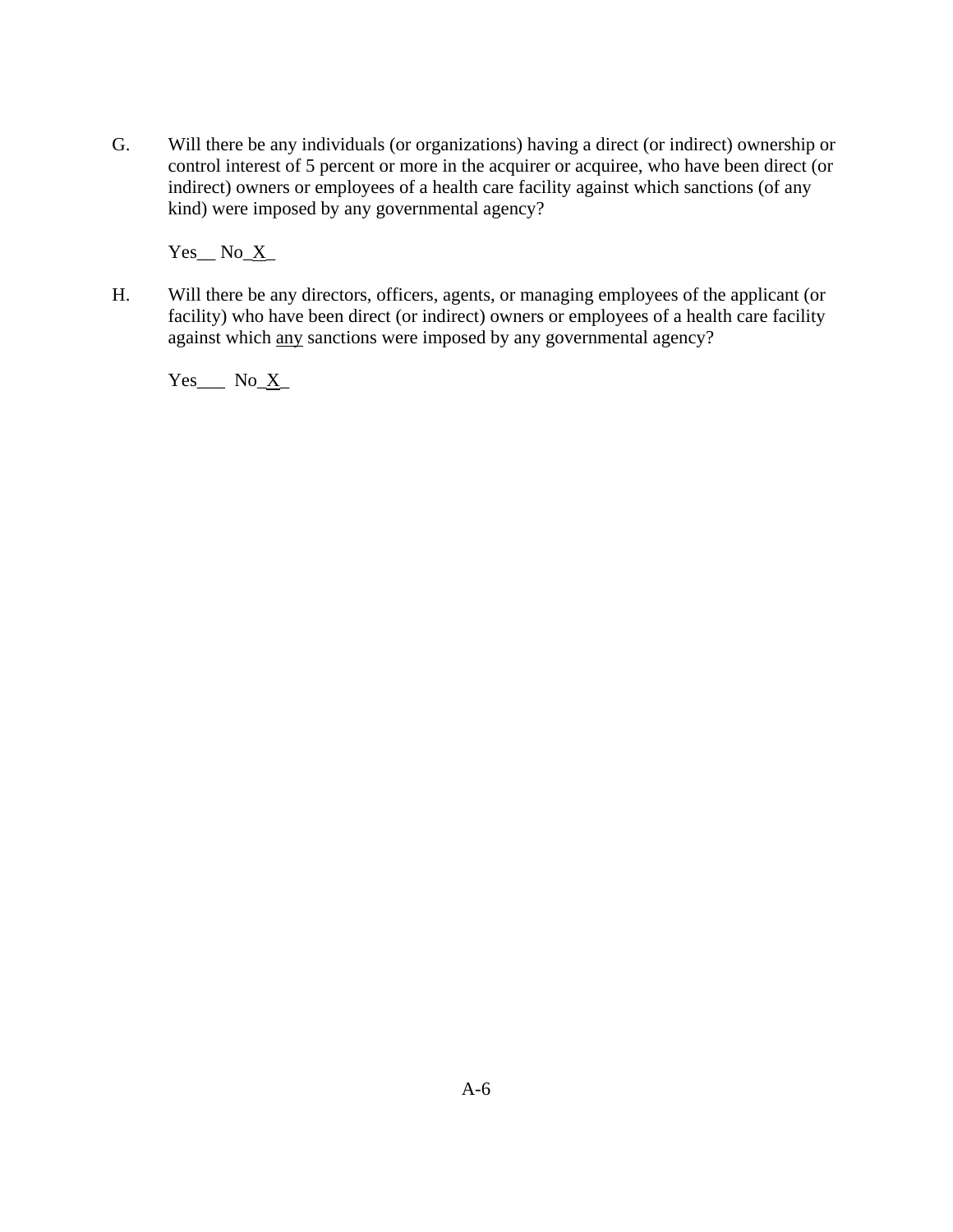G. Will there be any individuals (or organizations) having a direct (or indirect) ownership or control interest of 5 percent or more in the acquirer or acquiree, who have been direct (or indirect) owners or employees of a health care facility against which sanctions (of any kind) were imposed by any governmental agency?

   Yes__ No_X_

H. Will there be any directors, officers, agents, or managing employees of the applicant (or facility) who have been direct (or indirect) owners or employees of a health care facility against which <u>any</u> sanctions were imposed by any governmental agency?

   Yes___ No_X_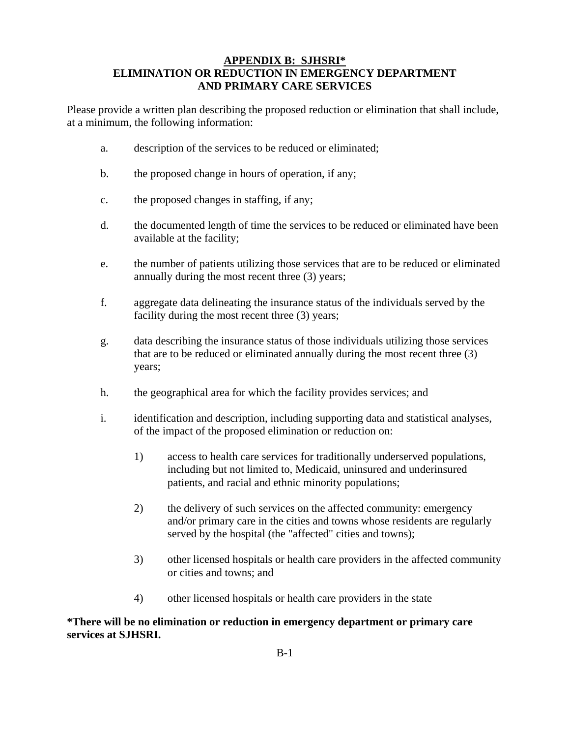## APPENDIX B: SJHSRI*

## ELIMINATION OR REDUCTION IN EMERGENCY DEPARTMENT AND PRIMARY CARE SERVICES

Please provide a written plan describing the proposed reduction or elimination that shall include, at a minimum, the following information:

a. description of the services to be reduced or eliminated;

b. the proposed change in hours of operation, if any;

c. the proposed changes in staffing, if any;

d. the documented length of time the services to be reduced or eliminated have been available at the facility;

e. the number of patients utilizing those services that are to be reduced or eliminated annually during the most recent three (3) years;

f. aggregate data delineating the insurance status of the individuals served by the facility during the most recent three (3) years;

g. data describing the insurance status of those individuals utilizing those services that are to be reduced or eliminated annually during the most recent three (3) years;

h. the geographical area for which the facility provides services; and

i. identification and description, including supporting data and statistical analyses, of the impact of the proposed elimination or reduction on:

   1) access to health care services for traditionally underserved populations, including but not limited to, Medicaid, uninsured and underinsured patients, and racial and ethnic minority populations;

   2) the delivery of such services on the affected community: emergency and/or primary care in the cities and towns whose residents are regularly served by the hospital (the "affected" cities and towns);

   3) other licensed hospitals or health care providers in the affected community or cities and towns; and

   4) other licensed hospitals or health care providers in the state

**\*There will be no elimination or reduction in emergency department or primary care services at SJHSRI.**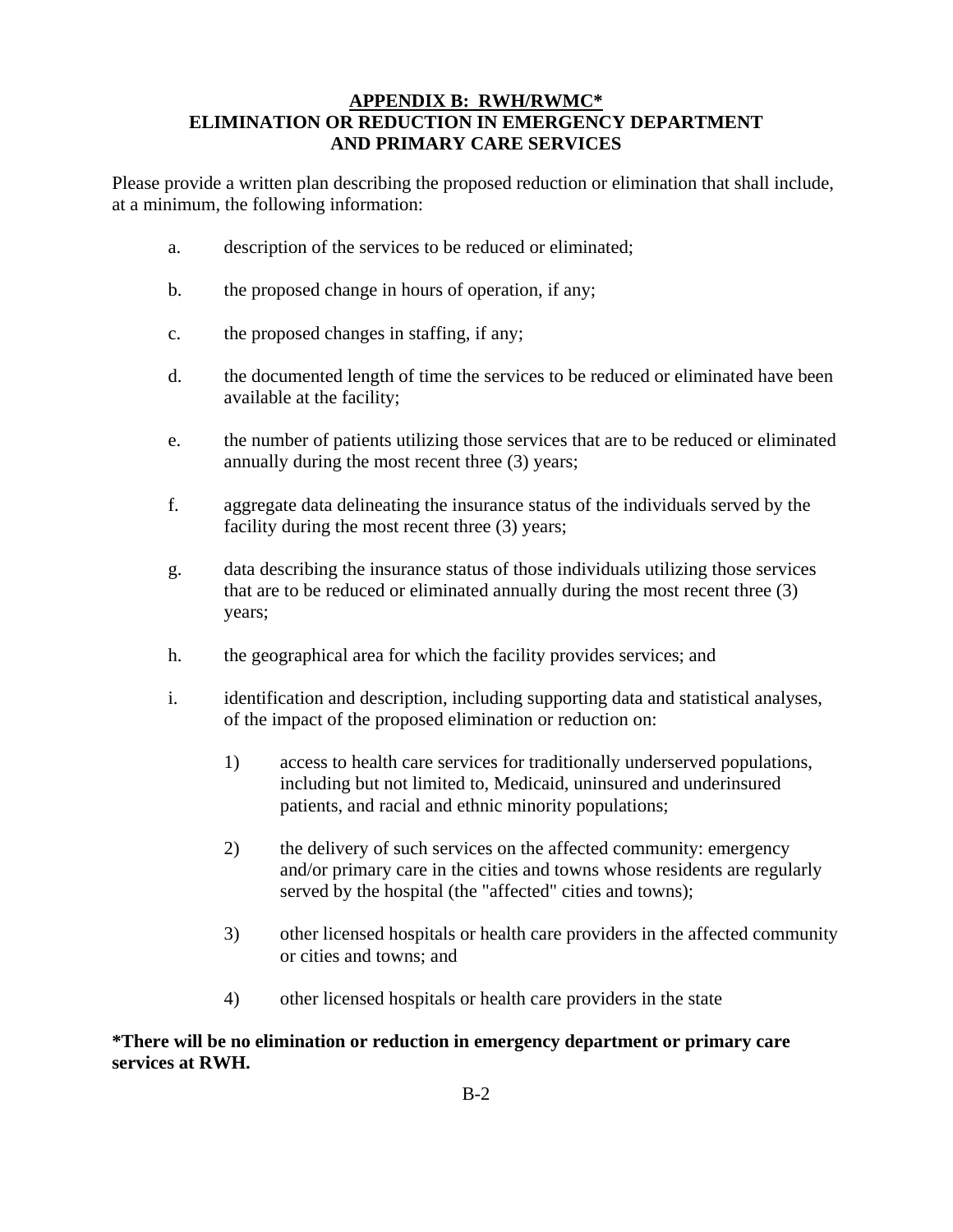## APPENDIX B: RWH/RWMC*
## ELIMINATION OR REDUCTION IN EMERGENCY DEPARTMENT AND PRIMARY CARE SERVICES

Please provide a written plan describing the proposed reduction or elimination that shall include, at a minimum, the following information:

a. description of the services to be reduced or eliminated;

b. the proposed change in hours of operation, if any;

c. the proposed changes in staffing, if any;

d. the documented length of time the services to be reduced or eliminated have been available at the facility;

e. the number of patients utilizing those services that are to be reduced or eliminated annually during the most recent three (3) years;

f. aggregate data delineating the insurance status of the individuals served by the facility during the most recent three (3) years;

g. data describing the insurance status of those individuals utilizing those services that are to be reduced or eliminated annually during the most recent three (3) years;

h. the geographical area for which the facility provides services; and

i. identification and description, including supporting data and statistical analyses, of the impact of the proposed elimination or reduction on:

   1) access to health care services for traditionally underserved populations, including but not limited to, Medicaid, uninsured and underinsured patients, and racial and ethnic minority populations;

   2) the delivery of such services on the affected community: emergency and/or primary care in the cities and towns whose residents are regularly served by the hospital (the "affected" cities and towns);

   3) other licensed hospitals or health care providers in the affected community or cities and towns; and

   4) other licensed hospitals or health care providers in the state

**\*There will be no elimination or reduction in emergency department or primary care services at RWH.**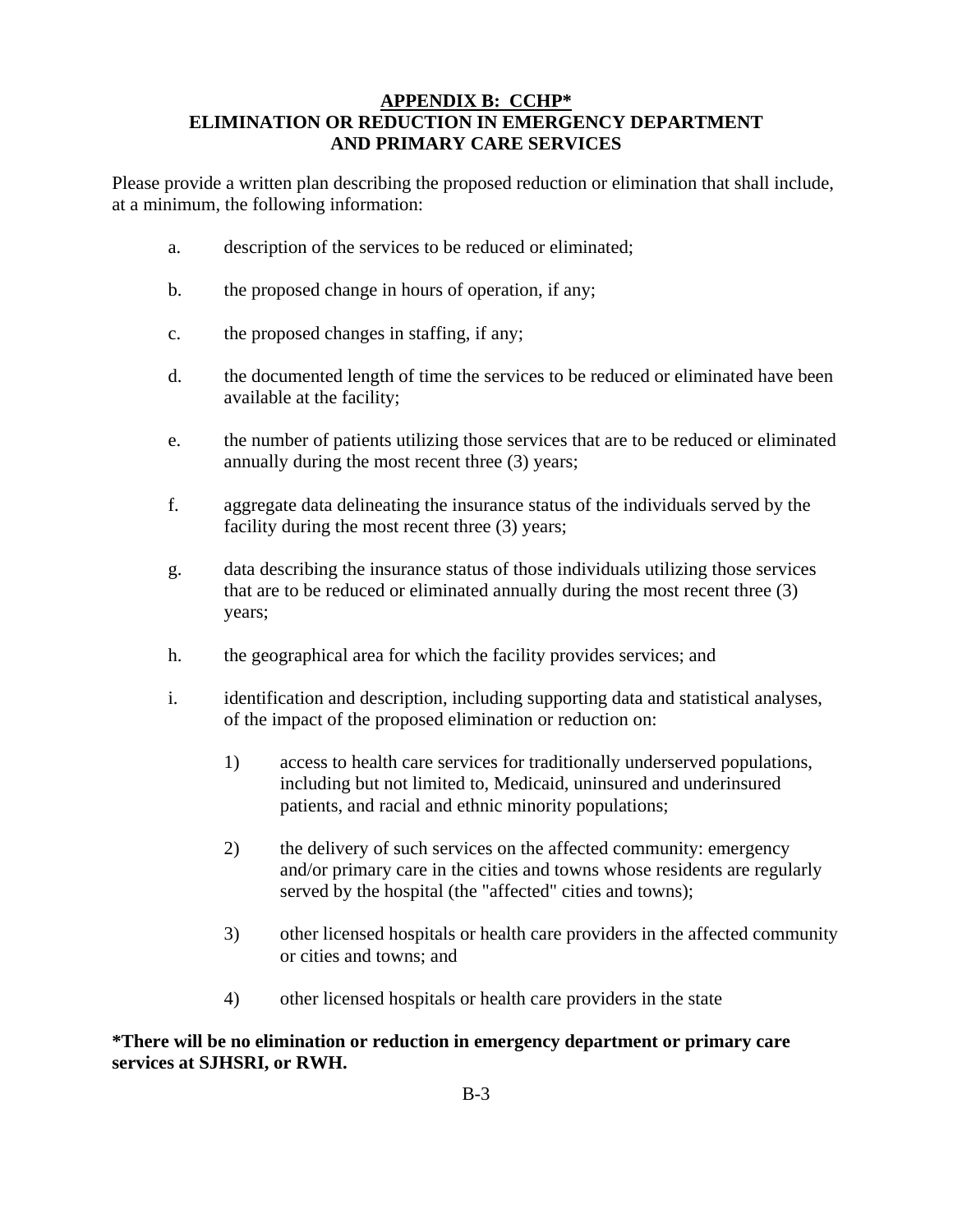## APPENDIX B: CCHP*
## ELIMINATION OR REDUCTION IN EMERGENCY DEPARTMENT AND PRIMARY CARE SERVICES

Please provide a written plan describing the proposed reduction or elimination that shall include, at a minimum, the following information:

a. description of the services to be reduced or eliminated;

b. the proposed change in hours of operation, if any;

c. the proposed changes in staffing, if any;

d. the documented length of time the services to be reduced or eliminated have been available at the facility;

e. the number of patients utilizing those services that are to be reduced or eliminated annually during the most recent three (3) years;

f. aggregate data delineating the insurance status of the individuals served by the facility during the most recent three (3) years;

g. data describing the insurance status of those individuals utilizing those services that are to be reduced or eliminated annually during the most recent three (3) years;

h. the geographical area for which the facility provides services; and

i. identification and description, including supporting data and statistical analyses, of the impact of the proposed elimination or reduction on:

   1) access to health care services for traditionally underserved populations, including but not limited to, Medicaid, uninsured and underinsured patients, and racial and ethnic minority populations;

   2) the delivery of such services on the affected community: emergency and/or primary care in the cities and towns whose residents are regularly served by the hospital (the "affected" cities and towns);

   3) other licensed hospitals or health care providers in the affected community or cities and towns; and

   4) other licensed hospitals or health care providers in the state

**\*There will be no elimination or reduction in emergency department or primary care services at SJHSRI, or RWH.**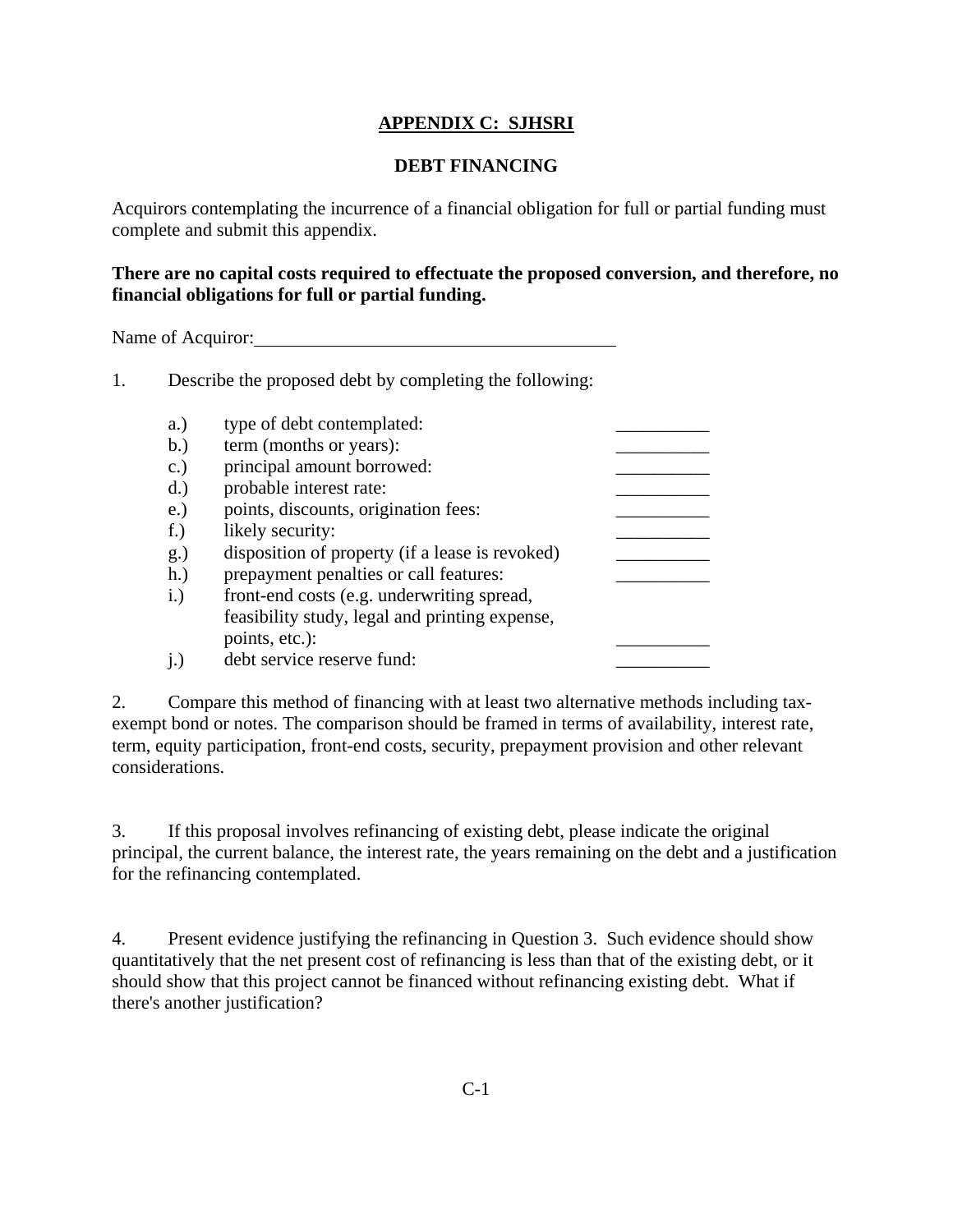## APPENDIX C: SJHSRI

### DEBT FINANCING

Acquirors contemplating the incurrence of a financial obligation for full or partial funding must complete and submit this appendix.

**There are no capital costs required to effectuate the proposed conversion, and therefore, no financial obligations for full or partial funding.**

Name of Acquiror: ________________________________________

1. Describe the proposed debt by completing the following:

   a.) type of debt contemplated: __________
   b.) term (months or years): __________
   c.) principal amount borrowed: __________
   d.) probable interest rate: __________
   e.) points, discounts, origination fees: __________
   f.) likely security: __________
   g.) disposition of property (if a lease is revoked) __________
   h.) prepayment penalties or call features: __________
   i.) front-end costs (e.g. underwriting spread, feasibility study, legal and printing expense, points, etc.): __________
   j.) debt service reserve fund: __________

2. Compare this method of financing with at least two alternative methods including tax-exempt bond or notes. The comparison should be framed in terms of availability, interest rate, term, equity participation, front-end costs, security, prepayment provision and other relevant considerations.

3. If this proposal involves refinancing of existing debt, please indicate the original principal, the current balance, the interest rate, the years remaining on the debt and a justification for the refinancing contemplated.

4. Present evidence justifying the refinancing in Question 3. Such evidence should show quantitatively that the net present cost of refinancing is less than that of the existing debt, or it should show that this project cannot be financed without refinancing existing debt. What if there's another justification?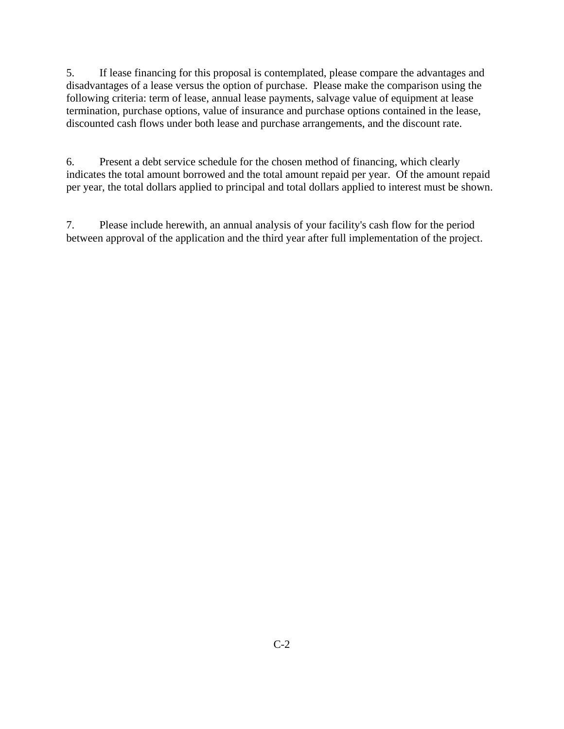5. If lease financing for this proposal is contemplated, please compare the advantages and disadvantages of a lease versus the option of purchase. Please make the comparison using the following criteria: term of lease, annual lease payments, salvage value of equipment at lease termination, purchase options, value of insurance and purchase options contained in the lease, discounted cash flows under both lease and purchase arrangements, and the discount rate.

6. Present a debt service schedule for the chosen method of financing, which clearly indicates the total amount borrowed and the total amount repaid per year. Of the amount repaid per year, the total dollars applied to principal and total dollars applied to interest must be shown.

7. Please include herewith, an annual analysis of your facility's cash flow for the period between approval of the application and the third year after full implementation of the project.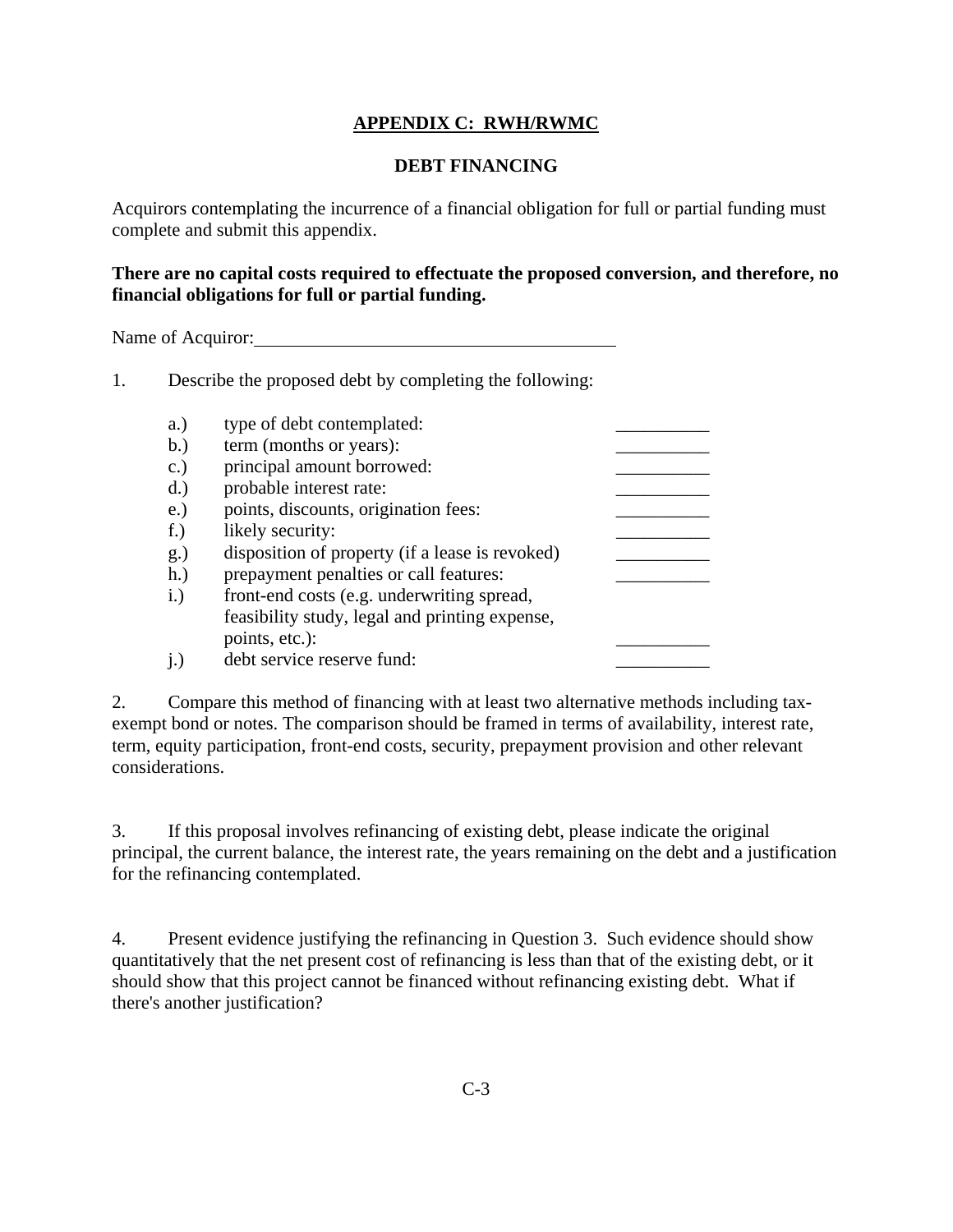# APPENDIX C: RWH/RWMC

## DEBT FINANCING

Acquirors contemplating the incurrence of a financial obligation for full or partial funding must complete and submit this appendix.

**There are no capital costs required to effectuate the proposed conversion, and therefore, no financial obligations for full or partial funding.**

Name of Acquiror:\_\_\_\_\_\_\_\_\_\_\_\_\_\_\_\_\_\_\_\_\_\_\_\_\_\_\_\_\_\_\_\_\_\_\_\_\_\_\_\_

1. Describe the proposed debt by completing the following:

   a.) type of debt contemplated: \_\_\_\_\_\_\_\_\_\_
   b.) term (months or years): \_\_\_\_\_\_\_\_\_\_
   c.) principal amount borrowed: \_\_\_\_\_\_\_\_\_\_
   d.) probable interest rate: \_\_\_\_\_\_\_\_\_\_
   e.) points, discounts, origination fees: \_\_\_\_\_\_\_\_\_\_
   f.) likely security: \_\_\_\_\_\_\_\_\_\_
   g.) disposition of property (if a lease is revoked) \_\_\_\_\_\_\_\_\_\_
   h.) prepayment penalties or call features: \_\_\_\_\_\_\_\_\_\_
   i.) front-end costs (e.g. underwriting spread, feasibility study, legal and printing expense, points, etc.): \_\_\_\_\_\_\_\_\_\_
   j.) debt service reserve fund: \_\_\_\_\_\_\_\_\_\_

2. Compare this method of financing with at least two alternative methods including tax-exempt bond or notes. The comparison should be framed in terms of availability, interest rate, term, equity participation, front-end costs, security, prepayment provision and other relevant considerations.

3. If this proposal involves refinancing of existing debt, please indicate the original principal, the current balance, the interest rate, the years remaining on the debt and a justification for the refinancing contemplated.

4. Present evidence justifying the refinancing in Question 3. Such evidence should show quantitatively that the net present cost of refinancing is less than that of the existing debt, or it should show that this project cannot be financed without refinancing existing debt. What if there's another justification?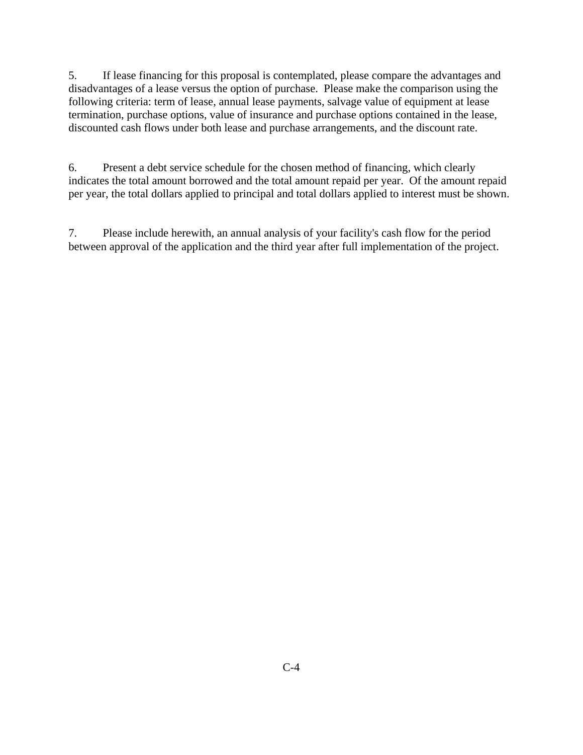5. If lease financing for this proposal is contemplated, please compare the advantages and disadvantages of a lease versus the option of purchase. Please make the comparison using the following criteria: term of lease, annual lease payments, salvage value of equipment at lease termination, purchase options, value of insurance and purchase options contained in the lease, discounted cash flows under both lease and purchase arrangements, and the discount rate.

6. Present a debt service schedule for the chosen method of financing, which clearly indicates the total amount borrowed and the total amount repaid per year. Of the amount repaid per year, the total dollars applied to principal and total dollars applied to interest must be shown.

7. Please include herewith, an annual analysis of your facility's cash flow for the period between approval of the application and the third year after full implementation of the project.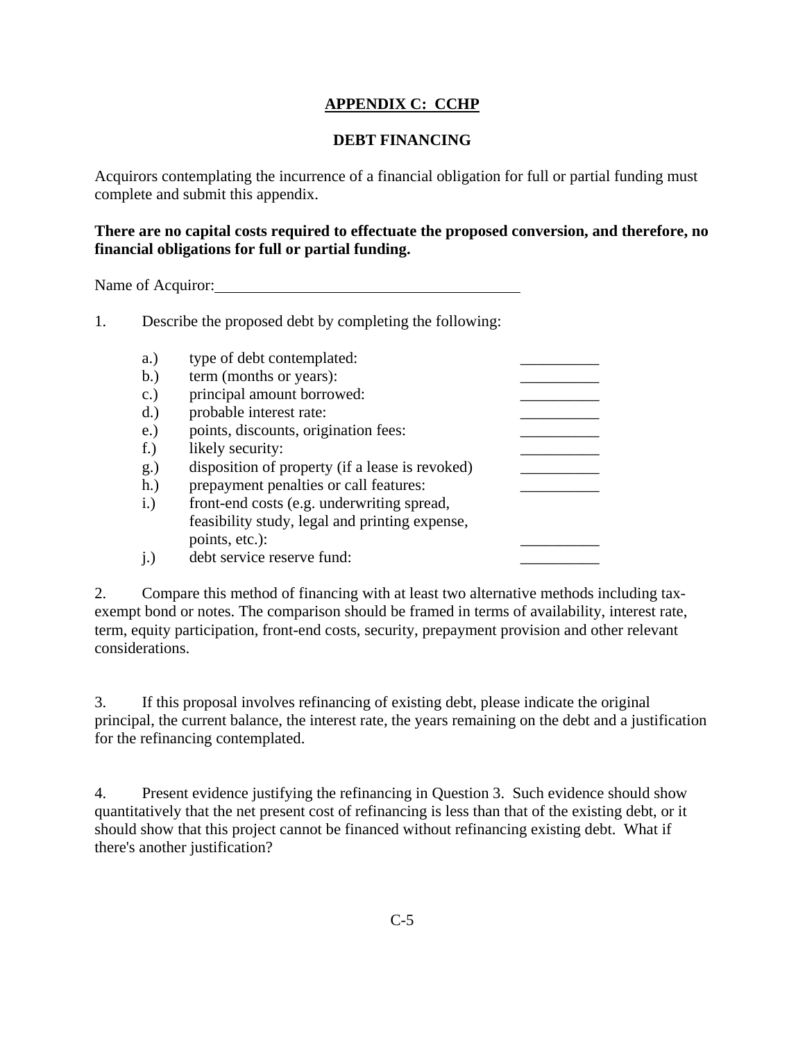## APPENDIX C: CCHP

### DEBT FINANCING

Acquirors contemplating the incurrence of a financial obligation for full or partial funding must complete and submit this appendix.

**There are no capital costs required to effectuate the proposed conversion, and therefore, no financial obligations for full or partial funding.**

Name of Acquiror:________________________________________

1. Describe the proposed debt by completing the following:

   a.) type of debt contemplated: __________
   
   b.) term (months or years): __________
   
   c.) principal amount borrowed: __________
   
   d.) probable interest rate: __________
   
   e.) points, discounts, origination fees: __________
   
   f.) likely security: __________
   
   g.) disposition of property (if a lease is revoked) __________
   
   h.) prepayment penalties or call features: __________
   
   i.) front-end costs (e.g. underwriting spread, feasibility study, legal and printing expense, points, etc.): __________
   
   j.) debt service reserve fund: __________

2. Compare this method of financing with at least two alternative methods including tax-exempt bond or notes. The comparison should be framed in terms of availability, interest rate, term, equity participation, front-end costs, security, prepayment provision and other relevant considerations.

3. If this proposal involves refinancing of existing debt, please indicate the original principal, the current balance, the interest rate, the years remaining on the debt and a justification for the refinancing contemplated.

4. Present evidence justifying the refinancing in Question 3. Such evidence should show quantitatively that the net present cost of refinancing is less than that of the existing debt, or it should show that this project cannot be financed without refinancing existing debt. What if there's another justification?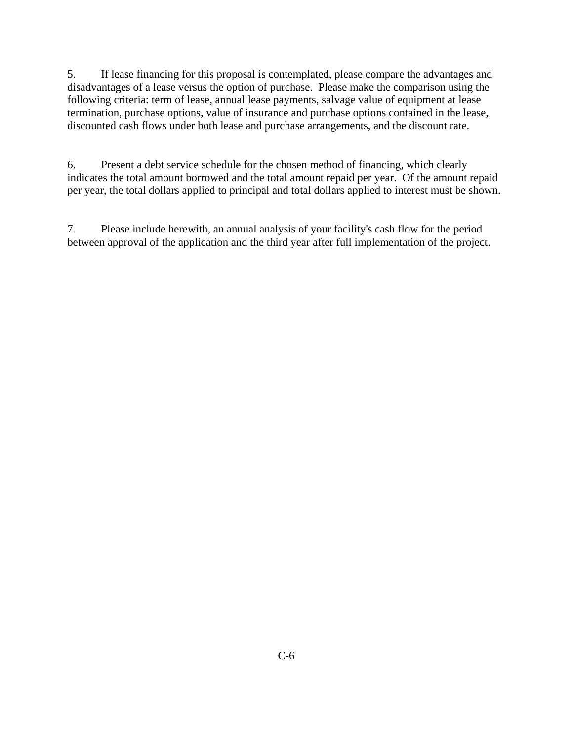5. If lease financing for this proposal is contemplated, please compare the advantages and disadvantages of a lease versus the option of purchase. Please make the comparison using the following criteria: term of lease, annual lease payments, salvage value of equipment at lease termination, purchase options, value of insurance and purchase options contained in the lease, discounted cash flows under both lease and purchase arrangements, and the discount rate.

6. Present a debt service schedule for the chosen method of financing, which clearly indicates the total amount borrowed and the total amount repaid per year. Of the amount repaid per year, the total dollars applied to principal and total dollars applied to interest must be shown.

7. Please include herewith, an annual analysis of your facility's cash flow for the period between approval of the application and the third year after full implementation of the project.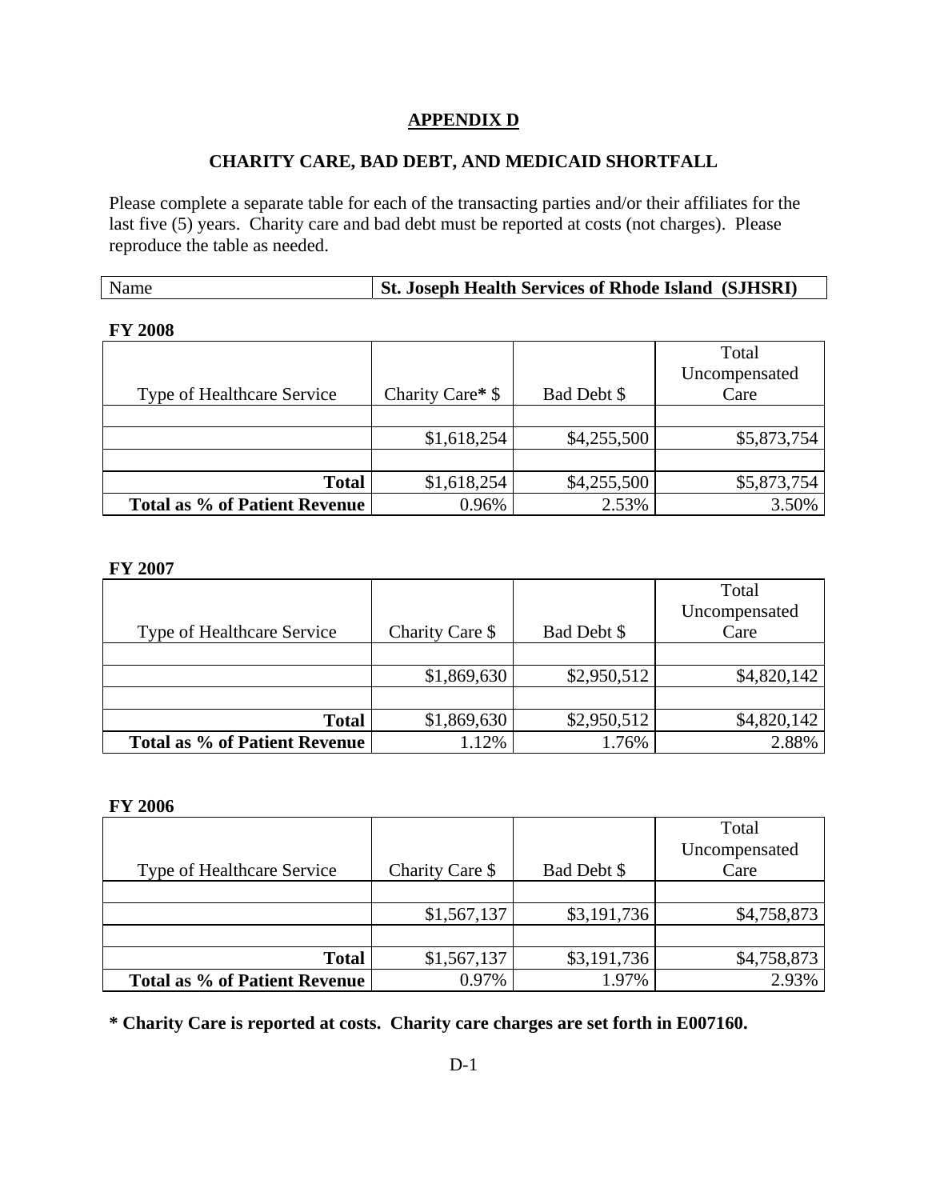# APPENDIX D

## CHARITY CARE, BAD DEBT, AND MEDICAID SHORTFALL

Please complete a separate table for each of the transacting parties and/or their affiliates for the last five (5) years. Charity care and bad debt must be reported at costs (not charges). Please reproduce the table as needed.

| Name | St. Joseph Health Services of Rhode Island (SJHSRI) |
|---|---|

**FY 2008**

| Type of Healthcare Service | Charity Care* $ | Bad Debt $ | Total Uncompensated Care |
|---|---|---|---|
| | | | |
| | $1,618,254 | $4,255,500 | $5,873,754 |
| | | | |
| **Total** | $1,618,254 | $4,255,500 | $5,873,754 |
| **Total as % of Patient Revenue** | 0.96% | 2.53% | 3.50% |

**FY 2007**

| Type of Healthcare Service | Charity Care $ | Bad Debt $ | Total Uncompensated Care |
|---|---|---|---|
| | | | |
| | $1,869,630 | $2,950,512 | $4,820,142 |
| | | | |
| **Total** | $1,869,630 | $2,950,512 | $4,820,142 |
| **Total as % of Patient Revenue** | 1.12% | 1.76% | 2.88% |

**FY 2006**

| Type of Healthcare Service | Charity Care $ | Bad Debt $ | Total Uncompensated Care |
|---|---|---|---|
| | | | |
| | $1,567,137 | $3,191,736 | $4,758,873 |
| | | | |
| **Total** | $1,567,137 | $3,191,736 | $4,758,873 |
| **Total as % of Patient Revenue** | 0.97% | 1.97% | 2.93% |

**\* Charity Care is reported at costs. Charity care charges are set forth in E007160.**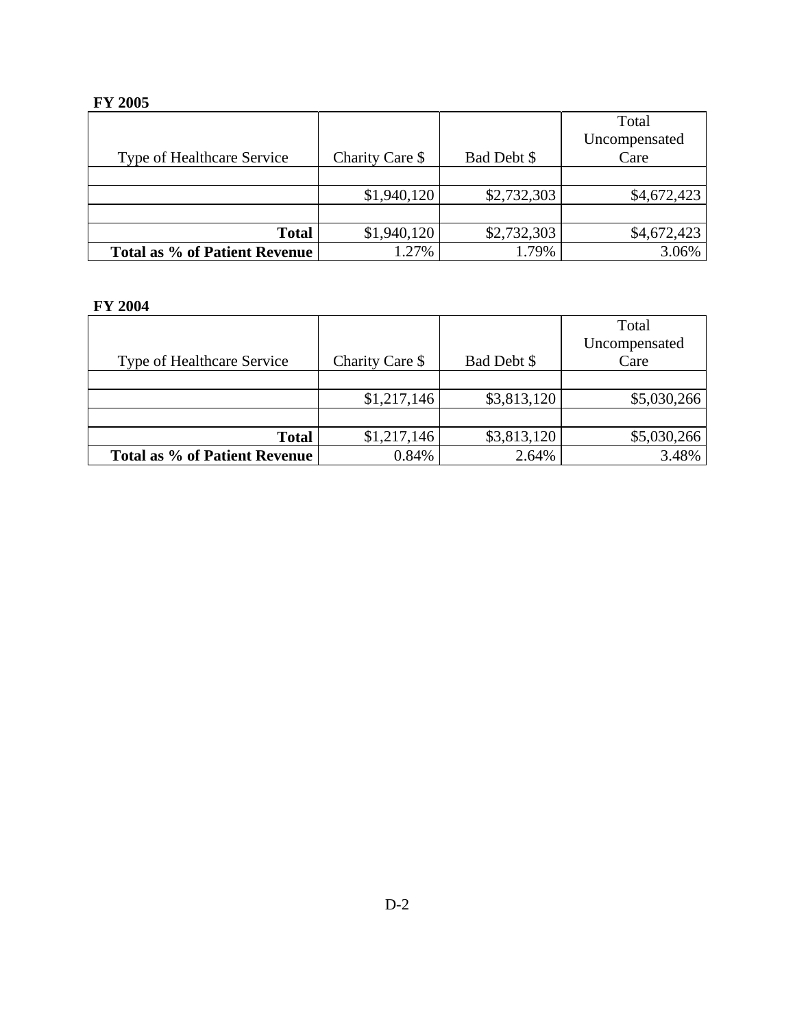**FY 2005**

| Type of Healthcare Service | Charity Care $ | Bad Debt $ | Total Uncompensated Care |
|---|---|---|---|
| | | | |
| | $1,940,120 | $2,732,303 | $4,672,423 |
| | | | |
| **Total** | $1,940,120 | $2,732,303 | $4,672,423 |
| **Total as % of Patient Revenue** | 1.27% | 1.79% | 3.06% |

**FY 2004**

| Type of Healthcare Service | Charity Care $ | Bad Debt $ | Total Uncompensated Care |
|---|---|---|---|
| | | | |
| | $1,217,146 | $3,813,120 | $5,030,266 |
| | | | |
| **Total** | $1,217,146 | $3,813,120 | $5,030,266 |
| **Total as % of Patient Revenue** | 0.84% | 2.64% | 3.48% |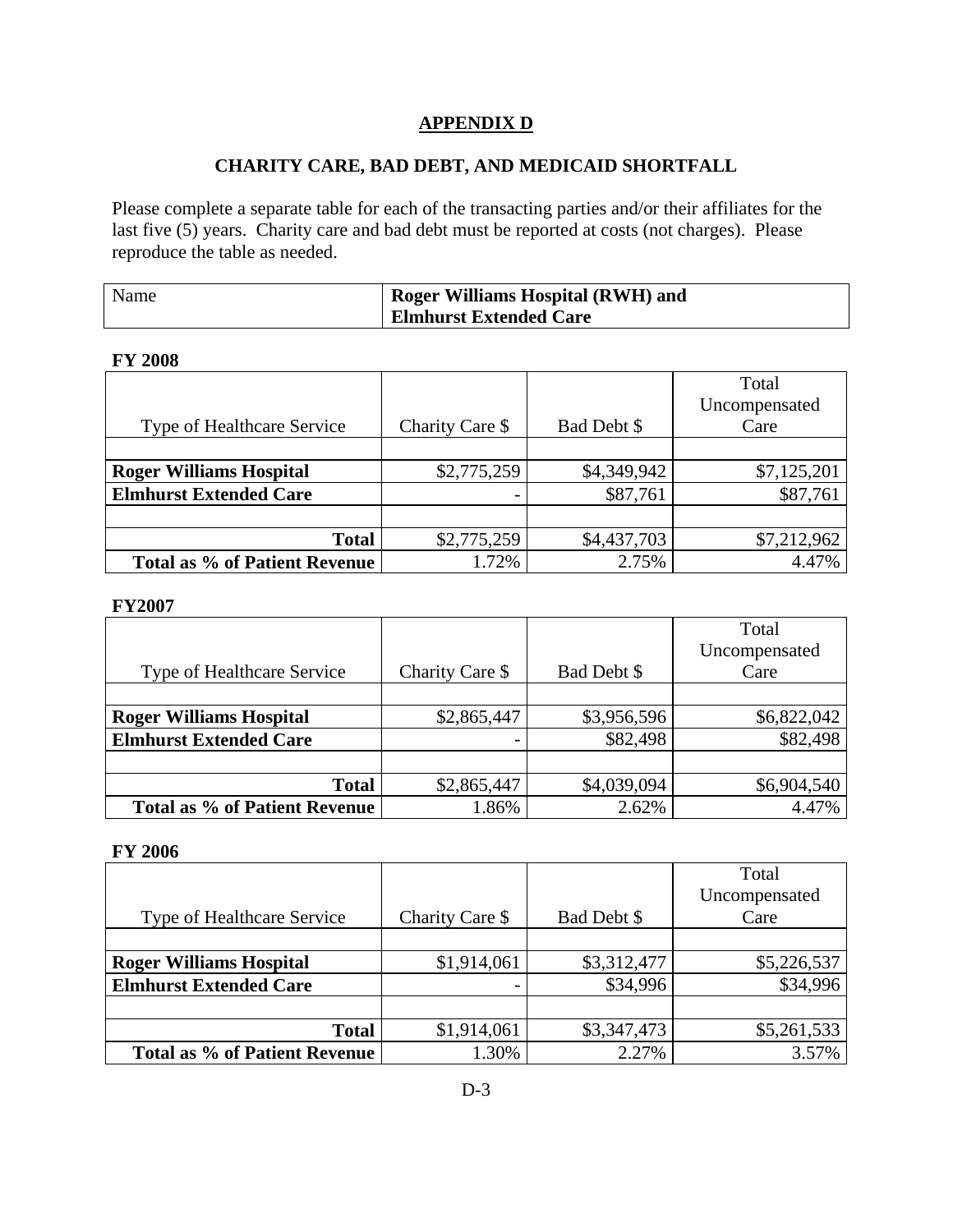## APPENDIX D

## CHARITY CARE, BAD DEBT, AND MEDICAID SHORTFALL

Please complete a separate table for each of the transacting parties and/or their affiliates for the last five (5) years. Charity care and bad debt must be reported at costs (not charges). Please reproduce the table as needed.

| Name | Roger Williams Hospital (RWH) and Elmhurst Extended Care |
|---|---|

**FY 2008**

| Type of Healthcare Service | Charity Care $ | Bad Debt $ | Total Uncompensated Care |
|---|---|---|---|
| | | | |
| **Roger Williams Hospital** | $2,775,259 | $4,349,942 | $7,125,201 |
| **Elmhurst Extended Care** | - | $87,761 | $87,761 |
| | | | |
| **Total** | $2,775,259 | $4,437,703 | $7,212,962 |
| **Total as % of Patient Revenue** | 1.72% | 2.75% | 4.47% |

**FY2007**

| Type of Healthcare Service | Charity Care $ | Bad Debt $ | Total Uncompensated Care |
|---|---|---|---|
| | | | |
| **Roger Williams Hospital** | $2,865,447 | $3,956,596 | $6,822,042 |
| **Elmhurst Extended Care** | - | $82,498 | $82,498 |
| | | | |
| **Total** | $2,865,447 | $4,039,094 | $6,904,540 |
| **Total as % of Patient Revenue** | 1.86% | 2.62% | 4.47% |

**FY 2006**

| Type of Healthcare Service | Charity Care $ | Bad Debt $ | Total Uncompensated Care |
|---|---|---|---|
| | | | |
| **Roger Williams Hospital** | $1,914,061 | $3,312,477 | $5,226,537 |
| **Elmhurst Extended Care** | - | $34,996 | $34,996 |
| | | | |
| **Total** | $1,914,061 | $3,347,473 | $5,261,533 |
| **Total as % of Patient Revenue** | 1.30% | 2.27% | 3.57% |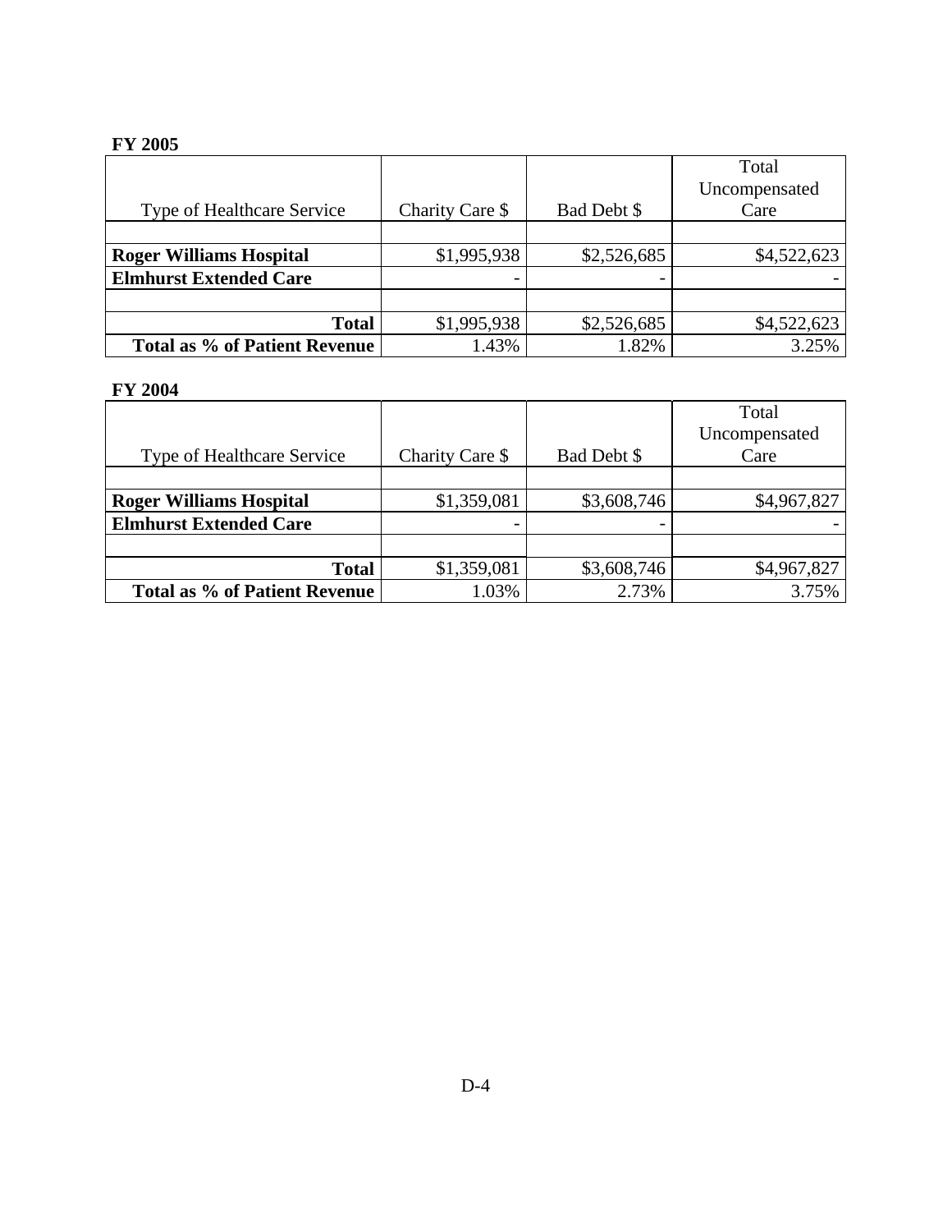**FY 2005**

| Type of Healthcare Service | Charity Care $ | Bad Debt $ | Total Uncompensated Care |
|---|---|---|---|
| | | | |
| **Roger Williams Hospital** | $1,995,938 | $2,526,685 | $4,522,623 |
| **Elmhurst Extended Care** | - | - | - |
| | | | |
| **Total** | $1,995,938 | $2,526,685 | $4,522,623 |
| **Total as % of Patient Revenue** | 1.43% | 1.82% | 3.25% |

**FY 2004**

| Type of Healthcare Service | Charity Care $ | Bad Debt $ | Total Uncompensated Care |
|---|---|---|---|
| | | | |
| **Roger Williams Hospital** | $1,359,081 | $3,608,746 | $4,967,827 |
| **Elmhurst Extended Care** | - | - | - |
| | | | |
| **Total** | $1,359,081 | $3,608,746 | $4,967,827 |
| **Total as % of Patient Revenue** | 1.03% | 2.73% | 3.75% |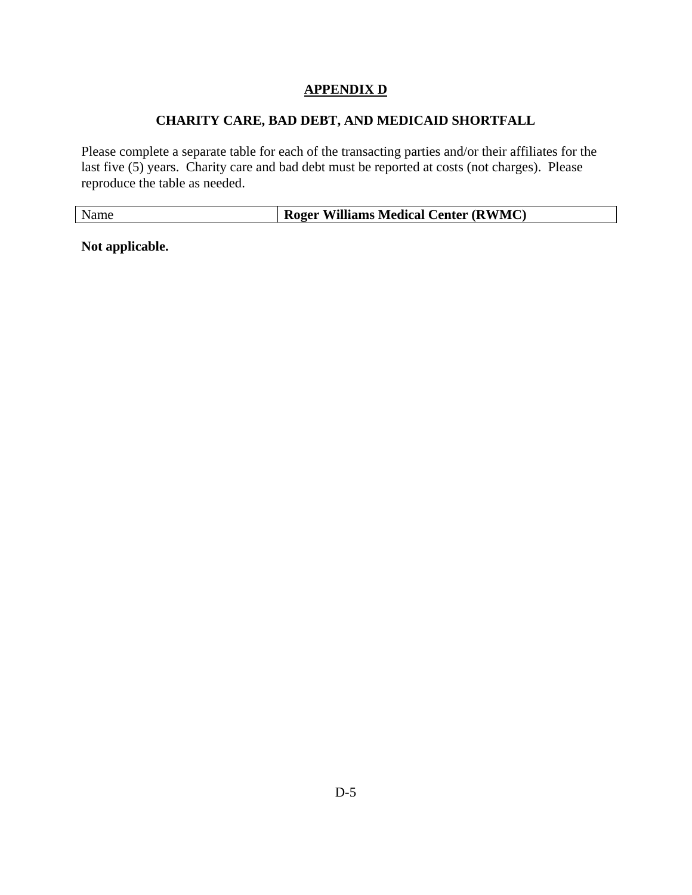# APPENDIX D

## CHARITY CARE, BAD DEBT, AND MEDICAID SHORTFALL

Please complete a separate table for each of the transacting parties and/or their affiliates for the last five (5) years. Charity care and bad debt must be reported at costs (not charges). Please reproduce the table as needed.

| Name | **Roger Williams Medical Center (RWMC)** |
|---|---|

**Not applicable.**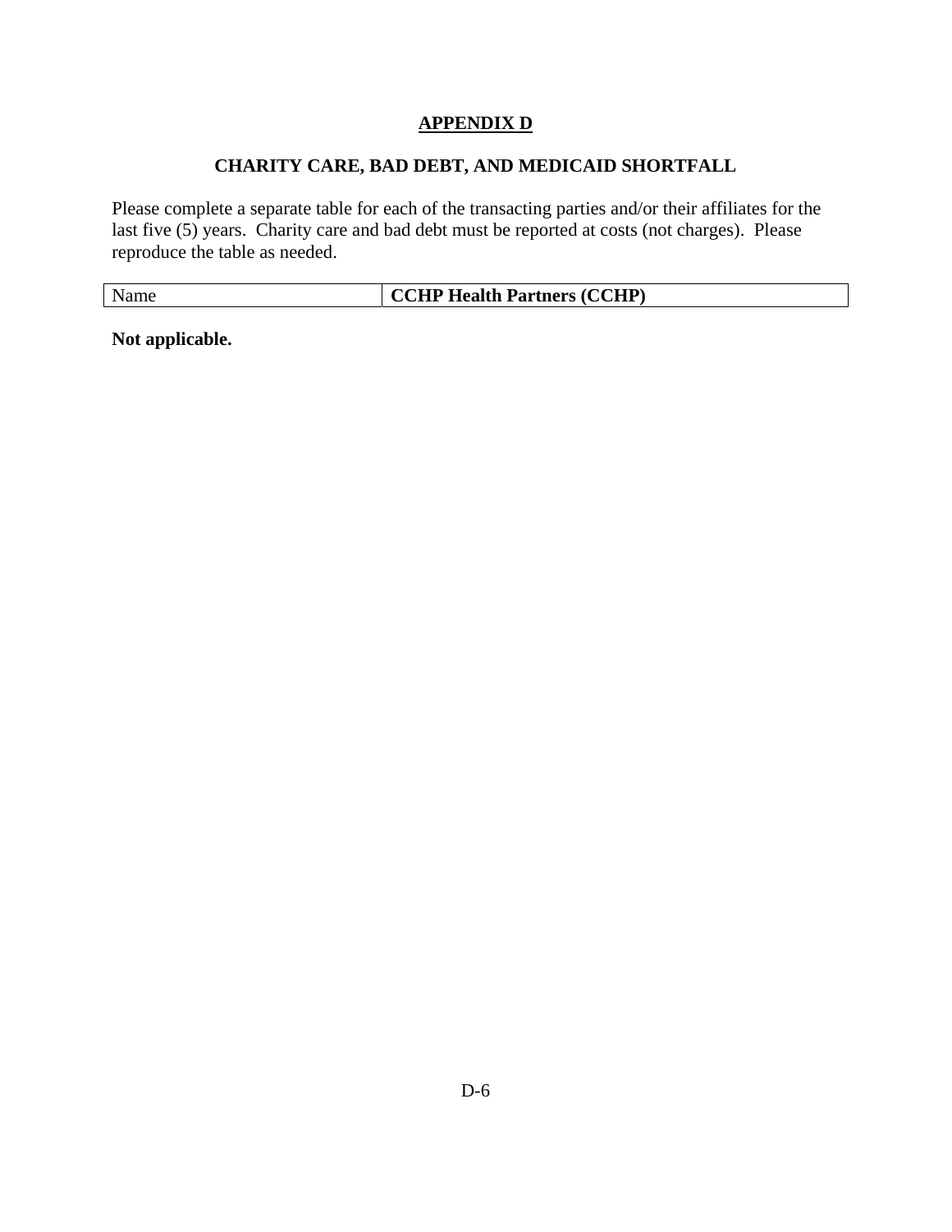## APPENDIX D

### CHARITY CARE, BAD DEBT, AND MEDICAID SHORTFALL

Please complete a separate table for each of the transacting parties and/or their affiliates for the last five (5) years. Charity care and bad debt must be reported at costs (not charges). Please reproduce the table as needed.

| | |
|---|---|
| Name | **CCHP Health Partners (CCHP)** |

**Not applicable.**